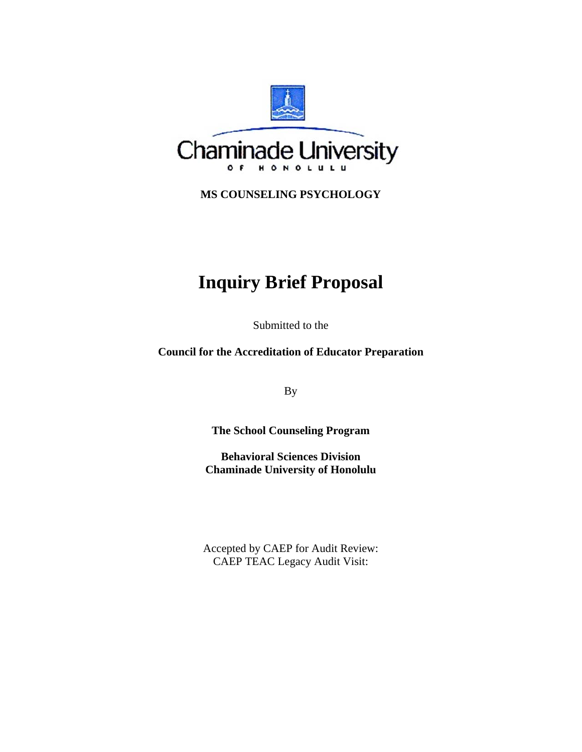Chaminade University

OF HONOLULU

**MS COUNSELING PSYCHOLOGY**

# Inquiry Brief Proposal

Submitted to the

**Council for the Accreditation of Educator Preparation**

By

**The School Counseling Program**

**Behavioral Sciences Division**
**Chaminade University of Honolulu**

Accepted by CAEP for Audit Review:
CAEP TEAC Legacy Audit Visit: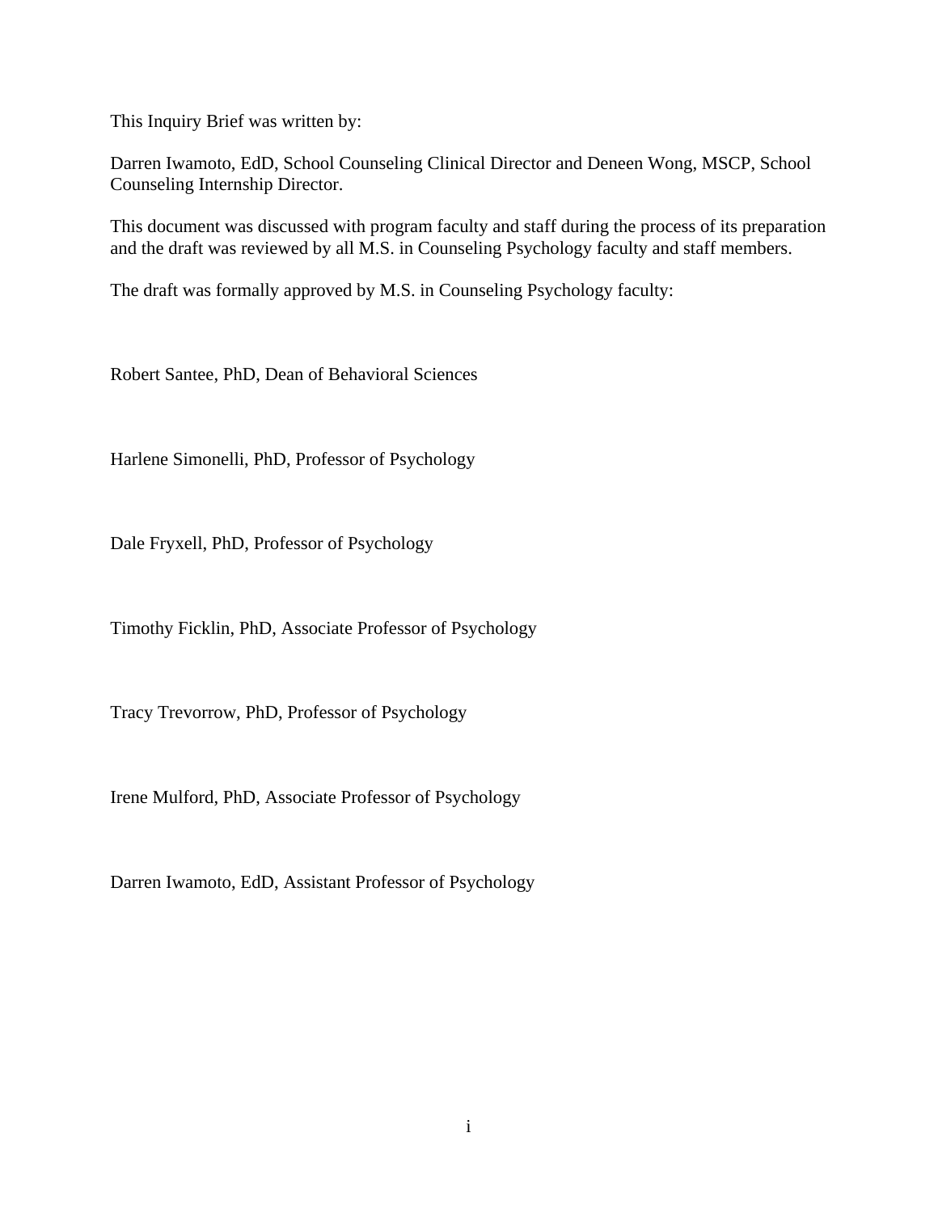This Inquiry Brief was written by:

Darren Iwamoto, EdD, School Counseling Clinical Director and Deneen Wong, MSCP, School Counseling Internship Director.

This document was discussed with program faculty and staff during the process of its preparation and the draft was reviewed by all M.S. in Counseling Psychology faculty and staff members.

The draft was formally approved by M.S. in Counseling Psychology faculty:

Robert Santee, PhD, Dean of Behavioral Sciences

Harlene Simonelli, PhD, Professor of Psychology

Dale Fryxell, PhD, Professor of Psychology

Timothy Ficklin, PhD, Associate Professor of Psychology

Tracy Trevorrow, PhD, Professor of Psychology

Irene Mulford, PhD, Associate Professor of Psychology

Darren Iwamoto, EdD, Assistant Professor of Psychology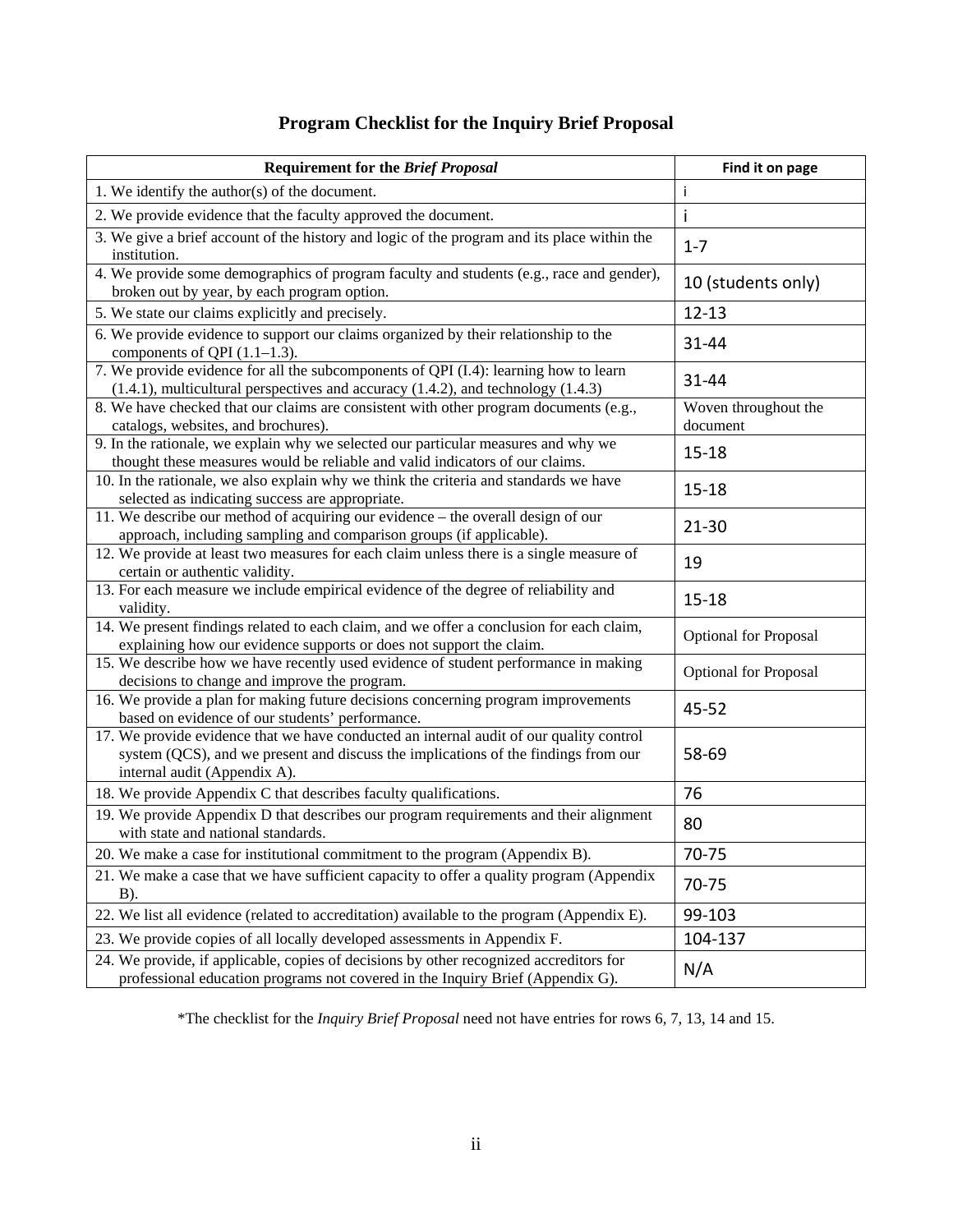# Program Checklist for the Inquiry Brief Proposal

| Requirement for the *Brief Proposal* | Find it on page |
|---|---|
| 1. We identify the author(s) of the document. | i |
| 2. We provide evidence that the faculty approved the document. | i |
| 3. We give a brief account of the history and logic of the program and its place within the institution. | 1-7 |
| 4. We provide some demographics of program faculty and students (e.g., race and gender), broken out by year, by each program option. | 10 (students only) |
| 5. We state our claims explicitly and precisely. | 12-13 |
| 6. We provide evidence to support our claims organized by their relationship to the components of QPI (1.1–1.3). | 31-44 |
| 7. We provide evidence for all the subcomponents of QPI (I.4): learning how to learn (1.4.1), multicultural perspectives and accuracy (1.4.2), and technology (1.4.3) | 31-44 |
| 8. We have checked that our claims are consistent with other program documents (e.g., catalogs, websites, and brochures). | Woven throughout the document |
| 9. In the rationale, we explain why we selected our particular measures and why we thought these measures would be reliable and valid indicators of our claims. | 15-18 |
| 10. In the rationale, we also explain why we think the criteria and standards we have selected as indicating success are appropriate. | 15-18 |
| 11. We describe our method of acquiring our evidence – the overall design of our approach, including sampling and comparison groups (if applicable). | 21-30 |
| 12. We provide at least two measures for each claim unless there is a single measure of certain or authentic validity. | 19 |
| 13. For each measure we include empirical evidence of the degree of reliability and validity. | 15-18 |
| 14. We present findings related to each claim, and we offer a conclusion for each claim, explaining how our evidence supports or does not support the claim. | Optional for Proposal |
| 15. We describe how we have recently used evidence of student performance in making decisions to change and improve the program. | Optional for Proposal |
| 16. We provide a plan for making future decisions concerning program improvements based on evidence of our students' performance. | 45-52 |
| 17. We provide evidence that we have conducted an internal audit of our quality control system (QCS), and we present and discuss the implications of the findings from our internal audit (Appendix A). | 58-69 |
| 18. We provide Appendix C that describes faculty qualifications. | 76 |
| 19. We provide Appendix D that describes our program requirements and their alignment with state and national standards. | 80 |
| 20. We make a case for institutional commitment to the program (Appendix B). | 70-75 |
| 21. We make a case that we have sufficient capacity to offer a quality program (Appendix B). | 70-75 |
| 22. We list all evidence (related to accreditation) available to the program (Appendix E). | 99-103 |
| 23. We provide copies of all locally developed assessments in Appendix F. | 104-137 |
| 24. We provide, if applicable, copies of decisions by other recognized accreditors for professional education programs not covered in the Inquiry Brief (Appendix G). | N/A |

*The checklist for the *Inquiry Brief Proposal* need not have entries for rows 6, 7, 13, 14 and 15.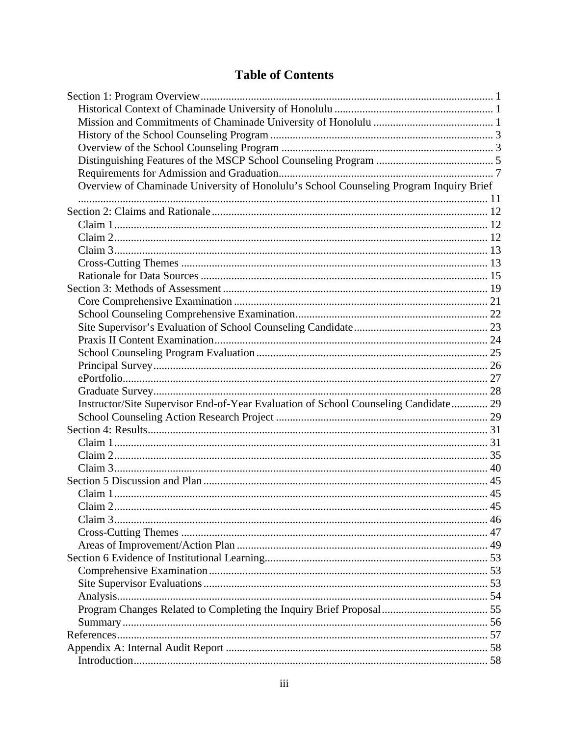# Table of Contents

Section 1: Program Overview ... 1
- Historical Context of Chaminade University of Honolulu ... 1
- Mission and Commitments of Chaminade University of Honolulu ... 1
- History of the School Counseling Program ... 3
- Overview of the School Counseling Program ... 3
- Distinguishing Features of the MSCP School Counseling Program ... 5
- Requirements for Admission and Graduation ... 7
- Overview of Chaminade University of Honolulu's School Counseling Program Inquiry Brief ... 11

Section 2: Claims and Rationale ... 12
- Claim 1 ... 12
- Claim 2 ... 12
- Claim 3 ... 13
- Cross-Cutting Themes ... 13
- Rationale for Data Sources ... 15

Section 3: Methods of Assessment ... 19
- Core Comprehensive Examination ... 21
- School Counseling Comprehensive Examination ... 22
- Site Supervisor's Evaluation of School Counseling Candidate ... 23
- Praxis II Content Examination ... 24
- School Counseling Program Evaluation ... 25
- Principal Survey ... 26
- ePortfolio ... 27
- Graduate Survey ... 28
- Instructor/Site Supervisor End-of-Year Evaluation of School Counseling Candidate ... 29
- School Counseling Action Research Project ... 29

Section 4: Results ... 31
- Claim 1 ... 31
- Claim 2 ... 35
- Claim 3 ... 40

Section 5 Discussion and Plan ... 45
- Claim 1 ... 45
- Claim 2 ... 45
- Claim 3 ... 46
- Cross-Cutting Themes ... 47
- Areas of Improvement/Action Plan ... 49

Section 6 Evidence of Institutional Learning ... 53
- Comprehensive Examination ... 53
- Site Supervisor Evaluations ... 53
- Analysis ... 54
- Program Changes Related to Completing the Inquiry Brief Proposal ... 55
- Summary ... 56

References ... 57

Appendix A: Internal Audit Report ... 58
- Introduction ... 58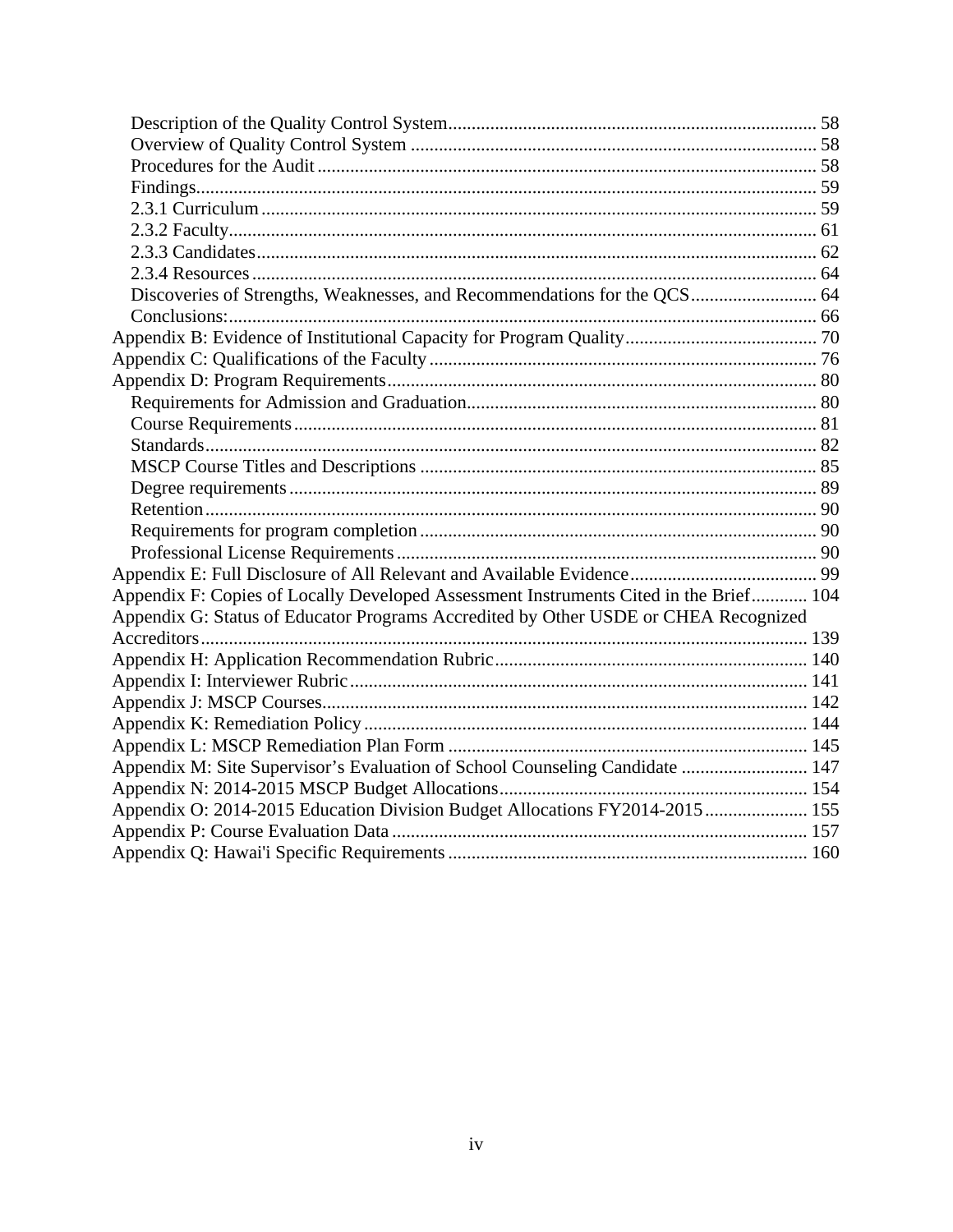Description of the Quality Control System ........ 58
Overview of Quality Control System ........ 58
Procedures for the Audit ........ 58
Findings ........ 59
2.3.1 Curriculum ........ 59
2.3.2 Faculty ........ 61
2.3.3 Candidates ........ 62
2.3.4 Resources ........ 64
Discoveries of Strengths, Weaknesses, and Recommendations for the QCS ........ 64
Conclusions: ........ 66
Appendix B: Evidence of Institutional Capacity for Program Quality ........ 70
Appendix C: Qualifications of the Faculty ........ 76
Appendix D: Program Requirements ........ 80
Requirements for Admission and Graduation ........ 80
Course Requirements ........ 81
Standards ........ 82
MSCP Course Titles and Descriptions ........ 85
Degree requirements ........ 89
Retention ........ 90
Requirements for program completion ........ 90
Professional License Requirements ........ 90
Appendix E: Full Disclosure of All Relevant and Available Evidence ........ 99
Appendix F: Copies of Locally Developed Assessment Instruments Cited in the Brief ........ 104
Appendix G: Status of Educator Programs Accredited by Other USDE or CHEA Recognized Accreditors ........ 139
Appendix H: Application Recommendation Rubric ........ 140
Appendix I: Interviewer Rubric ........ 141
Appendix J: MSCP Courses ........ 142
Appendix K: Remediation Policy ........ 144
Appendix L: MSCP Remediation Plan Form ........ 145
Appendix M: Site Supervisor's Evaluation of School Counseling Candidate ........ 147
Appendix N: 2014-2015 MSCP Budget Allocations ........ 154
Appendix O: 2014-2015 Education Division Budget Allocations FY2014-2015 ........ 155
Appendix P: Course Evaluation Data ........ 157
Appendix Q: Hawai'i Specific Requirements ........ 160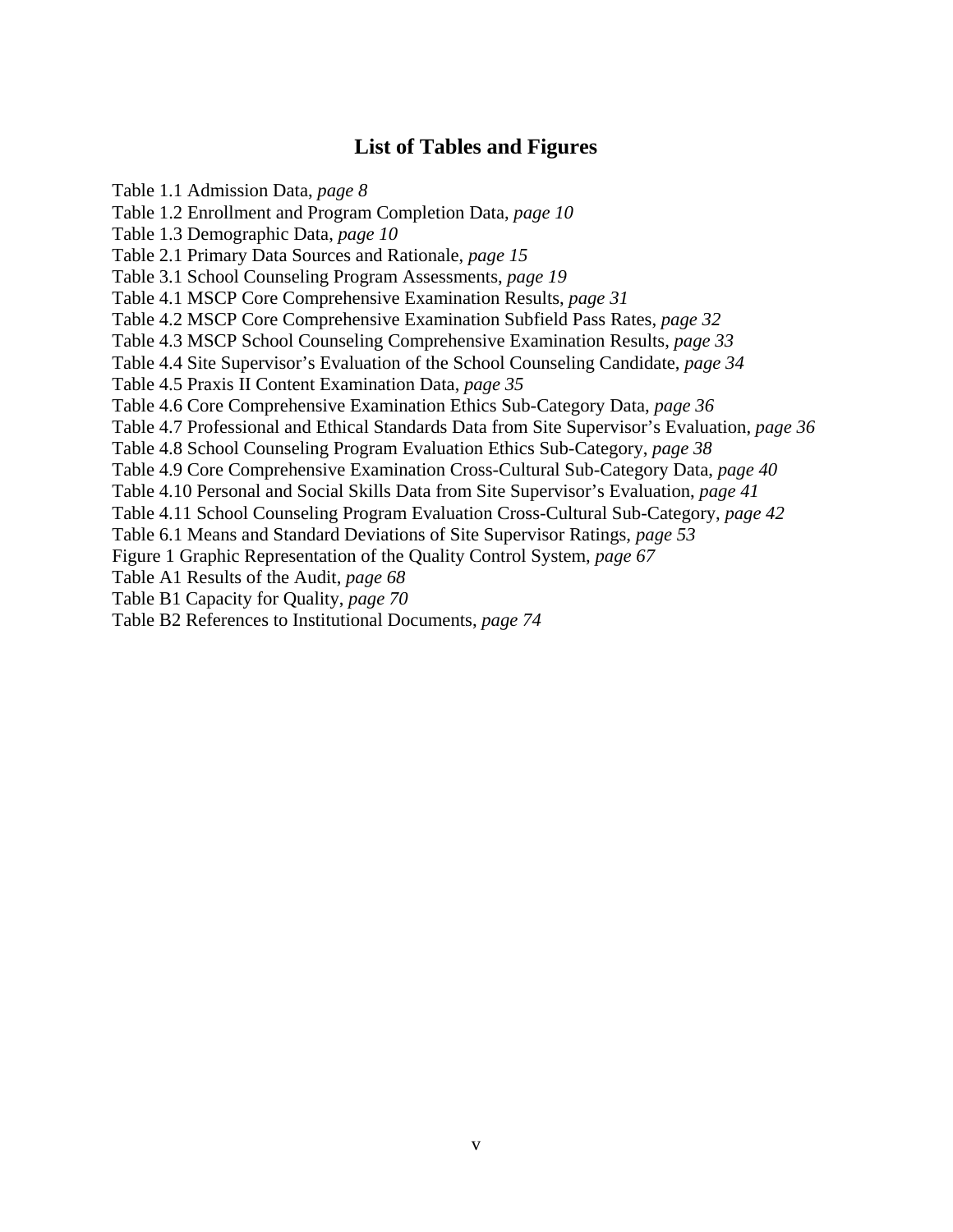# List of Tables and Figures

Table 1.1 Admission Data, *page 8*
Table 1.2 Enrollment and Program Completion Data, *page 10*
Table 1.3 Demographic Data, *page 10*
Table 2.1 Primary Data Sources and Rationale, *page 15*
Table 3.1 School Counseling Program Assessments, *page 19*
Table 4.1 MSCP Core Comprehensive Examination Results, *page 31*
Table 4.2 MSCP Core Comprehensive Examination Subfield Pass Rates, *page 32*
Table 4.3 MSCP School Counseling Comprehensive Examination Results, *page 33*
Table 4.4 Site Supervisor's Evaluation of the School Counseling Candidate, *page 34*
Table 4.5 Praxis II Content Examination Data, *page 35*
Table 4.6 Core Comprehensive Examination Ethics Sub-Category Data, *page 36*
Table 4.7 Professional and Ethical Standards Data from Site Supervisor's Evaluation, *page 36*
Table 4.8 School Counseling Program Evaluation Ethics Sub-Category, *page 38*
Table 4.9 Core Comprehensive Examination Cross-Cultural Sub-Category Data, *page 40*
Table 4.10 Personal and Social Skills Data from Site Supervisor's Evaluation, *page 41*
Table 4.11 School Counseling Program Evaluation Cross-Cultural Sub-Category, *page 42*
Table 6.1 Means and Standard Deviations of Site Supervisor Ratings, *page 53*
Figure 1 Graphic Representation of the Quality Control System, *page 67*
Table A1 Results of the Audit, *page 68*
Table B1 Capacity for Quality, *page 70*
Table B2 References to Institutional Documents, *page 74*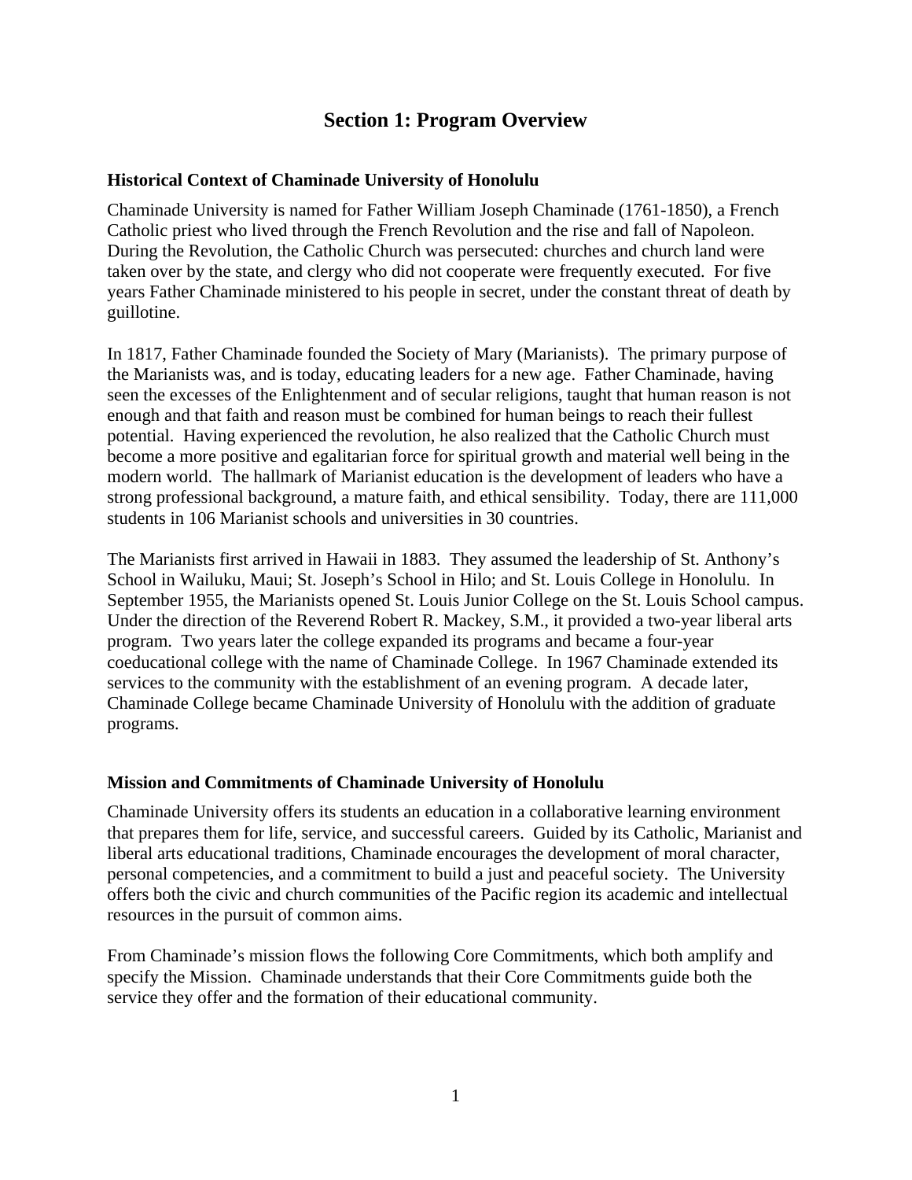# Section 1: Program Overview

### Historical Context of Chaminade University of Honolulu

Chaminade University is named for Father William Joseph Chaminade (1761-1850), a French Catholic priest who lived through the French Revolution and the rise and fall of Napoleon. During the Revolution, the Catholic Church was persecuted: churches and church land were taken over by the state, and clergy who did not cooperate were frequently executed. For five years Father Chaminade ministered to his people in secret, under the constant threat of death by guillotine.

In 1817, Father Chaminade founded the Society of Mary (Marianists). The primary purpose of the Marianists was, and is today, educating leaders for a new age. Father Chaminade, having seen the excesses of the Enlightenment and of secular religions, taught that human reason is not enough and that faith and reason must be combined for human beings to reach their fullest potential. Having experienced the revolution, he also realized that the Catholic Church must become a more positive and egalitarian force for spiritual growth and material well being in the modern world. The hallmark of Marianist education is the development of leaders who have a strong professional background, a mature faith, and ethical sensibility. Today, there are 111,000 students in 106 Marianist schools and universities in 30 countries.

The Marianists first arrived in Hawaii in 1883. They assumed the leadership of St. Anthony's School in Wailuku, Maui; St. Joseph's School in Hilo; and St. Louis College in Honolulu. In September 1955, the Marianists opened St. Louis Junior College on the St. Louis School campus. Under the direction of the Reverend Robert R. Mackey, S.M., it provided a two-year liberal arts program. Two years later the college expanded its programs and became a four-year coeducational college with the name of Chaminade College. In 1967 Chaminade extended its services to the community with the establishment of an evening program. A decade later, Chaminade College became Chaminade University of Honolulu with the addition of graduate programs.

### Mission and Commitments of Chaminade University of Honolulu

Chaminade University offers its students an education in a collaborative learning environment that prepares them for life, service, and successful careers. Guided by its Catholic, Marianist and liberal arts educational traditions, Chaminade encourages the development of moral character, personal competencies, and a commitment to build a just and peaceful society. The University offers both the civic and church communities of the Pacific region its academic and intellectual resources in the pursuit of common aims.

From Chaminade's mission flows the following Core Commitments, which both amplify and specify the Mission. Chaminade understands that their Core Commitments guide both the service they offer and the formation of their educational community.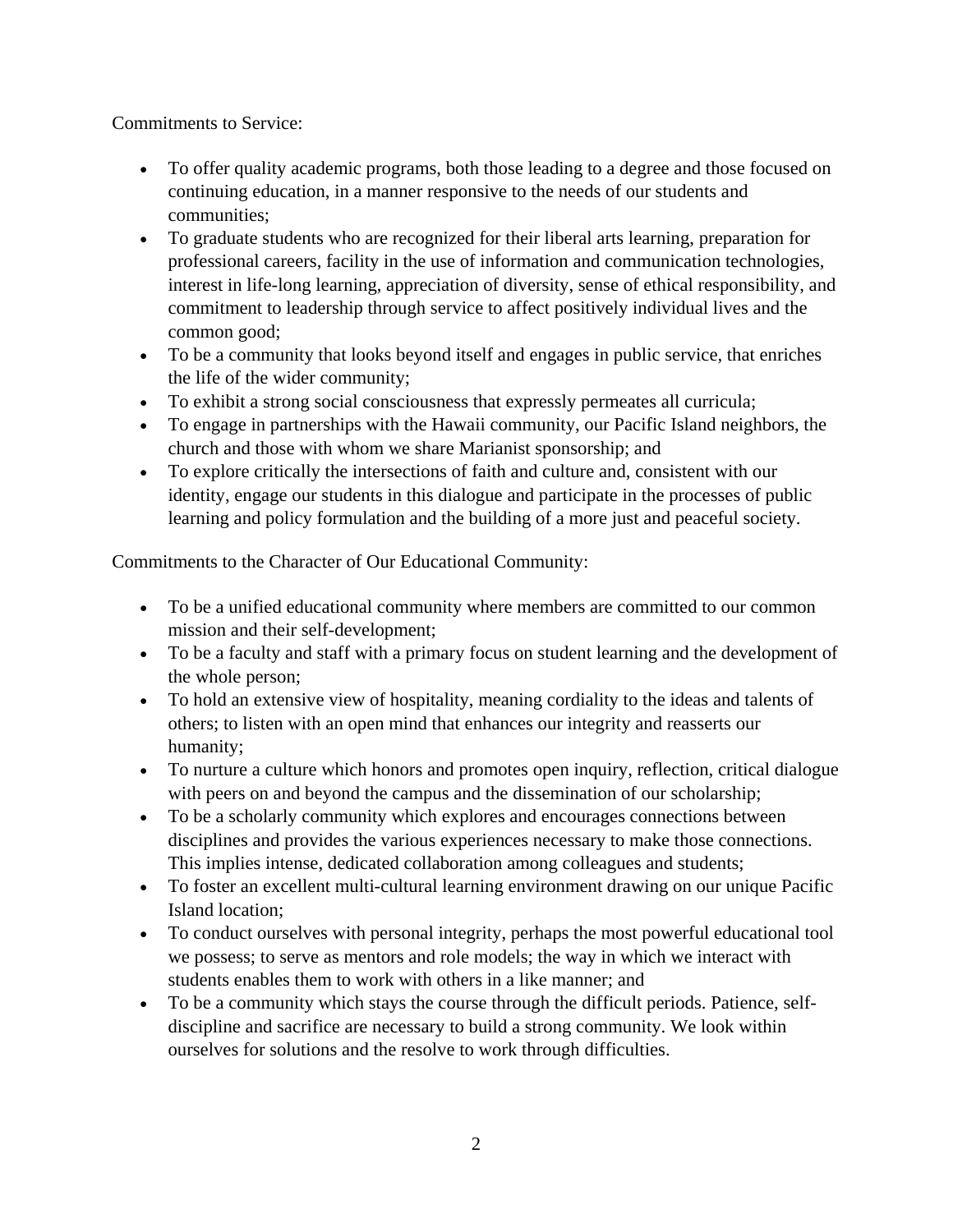Commitments to Service:

- To offer quality academic programs, both those leading to a degree and those focused on continuing education, in a manner responsive to the needs of our students and communities;
- To graduate students who are recognized for their liberal arts learning, preparation for professional careers, facility in the use of information and communication technologies, interest in life-long learning, appreciation of diversity, sense of ethical responsibility, and commitment to leadership through service to affect positively individual lives and the common good;
- To be a community that looks beyond itself and engages in public service, that enriches the life of the wider community;
- To exhibit a strong social consciousness that expressly permeates all curricula;
- To engage in partnerships with the Hawaii community, our Pacific Island neighbors, the church and those with whom we share Marianist sponsorship; and
- To explore critically the intersections of faith and culture and, consistent with our identity, engage our students in this dialogue and participate in the processes of public learning and policy formulation and the building of a more just and peaceful society.

Commitments to the Character of Our Educational Community:

- To be a unified educational community where members are committed to our common mission and their self-development;
- To be a faculty and staff with a primary focus on student learning and the development of the whole person;
- To hold an extensive view of hospitality, meaning cordiality to the ideas and talents of others; to listen with an open mind that enhances our integrity and reasserts our humanity;
- To nurture a culture which honors and promotes open inquiry, reflection, critical dialogue with peers on and beyond the campus and the dissemination of our scholarship;
- To be a scholarly community which explores and encourages connections between disciplines and provides the various experiences necessary to make those connections. This implies intense, dedicated collaboration among colleagues and students;
- To foster an excellent multi-cultural learning environment drawing on our unique Pacific Island location;
- To conduct ourselves with personal integrity, perhaps the most powerful educational tool we possess; to serve as mentors and role models; the way in which we interact with students enables them to work with others in a like manner; and
- To be a community which stays the course through the difficult periods. Patience, self-discipline and sacrifice are necessary to build a strong community. We look within ourselves for solutions and the resolve to work through difficulties.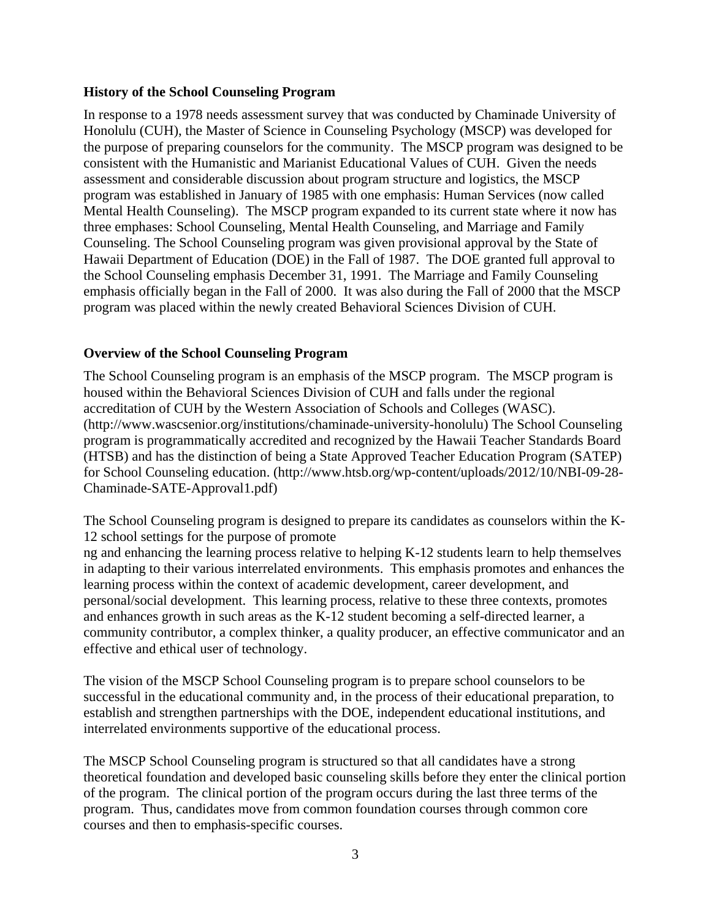### History of the School Counseling Program

In response to a 1978 needs assessment survey that was conducted by Chaminade University of Honolulu (CUH), the Master of Science in Counseling Psychology (MSCP) was developed for the purpose of preparing counselors for the community. The MSCP program was designed to be consistent with the Humanistic and Marianist Educational Values of CUH. Given the needs assessment and considerable discussion about program structure and logistics, the MSCP program was established in January of 1985 with one emphasis: Human Services (now called Mental Health Counseling). The MSCP program expanded to its current state where it now has three emphases: School Counseling, Mental Health Counseling, and Marriage and Family Counseling. The School Counseling program was given provisional approval by the State of Hawaii Department of Education (DOE) in the Fall of 1987. The DOE granted full approval to the School Counseling emphasis December 31, 1991. The Marriage and Family Counseling emphasis officially began in the Fall of 2000. It was also during the Fall of 2000 that the MSCP program was placed within the newly created Behavioral Sciences Division of CUH.

### Overview of the School Counseling Program

The School Counseling program is an emphasis of the MSCP program. The MSCP program is housed within the Behavioral Sciences Division of CUH and falls under the regional accreditation of CUH by the Western Association of Schools and Colleges (WASC). (http://www.wascsenior.org/institutions/chaminade-university-honolulu) The School Counseling program is programmatically accredited and recognized by the Hawaii Teacher Standards Board (HTSB) and has the distinction of being a State Approved Teacher Education Program (SATEP) for School Counseling education. (http://www.htsb.org/wp-content/uploads/2012/10/NBI-09-28-Chaminade-SATE-Approval1.pdf)

The School Counseling program is designed to prepare its candidates as counselors within the K-12 school settings for the purpose of promote
ng and enhancing the learning process relative to helping K-12 students learn to help themselves in adapting to their various interrelated environments. This emphasis promotes and enhances the learning process within the context of academic development, career development, and personal/social development. This learning process, relative to these three contexts, promotes and enhances growth in such areas as the K-12 student becoming a self-directed learner, a community contributor, a complex thinker, a quality producer, an effective communicator and an effective and ethical user of technology.

The vision of the MSCP School Counseling program is to prepare school counselors to be successful in the educational community and, in the process of their educational preparation, to establish and strengthen partnerships with the DOE, independent educational institutions, and interrelated environments supportive of the educational process.

The MSCP School Counseling program is structured so that all candidates have a strong theoretical foundation and developed basic counseling skills before they enter the clinical portion of the program. The clinical portion of the program occurs during the last three terms of the program. Thus, candidates move from common foundation courses through common core courses and then to emphasis-specific courses.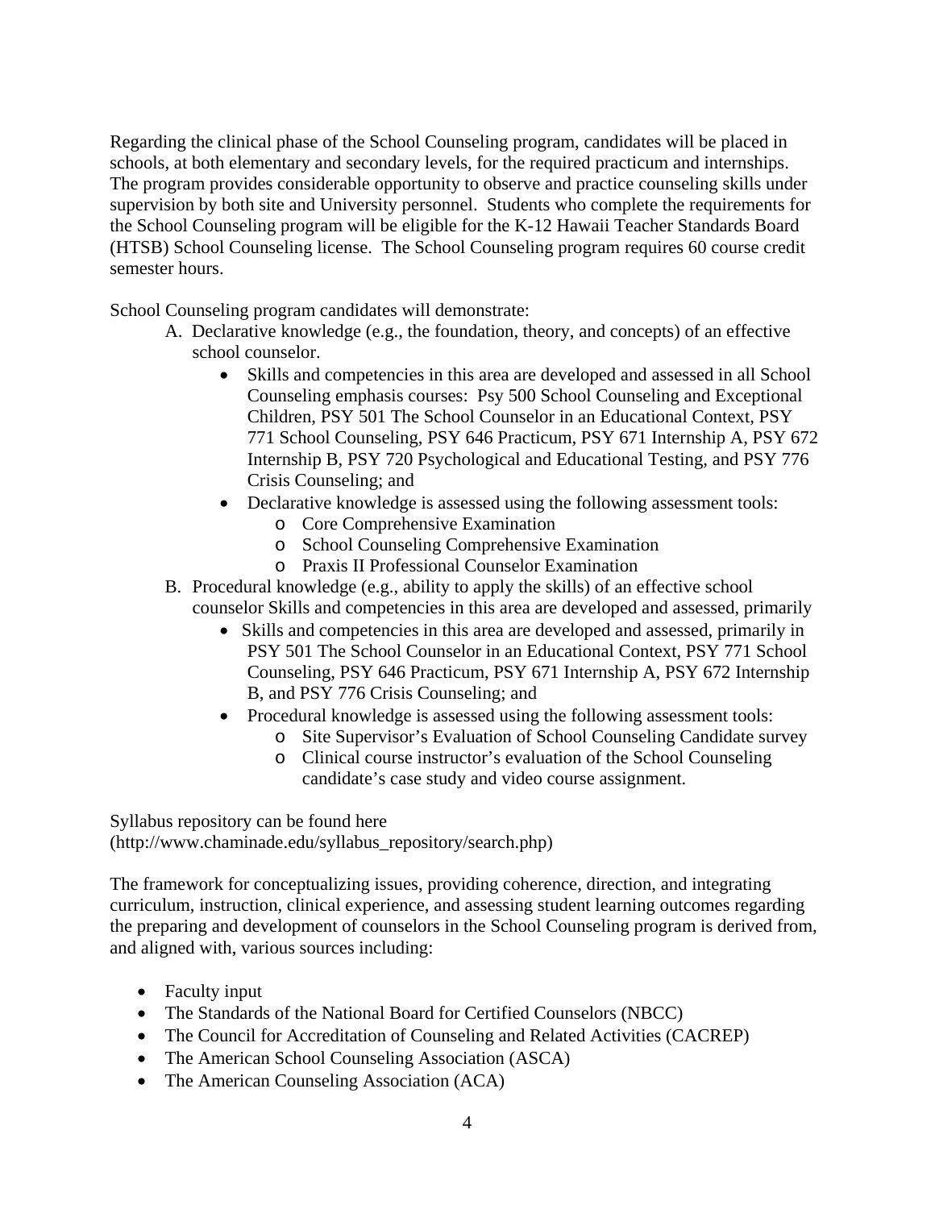Regarding the clinical phase of the School Counseling program, candidates will be placed in schools, at both elementary and secondary levels, for the required practicum and internships. The program provides considerable opportunity to observe and practice counseling skills under supervision by both site and University personnel. Students who complete the requirements for the School Counseling program will be eligible for the K-12 Hawaii Teacher Standards Board (HTSB) School Counseling license. The School Counseling program requires 60 course credit semester hours.

School Counseling program candidates will demonstrate:

A. Declarative knowledge (e.g., the foundation, theory, and concepts) of an effective school counselor.
   - Skills and competencies in this area are developed and assessed in all School Counseling emphasis courses: Psy 500 School Counseling and Exceptional Children, PSY 501 The School Counselor in an Educational Context, PSY 771 School Counseling, PSY 646 Practicum, PSY 671 Internship A, PSY 672 Internship B, PSY 720 Psychological and Educational Testing, and PSY 776 Crisis Counseling; and
   - Declarative knowledge is assessed using the following assessment tools:
     - Core Comprehensive Examination
     - School Counseling Comprehensive Examination
     - Praxis II Professional Counselor Examination
B. Procedural knowledge (e.g., ability to apply the skills) of an effective school counselor Skills and competencies in this area are developed and assessed, primarily
   - Skills and competencies in this area are developed and assessed, primarily in PSY 501 The School Counselor in an Educational Context, PSY 771 School Counseling, PSY 646 Practicum, PSY 671 Internship A, PSY 672 Internship B, and PSY 776 Crisis Counseling; and
   - Procedural knowledge is assessed using the following assessment tools:
     - Site Supervisor's Evaluation of School Counseling Candidate survey
     - Clinical course instructor's evaluation of the School Counseling candidate's case study and video course assignment.

Syllabus repository can be found here (http://www.chaminade.edu/syllabus_repository/search.php)

The framework for conceptualizing issues, providing coherence, direction, and integrating curriculum, instruction, clinical experience, and assessing student learning outcomes regarding the preparing and development of counselors in the School Counseling program is derived from, and aligned with, various sources including:

- Faculty input
- The Standards of the National Board for Certified Counselors (NBCC)
- The Council for Accreditation of Counseling and Related Activities (CACREP)
- The American School Counseling Association (ASCA)
- The American Counseling Association (ACA)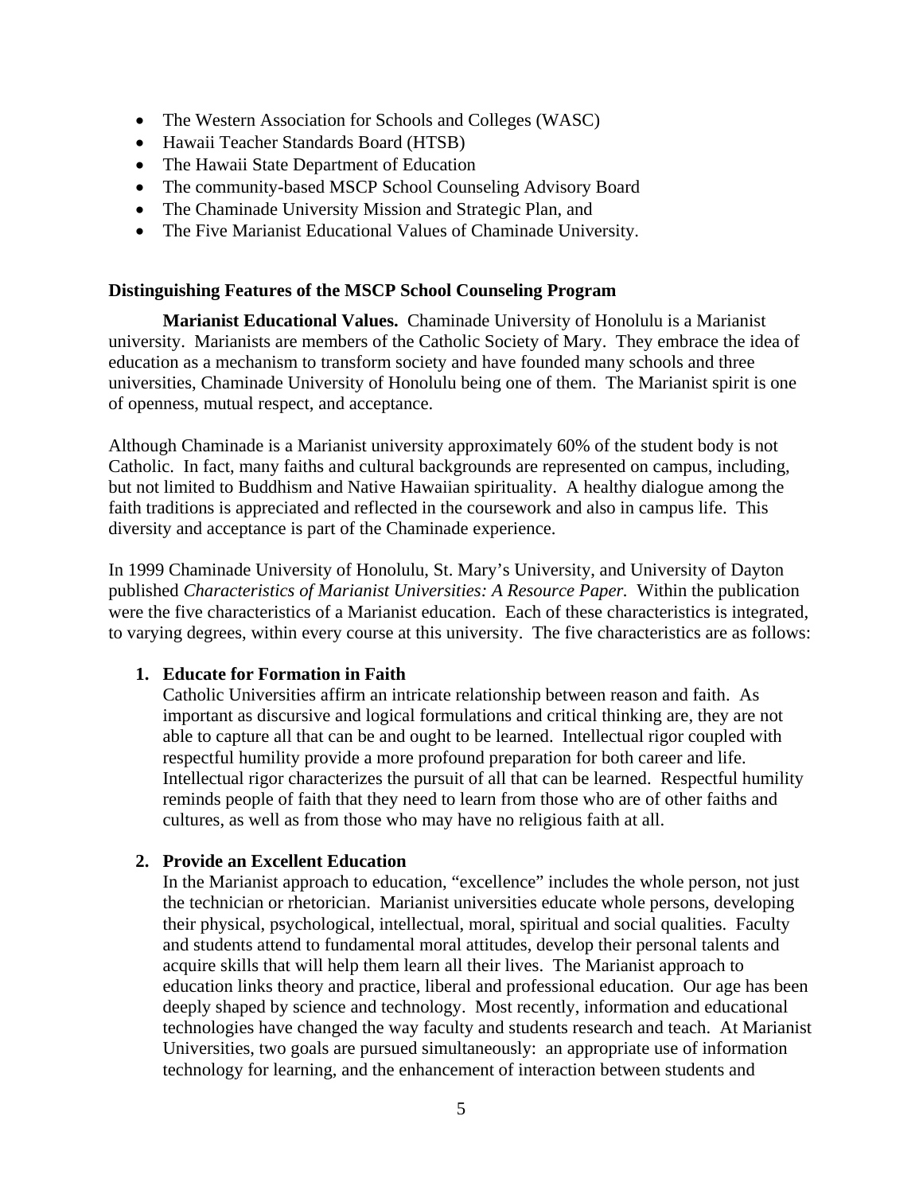- The Western Association for Schools and Colleges (WASC)
- Hawaii Teacher Standards Board (HTSB)
- The Hawaii State Department of Education
- The community-based MSCP School Counseling Advisory Board
- The Chaminade University Mission and Strategic Plan, and
- The Five Marianist Educational Values of Chaminade University.

**Distinguishing Features of the MSCP School Counseling Program**

**Marianist Educational Values.** Chaminade University of Honolulu is a Marianist university. Marianists are members of the Catholic Society of Mary. They embrace the idea of education as a mechanism to transform society and have founded many schools and three universities, Chaminade University of Honolulu being one of them. The Marianist spirit is one of openness, mutual respect, and acceptance.

Although Chaminade is a Marianist university approximately 60% of the student body is not Catholic. In fact, many faiths and cultural backgrounds are represented on campus, including, but not limited to Buddhism and Native Hawaiian spirituality. A healthy dialogue among the faith traditions is appreciated and reflected in the coursework and also in campus life. This diversity and acceptance is part of the Chaminade experience.

In 1999 Chaminade University of Honolulu, St. Mary's University, and University of Dayton published *Characteristics of Marianist Universities: A Resource Paper.* Within the publication were the five characteristics of a Marianist education. Each of these characteristics is integrated, to varying degrees, within every course at this university. The five characteristics are as follows:

1. **Educate for Formation in Faith**
   Catholic Universities affirm an intricate relationship between reason and faith. As important as discursive and logical formulations and critical thinking are, they are not able to capture all that can be and ought to be learned. Intellectual rigor coupled with respectful humility provide a more profound preparation for both career and life. Intellectual rigor characterizes the pursuit of all that can be learned. Respectful humility reminds people of faith that they need to learn from those who are of other faiths and cultures, as well as from those who may have no religious faith at all.

2. **Provide an Excellent Education**
   In the Marianist approach to education, "excellence" includes the whole person, not just the technician or rhetorician. Marianist universities educate whole persons, developing their physical, psychological, intellectual, moral, spiritual and social qualities. Faculty and students attend to fundamental moral attitudes, develop their personal talents and acquire skills that will help them learn all their lives. The Marianist approach to education links theory and practice, liberal and professional education. Our age has been deeply shaped by science and technology. Most recently, information and educational technologies have changed the way faculty and students research and teach. At Marianist Universities, two goals are pursued simultaneously: an appropriate use of information technology for learning, and the enhancement of interaction between students and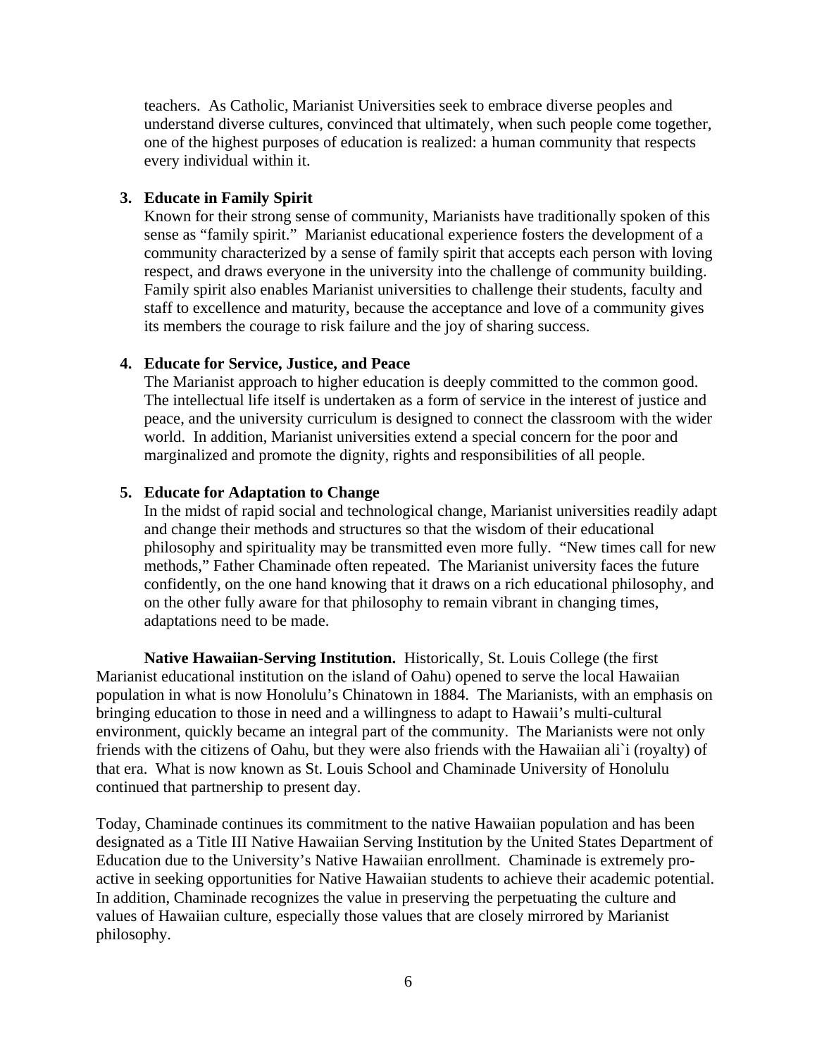teachers. As Catholic, Marianist Universities seek to embrace diverse peoples and understand diverse cultures, convinced that ultimately, when such people come together, one of the highest purposes of education is realized: a human community that respects every individual within it.

3. **Educate in Family Spirit**
   Known for their strong sense of community, Marianists have traditionally spoken of this sense as "family spirit." Marianist educational experience fosters the development of a community characterized by a sense of family spirit that accepts each person with loving respect, and draws everyone in the university into the challenge of community building. Family spirit also enables Marianist universities to challenge their students, faculty and staff to excellence and maturity, because the acceptance and love of a community gives its members the courage to risk failure and the joy of sharing success.

4. **Educate for Service, Justice, and Peace**
   The Marianist approach to higher education is deeply committed to the common good. The intellectual life itself is undertaken as a form of service in the interest of justice and peace, and the university curriculum is designed to connect the classroom with the wider world. In addition, Marianist universities extend a special concern for the poor and marginalized and promote the dignity, rights and responsibilities of all people.

5. **Educate for Adaptation to Change**
   In the midst of rapid social and technological change, Marianist universities readily adapt and change their methods and structures so that the wisdom of their educational philosophy and spirituality may be transmitted even more fully. "New times call for new methods," Father Chaminade often repeated. The Marianist university faces the future confidently, on the one hand knowing that it draws on a rich educational philosophy, and on the other fully aware for that philosophy to remain vibrant in changing times, adaptations need to be made.

**Native Hawaiian-Serving Institution.** Historically, St. Louis College (the first Marianist educational institution on the island of Oahu) opened to serve the local Hawaiian population in what is now Honolulu's Chinatown in 1884. The Marianists, with an emphasis on bringing education to those in need and a willingness to adapt to Hawaii's multi-cultural environment, quickly became an integral part of the community. The Marianists were not only friends with the citizens of Oahu, but they were also friends with the Hawaiian ali`i (royalty) of that era. What is now known as St. Louis School and Chaminade University of Honolulu continued that partnership to present day.

Today, Chaminade continues its commitment to the native Hawaiian population and has been designated as a Title III Native Hawaiian Serving Institution by the United States Department of Education due to the University's Native Hawaiian enrollment. Chaminade is extremely pro-active in seeking opportunities for Native Hawaiian students to achieve their academic potential. In addition, Chaminade recognizes the value in preserving the perpetuating the culture and values of Hawaiian culture, especially those values that are closely mirrored by Marianist philosophy.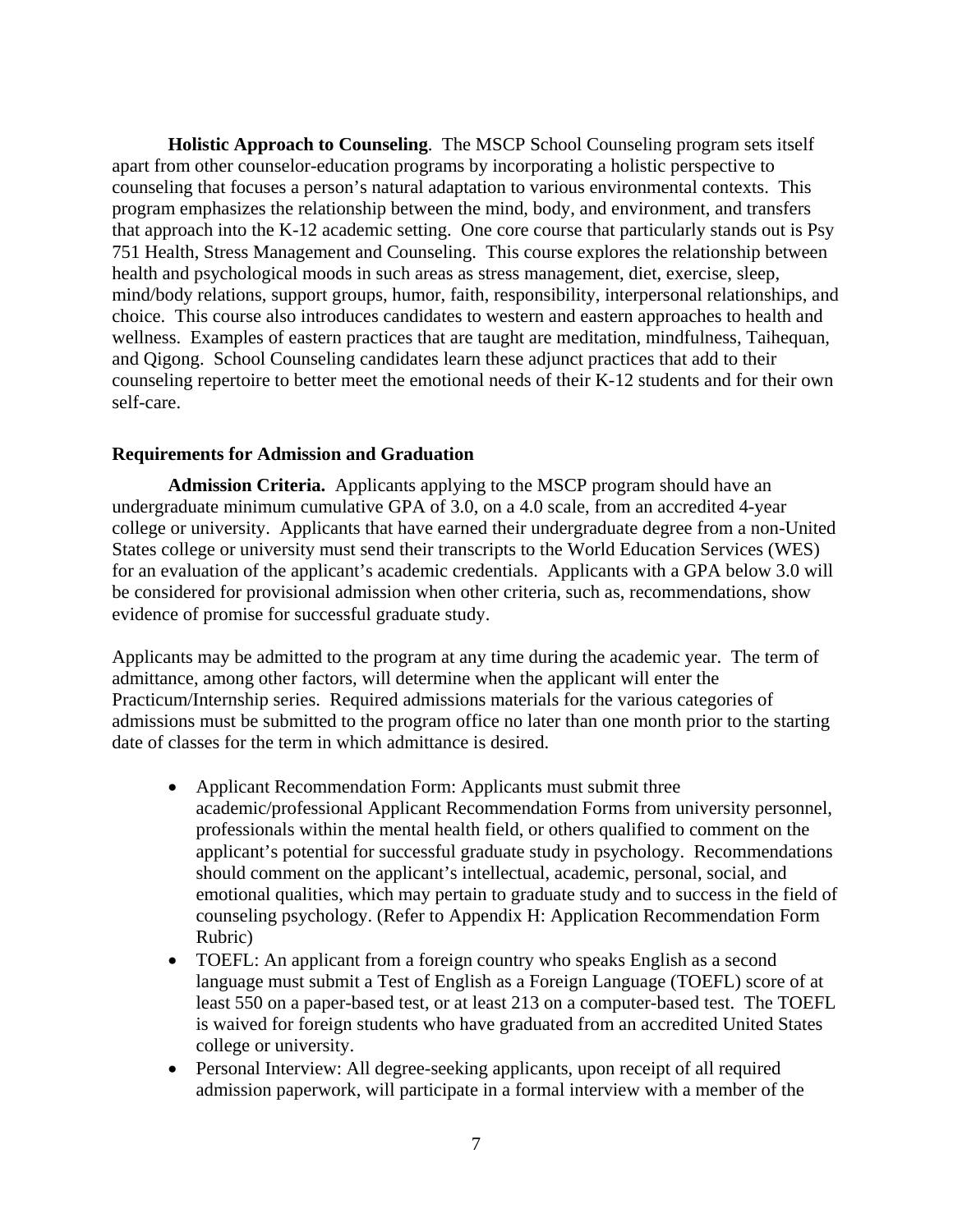**Holistic Approach to Counseling**. The MSCP School Counseling program sets itself apart from other counselor-education programs by incorporating a holistic perspective to counseling that focuses a person's natural adaptation to various environmental contexts. This program emphasizes the relationship between the mind, body, and environment, and transfers that approach into the K-12 academic setting. One core course that particularly stands out is Psy 751 Health, Stress Management and Counseling. This course explores the relationship between health and psychological moods in such areas as stress management, diet, exercise, sleep, mind/body relations, support groups, humor, faith, responsibility, interpersonal relationships, and choice. This course also introduces candidates to western and eastern approaches to health and wellness. Examples of eastern practices that are taught are meditation, mindfulness, Taihequan, and Qigong. School Counseling candidates learn these adjunct practices that add to their counseling repertoire to better meet the emotional needs of their K-12 students and for their own self-care.

## Requirements for Admission and Graduation

**Admission Criteria.** Applicants applying to the MSCP program should have an undergraduate minimum cumulative GPA of 3.0, on a 4.0 scale, from an accredited 4-year college or university. Applicants that have earned their undergraduate degree from a non-United States college or university must send their transcripts to the World Education Services (WES) for an evaluation of the applicant's academic credentials. Applicants with a GPA below 3.0 will be considered for provisional admission when other criteria, such as, recommendations, show evidence of promise for successful graduate study.

Applicants may be admitted to the program at any time during the academic year. The term of admittance, among other factors, will determine when the applicant will enter the Practicum/Internship series. Required admissions materials for the various categories of admissions must be submitted to the program office no later than one month prior to the starting date of classes for the term in which admittance is desired.

- Applicant Recommendation Form: Applicants must submit three academic/professional Applicant Recommendation Forms from university personnel, professionals within the mental health field, or others qualified to comment on the applicant's potential for successful graduate study in psychology. Recommendations should comment on the applicant's intellectual, academic, personal, social, and emotional qualities, which may pertain to graduate study and to success in the field of counseling psychology. (Refer to Appendix H: Application Recommendation Form Rubric)
- TOEFL: An applicant from a foreign country who speaks English as a second language must submit a Test of English as a Foreign Language (TOEFL) score of at least 550 on a paper-based test, or at least 213 on a computer-based test. The TOEFL is waived for foreign students who have graduated from an accredited United States college or university.
- Personal Interview: All degree-seeking applicants, upon receipt of all required admission paperwork, will participate in a formal interview with a member of the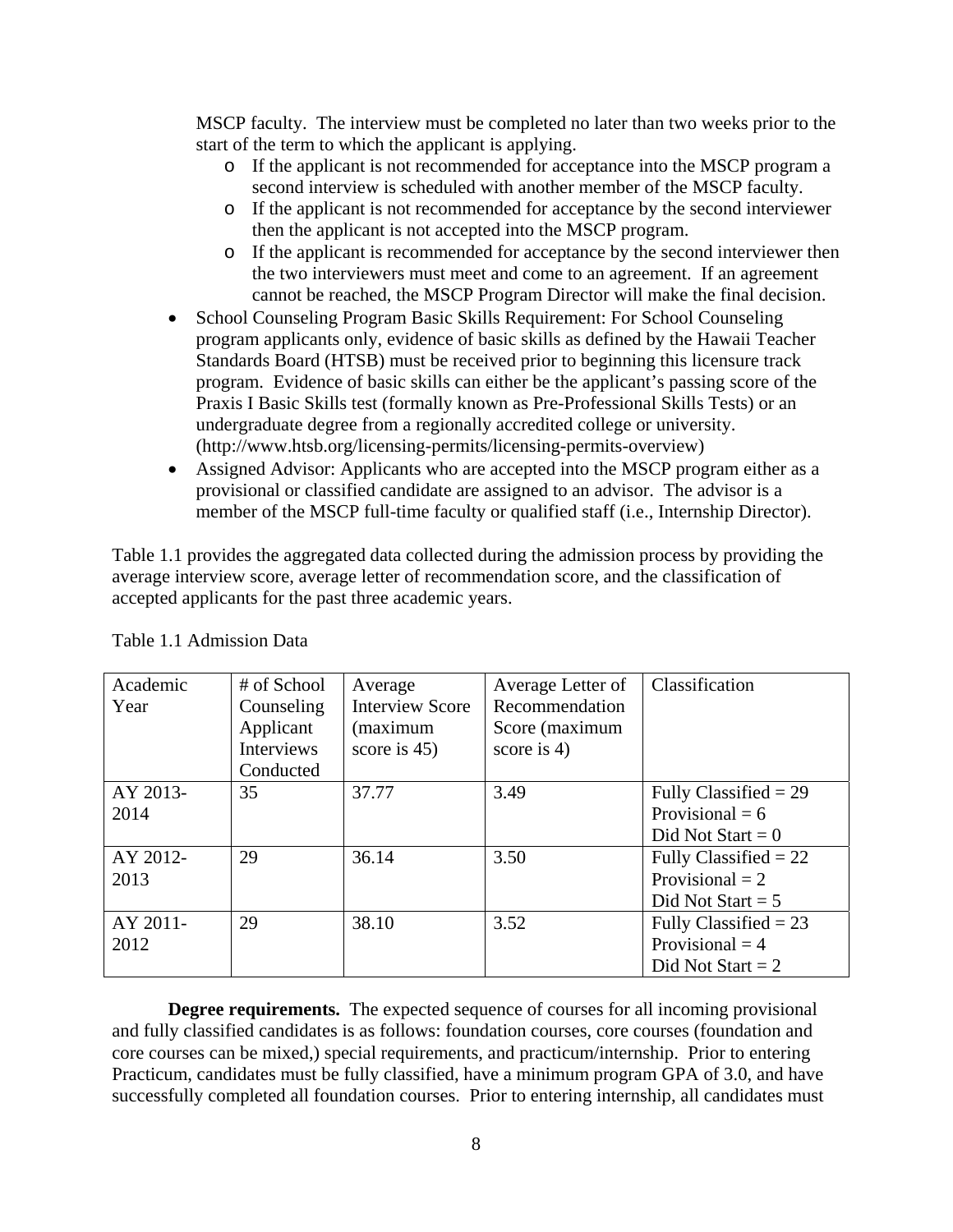MSCP faculty. The interview must be completed no later than two weeks prior to the start of the term to which the applicant is applying.

  - If the applicant is not recommended for acceptance into the MSCP program a second interview is scheduled with another member of the MSCP faculty.
  - If the applicant is not recommended for acceptance by the second interviewer then the applicant is not accepted into the MSCP program.
  - If the applicant is recommended for acceptance by the second interviewer then the two interviewers must meet and come to an agreement. If an agreement cannot be reached, the MSCP Program Director will make the final decision.

- School Counseling Program Basic Skills Requirement: For School Counseling program applicants only, evidence of basic skills as defined by the Hawaii Teacher Standards Board (HTSB) must be received prior to beginning this licensure track program. Evidence of basic skills can either be the applicant's passing score of the Praxis I Basic Skills test (formally known as Pre-Professional Skills Tests) or an undergraduate degree from a regionally accredited college or university. (http://www.htsb.org/licensing-permits/licensing-permits-overview)
- Assigned Advisor: Applicants who are accepted into the MSCP program either as a provisional or classified candidate are assigned to an advisor. The advisor is a member of the MSCP full-time faculty or qualified staff (i.e., Internship Director).

Table 1.1 provides the aggregated data collected during the admission process by providing the average interview score, average letter of recommendation score, and the classification of accepted applicants for the past three academic years.

Table 1.1 Admission Data

| Academic Year | # of School Counseling Applicant Interviews Conducted | Average Interview Score (maximum score is 45) | Average Letter of Recommendation Score (maximum score is 4) | Classification |
|---|---|---|---|---|
| AY 2013-2014 | 35 | 37.77 | 3.49 | Fully Classified = 29<br>Provisional = 6<br>Did Not Start = 0 |
| AY 2012-2013 | 29 | 36.14 | 3.50 | Fully Classified = 22<br>Provisional = 2<br>Did Not Start = 5 |
| AY 2011-2012 | 29 | 38.10 | 3.52 | Fully Classified = 23<br>Provisional = 4<br>Did Not Start = 2 |

**Degree requirements.** The expected sequence of courses for all incoming provisional and fully classified candidates is as follows: foundation courses, core courses (foundation and core courses can be mixed,) special requirements, and practicum/internship. Prior to entering Practicum, candidates must be fully classified, have a minimum program GPA of 3.0, and have successfully completed all foundation courses. Prior to entering internship, all candidates must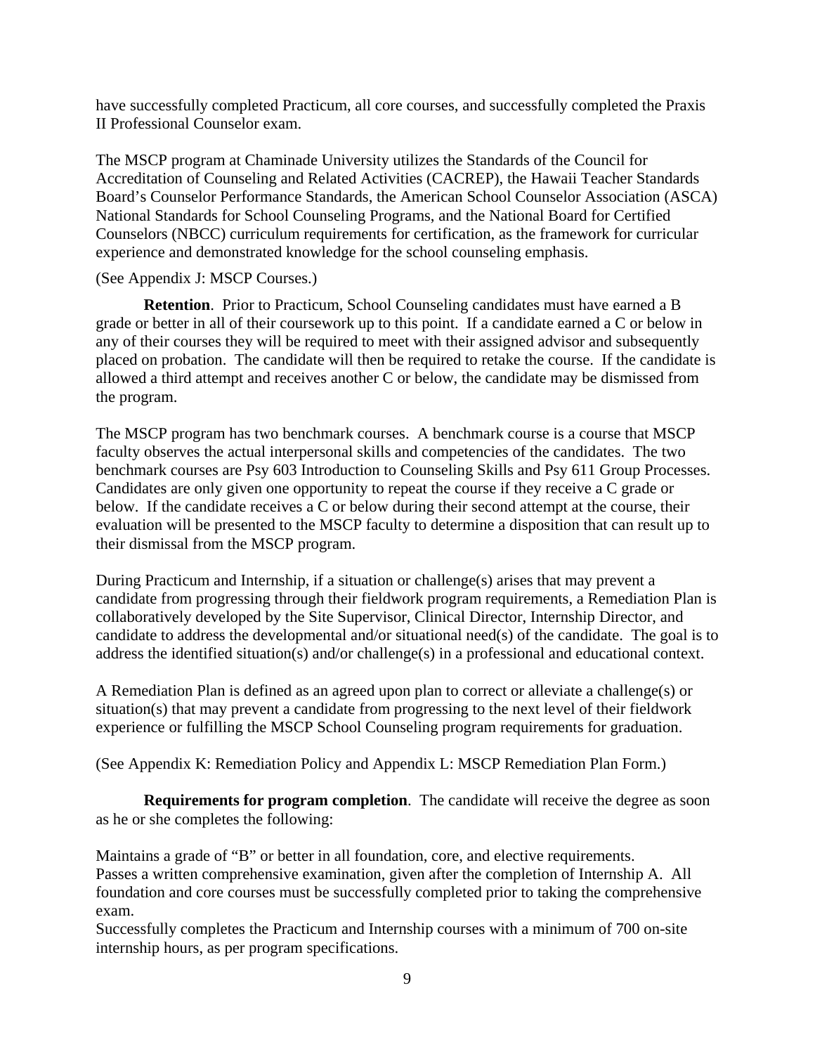have successfully completed Practicum, all core courses, and successfully completed the Praxis II Professional Counselor exam.

The MSCP program at Chaminade University utilizes the Standards of the Council for Accreditation of Counseling and Related Activities (CACREP), the Hawaii Teacher Standards Board's Counselor Performance Standards, the American School Counselor Association (ASCA) National Standards for School Counseling Programs, and the National Board for Certified Counselors (NBCC) curriculum requirements for certification, as the framework for curricular experience and demonstrated knowledge for the school counseling emphasis.

(See Appendix J: MSCP Courses.)

**Retention**. Prior to Practicum, School Counseling candidates must have earned a B grade or better in all of their coursework up to this point. If a candidate earned a C or below in any of their courses they will be required to meet with their assigned advisor and subsequently placed on probation. The candidate will then be required to retake the course. If the candidate is allowed a third attempt and receives another C or below, the candidate may be dismissed from the program.

The MSCP program has two benchmark courses. A benchmark course is a course that MSCP faculty observes the actual interpersonal skills and competencies of the candidates. The two benchmark courses are Psy 603 Introduction to Counseling Skills and Psy 611 Group Processes. Candidates are only given one opportunity to repeat the course if they receive a C grade or below. If the candidate receives a C or below during their second attempt at the course, their evaluation will be presented to the MSCP faculty to determine a disposition that can result up to their dismissal from the MSCP program.

During Practicum and Internship, if a situation or challenge(s) arises that may prevent a candidate from progressing through their fieldwork program requirements, a Remediation Plan is collaboratively developed by the Site Supervisor, Clinical Director, Internship Director, and candidate to address the developmental and/or situational need(s) of the candidate. The goal is to address the identified situation(s) and/or challenge(s) in a professional and educational context.

A Remediation Plan is defined as an agreed upon plan to correct or alleviate a challenge(s) or situation(s) that may prevent a candidate from progressing to the next level of their fieldwork experience or fulfilling the MSCP School Counseling program requirements for graduation.

(See Appendix K: Remediation Policy and Appendix L: MSCP Remediation Plan Form.)

**Requirements for program completion**. The candidate will receive the degree as soon as he or she completes the following:

Maintains a grade of "B" or better in all foundation, core, and elective requirements.
Passes a written comprehensive examination, given after the completion of Internship A. All foundation and core courses must be successfully completed prior to taking the comprehensive exam.
Successfully completes the Practicum and Internship courses with a minimum of 700 on-site internship hours, as per program specifications.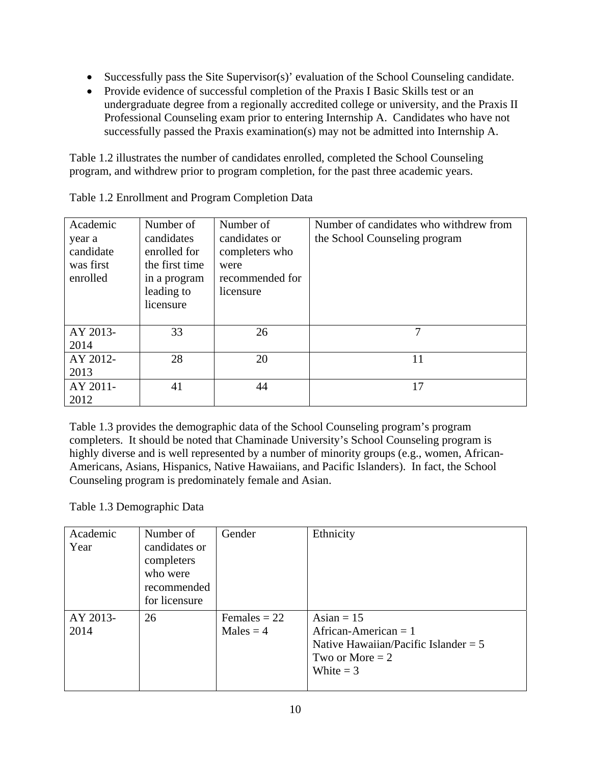- Successfully pass the Site Supervisor(s)' evaluation of the School Counseling candidate.
- Provide evidence of successful completion of the Praxis I Basic Skills test or an undergraduate degree from a regionally accredited college or university, and the Praxis II Professional Counseling exam prior to entering Internship A. Candidates who have not successfully passed the Praxis examination(s) may not be admitted into Internship A.

Table 1.2 illustrates the number of candidates enrolled, completed the School Counseling program, and withdrew prior to program completion, for the past three academic years.

Table 1.2 Enrollment and Program Completion Data

| Academic year a candidate was first enrolled | Number of candidates enrolled for the first time in a program leading to licensure | Number of candidates or completers who were recommended for licensure | Number of candidates who withdrew from the School Counseling program |
|---|---|---|---|
| AY 2013-2014 | 33 | 26 | 7 |
| AY 2012-2013 | 28 | 20 | 11 |
| AY 2011-2012 | 41 | 44 | 17 |

Table 1.3 provides the demographic data of the School Counseling program's program completers. It should be noted that Chaminade University's School Counseling program is highly diverse and is well represented by a number of minority groups (e.g., women, African-Americans, Asians, Hispanics, Native Hawaiians, and Pacific Islanders). In fact, the School Counseling program is predominately female and Asian.

Table 1.3 Demographic Data

| Academic Year | Number of candidates or completers who were recommended for licensure | Gender | Ethnicity |
|---|---|---|---|
| AY 2013-2014 | 26 | Females = 22<br>Males = 4 | Asian = 15<br>African-American = 1<br>Native Hawaiian/Pacific Islander = 5<br>Two or More = 2<br>White = 3 |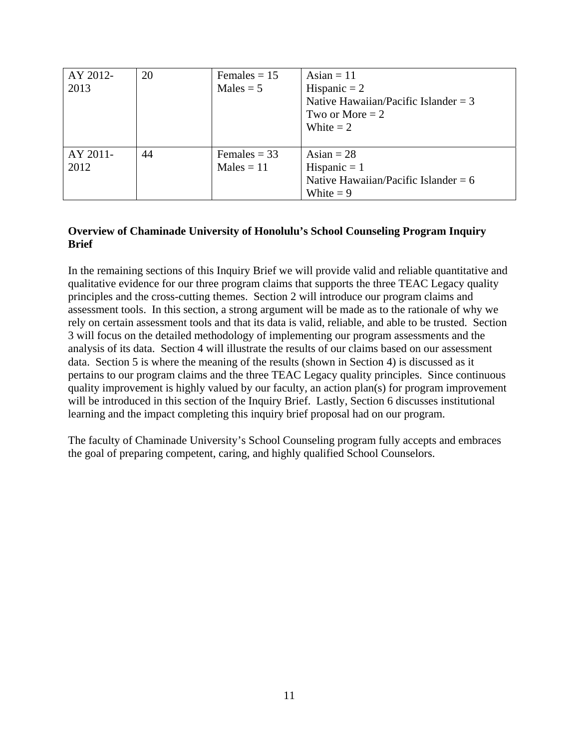| AY 2012-2013 | 20 | Females = 15<br>Males = 5 | Asian = 11<br>Hispanic = 2<br>Native Hawaiian/Pacific Islander = 3<br>Two or More = 2<br>White = 2 |
|---|---|---|---|
| AY 2011-2012 | 44 | Females = 33<br>Males = 11 | Asian = 28<br>Hispanic = 1<br>Native Hawaiian/Pacific Islander = 6<br>White = 9 |

**Overview of Chaminade University of Honolulu's School Counseling Program Inquiry Brief**

In the remaining sections of this Inquiry Brief we will provide valid and reliable quantitative and qualitative evidence for our three program claims that supports the three TEAC Legacy quality principles and the cross-cutting themes. Section 2 will introduce our program claims and assessment tools. In this section, a strong argument will be made as to the rationale of why we rely on certain assessment tools and that its data is valid, reliable, and able to be trusted. Section 3 will focus on the detailed methodology of implementing our program assessments and the analysis of its data. Section 4 will illustrate the results of our claims based on our assessment data. Section 5 is where the meaning of the results (shown in Section 4) is discussed as it pertains to our program claims and the three TEAC Legacy quality principles. Since continuous quality improvement is highly valued by our faculty, an action plan(s) for program improvement will be introduced in this section of the Inquiry Brief. Lastly, Section 6 discusses institutional learning and the impact completing this inquiry brief proposal had on our program.

The faculty of Chaminade University's School Counseling program fully accepts and embraces the goal of preparing competent, caring, and highly qualified School Counselors.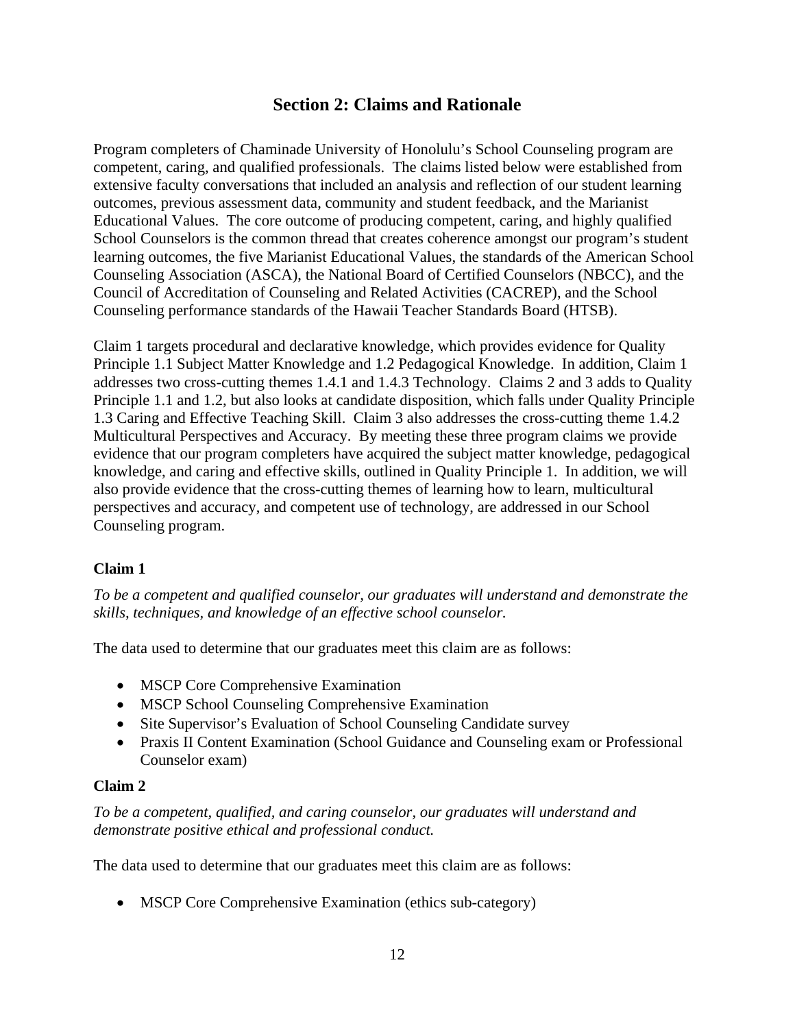## Section 2: Claims and Rationale

Program completers of Chaminade University of Honolulu's School Counseling program are competent, caring, and qualified professionals. The claims listed below were established from extensive faculty conversations that included an analysis and reflection of our student learning outcomes, previous assessment data, community and student feedback, and the Marianist Educational Values. The core outcome of producing competent, caring, and highly qualified School Counselors is the common thread that creates coherence amongst our program's student learning outcomes, the five Marianist Educational Values, the standards of the American School Counseling Association (ASCA), the National Board of Certified Counselors (NBCC), and the Council of Accreditation of Counseling and Related Activities (CACREP), and the School Counseling performance standards of the Hawaii Teacher Standards Board (HTSB).

Claim 1 targets procedural and declarative knowledge, which provides evidence for Quality Principle 1.1 Subject Matter Knowledge and 1.2 Pedagogical Knowledge. In addition, Claim 1 addresses two cross-cutting themes 1.4.1 and 1.4.3 Technology. Claims 2 and 3 adds to Quality Principle 1.1 and 1.2, but also looks at candidate disposition, which falls under Quality Principle 1.3 Caring and Effective Teaching Skill. Claim 3 also addresses the cross-cutting theme 1.4.2 Multicultural Perspectives and Accuracy. By meeting these three program claims we provide evidence that our program completers have acquired the subject matter knowledge, pedagogical knowledge, and caring and effective skills, outlined in Quality Principle 1. In addition, we will also provide evidence that the cross-cutting themes of learning how to learn, multicultural perspectives and accuracy, and competent use of technology, are addressed in our School Counseling program.

### Claim 1

*To be a competent and qualified counselor, our graduates will understand and demonstrate the skills, techniques, and knowledge of an effective school counselor.*

The data used to determine that our graduates meet this claim are as follows:

- MSCP Core Comprehensive Examination
- MSCP School Counseling Comprehensive Examination
- Site Supervisor's Evaluation of School Counseling Candidate survey
- Praxis II Content Examination (School Guidance and Counseling exam or Professional Counselor exam)

### Claim 2

*To be a competent, qualified, and caring counselor, our graduates will understand and demonstrate positive ethical and professional conduct.*

The data used to determine that our graduates meet this claim are as follows:

- MSCP Core Comprehensive Examination (ethics sub-category)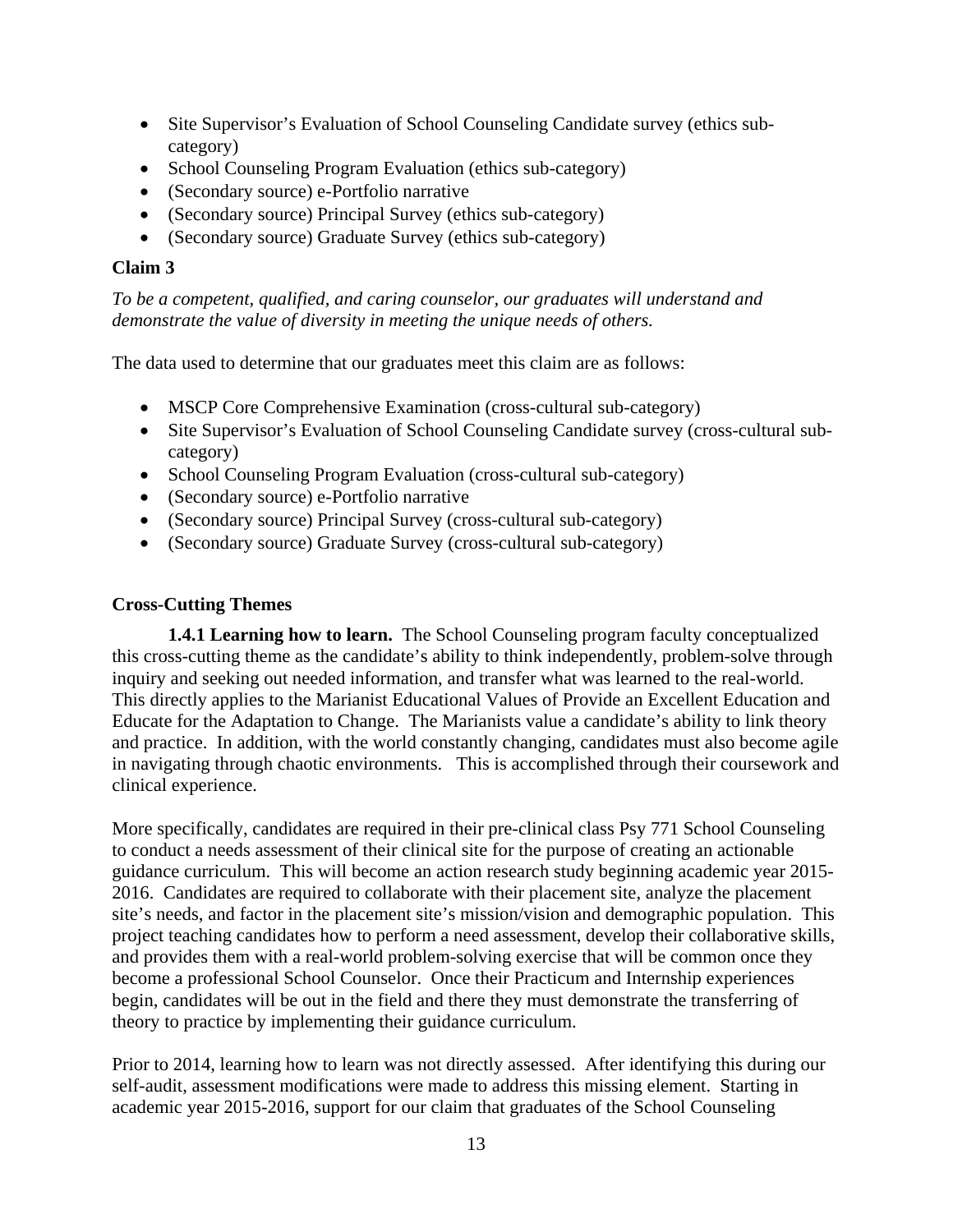- Site Supervisor's Evaluation of School Counseling Candidate survey (ethics sub-category)
- School Counseling Program Evaluation (ethics sub-category)
- (Secondary source) e-Portfolio narrative
- (Secondary source) Principal Survey (ethics sub-category)
- (Secondary source) Graduate Survey (ethics sub-category)

**Claim 3**

*To be a competent, qualified, and caring counselor, our graduates will understand and demonstrate the value of diversity in meeting the unique needs of others.*

The data used to determine that our graduates meet this claim are as follows:

- MSCP Core Comprehensive Examination (cross-cultural sub-category)
- Site Supervisor's Evaluation of School Counseling Candidate survey (cross-cultural sub-category)
- School Counseling Program Evaluation (cross-cultural sub-category)
- (Secondary source) e-Portfolio narrative
- (Secondary source) Principal Survey (cross-cultural sub-category)
- (Secondary source) Graduate Survey (cross-cultural sub-category)

**Cross-Cutting Themes**

**1.4.1 Learning how to learn.** The School Counseling program faculty conceptualized this cross-cutting theme as the candidate's ability to think independently, problem-solve through inquiry and seeking out needed information, and transfer what was learned to the real-world. This directly applies to the Marianist Educational Values of Provide an Excellent Education and Educate for the Adaptation to Change. The Marianists value a candidate's ability to link theory and practice. In addition, with the world constantly changing, candidates must also become agile in navigating through chaotic environments. This is accomplished through their coursework and clinical experience.

More specifically, candidates are required in their pre-clinical class Psy 771 School Counseling to conduct a needs assessment of their clinical site for the purpose of creating an actionable guidance curriculum. This will become an action research study beginning academic year 2015-2016. Candidates are required to collaborate with their placement site, analyze the placement site's needs, and factor in the placement site's mission/vision and demographic population. This project teaching candidates how to perform a need assessment, develop their collaborative skills, and provides them with a real-world problem-solving exercise that will be common once they become a professional School Counselor. Once their Practicum and Internship experiences begin, candidates will be out in the field and there they must demonstrate the transferring of theory to practice by implementing their guidance curriculum.

Prior to 2014, learning how to learn was not directly assessed. After identifying this during our self-audit, assessment modifications were made to address this missing element. Starting in academic year 2015-2016, support for our claim that graduates of the School Counseling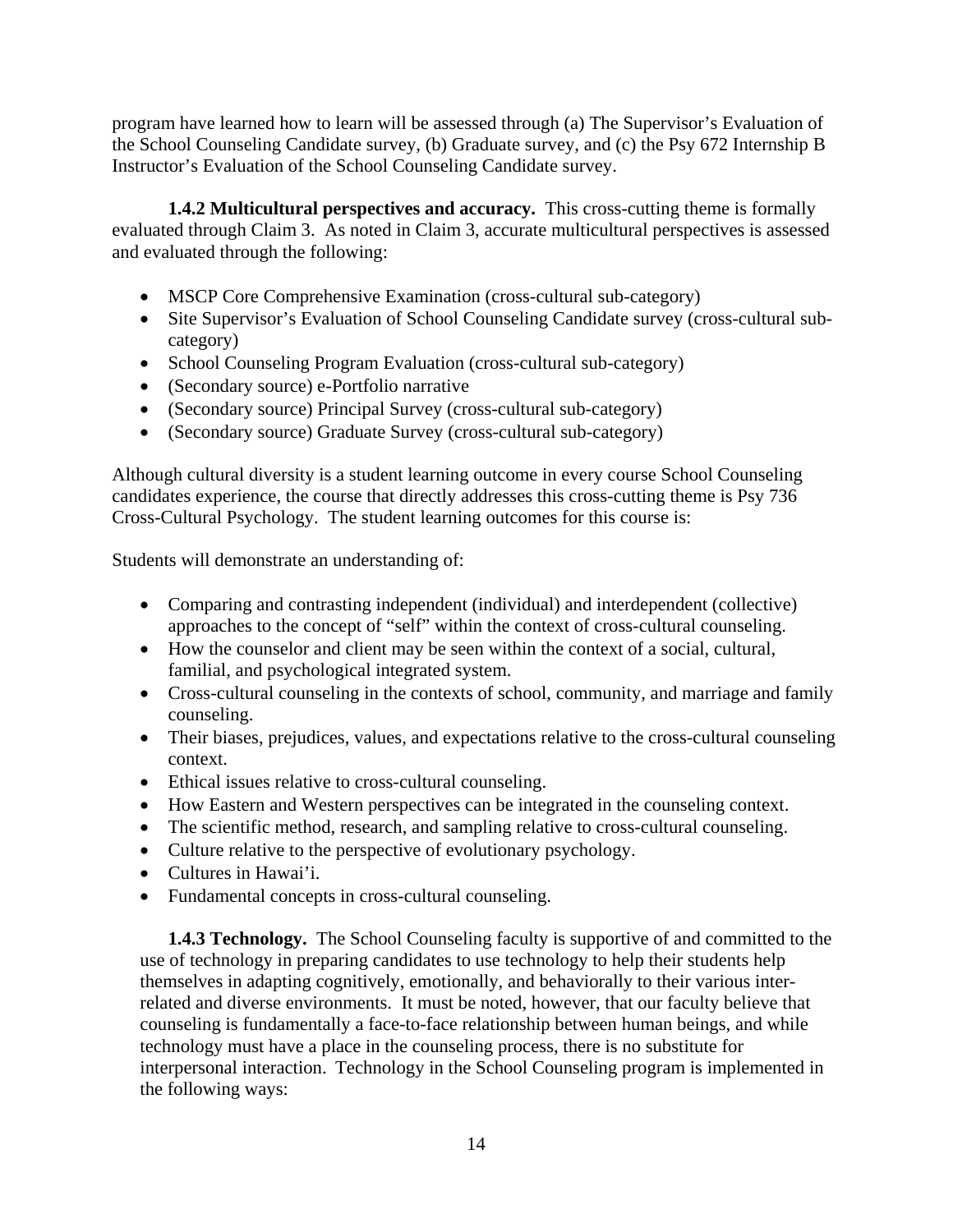program have learned how to learn will be assessed through (a) The Supervisor's Evaluation of the School Counseling Candidate survey, (b) Graduate survey, and (c) the Psy 672 Internship B Instructor's Evaluation of the School Counseling Candidate survey.

**1.4.2 Multicultural perspectives and accuracy.** This cross-cutting theme is formally evaluated through Claim 3. As noted in Claim 3, accurate multicultural perspectives is assessed and evaluated through the following:

- MSCP Core Comprehensive Examination (cross-cultural sub-category)
- Site Supervisor's Evaluation of School Counseling Candidate survey (cross-cultural sub-category)
- School Counseling Program Evaluation (cross-cultural sub-category)
- (Secondary source) e-Portfolio narrative
- (Secondary source) Principal Survey (cross-cultural sub-category)
- (Secondary source) Graduate Survey (cross-cultural sub-category)

Although cultural diversity is a student learning outcome in every course School Counseling candidates experience, the course that directly addresses this cross-cutting theme is Psy 736 Cross-Cultural Psychology. The student learning outcomes for this course is:

Students will demonstrate an understanding of:

- Comparing and contrasting independent (individual) and interdependent (collective) approaches to the concept of "self" within the context of cross-cultural counseling.
- How the counselor and client may be seen within the context of a social, cultural, familial, and psychological integrated system.
- Cross-cultural counseling in the contexts of school, community, and marriage and family counseling.
- Their biases, prejudices, values, and expectations relative to the cross-cultural counseling context.
- Ethical issues relative to cross-cultural counseling.
- How Eastern and Western perspectives can be integrated in the counseling context.
- The scientific method, research, and sampling relative to cross-cultural counseling.
- Culture relative to the perspective of evolutionary psychology.
- Cultures in Hawai'i.
- Fundamental concepts in cross-cultural counseling.

**1.4.3 Technology.** The School Counseling faculty is supportive of and committed to the use of technology in preparing candidates to use technology to help their students help themselves in adapting cognitively, emotionally, and behaviorally to their various inter-related and diverse environments. It must be noted, however, that our faculty believe that counseling is fundamentally a face-to-face relationship between human beings, and while technology must have a place in the counseling process, there is no substitute for interpersonal interaction. Technology in the School Counseling program is implemented in the following ways: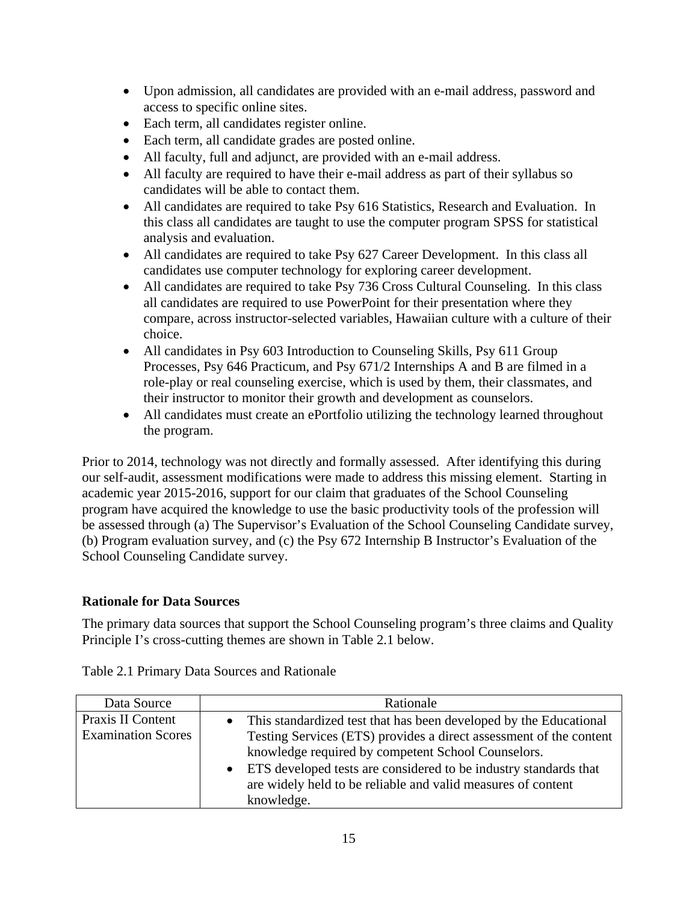- Upon admission, all candidates are provided with an e-mail address, password and access to specific online sites.
- Each term, all candidates register online.
- Each term, all candidate grades are posted online.
- All faculty, full and adjunct, are provided with an e-mail address.
- All faculty are required to have their e-mail address as part of their syllabus so candidates will be able to contact them.
- All candidates are required to take Psy 616 Statistics, Research and Evaluation. In this class all candidates are taught to use the computer program SPSS for statistical analysis and evaluation.
- All candidates are required to take Psy 627 Career Development. In this class all candidates use computer technology for exploring career development.
- All candidates are required to take Psy 736 Cross Cultural Counseling. In this class all candidates are required to use PowerPoint for their presentation where they compare, across instructor-selected variables, Hawaiian culture with a culture of their choice.
- All candidates in Psy 603 Introduction to Counseling Skills, Psy 611 Group Processes, Psy 646 Practicum, and Psy 671/2 Internships A and B are filmed in a role-play or real counseling exercise, which is used by them, their classmates, and their instructor to monitor their growth and development as counselors.
- All candidates must create an ePortfolio utilizing the technology learned throughout the program.

Prior to 2014, technology was not directly and formally assessed. After identifying this during our self-audit, assessment modifications were made to address this missing element. Starting in academic year 2015-2016, support for our claim that graduates of the School Counseling program have acquired the knowledge to use the basic productivity tools of the profession will be assessed through (a) The Supervisor's Evaluation of the School Counseling Candidate survey, (b) Program evaluation survey, and (c) the Psy 672 Internship B Instructor's Evaluation of the School Counseling Candidate survey.

**Rationale for Data Sources**

The primary data sources that support the School Counseling program's three claims and Quality Principle I's cross-cutting themes are shown in Table 2.1 below.

Table 2.1 Primary Data Sources and Rationale

| Data Source | Rationale |
|---|---|
| Praxis II Content Examination Scores | • This standardized test that has been developed by the Educational Testing Services (ETS) provides a direct assessment of the content knowledge required by competent School Counselors.<br>• ETS developed tests are considered to be industry standards that are widely held to be reliable and valid measures of content knowledge. |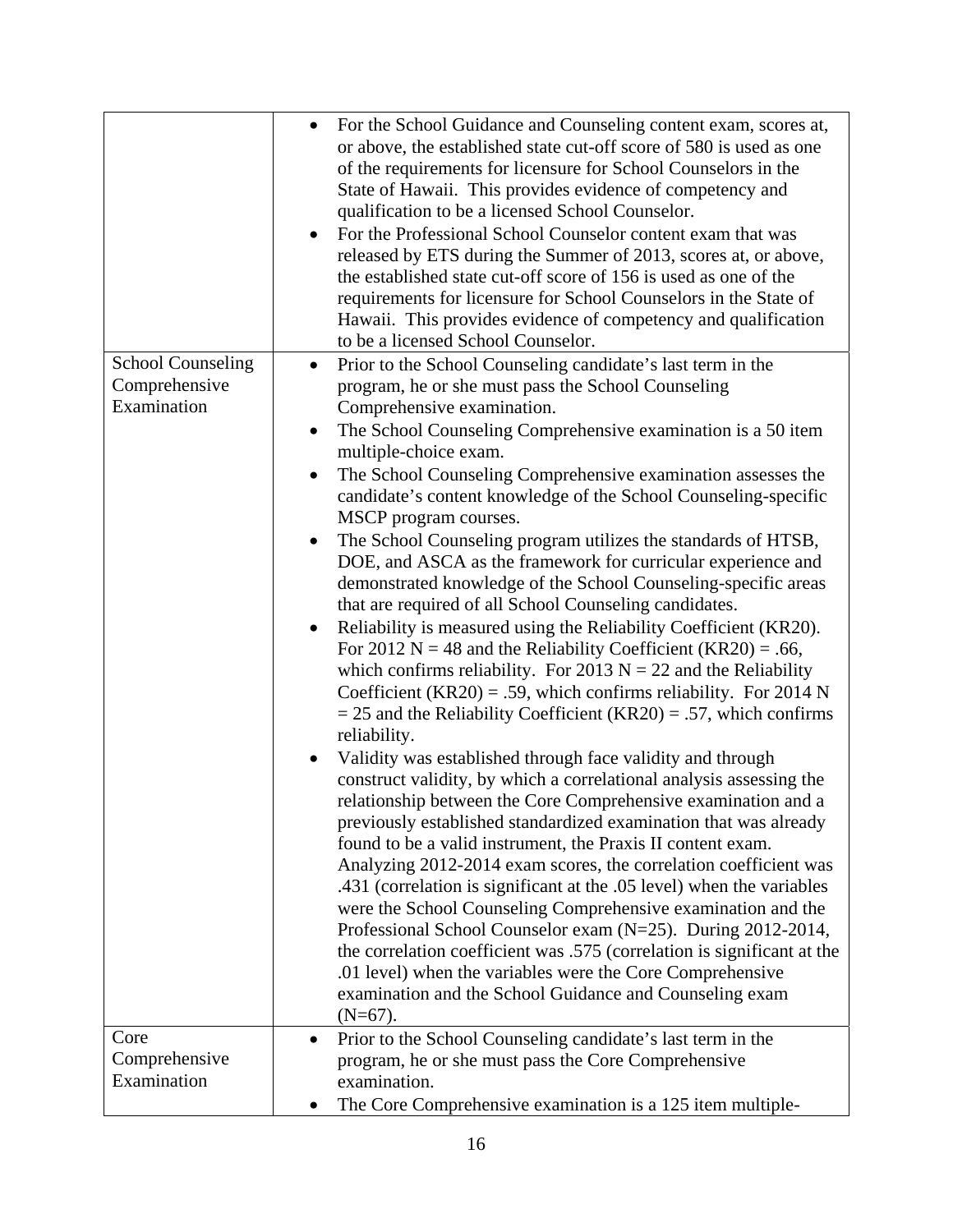| | |
|---|---|
| | • For the School Guidance and Counseling content exam, scores at, or above, the established state cut-off score of 580 is used as one of the requirements for licensure for School Counselors in the State of Hawaii. This provides evidence of competency and qualification to be a licensed School Counselor.<br>• For the Professional School Counselor content exam that was released by ETS during the Summer of 2013, scores at, or above, the established state cut-off score of 156 is used as one of the requirements for licensure for School Counselors in the State of Hawaii. This provides evidence of competency and qualification to be a licensed School Counselor. |
| School Counseling Comprehensive Examination | • Prior to the School Counseling candidate's last term in the program, he or she must pass the School Counseling Comprehensive examination.<br>• The School Counseling Comprehensive examination is a 50 item multiple-choice exam.<br>• The School Counseling Comprehensive examination assesses the candidate's content knowledge of the School Counseling-specific MSCP program courses.<br>• The School Counseling program utilizes the standards of HTSB, DOE, and ASCA as the framework for curricular experience and demonstrated knowledge of the School Counseling-specific areas that are required of all School Counseling candidates.<br>• Reliability is measured using the Reliability Coefficient (KR20). For 2012 N = 48 and the Reliability Coefficient (KR20) = .66, which confirms reliability. For 2013 N = 22 and the Reliability Coefficient (KR20) = .59, which confirms reliability. For 2014 N = 25 and the Reliability Coefficient (KR20) = .57, which confirms reliability.<br>• Validity was established through face validity and through construct validity, by which a correlational analysis assessing the relationship between the Core Comprehensive examination and a previously established standardized examination that was already found to be a valid instrument, the Praxis II content exam. Analyzing 2012-2014 exam scores, the correlation coefficient was .431 (correlation is significant at the .05 level) when the variables were the School Counseling Comprehensive examination and the Professional School Counselor exam (N=25). During 2012-2014, the correlation coefficient was .575 (correlation is significant at the .01 level) when the variables were the Core Comprehensive examination and the School Guidance and Counseling exam (N=67). |
| Core Comprehensive Examination | • Prior to the School Counseling candidate's last term in the program, he or she must pass the Core Comprehensive examination.<br>• The Core Comprehensive examination is a 125 item multiple- |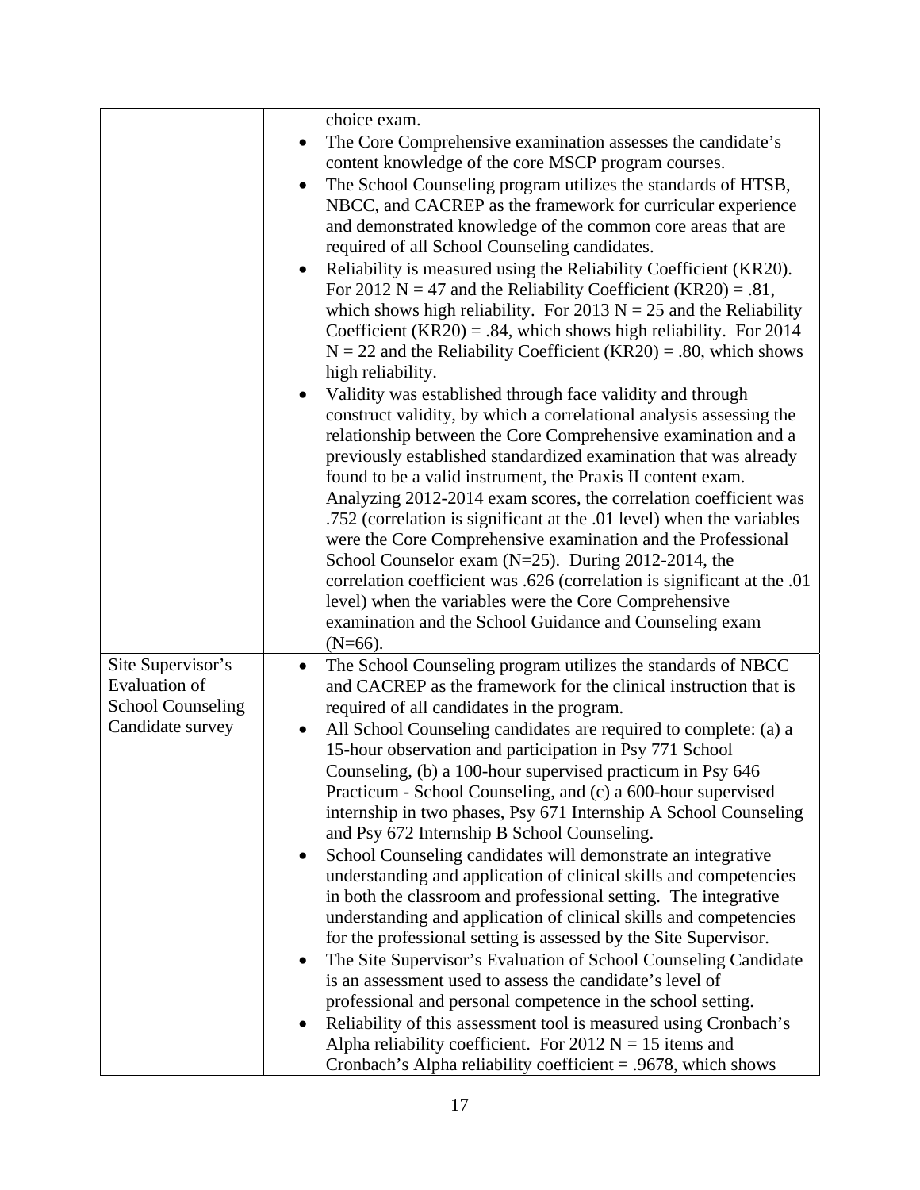| | |
|---|---|
| | choice exam.<br>• The Core Comprehensive examination assesses the candidate's content knowledge of the core MSCP program courses.<br>• The School Counseling program utilizes the standards of HTSB, NBCC, and CACREP as the framework for curricular experience and demonstrated knowledge of the common core areas that are required of all School Counseling candidates.<br>• Reliability is measured using the Reliability Coefficient (KR20). For 2012 $N = 47$ and the Reliability Coefficient (KR20) = .81, which shows high reliability. For 2013 $N = 25$ and the Reliability Coefficient (KR20) = .84, which shows high reliability. For 2014 $N = 22$ and the Reliability Coefficient (KR20) = .80, which shows high reliability.<br>• Validity was established through face validity and through construct validity, by which a correlational analysis assessing the relationship between the Core Comprehensive examination and a previously established standardized examination that was already found to be a valid instrument, the Praxis II content exam. Analyzing 2012-2014 exam scores, the correlation coefficient was .752 (correlation is significant at the .01 level) when the variables were the Core Comprehensive examination and the Professional School Counselor exam (N=25). During 2012-2014, the correlation coefficient was .626 (correlation is significant at the .01 level) when the variables were the Core Comprehensive examination and the School Guidance and Counseling exam (N=66). |
| Site Supervisor's Evaluation of School Counseling Candidate survey | • The School Counseling program utilizes the standards of NBCC and CACREP as the framework for the clinical instruction that is required of all candidates in the program.<br>• All School Counseling candidates are required to complete: (a) a 15-hour observation and participation in Psy 771 School Counseling, (b) a 100-hour supervised practicum in Psy 646 Practicum - School Counseling, and (c) a 600-hour supervised internship in two phases, Psy 671 Internship A School Counseling and Psy 672 Internship B School Counseling.<br>• School Counseling candidates will demonstrate an integrative understanding and application of clinical skills and competencies in both the classroom and professional setting. The integrative understanding and application of clinical skills and competencies for the professional setting is assessed by the Site Supervisor.<br>• The Site Supervisor's Evaluation of School Counseling Candidate is an assessment used to assess the candidate's level of professional and personal competence in the school setting.<br>• Reliability of this assessment tool is measured using Cronbach's Alpha reliability coefficient. For 2012 $N = 15$ items and Cronbach's Alpha reliability coefficient = .9678, which shows |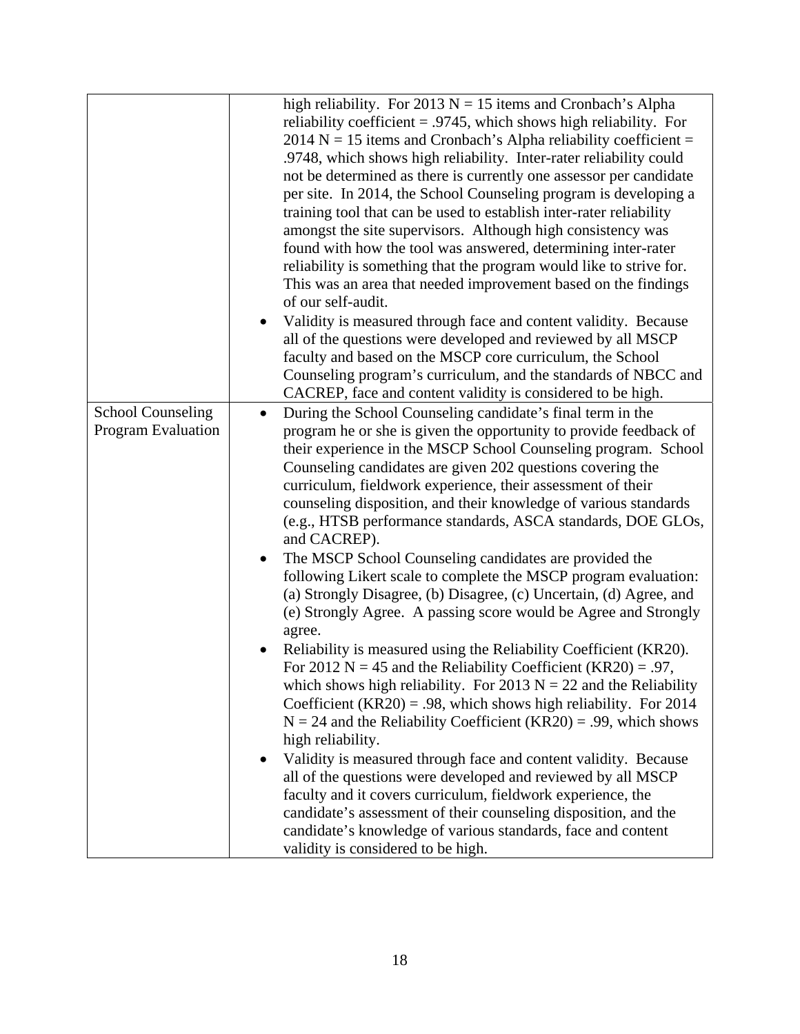| | |
|---|---|
| | high reliability. For 2013 N = 15 items and Cronbach's Alpha reliability coefficient = .9745, which shows high reliability. For 2014 N = 15 items and Cronbach's Alpha reliability coefficient = .9748, which shows high reliability. Inter-rater reliability could not be determined as there is currently one assessor per candidate per site. In 2014, the School Counseling program is developing a training tool that can be used to establish inter-rater reliability amongst the site supervisors. Although high consistency was found with how the tool was answered, determining inter-rater reliability is something that the program would like to strive for. This was an area that needed improvement based on the findings of our self-audit.<br>• Validity is measured through face and content validity. Because all of the questions were developed and reviewed by all MSCP faculty and based on the MSCP core curriculum, the School Counseling program's curriculum, and the standards of NBCC and CACREP, face and content validity is considered to be high. |
| School Counseling Program Evaluation | • During the School Counseling candidate's final term in the program he or she is given the opportunity to provide feedback of their experience in the MSCP School Counseling program. School Counseling candidates are given 202 questions covering the curriculum, fieldwork experience, their assessment of their counseling disposition, and their knowledge of various standards (e.g., HTSB performance standards, ASCA standards, DOE GLOs, and CACREP).<br>• The MSCP School Counseling candidates are provided the following Likert scale to complete the MSCP program evaluation: (a) Strongly Disagree, (b) Disagree, (c) Uncertain, (d) Agree, and (e) Strongly Agree. A passing score would be Agree and Strongly agree.<br>• Reliability is measured using the Reliability Coefficient (KR20). For 2012 N = 45 and the Reliability Coefficient (KR20) = .97, which shows high reliability. For 2013 N = 22 and the Reliability Coefficient (KR20) = .98, which shows high reliability. For 2014 N = 24 and the Reliability Coefficient (KR20) = .99, which shows high reliability.<br>• Validity is measured through face and content validity. Because all of the questions were developed and reviewed by all MSCP faculty and it covers curriculum, fieldwork experience, the candidate's assessment of their counseling disposition, and the candidate's knowledge of various standards, face and content validity is considered to be high. |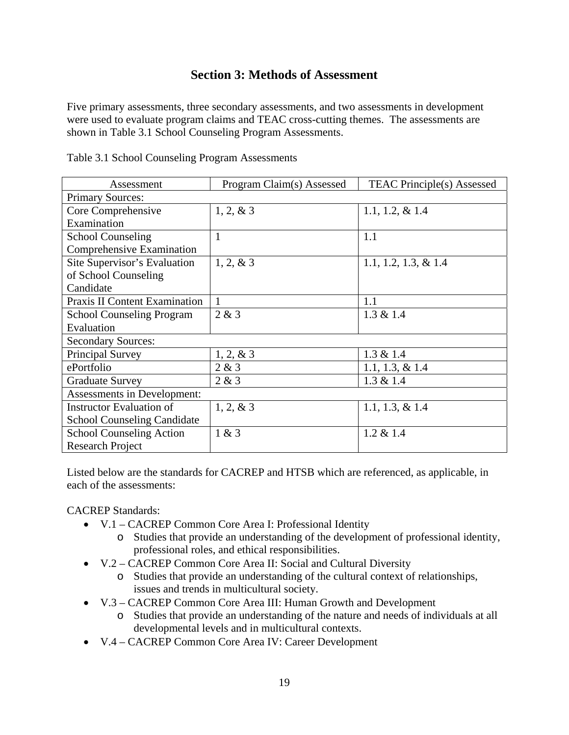## Section 3: Methods of Assessment

Five primary assessments, three secondary assessments, and two assessments in development were used to evaluate program claims and TEAC cross-cutting themes. The assessments are shown in Table 3.1 School Counseling Program Assessments.

Table 3.1 School Counseling Program Assessments

| Assessment | Program Claim(s) Assessed | TEAC Principle(s) Assessed |
|---|---|---|
| Primary Sources: | | |
| Core Comprehensive Examination | 1, 2, & 3 | 1.1, 1.2, & 1.4 |
| School Counseling Comprehensive Examination | 1 | 1.1 |
| Site Supervisor's Evaluation of School Counseling Candidate | 1, 2, & 3 | 1.1, 1.2, 1.3, & 1.4 |
| Praxis II Content Examination | 1 | 1.1 |
| School Counseling Program Evaluation | 2 & 3 | 1.3 & 1.4 |
| Secondary Sources: | | |
| Principal Survey | 1, 2, & 3 | 1.3 & 1.4 |
| ePortfolio | 2 & 3 | 1.1, 1.3, & 1.4 |
| Graduate Survey | 2 & 3 | 1.3 & 1.4 |
| Assessments in Development: | | |
| Instructor Evaluation of School Counseling Candidate | 1, 2, & 3 | 1.1, 1.3, & 1.4 |
| School Counseling Action Research Project | 1 & 3 | 1.2 & 1.4 |

Listed below are the standards for CACREP and HTSB which are referenced, as applicable, in each of the assessments:

CACREP Standards:

- V.1 – CACREP Common Core Area I: Professional Identity
  - Studies that provide an understanding of the development of professional identity, professional roles, and ethical responsibilities.
- V.2 – CACREP Common Core Area II: Social and Cultural Diversity
  - Studies that provide an understanding of the cultural context of relationships, issues and trends in multicultural society.
- V.3 – CACREP Common Core Area III: Human Growth and Development
  - Studies that provide an understanding of the nature and needs of individuals at all developmental levels and in multicultural contexts.
- V.4 – CACREP Common Core Area IV: Career Development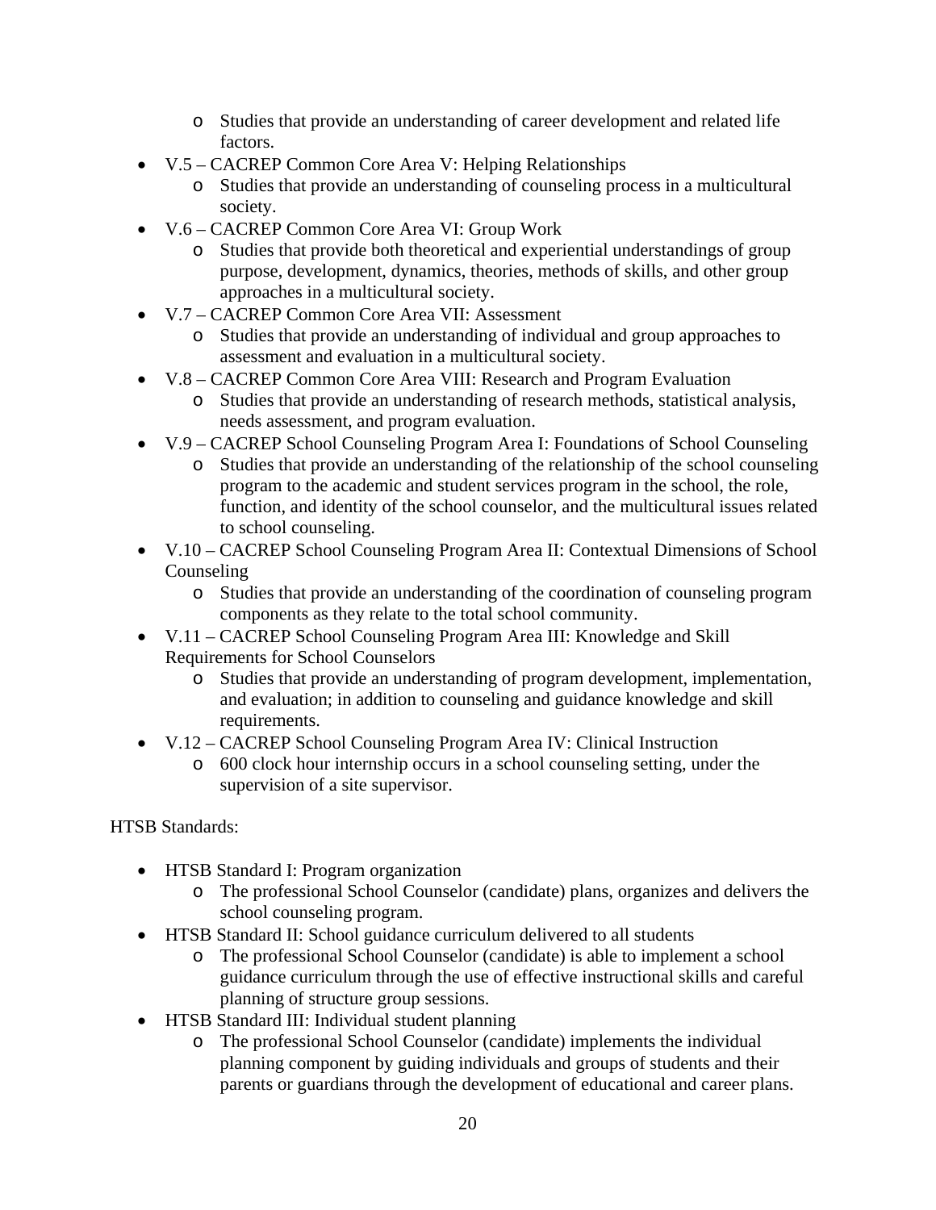- Studies that provide an understanding of career development and related life factors.
- V.5 – CACREP Common Core Area V: Helping Relationships
  - Studies that provide an understanding of counseling process in a multicultural society.
- V.6 – CACREP Common Core Area VI: Group Work
  - Studies that provide both theoretical and experiential understandings of group purpose, development, dynamics, theories, methods of skills, and other group approaches in a multicultural society.
- V.7 – CACREP Common Core Area VII: Assessment
  - Studies that provide an understanding of individual and group approaches to assessment and evaluation in a multicultural society.
- V.8 – CACREP Common Core Area VIII: Research and Program Evaluation
  - Studies that provide an understanding of research methods, statistical analysis, needs assessment, and program evaluation.
- V.9 – CACREP School Counseling Program Area I: Foundations of School Counseling
  - Studies that provide an understanding of the relationship of the school counseling program to the academic and student services program in the school, the role, function, and identity of the school counselor, and the multicultural issues related to school counseling.
- V.10 – CACREP School Counseling Program Area II: Contextual Dimensions of School Counseling
  - Studies that provide an understanding of the coordination of counseling program components as they relate to the total school community.
- V.11 – CACREP School Counseling Program Area III: Knowledge and Skill Requirements for School Counselors
  - Studies that provide an understanding of program development, implementation, and evaluation; in addition to counseling and guidance knowledge and skill requirements.
- V.12 – CACREP School Counseling Program Area IV: Clinical Instruction
  - 600 clock hour internship occurs in a school counseling setting, under the supervision of a site supervisor.

HTSB Standards:

- HTSB Standard I: Program organization
  - The professional School Counselor (candidate) plans, organizes and delivers the school counseling program.
- HTSB Standard II: School guidance curriculum delivered to all students
  - The professional School Counselor (candidate) is able to implement a school guidance curriculum through the use of effective instructional skills and careful planning of structure group sessions.
- HTSB Standard III: Individual student planning
  - The professional School Counselor (candidate) implements the individual planning component by guiding individuals and groups of students and their parents or guardians through the development of educational and career plans.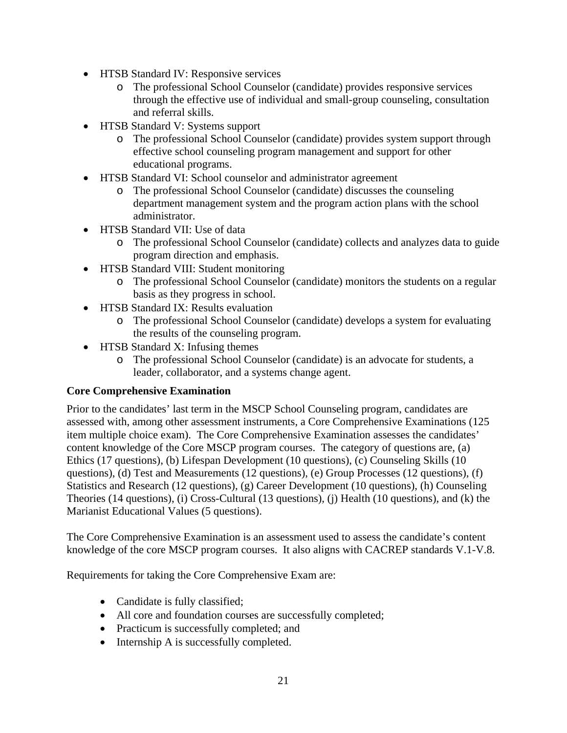- HTSB Standard IV: Responsive services
  - The professional School Counselor (candidate) provides responsive services through the effective use of individual and small-group counseling, consultation and referral skills.
- HTSB Standard V: Systems support
  - The professional School Counselor (candidate) provides system support through effective school counseling program management and support for other educational programs.
- HTSB Standard VI: School counselor and administrator agreement
  - The professional School Counselor (candidate) discusses the counseling department management system and the program action plans with the school administrator.
- HTSB Standard VII: Use of data
  - The professional School Counselor (candidate) collects and analyzes data to guide program direction and emphasis.
- HTSB Standard VIII: Student monitoring
  - The professional School Counselor (candidate) monitors the students on a regular basis as they progress in school.
- HTSB Standard IX: Results evaluation
  - The professional School Counselor (candidate) develops a system for evaluating the results of the counseling program.
- HTSB Standard X: Infusing themes
  - The professional School Counselor (candidate) is an advocate for students, a leader, collaborator, and a systems change agent.

**Core Comprehensive Examination**

Prior to the candidates' last term in the MSCP School Counseling program, candidates are assessed with, among other assessment instruments, a Core Comprehensive Examinations (125 item multiple choice exam). The Core Comprehensive Examination assesses the candidates' content knowledge of the Core MSCP program courses. The category of questions are, (a) Ethics (17 questions), (b) Lifespan Development (10 questions), (c) Counseling Skills (10 questions), (d) Test and Measurements (12 questions), (e) Group Processes (12 questions), (f) Statistics and Research (12 questions), (g) Career Development (10 questions), (h) Counseling Theories (14 questions), (i) Cross-Cultural (13 questions), (j) Health (10 questions), and (k) the Marianist Educational Values (5 questions).

The Core Comprehensive Examination is an assessment used to assess the candidate's content knowledge of the core MSCP program courses. It also aligns with CACREP standards V.1-V.8.

Requirements for taking the Core Comprehensive Exam are:

- Candidate is fully classified;
- All core and foundation courses are successfully completed;
- Practicum is successfully completed; and
- Internship A is successfully completed.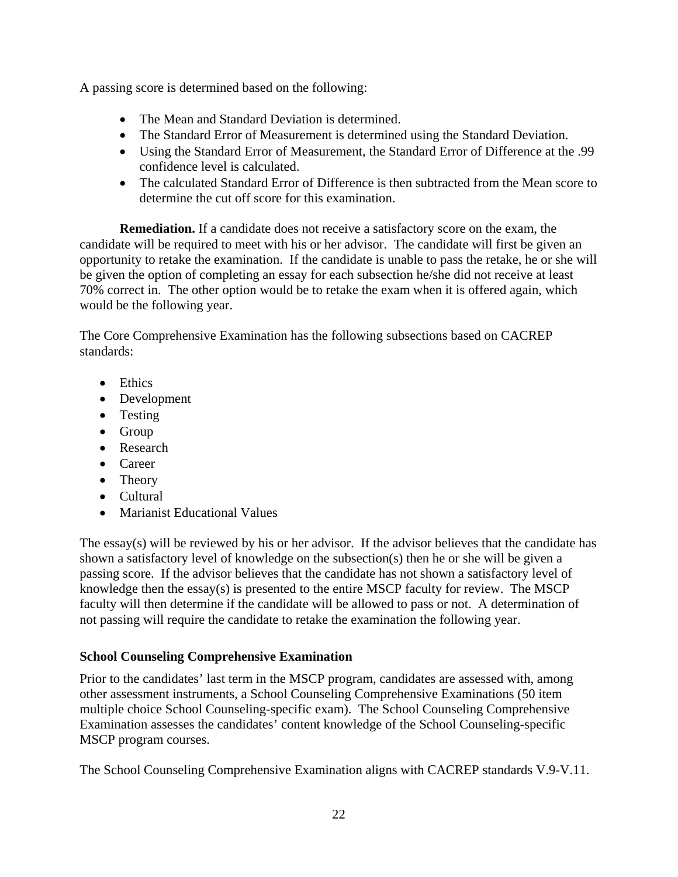A passing score is determined based on the following:

- The Mean and Standard Deviation is determined.
- The Standard Error of Measurement is determined using the Standard Deviation.
- Using the Standard Error of Measurement, the Standard Error of Difference at the .99 confidence level is calculated.
- The calculated Standard Error of Difference is then subtracted from the Mean score to determine the cut off score for this examination.

**Remediation.** If a candidate does not receive a satisfactory score on the exam, the candidate will be required to meet with his or her advisor. The candidate will first be given an opportunity to retake the examination. If the candidate is unable to pass the retake, he or she will be given the option of completing an essay for each subsection he/she did not receive at least 70% correct in. The other option would be to retake the exam when it is offered again, which would be the following year.

The Core Comprehensive Examination has the following subsections based on CACREP standards:

- Ethics
- Development
- Testing
- Group
- Research
- Career
- Theory
- Cultural
- Marianist Educational Values

The essay(s) will be reviewed by his or her advisor. If the advisor believes that the candidate has shown a satisfactory level of knowledge on the subsection(s) then he or she will be given a passing score. If the advisor believes that the candidate has not shown a satisfactory level of knowledge then the essay(s) is presented to the entire MSCP faculty for review. The MSCP faculty will then determine if the candidate will be allowed to pass or not. A determination of not passing will require the candidate to retake the examination the following year.

**School Counseling Comprehensive Examination**

Prior to the candidates' last term in the MSCP program, candidates are assessed with, among other assessment instruments, a School Counseling Comprehensive Examinations (50 item multiple choice School Counseling-specific exam). The School Counseling Comprehensive Examination assesses the candidates' content knowledge of the School Counseling-specific MSCP program courses.

The School Counseling Comprehensive Examination aligns with CACREP standards V.9-V.11.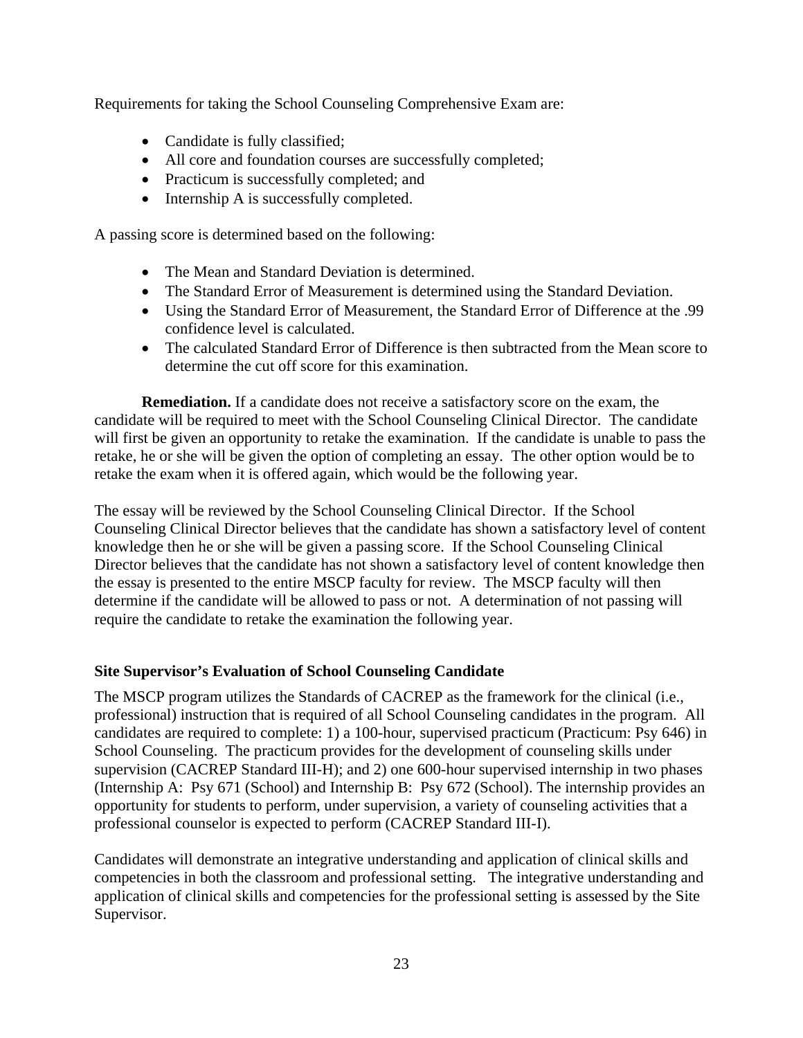Requirements for taking the School Counseling Comprehensive Exam are:

- Candidate is fully classified;
- All core and foundation courses are successfully completed;
- Practicum is successfully completed; and
- Internship A is successfully completed.

A passing score is determined based on the following:

- The Mean and Standard Deviation is determined.
- The Standard Error of Measurement is determined using the Standard Deviation.
- Using the Standard Error of Measurement, the Standard Error of Difference at the .99 confidence level is calculated.
- The calculated Standard Error of Difference is then subtracted from the Mean score to determine the cut off score for this examination.

**Remediation.** If a candidate does not receive a satisfactory score on the exam, the candidate will be required to meet with the School Counseling Clinical Director. The candidate will first be given an opportunity to retake the examination. If the candidate is unable to pass the retake, he or she will be given the option of completing an essay. The other option would be to retake the exam when it is offered again, which would be the following year.

The essay will be reviewed by the School Counseling Clinical Director. If the School Counseling Clinical Director believes that the candidate has shown a satisfactory level of content knowledge then he or she will be given a passing score. If the School Counseling Clinical Director believes that the candidate has not shown a satisfactory level of content knowledge then the essay is presented to the entire MSCP faculty for review. The MSCP faculty will then determine if the candidate will be allowed to pass or not. A determination of not passing will require the candidate to retake the examination the following year.

### Site Supervisor's Evaluation of School Counseling Candidate

The MSCP program utilizes the Standards of CACREP as the framework for the clinical (i.e., professional) instruction that is required of all School Counseling candidates in the program. All candidates are required to complete: 1) a 100-hour, supervised practicum (Practicum: Psy 646) in School Counseling. The practicum provides for the development of counseling skills under supervision (CACREP Standard III-H); and 2) one 600-hour supervised internship in two phases (Internship A: Psy 671 (School) and Internship B: Psy 672 (School). The internship provides an opportunity for students to perform, under supervision, a variety of counseling activities that a professional counselor is expected to perform (CACREP Standard III-I).

Candidates will demonstrate an integrative understanding and application of clinical skills and competencies in both the classroom and professional setting. The integrative understanding and application of clinical skills and competencies for the professional setting is assessed by the Site Supervisor.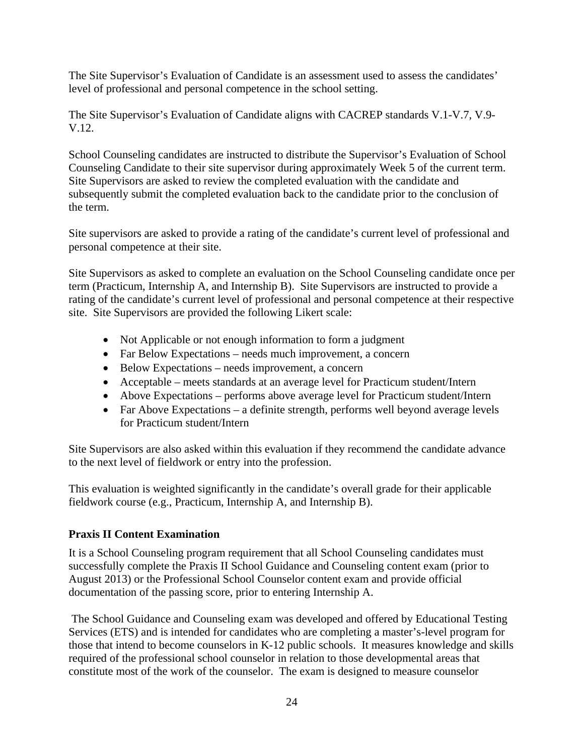The Site Supervisor's Evaluation of Candidate is an assessment used to assess the candidates' level of professional and personal competence in the school setting.

The Site Supervisor's Evaluation of Candidate aligns with CACREP standards V.1-V.7, V.9-V.12.

School Counseling candidates are instructed to distribute the Supervisor's Evaluation of School Counseling Candidate to their site supervisor during approximately Week 5 of the current term. Site Supervisors are asked to review the completed evaluation with the candidate and subsequently submit the completed evaluation back to the candidate prior to the conclusion of the term.

Site supervisors are asked to provide a rating of the candidate's current level of professional and personal competence at their site.

Site Supervisors as asked to complete an evaluation on the School Counseling candidate once per term (Practicum, Internship A, and Internship B). Site Supervisors are instructed to provide a rating of the candidate's current level of professional and personal competence at their respective site. Site Supervisors are provided the following Likert scale:

- Not Applicable or not enough information to form a judgment
- Far Below Expectations – needs much improvement, a concern
- Below Expectations – needs improvement, a concern
- Acceptable – meets standards at an average level for Practicum student/Intern
- Above Expectations – performs above average level for Practicum student/Intern
- Far Above Expectations – a definite strength, performs well beyond average levels for Practicum student/Intern

Site Supervisors are also asked within this evaluation if they recommend the candidate advance to the next level of fieldwork or entry into the profession.

This evaluation is weighted significantly in the candidate's overall grade for their applicable fieldwork course (e.g., Practicum, Internship A, and Internship B).

**Praxis II Content Examination**

It is a School Counseling program requirement that all School Counseling candidates must successfully complete the Praxis II School Guidance and Counseling content exam (prior to August 2013) or the Professional School Counselor content exam and provide official documentation of the passing score, prior to entering Internship A.

The School Guidance and Counseling exam was developed and offered by Educational Testing Services (ETS) and is intended for candidates who are completing a master's-level program for those that intend to become counselors in K-12 public schools. It measures knowledge and skills required of the professional school counselor in relation to those developmental areas that constitute most of the work of the counselor. The exam is designed to measure counselor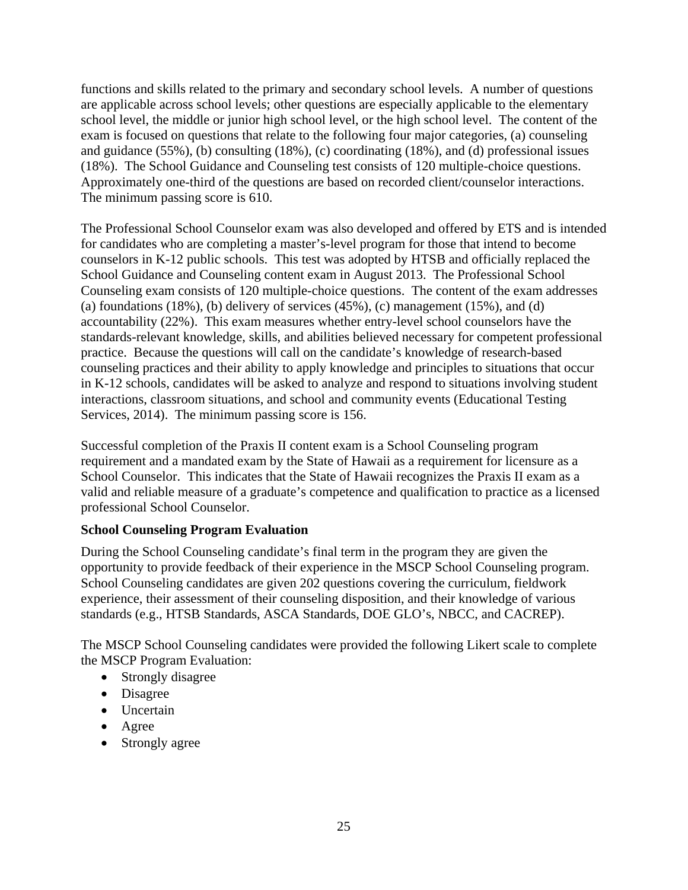functions and skills related to the primary and secondary school levels. A number of questions are applicable across school levels; other questions are especially applicable to the elementary school level, the middle or junior high school level, or the high school level. The content of the exam is focused on questions that relate to the following four major categories, (a) counseling and guidance (55%), (b) consulting (18%), (c) coordinating (18%), and (d) professional issues (18%). The School Guidance and Counseling test consists of 120 multiple-choice questions. Approximately one-third of the questions are based on recorded client/counselor interactions. The minimum passing score is 610.

The Professional School Counselor exam was also developed and offered by ETS and is intended for candidates who are completing a master's-level program for those that intend to become counselors in K-12 public schools. This test was adopted by HTSB and officially replaced the School Guidance and Counseling content exam in August 2013. The Professional School Counseling exam consists of 120 multiple-choice questions. The content of the exam addresses (a) foundations (18%), (b) delivery of services (45%), (c) management (15%), and (d) accountability (22%). This exam measures whether entry-level school counselors have the standards-relevant knowledge, skills, and abilities believed necessary for competent professional practice. Because the questions will call on the candidate's knowledge of research-based counseling practices and their ability to apply knowledge and principles to situations that occur in K-12 schools, candidates will be asked to analyze and respond to situations involving student interactions, classroom situations, and school and community events (Educational Testing Services, 2014). The minimum passing score is 156.

Successful completion of the Praxis II content exam is a School Counseling program requirement and a mandated exam by the State of Hawaii as a requirement for licensure as a School Counselor. This indicates that the State of Hawaii recognizes the Praxis II exam as a valid and reliable measure of a graduate's competence and qualification to practice as a licensed professional School Counselor.

**School Counseling Program Evaluation**

During the School Counseling candidate's final term in the program they are given the opportunity to provide feedback of their experience in the MSCP School Counseling program. School Counseling candidates are given 202 questions covering the curriculum, fieldwork experience, their assessment of their counseling disposition, and their knowledge of various standards (e.g., HTSB Standards, ASCA Standards, DOE GLO's, NBCC, and CACREP).

The MSCP School Counseling candidates were provided the following Likert scale to complete the MSCP Program Evaluation:

- Strongly disagree
- Disagree
- Uncertain
- Agree
- Strongly agree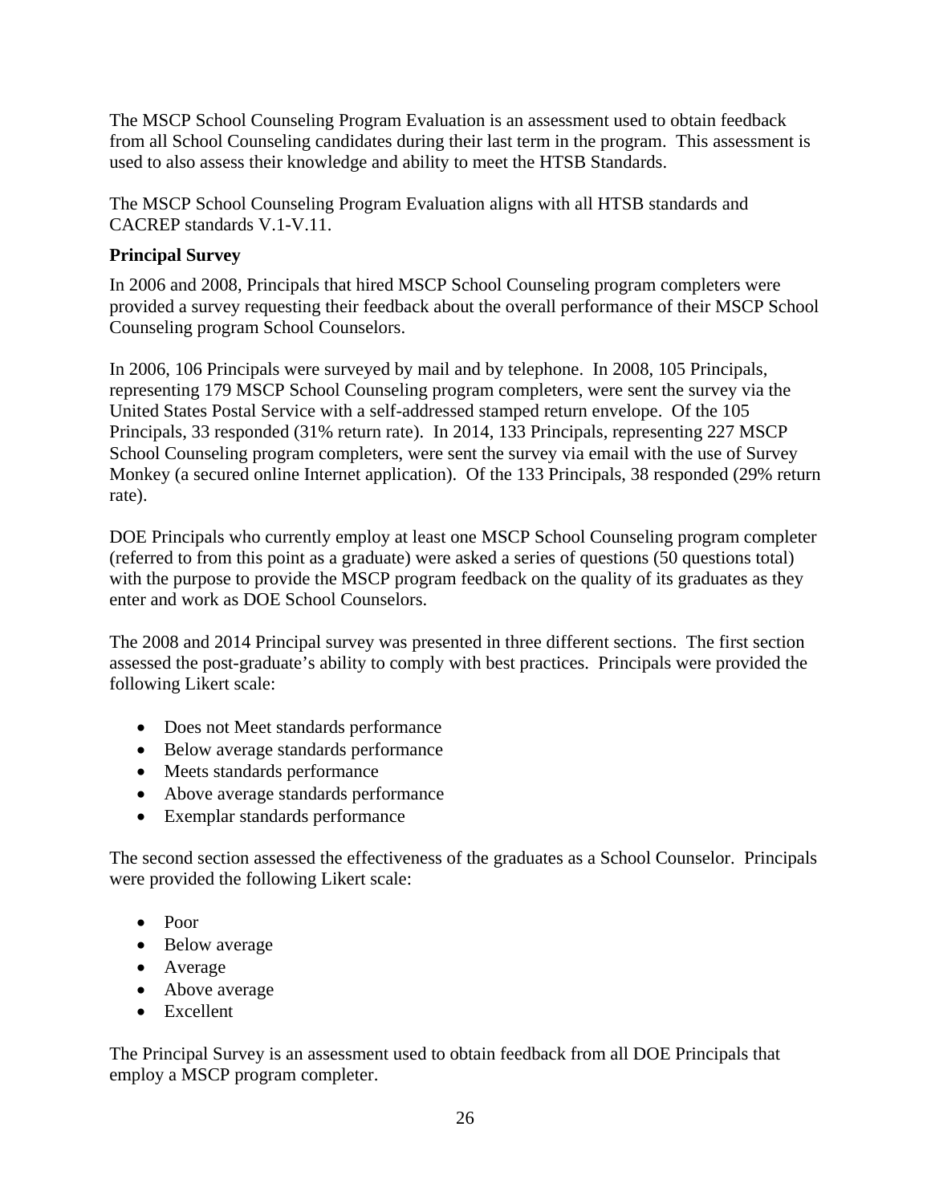The MSCP School Counseling Program Evaluation is an assessment used to obtain feedback from all School Counseling candidates during their last term in the program. This assessment is used to also assess their knowledge and ability to meet the HTSB Standards.

The MSCP School Counseling Program Evaluation aligns with all HTSB standards and CACREP standards V.1-V.11.

**Principal Survey**

In 2006 and 2008, Principals that hired MSCP School Counseling program completers were provided a survey requesting their feedback about the overall performance of their MSCP School Counseling program School Counselors.

In 2006, 106 Principals were surveyed by mail and by telephone. In 2008, 105 Principals, representing 179 MSCP School Counseling program completers, were sent the survey via the United States Postal Service with a self-addressed stamped return envelope. Of the 105 Principals, 33 responded (31% return rate). In 2014, 133 Principals, representing 227 MSCP School Counseling program completers, were sent the survey via email with the use of Survey Monkey (a secured online Internet application). Of the 133 Principals, 38 responded (29% return rate).

DOE Principals who currently employ at least one MSCP School Counseling program completer (referred to from this point as a graduate) were asked a series of questions (50 questions total) with the purpose to provide the MSCP program feedback on the quality of its graduates as they enter and work as DOE School Counselors.

The 2008 and 2014 Principal survey was presented in three different sections. The first section assessed the post-graduate's ability to comply with best practices. Principals were provided the following Likert scale:

- Does not Meet standards performance
- Below average standards performance
- Meets standards performance
- Above average standards performance
- Exemplar standards performance

The second section assessed the effectiveness of the graduates as a School Counselor. Principals were provided the following Likert scale:

- Poor
- Below average
- Average
- Above average
- Excellent

The Principal Survey is an assessment used to obtain feedback from all DOE Principals that employ a MSCP program completer.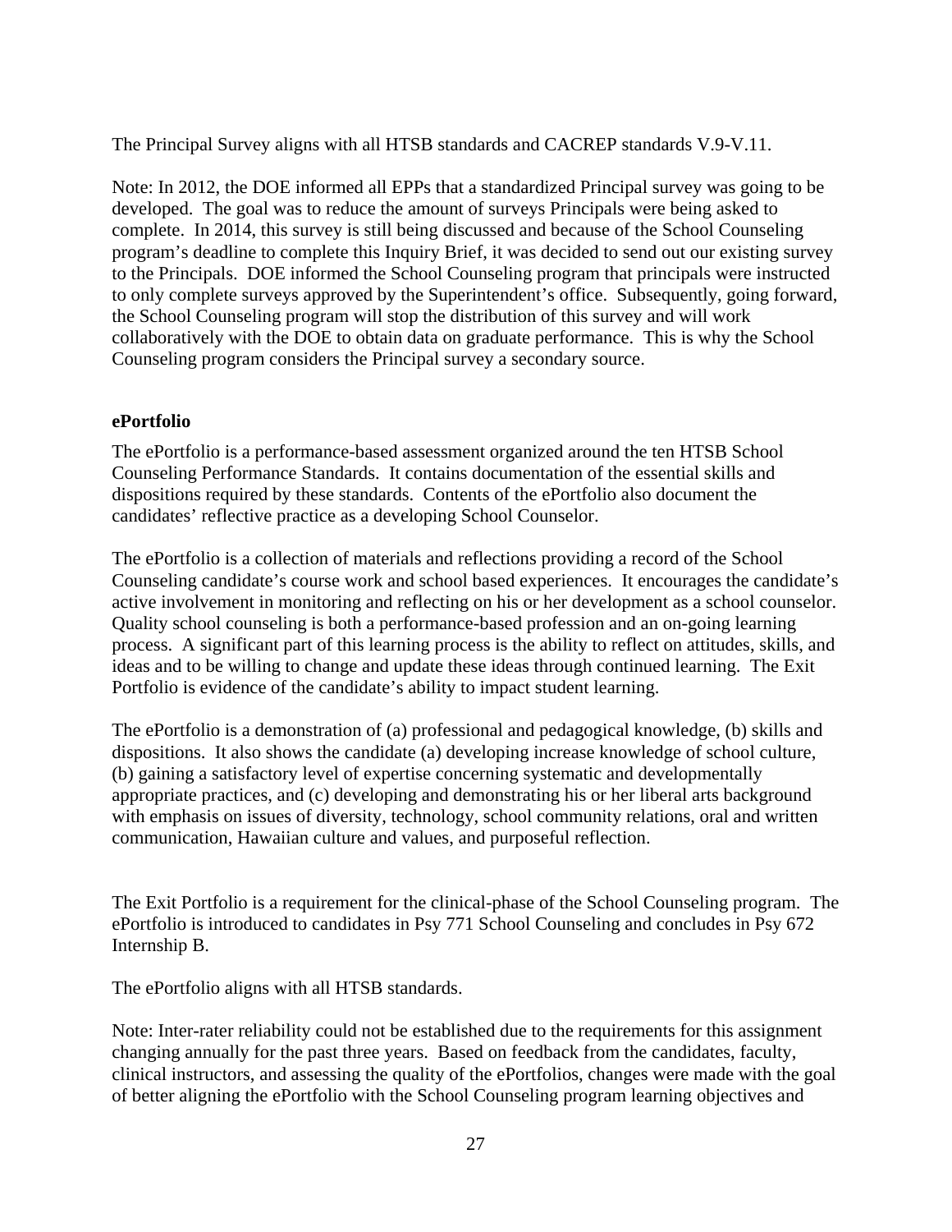The Principal Survey aligns with all HTSB standards and CACREP standards V.9-V.11.

Note: In 2012, the DOE informed all EPPs that a standardized Principal survey was going to be developed. The goal was to reduce the amount of surveys Principals were being asked to complete. In 2014, this survey is still being discussed and because of the School Counseling program's deadline to complete this Inquiry Brief, it was decided to send out our existing survey to the Principals. DOE informed the School Counseling program that principals were instructed to only complete surveys approved by the Superintendent's office. Subsequently, going forward, the School Counseling program will stop the distribution of this survey and will work collaboratively with the DOE to obtain data on graduate performance. This is why the School Counseling program considers the Principal survey a secondary source.

**ePortfolio**

The ePortfolio is a performance-based assessment organized around the ten HTSB School Counseling Performance Standards. It contains documentation of the essential skills and dispositions required by these standards. Contents of the ePortfolio also document the candidates' reflective practice as a developing School Counselor.

The ePortfolio is a collection of materials and reflections providing a record of the School Counseling candidate's course work and school based experiences. It encourages the candidate's active involvement in monitoring and reflecting on his or her development as a school counselor. Quality school counseling is both a performance-based profession and an on-going learning process. A significant part of this learning process is the ability to reflect on attitudes, skills, and ideas and to be willing to change and update these ideas through continued learning. The Exit Portfolio is evidence of the candidate's ability to impact student learning.

The ePortfolio is a demonstration of (a) professional and pedagogical knowledge, (b) skills and dispositions. It also shows the candidate (a) developing increase knowledge of school culture, (b) gaining a satisfactory level of expertise concerning systematic and developmentally appropriate practices, and (c) developing and demonstrating his or her liberal arts background with emphasis on issues of diversity, technology, school community relations, oral and written communication, Hawaiian culture and values, and purposeful reflection.

The Exit Portfolio is a requirement for the clinical-phase of the School Counseling program. The ePortfolio is introduced to candidates in Psy 771 School Counseling and concludes in Psy 672 Internship B.

The ePortfolio aligns with all HTSB standards.

Note: Inter-rater reliability could not be established due to the requirements for this assignment changing annually for the past three years. Based on feedback from the candidates, faculty, clinical instructors, and assessing the quality of the ePortfolios, changes were made with the goal of better aligning the ePortfolio with the School Counseling program learning objectives and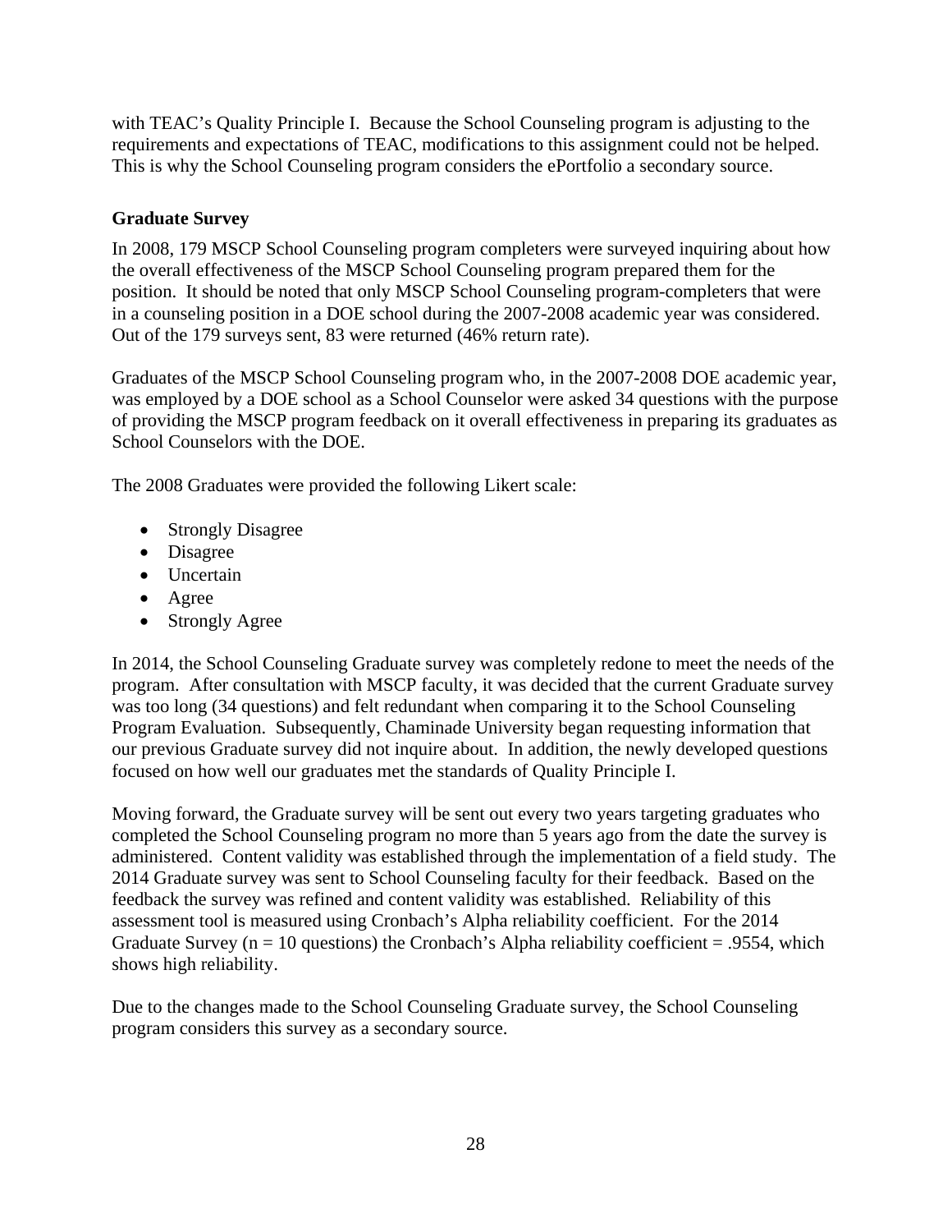with TEAC's Quality Principle I. Because the School Counseling program is adjusting to the requirements and expectations of TEAC, modifications to this assignment could not be helped. This is why the School Counseling program considers the ePortfolio a secondary source.

**Graduate Survey**

In 2008, 179 MSCP School Counseling program completers were surveyed inquiring about how the overall effectiveness of the MSCP School Counseling program prepared them for the position. It should be noted that only MSCP School Counseling program-completers that were in a counseling position in a DOE school during the 2007-2008 academic year was considered. Out of the 179 surveys sent, 83 were returned (46% return rate).

Graduates of the MSCP School Counseling program who, in the 2007-2008 DOE academic year, was employed by a DOE school as a School Counselor were asked 34 questions with the purpose of providing the MSCP program feedback on it overall effectiveness in preparing its graduates as School Counselors with the DOE.

The 2008 Graduates were provided the following Likert scale:

- Strongly Disagree
- Disagree
- Uncertain
- Agree
- Strongly Agree

In 2014, the School Counseling Graduate survey was completely redone to meet the needs of the program. After consultation with MSCP faculty, it was decided that the current Graduate survey was too long (34 questions) and felt redundant when comparing it to the School Counseling Program Evaluation. Subsequently, Chaminade University began requesting information that our previous Graduate survey did not inquire about. In addition, the newly developed questions focused on how well our graduates met the standards of Quality Principle I.

Moving forward, the Graduate survey will be sent out every two years targeting graduates who completed the School Counseling program no more than 5 years ago from the date the survey is administered. Content validity was established through the implementation of a field study. The 2014 Graduate survey was sent to School Counseling faculty for their feedback. Based on the feedback the survey was refined and content validity was established. Reliability of this assessment tool is measured using Cronbach's Alpha reliability coefficient. For the 2014 Graduate Survey ($n = 10$ questions) the Cronbach's Alpha reliability coefficient = .9554, which shows high reliability.

Due to the changes made to the School Counseling Graduate survey, the School Counseling program considers this survey as a secondary source.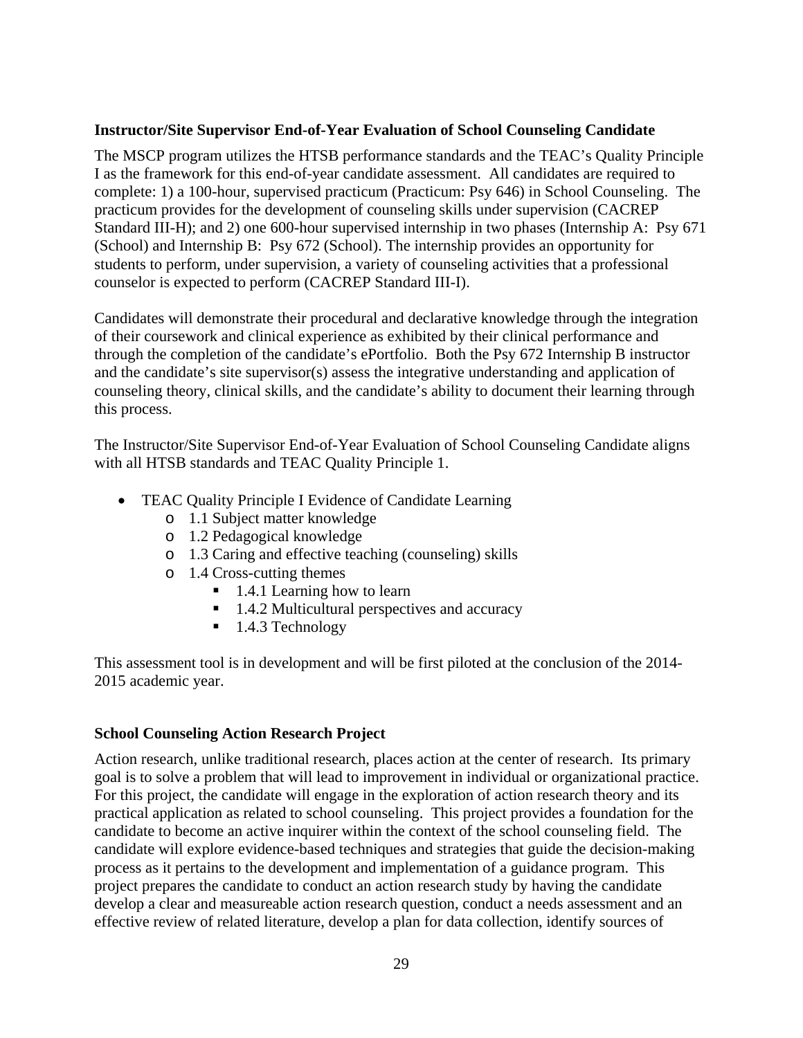**Instructor/Site Supervisor End-of-Year Evaluation of School Counseling Candidate**

The MSCP program utilizes the HTSB performance standards and the TEAC's Quality Principle I as the framework for this end-of-year candidate assessment. All candidates are required to complete: 1) a 100-hour, supervised practicum (Practicum: Psy 646) in School Counseling. The practicum provides for the development of counseling skills under supervision (CACREP Standard III-H); and 2) one 600-hour supervised internship in two phases (Internship A: Psy 671 (School) and Internship B: Psy 672 (School). The internship provides an opportunity for students to perform, under supervision, a variety of counseling activities that a professional counselor is expected to perform (CACREP Standard III-I).

Candidates will demonstrate their procedural and declarative knowledge through the integration of their coursework and clinical experience as exhibited by their clinical performance and through the completion of the candidate's ePortfolio. Both the Psy 672 Internship B instructor and the candidate's site supervisor(s) assess the integrative understanding and application of counseling theory, clinical skills, and the candidate's ability to document their learning through this process.

The Instructor/Site Supervisor End-of-Year Evaluation of School Counseling Candidate aligns with all HTSB standards and TEAC Quality Principle 1.

- TEAC Quality Principle I Evidence of Candidate Learning
  - 1.1 Subject matter knowledge
  - 1.2 Pedagogical knowledge
  - 1.3 Caring and effective teaching (counseling) skills
  - 1.4 Cross-cutting themes
    - 1.4.1 Learning how to learn
    - 1.4.2 Multicultural perspectives and accuracy
    - 1.4.3 Technology

This assessment tool is in development and will be first piloted at the conclusion of the 2014-2015 academic year.

**School Counseling Action Research Project**

Action research, unlike traditional research, places action at the center of research. Its primary goal is to solve a problem that will lead to improvement in individual or organizational practice. For this project, the candidate will engage in the exploration of action research theory and its practical application as related to school counseling. This project provides a foundation for the candidate to become an active inquirer within the context of the school counseling field. The candidate will explore evidence-based techniques and strategies that guide the decision-making process as it pertains to the development and implementation of a guidance program. This project prepares the candidate to conduct an action research study by having the candidate develop a clear and measureable action research question, conduct a needs assessment and an effective review of related literature, develop a plan for data collection, identify sources of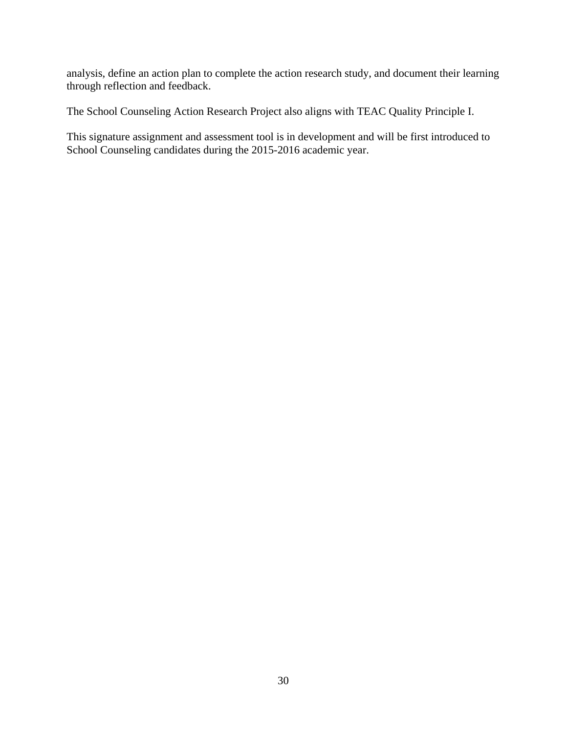analysis, define an action plan to complete the action research study, and document their learning through reflection and feedback.

The School Counseling Action Research Project also aligns with TEAC Quality Principle I.

This signature assignment and assessment tool is in development and will be first introduced to School Counseling candidates during the 2015-2016 academic year.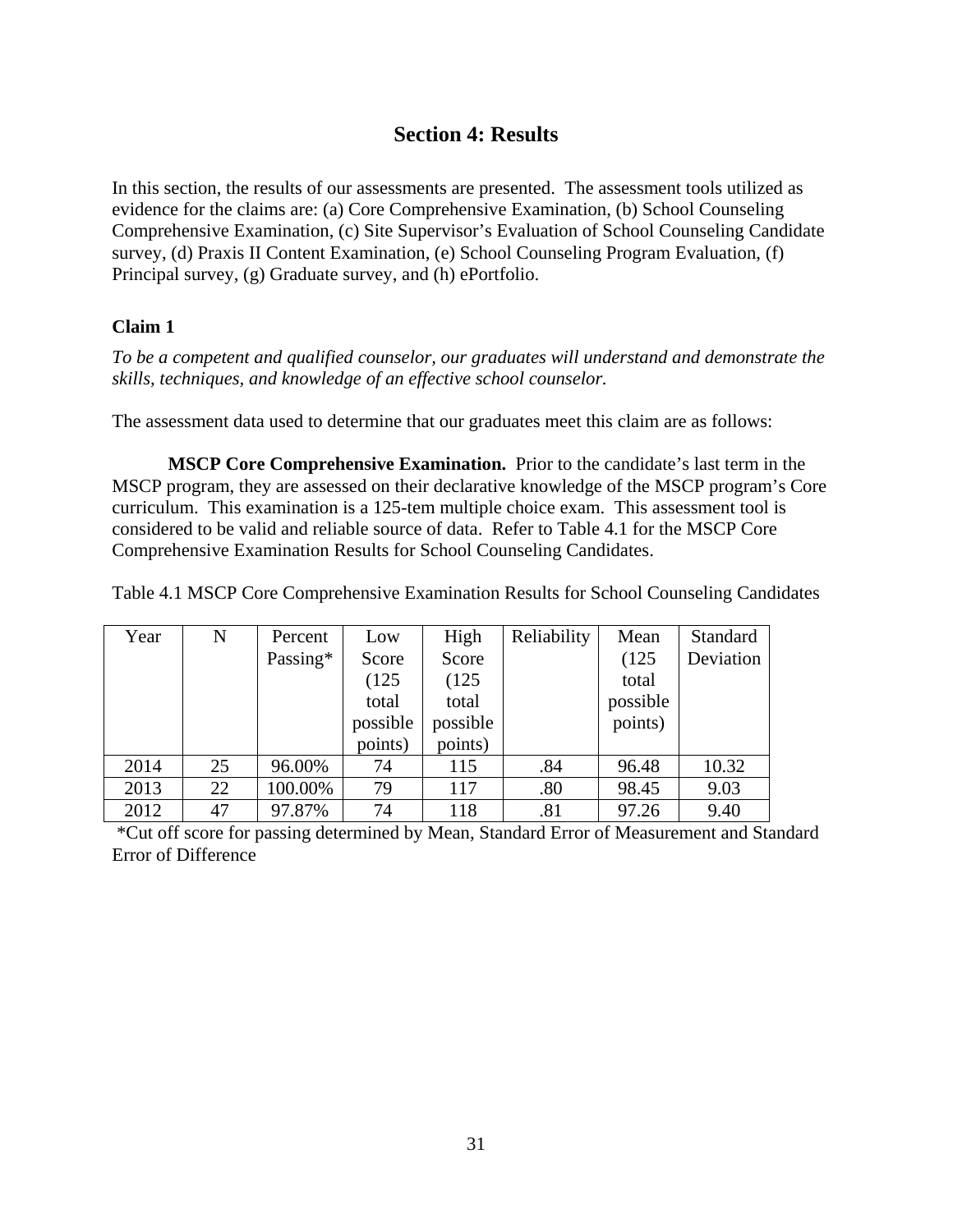# Section 4: Results

In this section, the results of our assessments are presented. The assessment tools utilized as evidence for the claims are: (a) Core Comprehensive Examination, (b) School Counseling Comprehensive Examination, (c) Site Supervisor's Evaluation of School Counseling Candidate survey, (d) Praxis II Content Examination, (e) School Counseling Program Evaluation, (f) Principal survey, (g) Graduate survey, and (h) ePortfolio.

### Claim 1

*To be a competent and qualified counselor, our graduates will understand and demonstrate the skills, techniques, and knowledge of an effective school counselor.*

The assessment data used to determine that our graduates meet this claim are as follows:

**MSCP Core Comprehensive Examination.** Prior to the candidate's last term in the MSCP program, they are assessed on their declarative knowledge of the MSCP program's Core curriculum. This examination is a 125-tem multiple choice exam. This assessment tool is considered to be valid and reliable source of data. Refer to Table 4.1 for the MSCP Core Comprehensive Examination Results for School Counseling Candidates.

Table 4.1 MSCP Core Comprehensive Examination Results for School Counseling Candidates

| Year | N | Percent Passing* | Low Score (125 total possible points) | High Score (125 total possible points) | Reliability | Mean (125 total possible points) | Standard Deviation |
|---|---|---|---|---|---|---|---|
| 2014 | 25 | 96.00% | 74 | 115 | .84 | 96.48 | 10.32 |
| 2013 | 22 | 100.00% | 79 | 117 | .80 | 98.45 | 9.03 |
| 2012 | 47 | 97.87% | 74 | 118 | .81 | 97.26 | 9.40 |

*Cut off score for passing determined by Mean, Standard Error of Measurement and Standard Error of Difference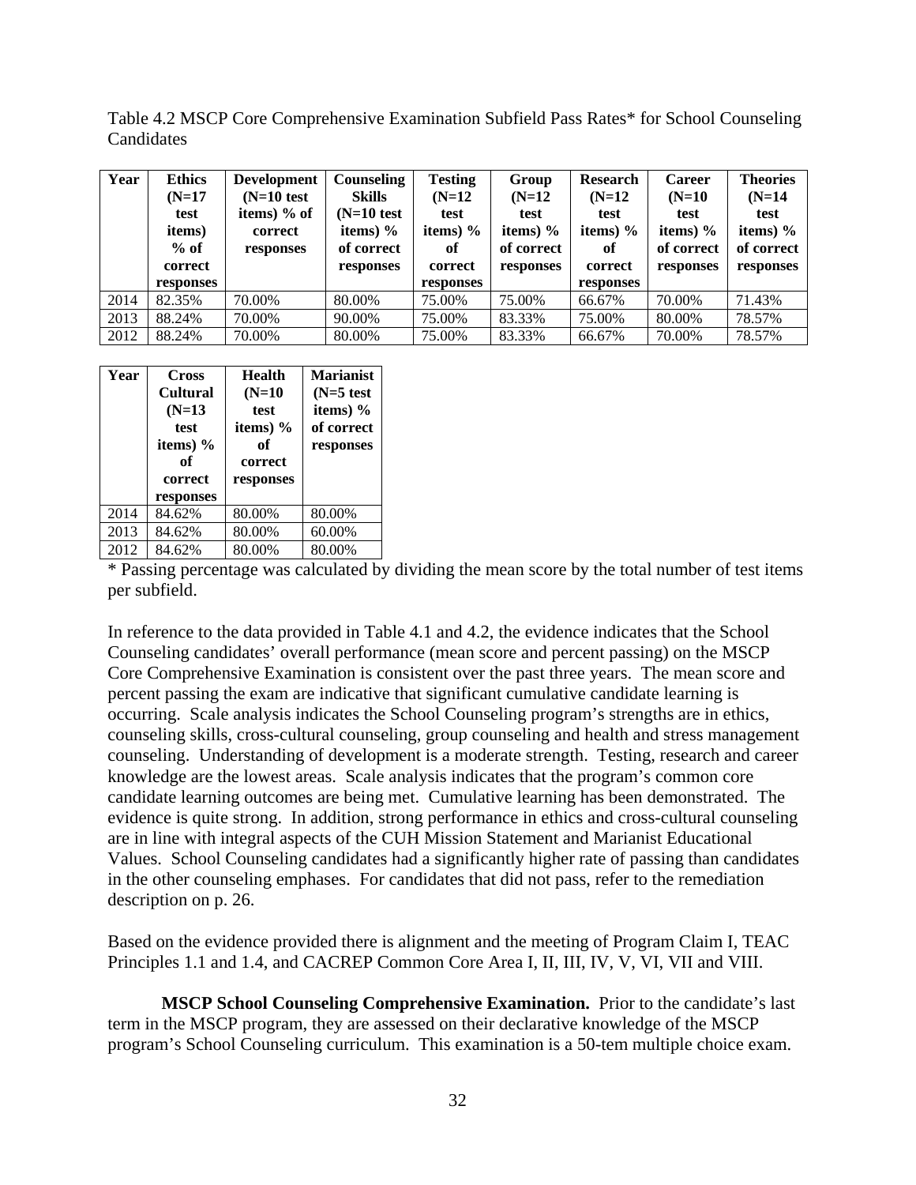Table 4.2 MSCP Core Comprehensive Examination Subfield Pass Rates* for School Counseling Candidates

| Year | Ethics (N=17 test items) % of correct responses | Development (N=10 test items) % of correct responses | Counseling Skills (N=10 test items) % of correct responses | Testing (N=12 test items) % of correct responses | Group (N=12 test items) % of correct responses | Research (N=12 test items) % of correct responses | Career (N=10 test items) % of correct responses | Theories (N=14 test items) % of correct responses |
|---|---|---|---|---|---|---|---|---|
| 2014 | 82.35% | 70.00% | 80.00% | 75.00% | 75.00% | 66.67% | 70.00% | 71.43% |
| 2013 | 88.24% | 70.00% | 90.00% | 75.00% | 83.33% | 75.00% | 80.00% | 78.57% |
| 2012 | 88.24% | 70.00% | 80.00% | 75.00% | 83.33% | 66.67% | 70.00% | 78.57% |

| Year | Cross Cultural (N=13 test items) % of correct responses | Health (N=10 test items) % of correct responses | Marianist (N=5 test items) % of correct responses |
|---|---|---|---|
| 2014 | 84.62% | 80.00% | 80.00% |
| 2013 | 84.62% | 80.00% | 60.00% |
| 2012 | 84.62% | 80.00% | 80.00% |

* Passing percentage was calculated by dividing the mean score by the total number of test items per subfield.

In reference to the data provided in Table 4.1 and 4.2, the evidence indicates that the School Counseling candidates' overall performance (mean score and percent passing) on the MSCP Core Comprehensive Examination is consistent over the past three years. The mean score and percent passing the exam are indicative that significant cumulative candidate learning is occurring. Scale analysis indicates the School Counseling program's strengths are in ethics, counseling skills, cross-cultural counseling, group counseling and health and stress management counseling. Understanding of development is a moderate strength. Testing, research and career knowledge are the lowest areas. Scale analysis indicates that the program's common core candidate learning outcomes are being met. Cumulative learning has been demonstrated. The evidence is quite strong. In addition, strong performance in ethics and cross-cultural counseling are in line with integral aspects of the CUH Mission Statement and Marianist Educational Values. School Counseling candidates had a significantly higher rate of passing than candidates in the other counseling emphases. For candidates that did not pass, refer to the remediation description on p. 26.

Based on the evidence provided there is alignment and the meeting of Program Claim I, TEAC Principles 1.1 and 1.4, and CACREP Common Core Area I, II, III, IV, V, VI, VII and VIII.

**MSCP School Counseling Comprehensive Examination.** Prior to the candidate's last term in the MSCP program, they are assessed on their declarative knowledge of the MSCP program's School Counseling curriculum. This examination is a 50-tem multiple choice exam.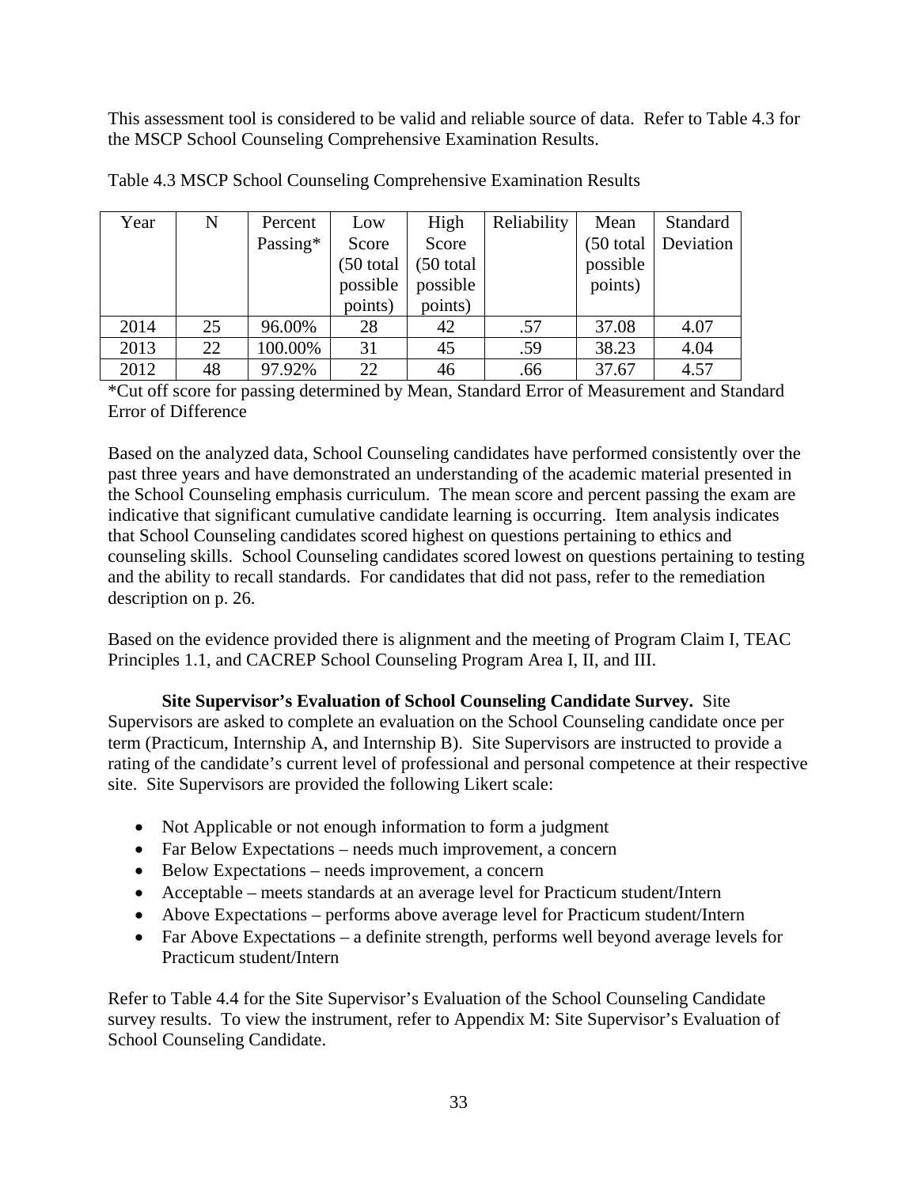This assessment tool is considered to be valid and reliable source of data. Refer to Table 4.3 for the MSCP School Counseling Comprehensive Examination Results.

Table 4.3 MSCP School Counseling Comprehensive Examination Results

| Year | N | Percent Passing* | Low Score (50 total possible points) | High Score (50 total possible points) | Reliability | Mean (50 total possible points) | Standard Deviation |
|---|---|---|---|---|---|---|---|
| 2014 | 25 | 96.00% | 28 | 42 | .57 | 37.08 | 4.07 |
| 2013 | 22 | 100.00% | 31 | 45 | .59 | 38.23 | 4.04 |
| 2012 | 48 | 97.92% | 22 | 46 | .66 | 37.67 | 4.57 |

*Cut off score for passing determined by Mean, Standard Error of Measurement and Standard Error of Difference

Based on the analyzed data, School Counseling candidates have performed consistently over the past three years and have demonstrated an understanding of the academic material presented in the School Counseling emphasis curriculum. The mean score and percent passing the exam are indicative that significant cumulative candidate learning is occurring. Item analysis indicates that School Counseling candidates scored highest on questions pertaining to ethics and counseling skills. School Counseling candidates scored lowest on questions pertaining to testing and the ability to recall standards. For candidates that did not pass, refer to the remediation description on p. 26.

Based on the evidence provided there is alignment and the meeting of Program Claim I, TEAC Principles 1.1, and CACREP School Counseling Program Area I, II, and III.

**Site Supervisor's Evaluation of School Counseling Candidate Survey.** Site Supervisors are asked to complete an evaluation on the School Counseling candidate once per term (Practicum, Internship A, and Internship B). Site Supervisors are instructed to provide a rating of the candidate's current level of professional and personal competence at their respective site. Site Supervisors are provided the following Likert scale:

- Not Applicable or not enough information to form a judgment
- Far Below Expectations – needs much improvement, a concern
- Below Expectations – needs improvement, a concern
- Acceptable – meets standards at an average level for Practicum student/Intern
- Above Expectations – performs above average level for Practicum student/Intern
- Far Above Expectations – a definite strength, performs well beyond average levels for Practicum student/Intern

Refer to Table 4.4 for the Site Supervisor's Evaluation of the School Counseling Candidate survey results. To view the instrument, refer to Appendix M: Site Supervisor's Evaluation of School Counseling Candidate.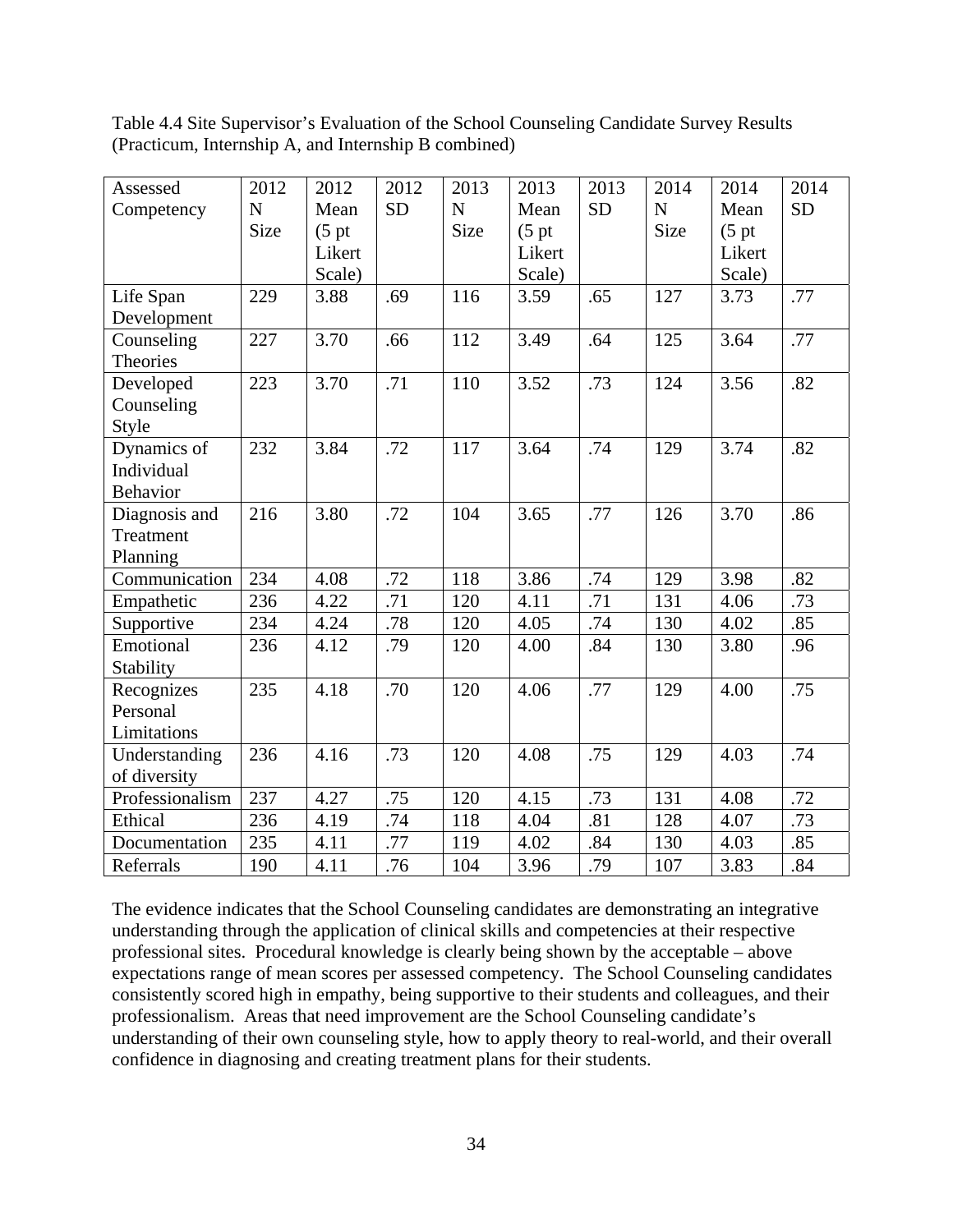Table 4.4 Site Supervisor's Evaluation of the School Counseling Candidate Survey Results (Practicum, Internship A, and Internship B combined)

| Assessed Competency | 2012 N Size | 2012 Mean (5 pt Likert Scale) | 2012 SD | 2013 N Size | 2013 Mean (5 pt Likert Scale) | 2013 SD | 2014 N Size | 2014 Mean (5 pt Likert Scale) | 2014 SD |
|---|---|---|---|---|---|---|---|---|---|
| Life Span Development | 229 | 3.88 | .69 | 116 | 3.59 | .65 | 127 | 3.73 | .77 |
| Counseling Theories | 227 | 3.70 | .66 | 112 | 3.49 | .64 | 125 | 3.64 | .77 |
| Developed Counseling Style | 223 | 3.70 | .71 | 110 | 3.52 | .73 | 124 | 3.56 | .82 |
| Dynamics of Individual Behavior | 232 | 3.84 | .72 | 117 | 3.64 | .74 | 129 | 3.74 | .82 |
| Diagnosis and Treatment Planning | 216 | 3.80 | .72 | 104 | 3.65 | .77 | 126 | 3.70 | .86 |
| Communication | 234 | 4.08 | .72 | 118 | 3.86 | .74 | 129 | 3.98 | .82 |
| Empathetic | 236 | 4.22 | .71 | 120 | 4.11 | .71 | 131 | 4.06 | .73 |
| Supportive | 234 | 4.24 | .78 | 120 | 4.05 | .74 | 130 | 4.02 | .85 |
| Emotional Stability | 236 | 4.12 | .79 | 120 | 4.00 | .84 | 130 | 3.80 | .96 |
| Recognizes Personal Limitations | 235 | 4.18 | .70 | 120 | 4.06 | .77 | 129 | 4.00 | .75 |
| Understanding of diversity | 236 | 4.16 | .73 | 120 | 4.08 | .75 | 129 | 4.03 | .74 |
| Professionalism | 237 | 4.27 | .75 | 120 | 4.15 | .73 | 131 | 4.08 | .72 |
| Ethical | 236 | 4.19 | .74 | 118 | 4.04 | .81 | 128 | 4.07 | .73 |
| Documentation | 235 | 4.11 | .77 | 119 | 4.02 | .84 | 130 | 4.03 | .85 |
| Referrals | 190 | 4.11 | .76 | 104 | 3.96 | .79 | 107 | 3.83 | .84 |

The evidence indicates that the School Counseling candidates are demonstrating an integrative understanding through the application of clinical skills and competencies at their respective professional sites. Procedural knowledge is clearly being shown by the acceptable – above expectations range of mean scores per assessed competency. The School Counseling candidates consistently scored high in empathy, being supportive to their students and colleagues, and their professionalism. Areas that need improvement are the School Counseling candidate's understanding of their own counseling style, how to apply theory to real-world, and their overall confidence in diagnosing and creating treatment plans for their students.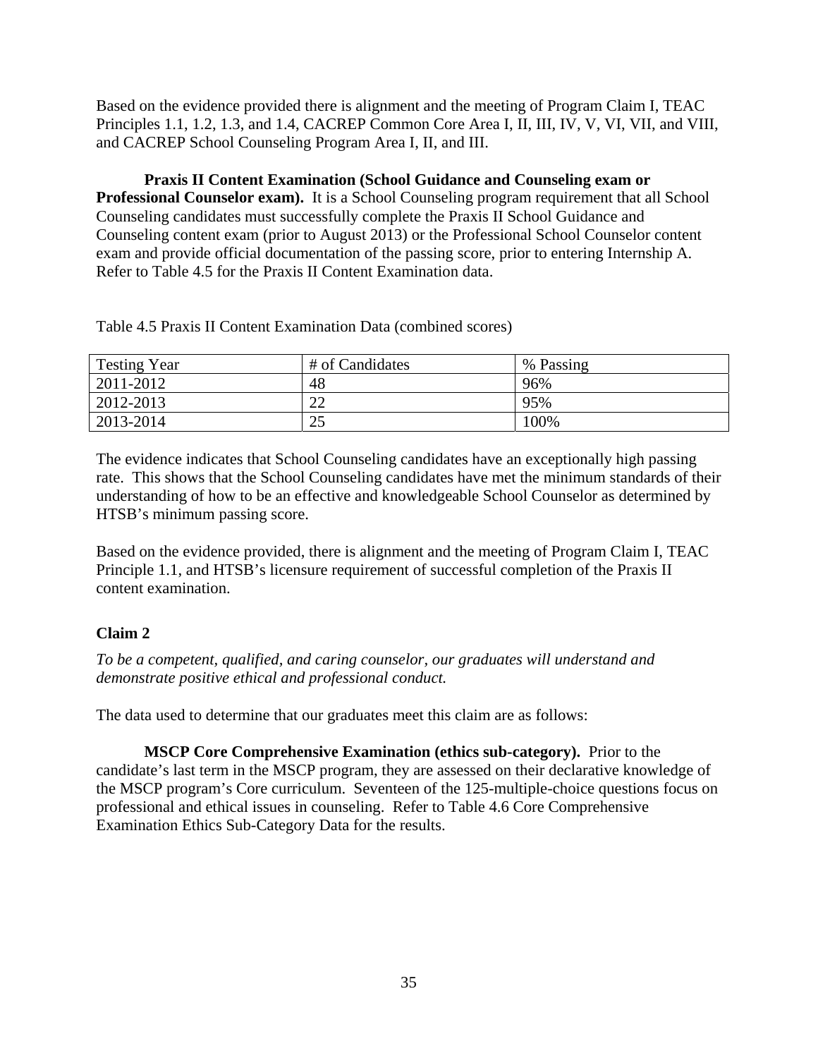Based on the evidence provided there is alignment and the meeting of Program Claim I, TEAC Principles 1.1, 1.2, 1.3, and 1.4, CACREP Common Core Area I, II, III, IV, V, VI, VII, and VIII, and CACREP School Counseling Program Area I, II, and III.

**Praxis II Content Examination (School Guidance and Counseling exam or Professional Counselor exam).** It is a School Counseling program requirement that all School Counseling candidates must successfully complete the Praxis II School Guidance and Counseling content exam (prior to August 2013) or the Professional School Counselor content exam and provide official documentation of the passing score, prior to entering Internship A. Refer to Table 4.5 for the Praxis II Content Examination data.

Table 4.5 Praxis II Content Examination Data (combined scores)

| Testing Year | # of Candidates | % Passing |
|---|---|---|
| 2011-2012 | 48 | 96% |
| 2012-2013 | 22 | 95% |
| 2013-2014 | 25 | 100% |

The evidence indicates that School Counseling candidates have an exceptionally high passing rate. This shows that the School Counseling candidates have met the minimum standards of their understanding of how to be an effective and knowledgeable School Counselor as determined by HTSB's minimum passing score.

Based on the evidence provided, there is alignment and the meeting of Program Claim I, TEAC Principle 1.1, and HTSB's licensure requirement of successful completion of the Praxis II content examination.

### Claim 2

*To be a competent, qualified, and caring counselor, our graduates will understand and demonstrate positive ethical and professional conduct.*

The data used to determine that our graduates meet this claim are as follows:

**MSCP Core Comprehensive Examination (ethics sub-category).** Prior to the candidate's last term in the MSCP program, they are assessed on their declarative knowledge of the MSCP program's Core curriculum. Seventeen of the 125-multiple-choice questions focus on professional and ethical issues in counseling. Refer to Table 4.6 Core Comprehensive Examination Ethics Sub-Category Data for the results.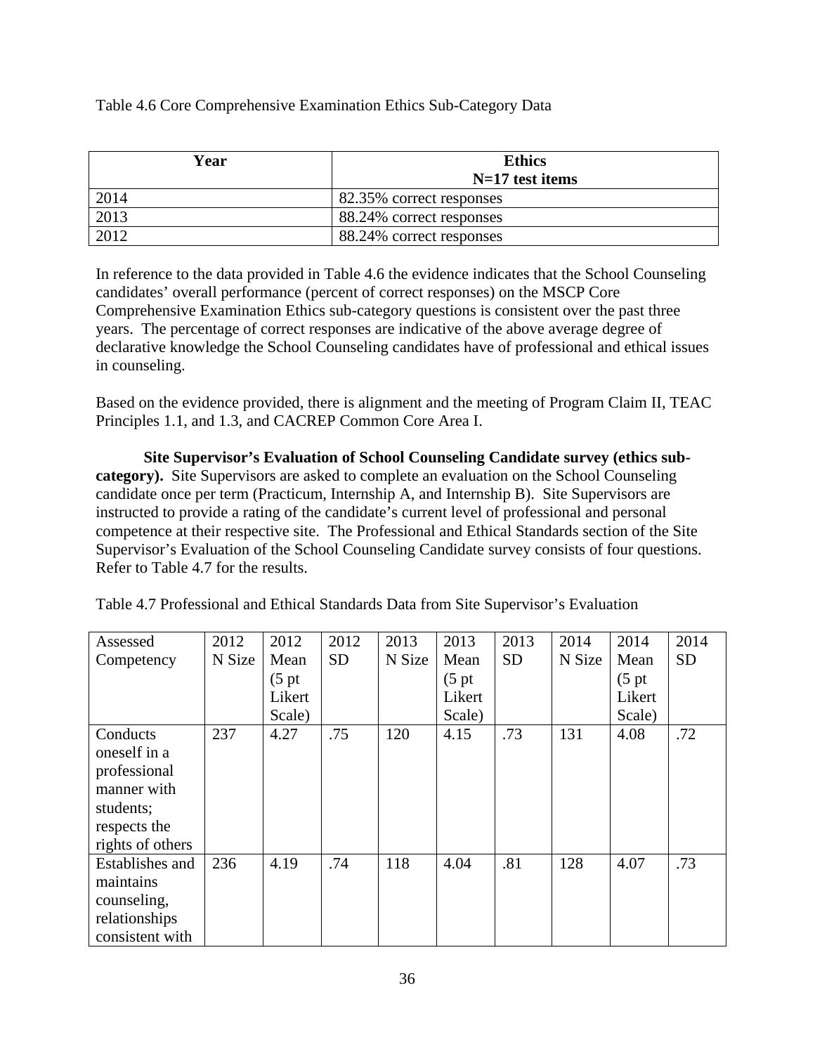Table 4.6 Core Comprehensive Examination Ethics Sub-Category Data

| Year | **Ethics** **N=17 test items** |
|---|---|
| 2014 | 82.35% correct responses |
| 2013 | 88.24% correct responses |
| 2012 | 88.24% correct responses |

In reference to the data provided in Table 4.6 the evidence indicates that the School Counseling candidates' overall performance (percent of correct responses) on the MSCP Core Comprehensive Examination Ethics sub-category questions is consistent over the past three years. The percentage of correct responses are indicative of the above average degree of declarative knowledge the School Counseling candidates have of professional and ethical issues in counseling.

Based on the evidence provided, there is alignment and the meeting of Program Claim II, TEAC Principles 1.1, and 1.3, and CACREP Common Core Area I.

**Site Supervisor's Evaluation of School Counseling Candidate survey (ethics sub-category).** Site Supervisors are asked to complete an evaluation on the School Counseling candidate once per term (Practicum, Internship A, and Internship B). Site Supervisors are instructed to provide a rating of the candidate's current level of professional and personal competence at their respective site. The Professional and Ethical Standards section of the Site Supervisor's Evaluation of the School Counseling Candidate survey consists of four questions. Refer to Table 4.7 for the results.

Table 4.7 Professional and Ethical Standards Data from Site Supervisor's Evaluation

| Assessed Competency | 2012 N Size | 2012 Mean (5 pt Likert Scale) | 2012 SD | 2013 N Size | 2013 Mean (5 pt Likert Scale) | 2013 SD | 2014 N Size | 2014 Mean (5 pt Likert Scale) | 2014 SD |
|---|---|---|---|---|---|---|---|---|---|
| Conducts oneself in a professional manner with students; respects the rights of others | 237 | 4.27 | .75 | 120 | 4.15 | .73 | 131 | 4.08 | .72 |
| Establishes and maintains counseling, relationships consistent with | 236 | 4.19 | .74 | 118 | 4.04 | .81 | 128 | 4.07 | .73 |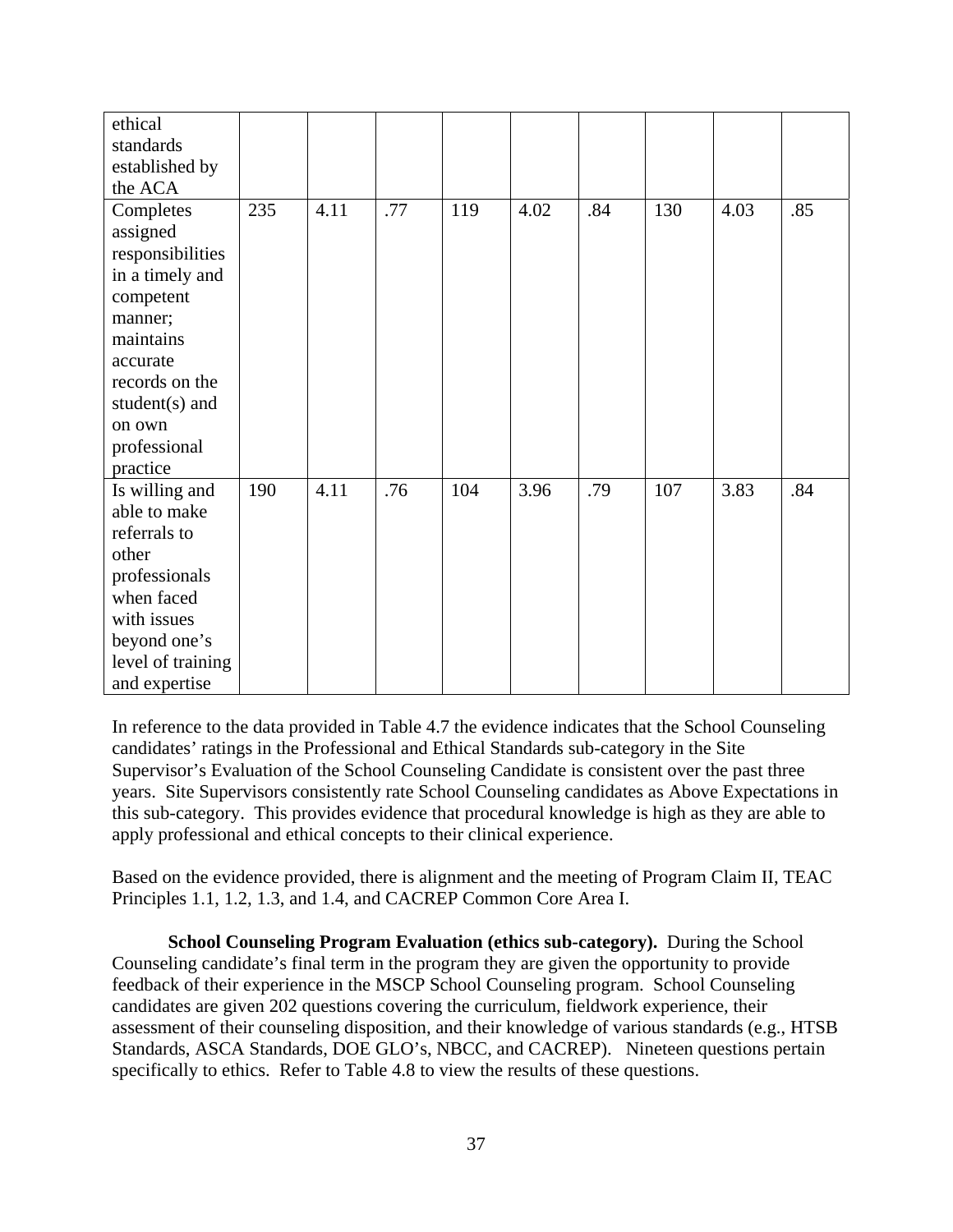| | | | | | | | | | |
|---|---|---|---|---|---|---|---|---|---|
| ethical standards established by the ACA | | | | | | | | | |
| Completes assigned responsibilities in a timely and competent manner; maintains accurate records on the student(s) and on own professional practice | 235 | 4.11 | .77 | 119 | 4.02 | .84 | 130 | 4.03 | .85 |
| Is willing and able to make referrals to other professionals when faced with issues beyond one's level of training and expertise | 190 | 4.11 | .76 | 104 | 3.96 | .79 | 107 | 3.83 | .84 |

In reference to the data provided in Table 4.7 the evidence indicates that the School Counseling candidates' ratings in the Professional and Ethical Standards sub-category in the Site Supervisor's Evaluation of the School Counseling Candidate is consistent over the past three years. Site Supervisors consistently rate School Counseling candidates as Above Expectations in this sub-category. This provides evidence that procedural knowledge is high as they are able to apply professional and ethical concepts to their clinical experience.

Based on the evidence provided, there is alignment and the meeting of Program Claim II, TEAC Principles 1.1, 1.2, 1.3, and 1.4, and CACREP Common Core Area I.

**School Counseling Program Evaluation (ethics sub-category).** During the School Counseling candidate's final term in the program they are given the opportunity to provide feedback of their experience in the MSCP School Counseling program. School Counseling candidates are given 202 questions covering the curriculum, fieldwork experience, their assessment of their counseling disposition, and their knowledge of various standards (e.g., HTSB Standards, ASCA Standards, DOE GLO's, NBCC, and CACREP). Nineteen questions pertain specifically to ethics. Refer to Table 4.8 to view the results of these questions.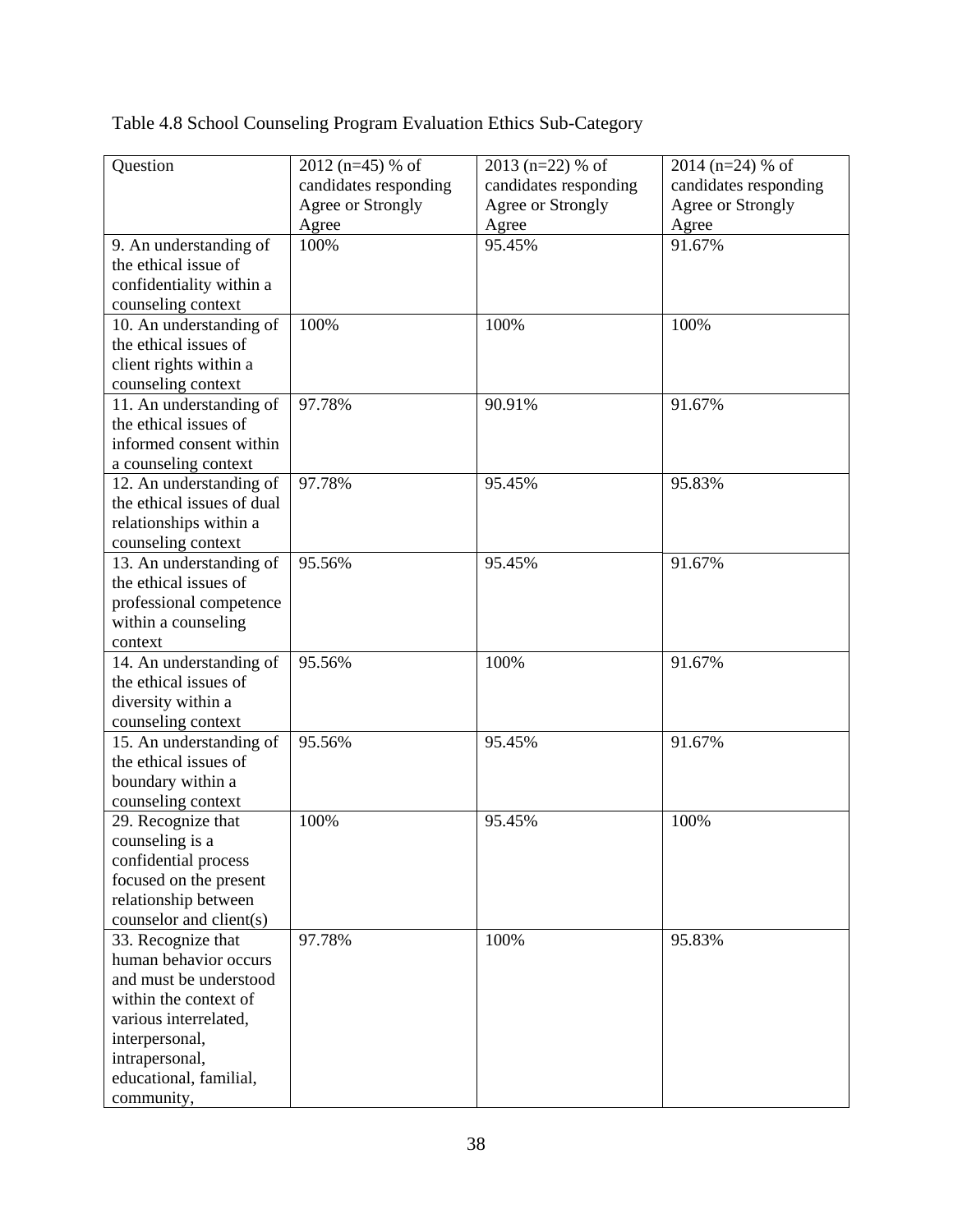Table 4.8 School Counseling Program Evaluation Ethics Sub-Category

| Question | 2012 (n=45) % of candidates responding Agree or Strongly Agree | 2013 (n=22) % of candidates responding Agree or Strongly Agree | 2014 (n=24) % of candidates responding Agree or Strongly Agree |
|---|---|---|---|
| 9. An understanding of the ethical issue of confidentiality within a counseling context | 100% | 95.45% | 91.67% |
| 10. An understanding of the ethical issues of client rights within a counseling context | 100% | 100% | 100% |
| 11. An understanding of the ethical issues of informed consent within a counseling context | 97.78% | 90.91% | 91.67% |
| 12. An understanding of the ethical issues of dual relationships within a counseling context | 97.78% | 95.45% | 95.83% |
| 13. An understanding of the ethical issues of professional competence within a counseling context | 95.56% | 95.45% | 91.67% |
| 14. An understanding of the ethical issues of diversity within a counseling context | 95.56% | 100% | 91.67% |
| 15. An understanding of the ethical issues of boundary within a counseling context | 95.56% | 95.45% | 91.67% |
| 29. Recognize that counseling is a confidential process focused on the present relationship between counselor and client(s) | 100% | 95.45% | 100% |
| 33. Recognize that human behavior occurs and must be understood within the context of various interrelated, interpersonal, intrapersonal, educational, familial, community, | 97.78% | 100% | 95.83% |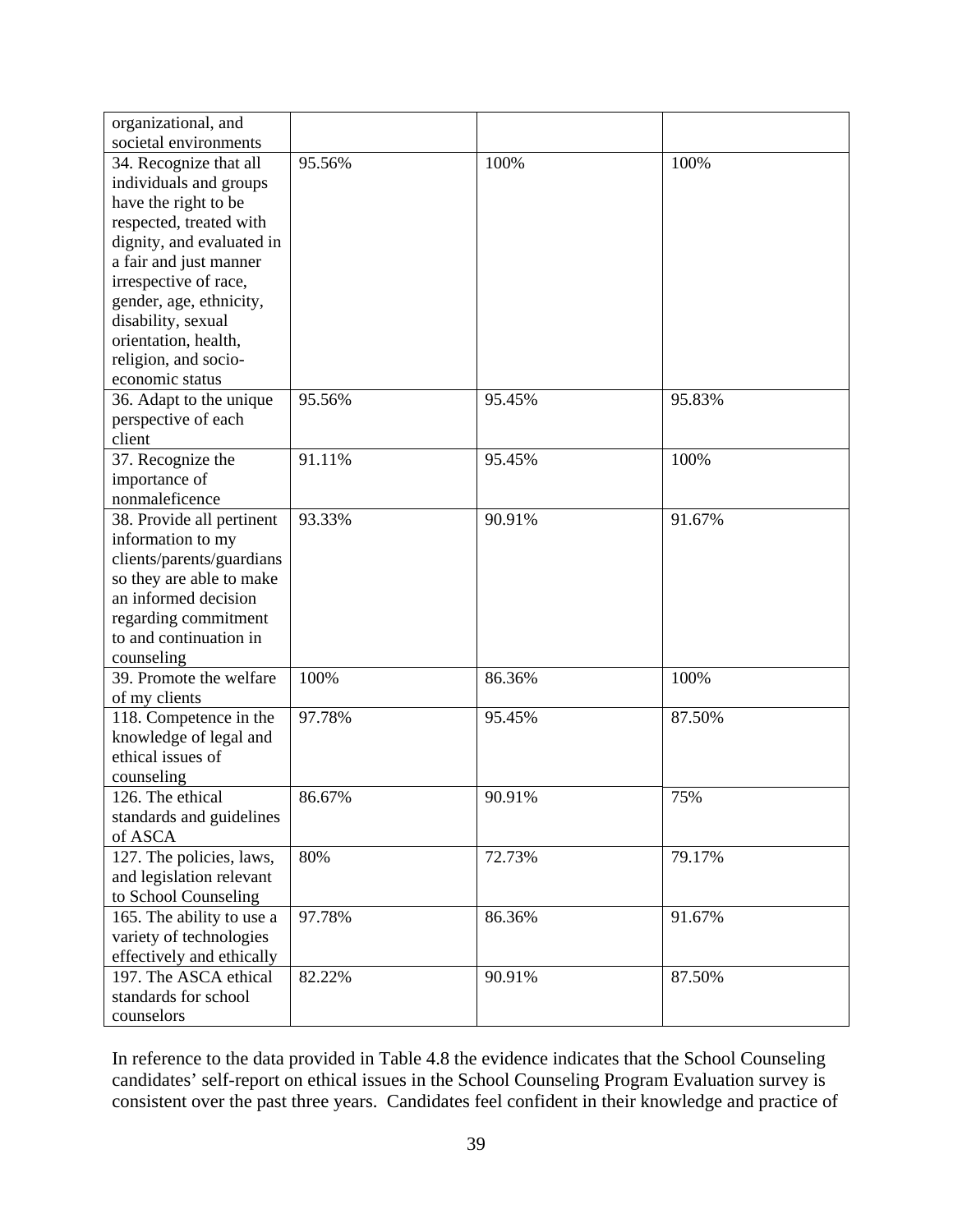| | | | |
|---|---|---|---|
| organizational, and societal environments | | | |
| 34. Recognize that all individuals and groups have the right to be respected, treated with dignity, and evaluated in a fair and just manner irrespective of race, gender, age, ethnicity, disability, sexual orientation, health, religion, and socio-economic status | 95.56% | 100% | 100% |
| 36. Adapt to the unique perspective of each client | 95.56% | 95.45% | 95.83% |
| 37. Recognize the importance of nonmaleficence | 91.11% | 95.45% | 100% |
| 38. Provide all pertinent information to my clients/parents/guardians so they are able to make an informed decision regarding commitment to and continuation in counseling | 93.33% | 90.91% | 91.67% |
| 39. Promote the welfare of my clients | 100% | 86.36% | 100% |
| 118. Competence in the knowledge of legal and ethical issues of counseling | 97.78% | 95.45% | 87.50% |
| 126. The ethical standards and guidelines of ASCA | 86.67% | 90.91% | 75% |
| 127. The policies, laws, and legislation relevant to School Counseling | 80% | 72.73% | 79.17% |
| 165. The ability to use a variety of technologies effectively and ethically | 97.78% | 86.36% | 91.67% |
| 197. The ASCA ethical standards for school counselors | 82.22% | 90.91% | 87.50% |

In reference to the data provided in Table 4.8 the evidence indicates that the School Counseling candidates' self-report on ethical issues in the School Counseling Program Evaluation survey is consistent over the past three years. Candidates feel confident in their knowledge and practice of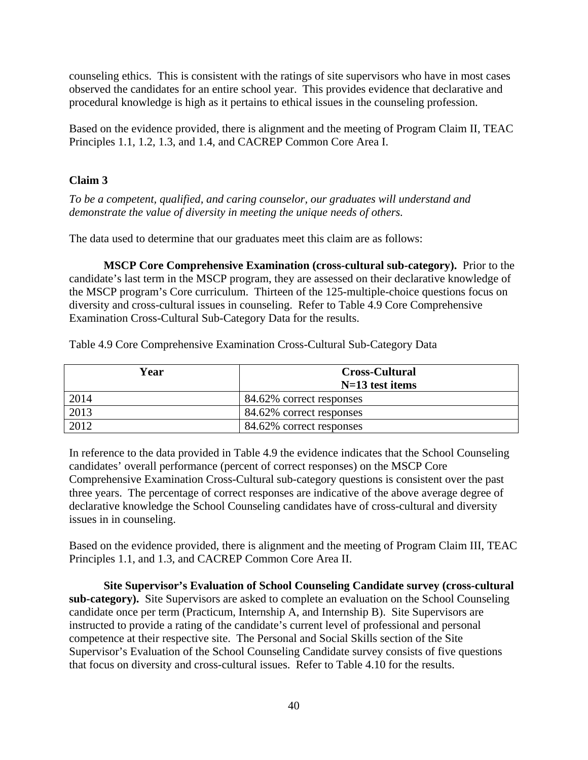counseling ethics. This is consistent with the ratings of site supervisors who have in most cases observed the candidates for an entire school year. This provides evidence that declarative and procedural knowledge is high as it pertains to ethical issues in the counseling profession.

Based on the evidence provided, there is alignment and the meeting of Program Claim II, TEAC Principles 1.1, 1.2, 1.3, and 1.4, and CACREP Common Core Area I.

**Claim 3**

*To be a competent, qualified, and caring counselor, our graduates will understand and demonstrate the value of diversity in meeting the unique needs of others.*

The data used to determine that our graduates meet this claim are as follows:

**MSCP Core Comprehensive Examination (cross-cultural sub-category).** Prior to the candidate's last term in the MSCP program, they are assessed on their declarative knowledge of the MSCP program's Core curriculum. Thirteen of the 125-multiple-choice questions focus on diversity and cross-cultural issues in counseling. Refer to Table 4.9 Core Comprehensive Examination Cross-Cultural Sub-Category Data for the results.

Table 4.9 Core Comprehensive Examination Cross-Cultural Sub-Category Data

| Year | Cross-Cultural N=13 test items |
|---|---|
| 2014 | 84.62% correct responses |
| 2013 | 84.62% correct responses |
| 2012 | 84.62% correct responses |

In reference to the data provided in Table 4.9 the evidence indicates that the School Counseling candidates' overall performance (percent of correct responses) on the MSCP Core Comprehensive Examination Cross-Cultural sub-category questions is consistent over the past three years. The percentage of correct responses are indicative of the above average degree of declarative knowledge the School Counseling candidates have of cross-cultural and diversity issues in in counseling.

Based on the evidence provided, there is alignment and the meeting of Program Claim III, TEAC Principles 1.1, and 1.3, and CACREP Common Core Area II.

**Site Supervisor's Evaluation of School Counseling Candidate survey (cross-cultural sub-category).** Site Supervisors are asked to complete an evaluation on the School Counseling candidate once per term (Practicum, Internship A, and Internship B). Site Supervisors are instructed to provide a rating of the candidate's current level of professional and personal competence at their respective site. The Personal and Social Skills section of the Site Supervisor's Evaluation of the School Counseling Candidate survey consists of five questions that focus on diversity and cross-cultural issues. Refer to Table 4.10 for the results.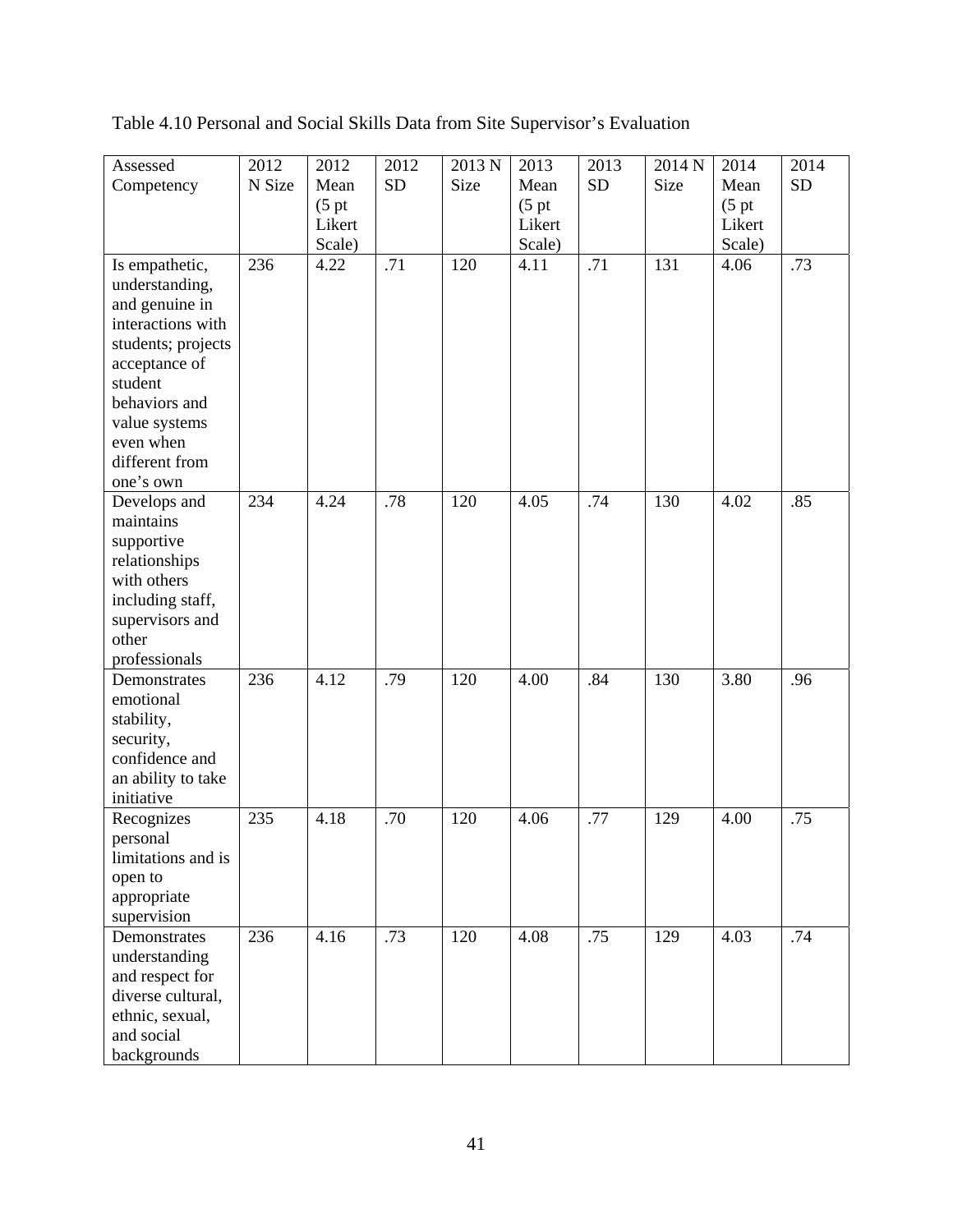Table 4.10 Personal and Social Skills Data from Site Supervisor's Evaluation

| Assessed Competency | 2012 N Size | 2012 Mean (5 pt Likert Scale) | 2012 SD | 2013 N Size | 2013 Mean (5 pt Likert Scale) | 2013 SD | 2014 N Size | 2014 Mean (5 pt Likert Scale) | 2014 SD |
|---|---|---|---|---|---|---|---|---|---|
| Is empathetic, understanding, and genuine in interactions with students; projects acceptance of student behaviors and value systems even when different from one's own | 236 | 4.22 | .71 | 120 | 4.11 | .71 | 131 | 4.06 | .73 |
| Develops and maintains supportive relationships with others including staff, supervisors and other professionals | 234 | 4.24 | .78 | 120 | 4.05 | .74 | 130 | 4.02 | .85 |
| Demonstrates emotional stability, security, confidence and an ability to take initiative | 236 | 4.12 | .79 | 120 | 4.00 | .84 | 130 | 3.80 | .96 |
| Recognizes personal limitations and is open to appropriate supervision | 235 | 4.18 | .70 | 120 | 4.06 | .77 | 129 | 4.00 | .75 |
| Demonstrates understanding and respect for diverse cultural, ethnic, sexual, and social backgrounds | 236 | 4.16 | .73 | 120 | 4.08 | .75 | 129 | 4.03 | .74 |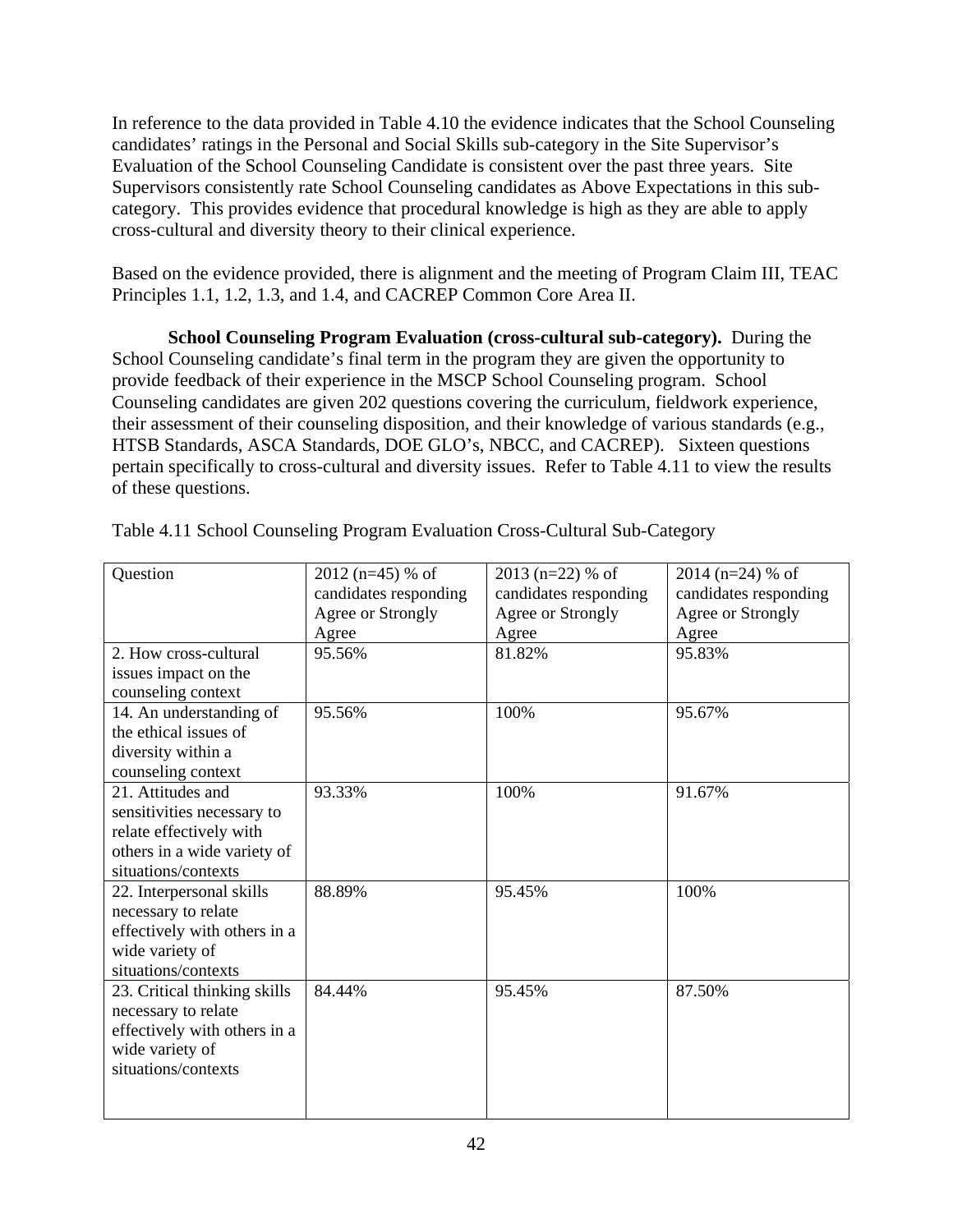In reference to the data provided in Table 4.10 the evidence indicates that the School Counseling candidates' ratings in the Personal and Social Skills sub-category in the Site Supervisor's Evaluation of the School Counseling Candidate is consistent over the past three years. Site Supervisors consistently rate School Counseling candidates as Above Expectations in this sub-category. This provides evidence that procedural knowledge is high as they are able to apply cross-cultural and diversity theory to their clinical experience.

Based on the evidence provided, there is alignment and the meeting of Program Claim III, TEAC Principles 1.1, 1.2, 1.3, and 1.4, and CACREP Common Core Area II.

**School Counseling Program Evaluation (cross-cultural sub-category).** During the School Counseling candidate's final term in the program they are given the opportunity to provide feedback of their experience in the MSCP School Counseling program. School Counseling candidates are given 202 questions covering the curriculum, fieldwork experience, their assessment of their counseling disposition, and their knowledge of various standards (e.g., HTSB Standards, ASCA Standards, DOE GLO's, NBCC, and CACREP). Sixteen questions pertain specifically to cross-cultural and diversity issues. Refer to Table 4.11 to view the results of these questions.

Table 4.11 School Counseling Program Evaluation Cross-Cultural Sub-Category

| Question | 2012 (n=45) % of candidates responding Agree or Strongly Agree | 2013 (n=22) % of candidates responding Agree or Strongly Agree | 2014 (n=24) % of candidates responding Agree or Strongly Agree |
|---|---|---|---|
| 2. How cross-cultural issues impact on the counseling context | 95.56% | 81.82% | 95.83% |
| 14. An understanding of the ethical issues of diversity within a counseling context | 95.56% | 100% | 95.67% |
| 21. Attitudes and sensitivities necessary to relate effectively with others in a wide variety of situations/contexts | 93.33% | 100% | 91.67% |
| 22. Interpersonal skills necessary to relate effectively with others in a wide variety of situations/contexts | 88.89% | 95.45% | 100% |
| 23. Critical thinking skills necessary to relate effectively with others in a wide variety of situations/contexts | 84.44% | 95.45% | 87.50% |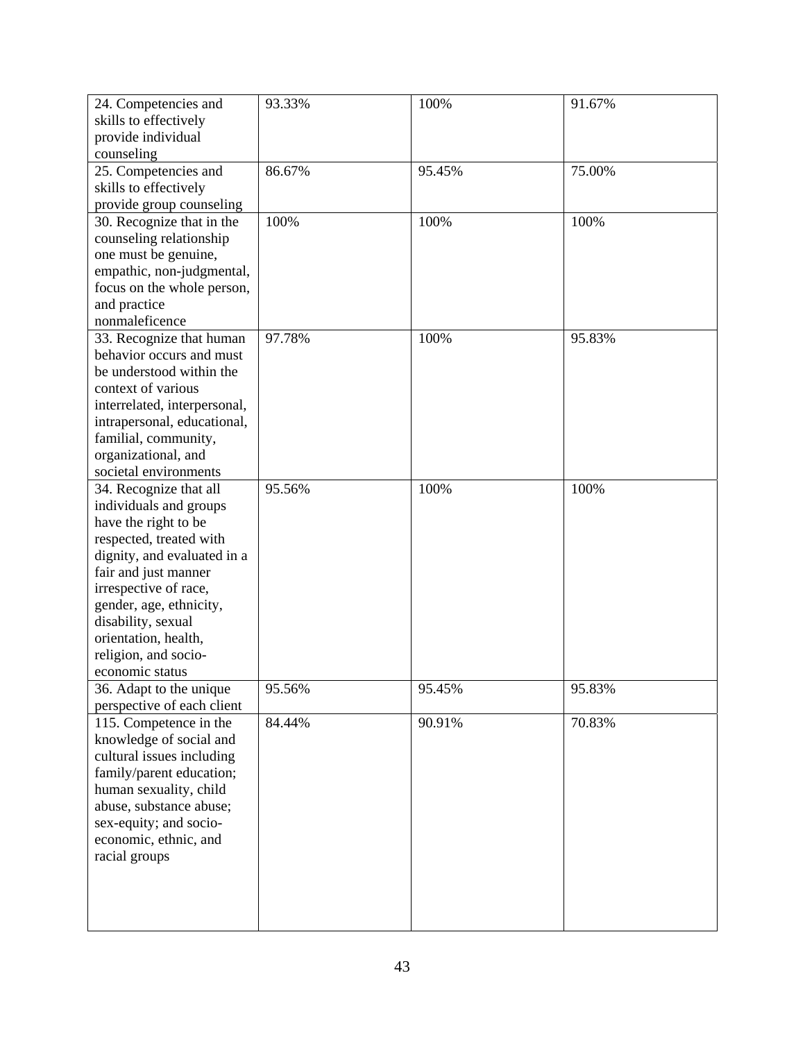| | | | |
|---|---|---|---|
| 24. Competencies and skills to effectively provide individual counseling | 93.33% | 100% | 91.67% |
| 25. Competencies and skills to effectively provide group counseling | 86.67% | 95.45% | 75.00% |
| 30. Recognize that in the counseling relationship one must be genuine, empathic, non-judgmental, focus on the whole person, and practice nonmaleficence | 100% | 100% | 100% |
| 33. Recognize that human behavior occurs and must be understood within the context of various interrelated, interpersonal, intrapersonal, educational, familial, community, organizational, and societal environments | 97.78% | 100% | 95.83% |
| 34. Recognize that all individuals and groups have the right to be respected, treated with dignity, and evaluated in a fair and just manner irrespective of race, gender, age, ethnicity, disability, sexual orientation, health, religion, and socio-economic status | 95.56% | 100% | 100% |
| 36. Adapt to the unique perspective of each client | 95.56% | 95.45% | 95.83% |
| 115. Competence in the knowledge of social and cultural issues including family/parent education; human sexuality, child abuse, substance abuse; sex-equity; and socio-economic, ethnic, and racial groups | 84.44% | 90.91% | 70.83% |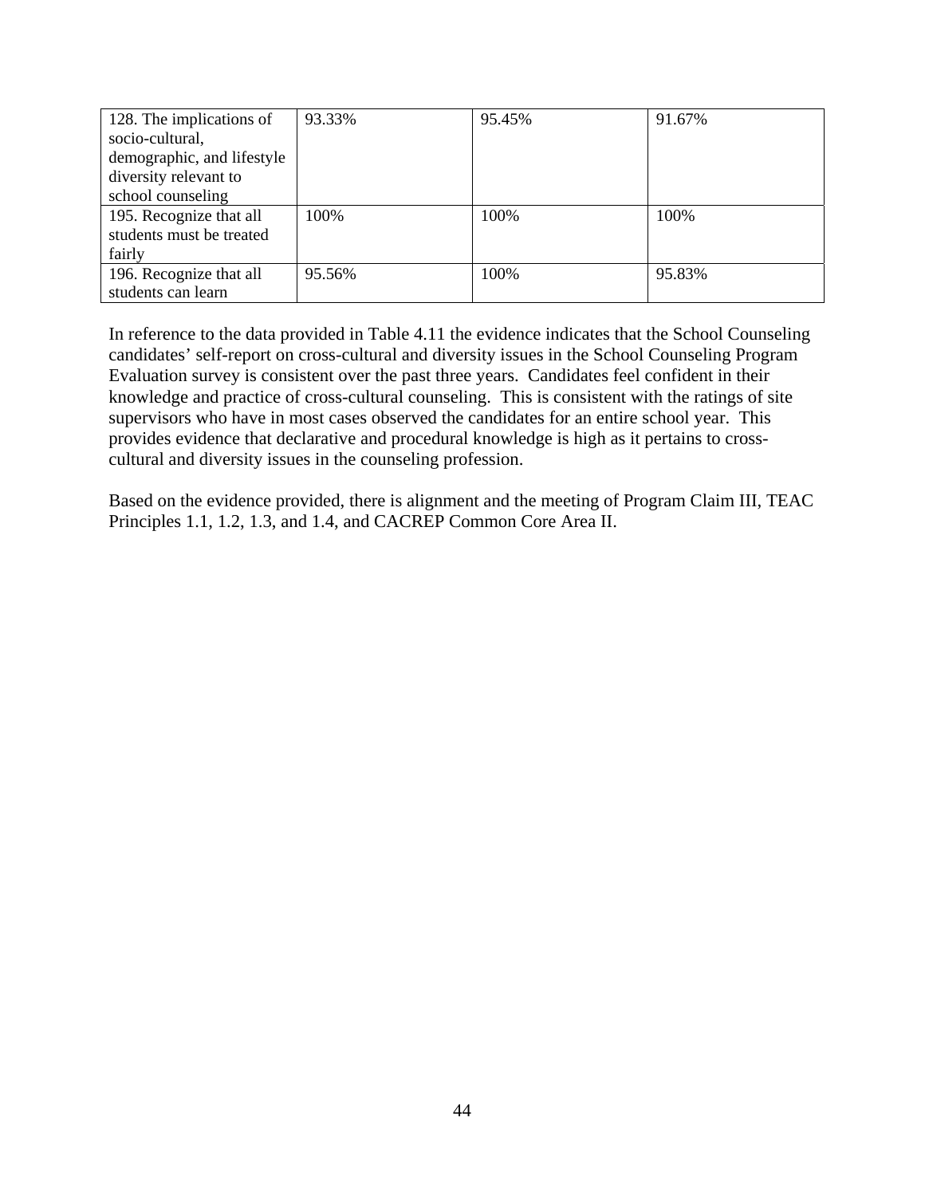| 128. The implications of socio-cultural, demographic, and lifestyle diversity relevant to school counseling | 93.33% | 95.45% | 91.67% |
|---|---|---|---|
| 195. Recognize that all students must be treated fairly | 100% | 100% | 100% |
| 196. Recognize that all students can learn | 95.56% | 100% | 95.83% |

In reference to the data provided in Table 4.11 the evidence indicates that the School Counseling candidates' self-report on cross-cultural and diversity issues in the School Counseling Program Evaluation survey is consistent over the past three years. Candidates feel confident in their knowledge and practice of cross-cultural counseling. This is consistent with the ratings of site supervisors who have in most cases observed the candidates for an entire school year. This provides evidence that declarative and procedural knowledge is high as it pertains to cross-cultural and diversity issues in the counseling profession.

Based on the evidence provided, there is alignment and the meeting of Program Claim III, TEAC Principles 1.1, 1.2, 1.3, and 1.4, and CACREP Common Core Area II.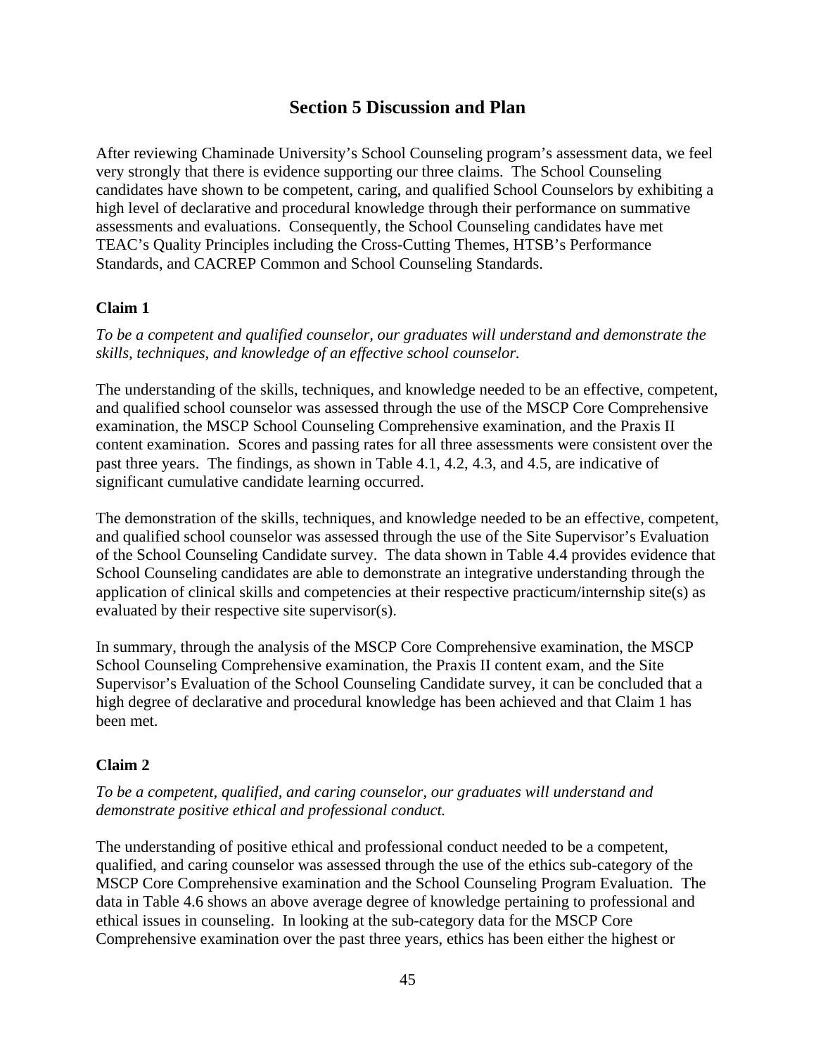## Section 5 Discussion and Plan

After reviewing Chaminade University's School Counseling program's assessment data, we feel very strongly that there is evidence supporting our three claims. The School Counseling candidates have shown to be competent, caring, and qualified School Counselors by exhibiting a high level of declarative and procedural knowledge through their performance on summative assessments and evaluations. Consequently, the School Counseling candidates have met TEAC's Quality Principles including the Cross-Cutting Themes, HTSB's Performance Standards, and CACREP Common and School Counseling Standards.

### Claim 1

*To be a competent and qualified counselor, our graduates will understand and demonstrate the skills, techniques, and knowledge of an effective school counselor.*

The understanding of the skills, techniques, and knowledge needed to be an effective, competent, and qualified school counselor was assessed through the use of the MSCP Core Comprehensive examination, the MSCP School Counseling Comprehensive examination, and the Praxis II content examination. Scores and passing rates for all three assessments were consistent over the past three years. The findings, as shown in Table 4.1, 4.2, 4.3, and 4.5, are indicative of significant cumulative candidate learning occurred.

The demonstration of the skills, techniques, and knowledge needed to be an effective, competent, and qualified school counselor was assessed through the use of the Site Supervisor's Evaluation of the School Counseling Candidate survey. The data shown in Table 4.4 provides evidence that School Counseling candidates are able to demonstrate an integrative understanding through the application of clinical skills and competencies at their respective practicum/internship site(s) as evaluated by their respective site supervisor(s).

In summary, through the analysis of the MSCP Core Comprehensive examination, the MSCP School Counseling Comprehensive examination, the Praxis II content exam, and the Site Supervisor's Evaluation of the School Counseling Candidate survey, it can be concluded that a high degree of declarative and procedural knowledge has been achieved and that Claim 1 has been met.

### Claim 2

*To be a competent, qualified, and caring counselor, our graduates will understand and demonstrate positive ethical and professional conduct.*

The understanding of positive ethical and professional conduct needed to be a competent, qualified, and caring counselor was assessed through the use of the ethics sub-category of the MSCP Core Comprehensive examination and the School Counseling Program Evaluation. The data in Table 4.6 shows an above average degree of knowledge pertaining to professional and ethical issues in counseling. In looking at the sub-category data for the MSCP Core Comprehensive examination over the past three years, ethics has been either the highest or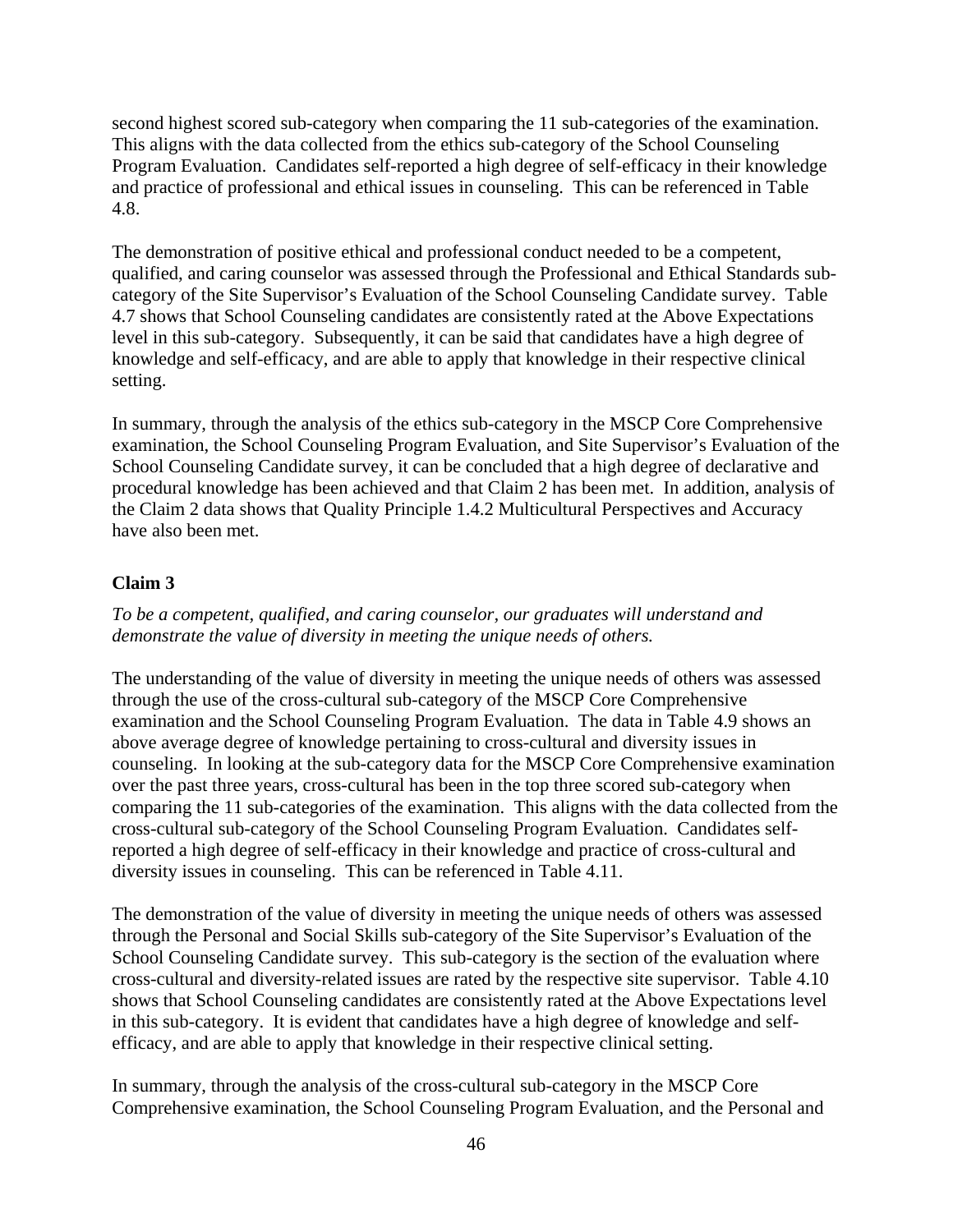second highest scored sub-category when comparing the 11 sub-categories of the examination. This aligns with the data collected from the ethics sub-category of the School Counseling Program Evaluation. Candidates self-reported a high degree of self-efficacy in their knowledge and practice of professional and ethical issues in counseling. This can be referenced in Table 4.8.

The demonstration of positive ethical and professional conduct needed to be a competent, qualified, and caring counselor was assessed through the Professional and Ethical Standards sub-category of the Site Supervisor's Evaluation of the School Counseling Candidate survey. Table 4.7 shows that School Counseling candidates are consistently rated at the Above Expectations level in this sub-category. Subsequently, it can be said that candidates have a high degree of knowledge and self-efficacy, and are able to apply that knowledge in their respective clinical setting.

In summary, through the analysis of the ethics sub-category in the MSCP Core Comprehensive examination, the School Counseling Program Evaluation, and Site Supervisor's Evaluation of the School Counseling Candidate survey, it can be concluded that a high degree of declarative and procedural knowledge has been achieved and that Claim 2 has been met. In addition, analysis of the Claim 2 data shows that Quality Principle 1.4.2 Multicultural Perspectives and Accuracy have also been met.

**Claim 3**

*To be a competent, qualified, and caring counselor, our graduates will understand and demonstrate the value of diversity in meeting the unique needs of others.*

The understanding of the value of diversity in meeting the unique needs of others was assessed through the use of the cross-cultural sub-category of the MSCP Core Comprehensive examination and the School Counseling Program Evaluation. The data in Table 4.9 shows an above average degree of knowledge pertaining to cross-cultural and diversity issues in counseling. In looking at the sub-category data for the MSCP Core Comprehensive examination over the past three years, cross-cultural has been in the top three scored sub-category when comparing the 11 sub-categories of the examination. This aligns with the data collected from the cross-cultural sub-category of the School Counseling Program Evaluation. Candidates self-reported a high degree of self-efficacy in their knowledge and practice of cross-cultural and diversity issues in counseling. This can be referenced in Table 4.11.

The demonstration of the value of diversity in meeting the unique needs of others was assessed through the Personal and Social Skills sub-category of the Site Supervisor's Evaluation of the School Counseling Candidate survey. This sub-category is the section of the evaluation where cross-cultural and diversity-related issues are rated by the respective site supervisor. Table 4.10 shows that School Counseling candidates are consistently rated at the Above Expectations level in this sub-category. It is evident that candidates have a high degree of knowledge and self-efficacy, and are able to apply that knowledge in their respective clinical setting.

In summary, through the analysis of the cross-cultural sub-category in the MSCP Core Comprehensive examination, the School Counseling Program Evaluation, and the Personal and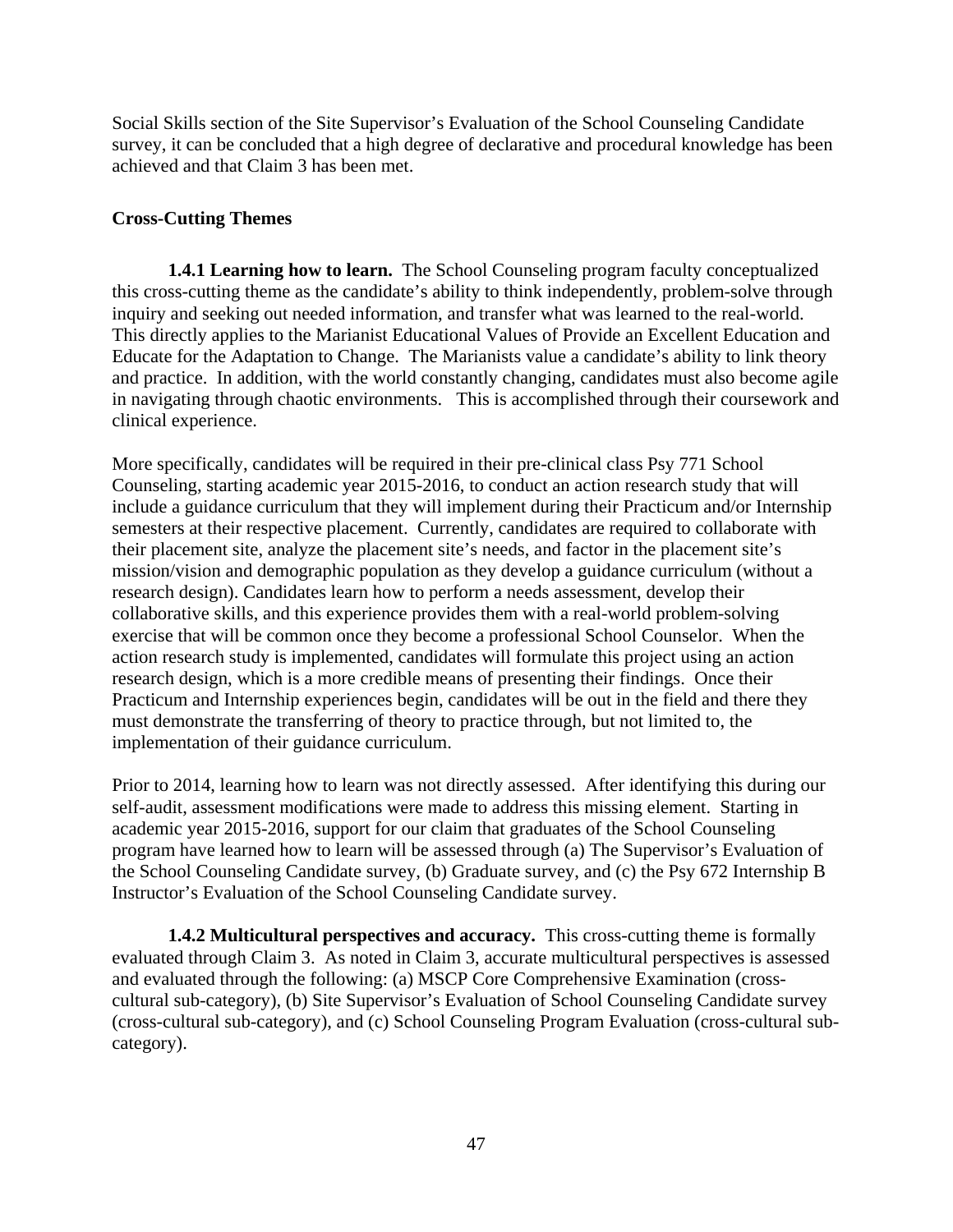Social Skills section of the Site Supervisor's Evaluation of the School Counseling Candidate survey, it can be concluded that a high degree of declarative and procedural knowledge has been achieved and that Claim 3 has been met.

## Cross-Cutting Themes

**1.4.1 Learning how to learn.** The School Counseling program faculty conceptualized this cross-cutting theme as the candidate's ability to think independently, problem-solve through inquiry and seeking out needed information, and transfer what was learned to the real-world. This directly applies to the Marianist Educational Values of Provide an Excellent Education and Educate for the Adaptation to Change. The Marianists value a candidate's ability to link theory and practice. In addition, with the world constantly changing, candidates must also become agile in navigating through chaotic environments. This is accomplished through their coursework and clinical experience.

More specifically, candidates will be required in their pre-clinical class Psy 771 School Counseling, starting academic year 2015-2016, to conduct an action research study that will include a guidance curriculum that they will implement during their Practicum and/or Internship semesters at their respective placement. Currently, candidates are required to collaborate with their placement site, analyze the placement site's needs, and factor in the placement site's mission/vision and demographic population as they develop a guidance curriculum (without a research design). Candidates learn how to perform a needs assessment, develop their collaborative skills, and this experience provides them with a real-world problem-solving exercise that will be common once they become a professional School Counselor. When the action research study is implemented, candidates will formulate this project using an action research design, which is a more credible means of presenting their findings. Once their Practicum and Internship experiences begin, candidates will be out in the field and there they must demonstrate the transferring of theory to practice through, but not limited to, the implementation of their guidance curriculum.

Prior to 2014, learning how to learn was not directly assessed. After identifying this during our self-audit, assessment modifications were made to address this missing element. Starting in academic year 2015-2016, support for our claim that graduates of the School Counseling program have learned how to learn will be assessed through (a) The Supervisor's Evaluation of the School Counseling Candidate survey, (b) Graduate survey, and (c) the Psy 672 Internship B Instructor's Evaluation of the School Counseling Candidate survey.

**1.4.2 Multicultural perspectives and accuracy.** This cross-cutting theme is formally evaluated through Claim 3. As noted in Claim 3, accurate multicultural perspectives is assessed and evaluated through the following: (a) MSCP Core Comprehensive Examination (cross-cultural sub-category), (b) Site Supervisor's Evaluation of School Counseling Candidate survey (cross-cultural sub-category), and (c) School Counseling Program Evaluation (cross-cultural sub-category).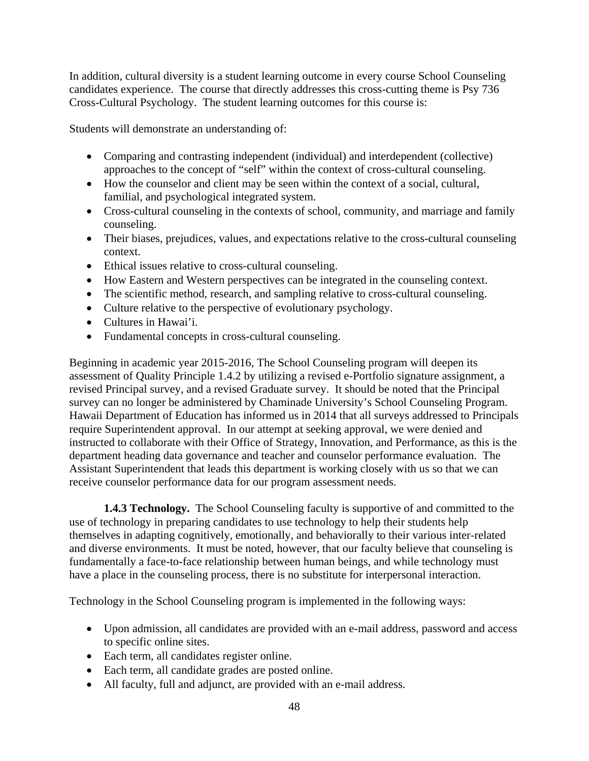In addition, cultural diversity is a student learning outcome in every course School Counseling candidates experience. The course that directly addresses this cross-cutting theme is Psy 736 Cross-Cultural Psychology. The student learning outcomes for this course is:

Students will demonstrate an understanding of:

- Comparing and contrasting independent (individual) and interdependent (collective) approaches to the concept of "self" within the context of cross-cultural counseling.
- How the counselor and client may be seen within the context of a social, cultural, familial, and psychological integrated system.
- Cross-cultural counseling in the contexts of school, community, and marriage and family counseling.
- Their biases, prejudices, values, and expectations relative to the cross-cultural counseling context.
- Ethical issues relative to cross-cultural counseling.
- How Eastern and Western perspectives can be integrated in the counseling context.
- The scientific method, research, and sampling relative to cross-cultural counseling.
- Culture relative to the perspective of evolutionary psychology.
- Cultures in Hawai'i.
- Fundamental concepts in cross-cultural counseling.

Beginning in academic year 2015-2016, The School Counseling program will deepen its assessment of Quality Principle 1.4.2 by utilizing a revised e-Portfolio signature assignment, a revised Principal survey, and a revised Graduate survey. It should be noted that the Principal survey can no longer be administered by Chaminade University's School Counseling Program. Hawaii Department of Education has informed us in 2014 that all surveys addressed to Principals require Superintendent approval. In our attempt at seeking approval, we were denied and instructed to collaborate with their Office of Strategy, Innovation, and Performance, as this is the department heading data governance and teacher and counselor performance evaluation. The Assistant Superintendent that leads this department is working closely with us so that we can receive counselor performance data for our program assessment needs.

**1.4.3 Technology.** The School Counseling faculty is supportive of and committed to the use of technology in preparing candidates to use technology to help their students help themselves in adapting cognitively, emotionally, and behaviorally to their various inter-related and diverse environments. It must be noted, however, that our faculty believe that counseling is fundamentally a face-to-face relationship between human beings, and while technology must have a place in the counseling process, there is no substitute for interpersonal interaction.

Technology in the School Counseling program is implemented in the following ways:

- Upon admission, all candidates are provided with an e-mail address, password and access to specific online sites.
- Each term, all candidates register online.
- Each term, all candidate grades are posted online.
- All faculty, full and adjunct, are provided with an e-mail address.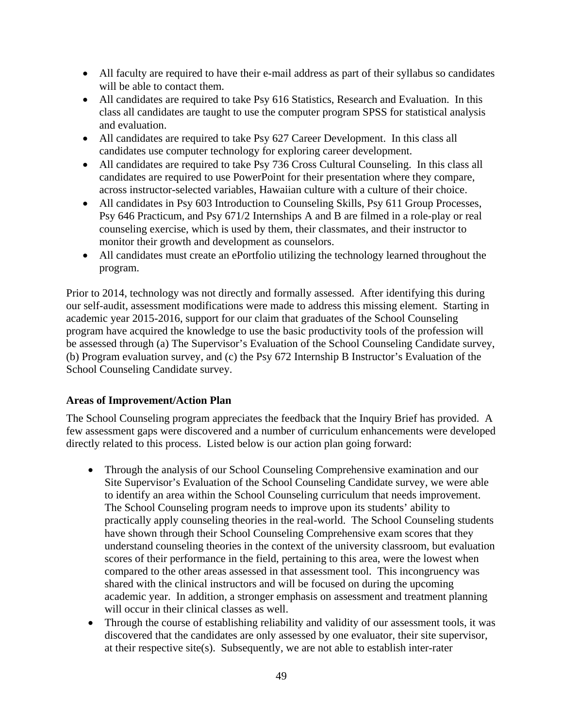- All faculty are required to have their e-mail address as part of their syllabus so candidates will be able to contact them.
- All candidates are required to take Psy 616 Statistics, Research and Evaluation. In this class all candidates are taught to use the computer program SPSS for statistical analysis and evaluation.
- All candidates are required to take Psy 627 Career Development. In this class all candidates use computer technology for exploring career development.
- All candidates are required to take Psy 736 Cross Cultural Counseling. In this class all candidates are required to use PowerPoint for their presentation where they compare, across instructor-selected variables, Hawaiian culture with a culture of their choice.
- All candidates in Psy 603 Introduction to Counseling Skills, Psy 611 Group Processes, Psy 646 Practicum, and Psy 671/2 Internships A and B are filmed in a role-play or real counseling exercise, which is used by them, their classmates, and their instructor to monitor their growth and development as counselors.
- All candidates must create an ePortfolio utilizing the technology learned throughout the program.

Prior to 2014, technology was not directly and formally assessed. After identifying this during our self-audit, assessment modifications were made to address this missing element. Starting in academic year 2015-2016, support for our claim that graduates of the School Counseling program have acquired the knowledge to use the basic productivity tools of the profession will be assessed through (a) The Supervisor's Evaluation of the School Counseling Candidate survey, (b) Program evaluation survey, and (c) the Psy 672 Internship B Instructor's Evaluation of the School Counseling Candidate survey.

**Areas of Improvement/Action Plan**

The School Counseling program appreciates the feedback that the Inquiry Brief has provided. A few assessment gaps were discovered and a number of curriculum enhancements were developed directly related to this process. Listed below is our action plan going forward:

- Through the analysis of our School Counseling Comprehensive examination and our Site Supervisor's Evaluation of the School Counseling Candidate survey, we were able to identify an area within the School Counseling curriculum that needs improvement. The School Counseling program needs to improve upon its students' ability to practically apply counseling theories in the real-world. The School Counseling students have shown through their School Counseling Comprehensive exam scores that they understand counseling theories in the context of the university classroom, but evaluation scores of their performance in the field, pertaining to this area, were the lowest when compared to the other areas assessed in that assessment tool. This incongruency was shared with the clinical instructors and will be focused on during the upcoming academic year. In addition, a stronger emphasis on assessment and treatment planning will occur in their clinical classes as well.
- Through the course of establishing reliability and validity of our assessment tools, it was discovered that the candidates are only assessed by one evaluator, their site supervisor, at their respective site(s). Subsequently, we are not able to establish inter-rater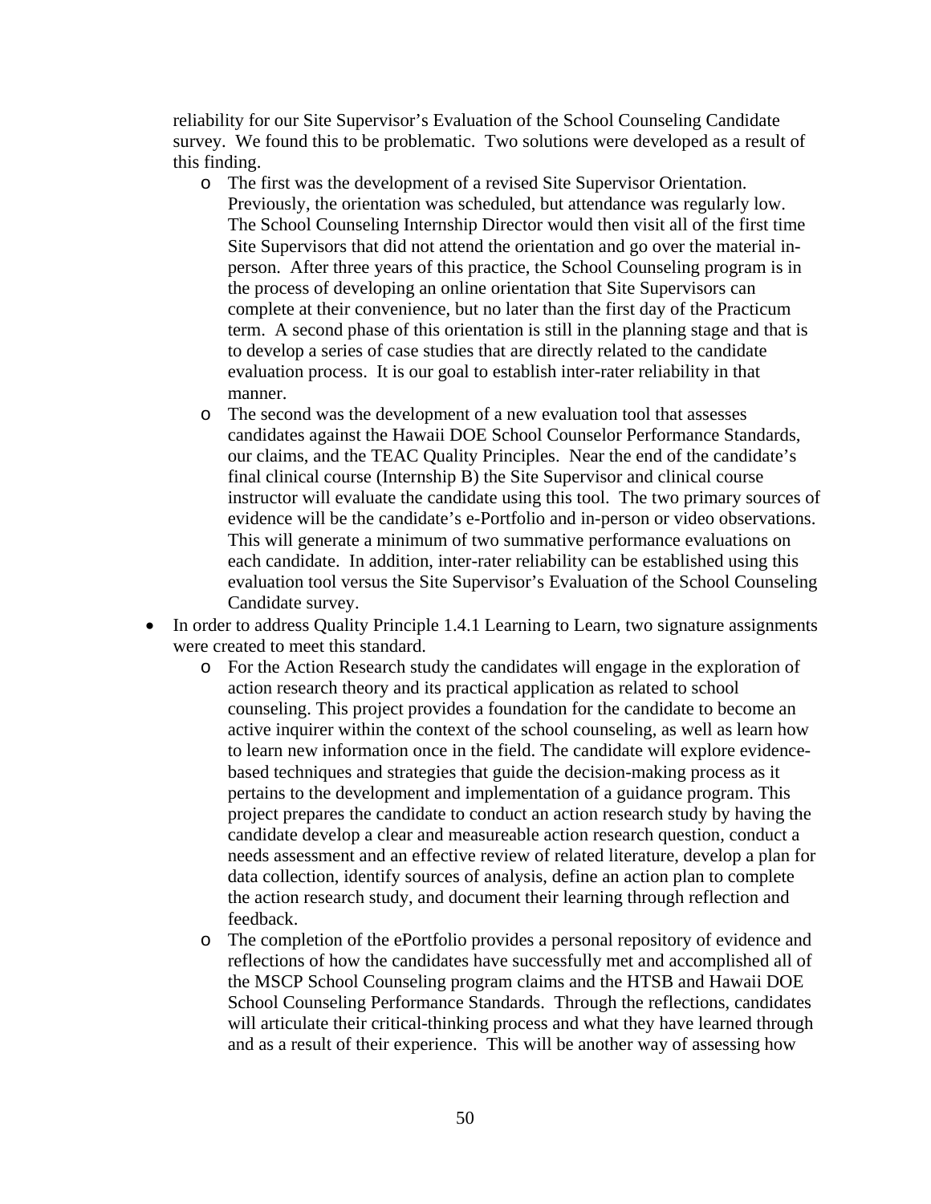reliability for our Site Supervisor's Evaluation of the School Counseling Candidate survey. We found this to be problematic. Two solutions were developed as a result of this finding.

  - The first was the development of a revised Site Supervisor Orientation. Previously, the orientation was scheduled, but attendance was regularly low. The School Counseling Internship Director would then visit all of the first time Site Supervisors that did not attend the orientation and go over the material in-person. After three years of this practice, the School Counseling program is in the process of developing an online orientation that Site Supervisors can complete at their convenience, but no later than the first day of the Practicum term. A second phase of this orientation is still in the planning stage and that is to develop a series of case studies that are directly related to the candidate evaluation process. It is our goal to establish inter-rater reliability in that manner.
  - The second was the development of a new evaluation tool that assesses candidates against the Hawaii DOE School Counselor Performance Standards, our claims, and the TEAC Quality Principles. Near the end of the candidate's final clinical course (Internship B) the Site Supervisor and clinical course instructor will evaluate the candidate using this tool. The two primary sources of evidence will be the candidate's e-Portfolio and in-person or video observations. This will generate a minimum of two summative performance evaluations on each candidate. In addition, inter-rater reliability can be established using this evaluation tool versus the Site Supervisor's Evaluation of the School Counseling Candidate survey.

- In order to address Quality Principle 1.4.1 Learning to Learn, two signature assignments were created to meet this standard.
  - For the Action Research study the candidates will engage in the exploration of action research theory and its practical application as related to school counseling. This project provides a foundation for the candidate to become an active inquirer within the context of the school counseling, as well as learn how to learn new information once in the field. The candidate will explore evidence-based techniques and strategies that guide the decision-making process as it pertains to the development and implementation of a guidance program. This project prepares the candidate to conduct an action research study by having the candidate develop a clear and measureable action research question, conduct a needs assessment and an effective review of related literature, develop a plan for data collection, identify sources of analysis, define an action plan to complete the action research study, and document their learning through reflection and feedback.
  - The completion of the ePortfolio provides a personal repository of evidence and reflections of how the candidates have successfully met and accomplished all of the MSCP School Counseling program claims and the HTSB and Hawaii DOE School Counseling Performance Standards. Through the reflections, candidates will articulate their critical-thinking process and what they have learned through and as a result of their experience. This will be another way of assessing how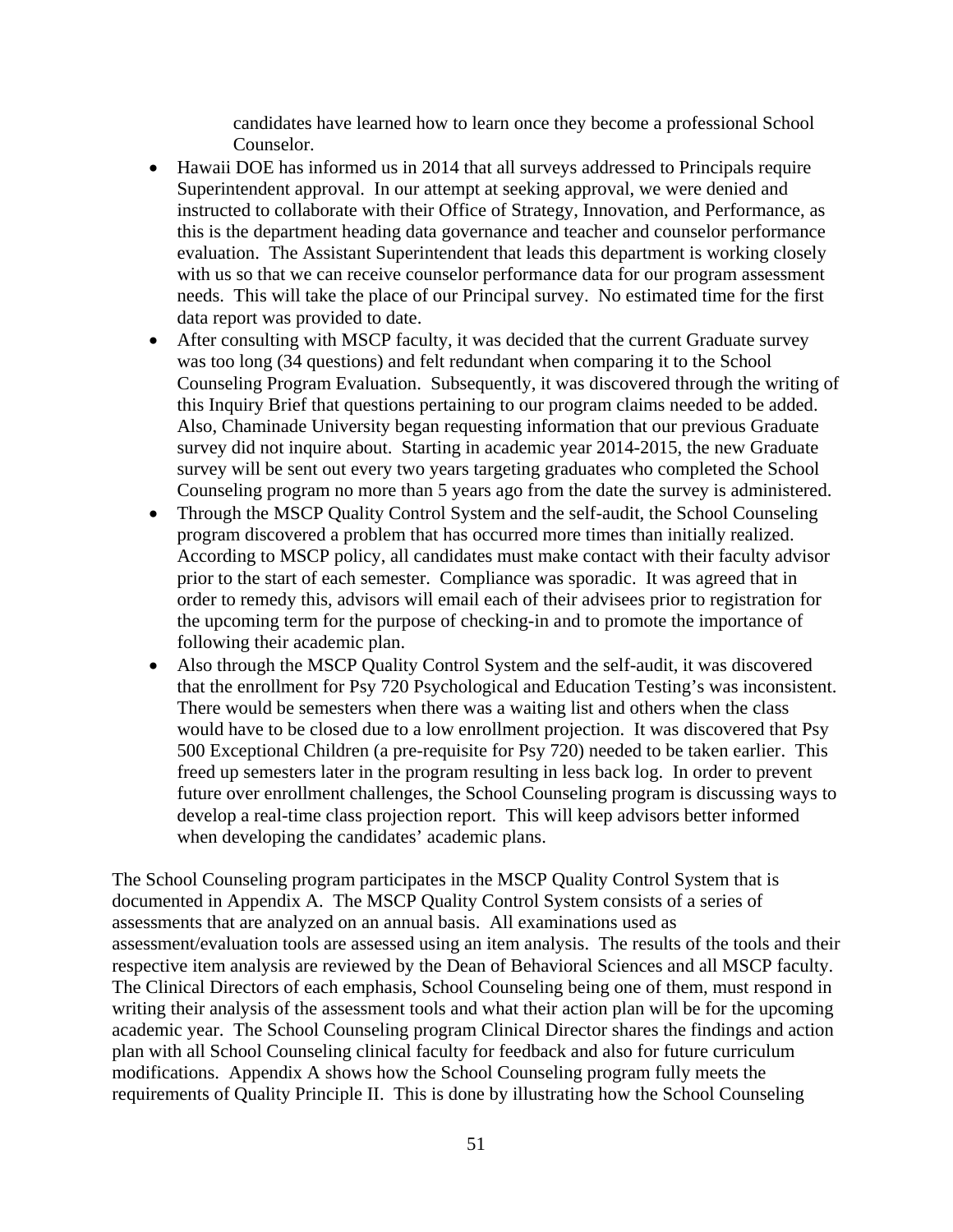candidates have learned how to learn once they become a professional School Counselor.

- Hawaii DOE has informed us in 2014 that all surveys addressed to Principals require Superintendent approval. In our attempt at seeking approval, we were denied and instructed to collaborate with their Office of Strategy, Innovation, and Performance, as this is the department heading data governance and teacher and counselor performance evaluation. The Assistant Superintendent that leads this department is working closely with us so that we can receive counselor performance data for our program assessment needs. This will take the place of our Principal survey. No estimated time for the first data report was provided to date.
- After consulting with MSCP faculty, it was decided that the current Graduate survey was too long (34 questions) and felt redundant when comparing it to the School Counseling Program Evaluation. Subsequently, it was discovered through the writing of this Inquiry Brief that questions pertaining to our program claims needed to be added. Also, Chaminade University began requesting information that our previous Graduate survey did not inquire about. Starting in academic year 2014-2015, the new Graduate survey will be sent out every two years targeting graduates who completed the School Counseling program no more than 5 years ago from the date the survey is administered.
- Through the MSCP Quality Control System and the self-audit, the School Counseling program discovered a problem that has occurred more times than initially realized. According to MSCP policy, all candidates must make contact with their faculty advisor prior to the start of each semester. Compliance was sporadic. It was agreed that in order to remedy this, advisors will email each of their advisees prior to registration for the upcoming term for the purpose of checking-in and to promote the importance of following their academic plan.
- Also through the MSCP Quality Control System and the self-audit, it was discovered that the enrollment for Psy 720 Psychological and Education Testing's was inconsistent. There would be semesters when there was a waiting list and others when the class would have to be closed due to a low enrollment projection. It was discovered that Psy 500 Exceptional Children (a pre-requisite for Psy 720) needed to be taken earlier. This freed up semesters later in the program resulting in less back log. In order to prevent future over enrollment challenges, the School Counseling program is discussing ways to develop a real-time class projection report. This will keep advisors better informed when developing the candidates' academic plans.

The School Counseling program participates in the MSCP Quality Control System that is documented in Appendix A. The MSCP Quality Control System consists of a series of assessments that are analyzed on an annual basis. All examinations used as assessment/evaluation tools are assessed using an item analysis. The results of the tools and their respective item analysis are reviewed by the Dean of Behavioral Sciences and all MSCP faculty. The Clinical Directors of each emphasis, School Counseling being one of them, must respond in writing their analysis of the assessment tools and what their action plan will be for the upcoming academic year. The School Counseling program Clinical Director shares the findings and action plan with all School Counseling clinical faculty for feedback and also for future curriculum modifications. Appendix A shows how the School Counseling program fully meets the requirements of Quality Principle II. This is done by illustrating how the School Counseling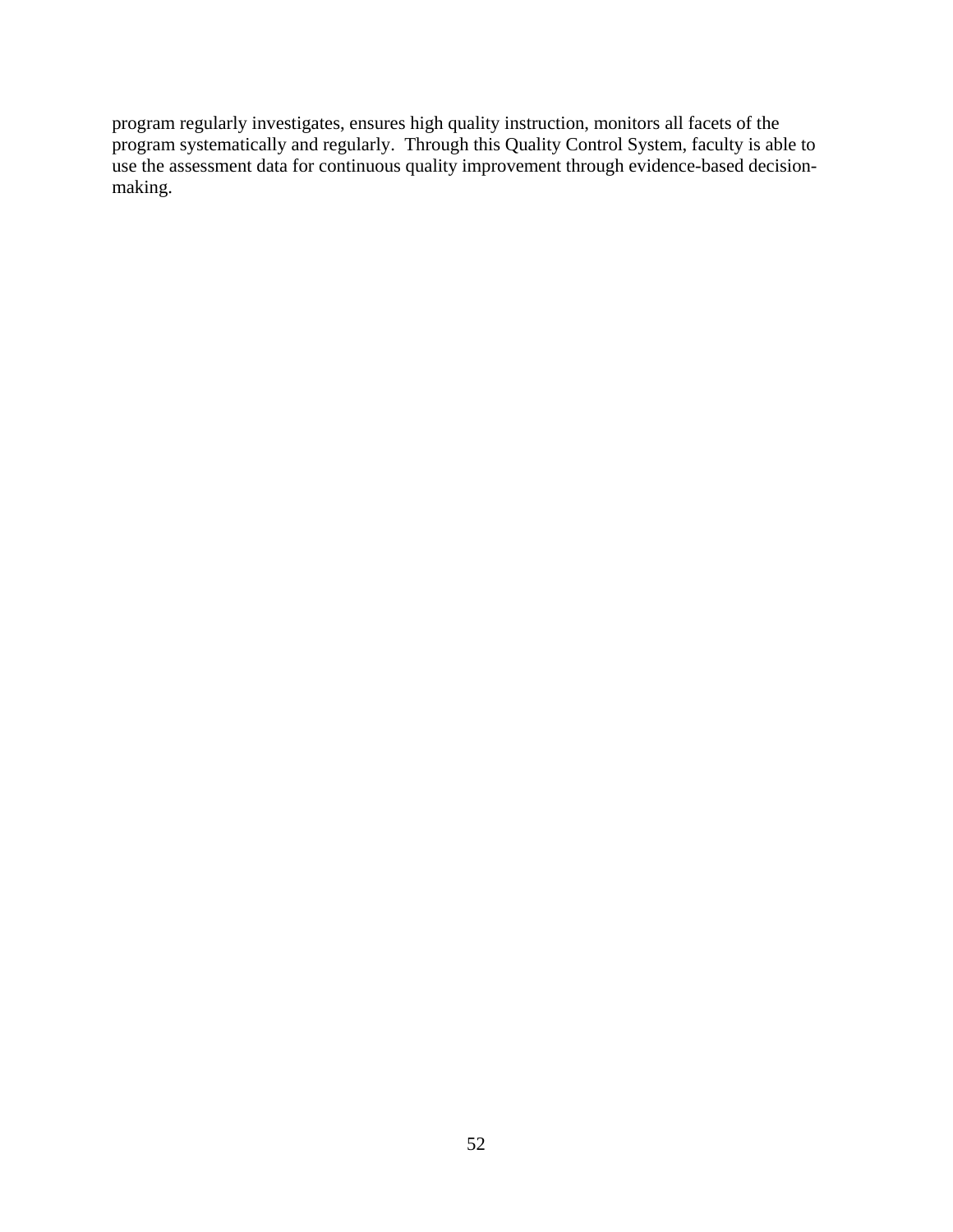program regularly investigates, ensures high quality instruction, monitors all facets of the program systematically and regularly. Through this Quality Control System, faculty is able to use the assessment data for continuous quality improvement through evidence-based decision-making.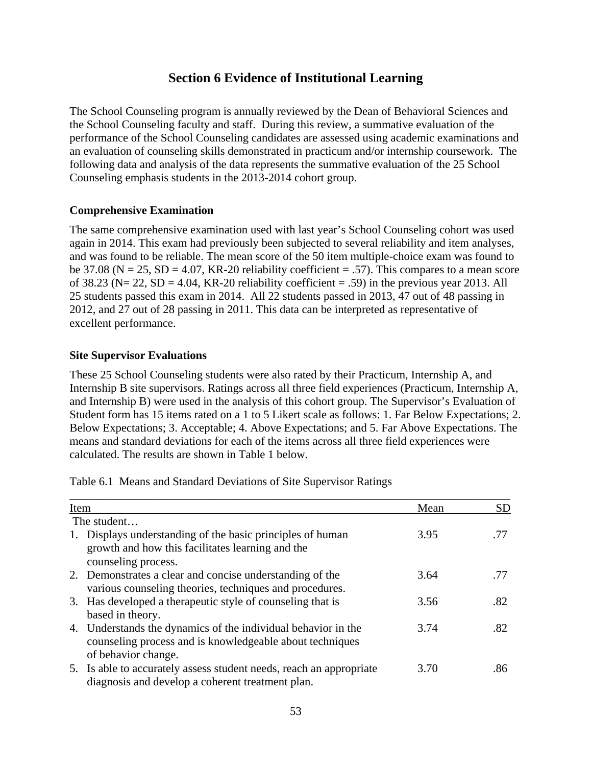# Section 6 Evidence of Institutional Learning

The School Counseling program is annually reviewed by the Dean of Behavioral Sciences and the School Counseling faculty and staff. During this review, a summative evaluation of the performance of the School Counseling candidates are assessed using academic examinations and an evaluation of counseling skills demonstrated in practicum and/or internship coursework. The following data and analysis of the data represents the summative evaluation of the 25 School Counseling emphasis students in the 2013-2014 cohort group.

### Comprehensive Examination

The same comprehensive examination used with last year's School Counseling cohort was used again in 2014. This exam had previously been subjected to several reliability and item analyses, and was found to be reliable. The mean score of the 50 item multiple-choice exam was found to be 37.08 ($N = 25$, $SD = 4.07$, KR-20 reliability coefficient = .57). This compares to a mean score of 38.23 ($N= 22$, $SD = 4.04$, KR-20 reliability coefficient = .59) in the previous year 2013. All 25 students passed this exam in 2014. All 22 students passed in 2013, 47 out of 48 passing in 2012, and 27 out of 28 passing in 2011. This data can be interpreted as representative of excellent performance.

### Site Supervisor Evaluations

These 25 School Counseling students were also rated by their Practicum, Internship A, and Internship B site supervisors. Ratings across all three field experiences (Practicum, Internship A, and Internship B) were used in the analysis of this cohort group. The Supervisor's Evaluation of Student form has 15 items rated on a 1 to 5 Likert scale as follows: 1. Far Below Expectations; 2. Below Expectations; 3. Acceptable; 4. Above Expectations; and 5. Far Above Expectations. The means and standard deviations for each of the items across all three field experiences were calculated. The results are shown in Table 1 below.

Table 6.1 Means and Standard Deviations of Site Supervisor Ratings

| Item | Mean | SD |
|---|---|---|
| The student… | | |
| 1. Displays understanding of the basic principles of human growth and how this facilitates learning and the counseling process. | 3.95 | .77 |
| 2. Demonstrates a clear and concise understanding of the various counseling theories, techniques and procedures. | 3.64 | .77 |
| 3. Has developed a therapeutic style of counseling that is based in theory. | 3.56 | .82 |
| 4. Understands the dynamics of the individual behavior in the counseling process and is knowledgeable about techniques of behavior change. | 3.74 | .82 |
| 5. Is able to accurately assess student needs, reach an appropriate diagnosis and develop a coherent treatment plan. | 3.70 | .86 |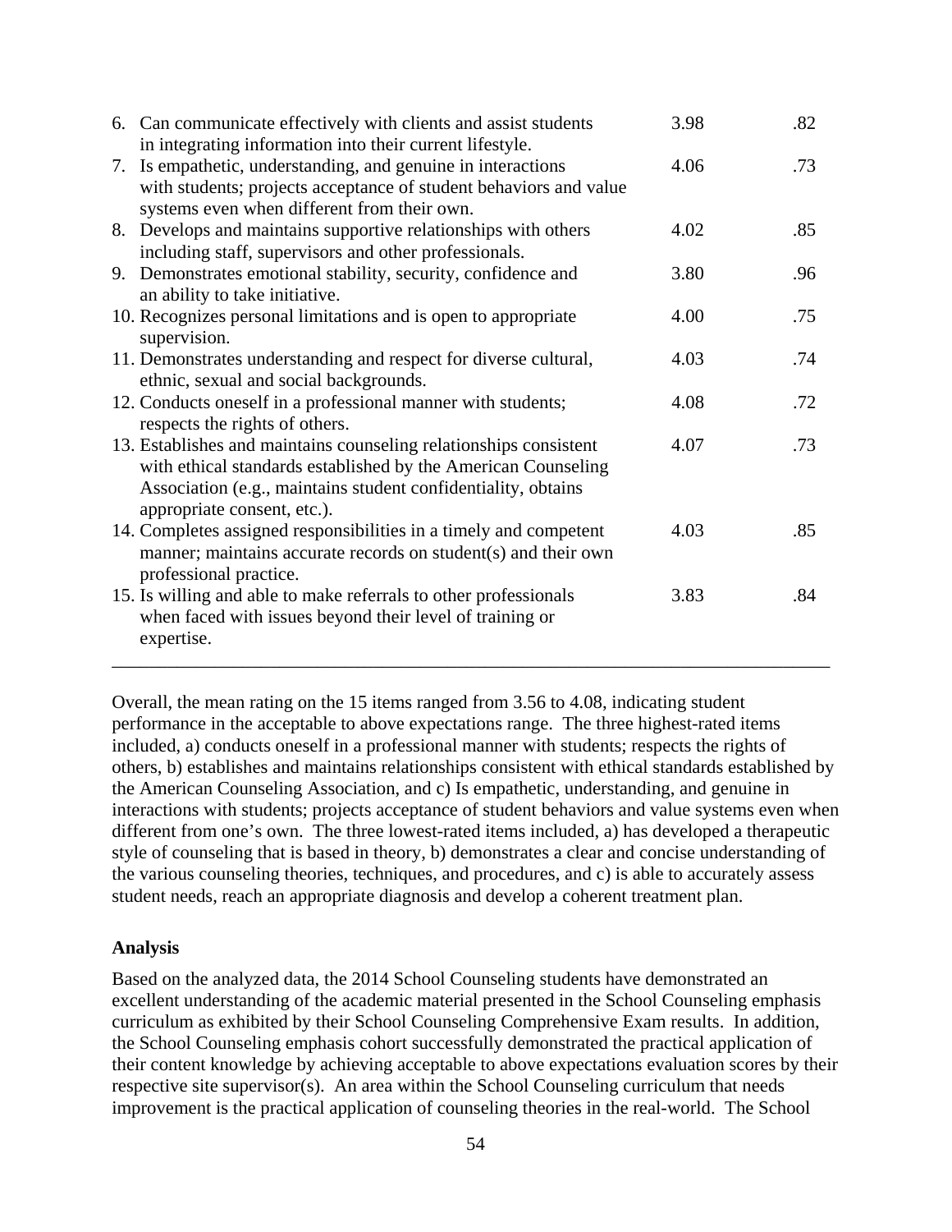| | | |
|---|---|---|
| 6. Can communicate effectively with clients and assist students in integrating information into their current lifestyle. | 3.98 | .82 |
| 7. Is empathetic, understanding, and genuine in interactions with students; projects acceptance of student behaviors and value systems even when different from their own. | 4.06 | .73 |
| 8. Develops and maintains supportive relationships with others including staff, supervisors and other professionals. | 4.02 | .85 |
| 9. Demonstrates emotional stability, security, confidence and an ability to take initiative. | 3.80 | .96 |
| 10. Recognizes personal limitations and is open to appropriate supervision. | 4.00 | .75 |
| 11. Demonstrates understanding and respect for diverse cultural, ethnic, sexual and social backgrounds. | 4.03 | .74 |
| 12. Conducts oneself in a professional manner with students; respects the rights of others. | 4.08 | .72 |
| 13. Establishes and maintains counseling relationships consistent with ethical standards established by the American Counseling Association (e.g., maintains student confidentiality, obtains appropriate consent, etc.). | 4.07 | .73 |
| 14. Completes assigned responsibilities in a timely and competent manner; maintains accurate records on student(s) and their own professional practice. | 4.03 | .85 |
| 15. Is willing and able to make referrals to other professionals when faced with issues beyond their level of training or expertise. | 3.83 | .84 |

Overall, the mean rating on the 15 items ranged from 3.56 to 4.08, indicating student performance in the acceptable to above expectations range. The three highest-rated items included, a) conducts oneself in a professional manner with students; respects the rights of others, b) establishes and maintains relationships consistent with ethical standards established by the American Counseling Association, and c) Is empathetic, understanding, and genuine in interactions with students; projects acceptance of student behaviors and value systems even when different from one's own. The three lowest-rated items included, a) has developed a therapeutic style of counseling that is based in theory, b) demonstrates a clear and concise understanding of the various counseling theories, techniques, and procedures, and c) is able to accurately assess student needs, reach an appropriate diagnosis and develop a coherent treatment plan.

**Analysis**

Based on the analyzed data, the 2014 School Counseling students have demonstrated an excellent understanding of the academic material presented in the School Counseling emphasis curriculum as exhibited by their School Counseling Comprehensive Exam results. In addition, the School Counseling emphasis cohort successfully demonstrated the practical application of their content knowledge by achieving acceptable to above expectations evaluation scores by their respective site supervisor(s). An area within the School Counseling curriculum that needs improvement is the practical application of counseling theories in the real-world. The School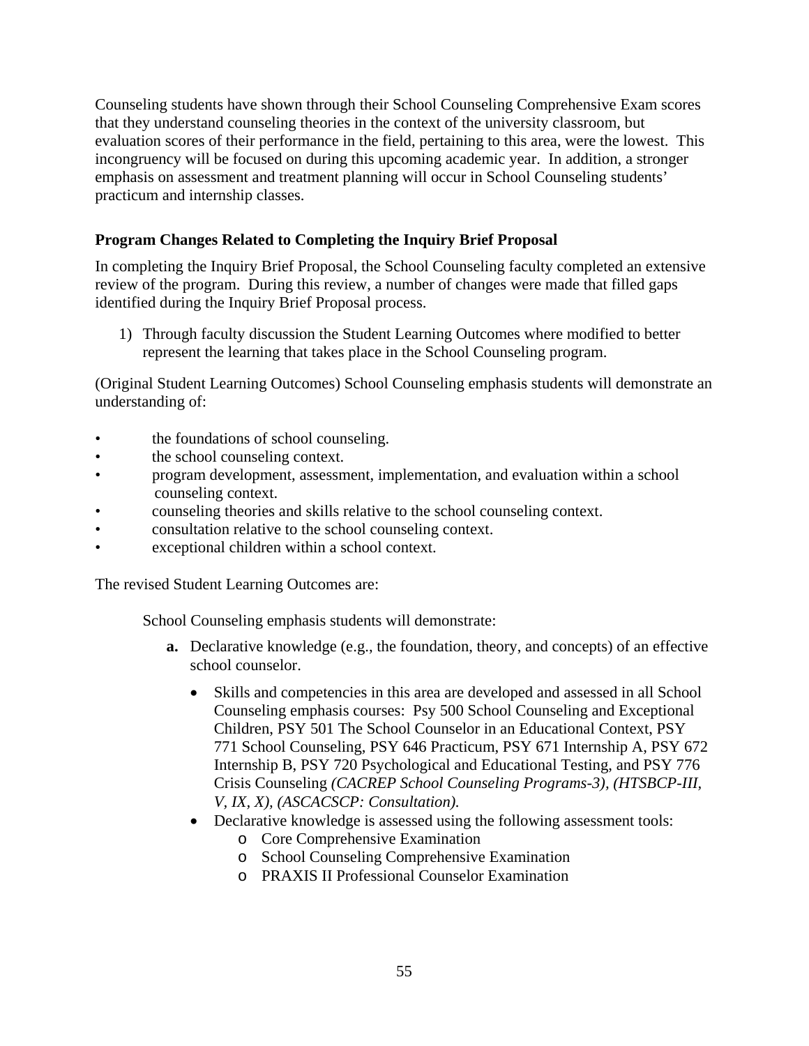Counseling students have shown through their School Counseling Comprehensive Exam scores that they understand counseling theories in the context of the university classroom, but evaluation scores of their performance in the field, pertaining to this area, were the lowest. This incongruency will be focused on during this upcoming academic year. In addition, a stronger emphasis on assessment and treatment planning will occur in School Counseling students' practicum and internship classes.

**Program Changes Related to Completing the Inquiry Brief Proposal**

In completing the Inquiry Brief Proposal, the School Counseling faculty completed an extensive review of the program. During this review, a number of changes were made that filled gaps identified during the Inquiry Brief Proposal process.

1) Through faculty discussion the Student Learning Outcomes where modified to better represent the learning that takes place in the School Counseling program.

(Original Student Learning Outcomes) School Counseling emphasis students will demonstrate an understanding of:

- the foundations of school counseling.
- the school counseling context.
- program development, assessment, implementation, and evaluation within a school counseling context.
- counseling theories and skills relative to the school counseling context.
- consultation relative to the school counseling context.
- exceptional children within a school context.

The revised Student Learning Outcomes are:

School Counseling emphasis students will demonstrate:

**a.** Declarative knowledge (e.g., the foundation, theory, and concepts) of an effective school counselor.

- Skills and competencies in this area are developed and assessed in all School Counseling emphasis courses: Psy 500 School Counseling and Exceptional Children, PSY 501 The School Counselor in an Educational Context, PSY 771 School Counseling, PSY 646 Practicum, PSY 671 Internship A, PSY 672 Internship B, PSY 720 Psychological and Educational Testing, and PSY 776 Crisis Counseling *(CACREP School Counseling Programs-3)*, *(HTSBCP-III, V, IX, X)*, *(ASCACSCP: Consultation).*
- Declarative knowledge is assessed using the following assessment tools:
    - Core Comprehensive Examination
    - School Counseling Comprehensive Examination
    - PRAXIS II Professional Counselor Examination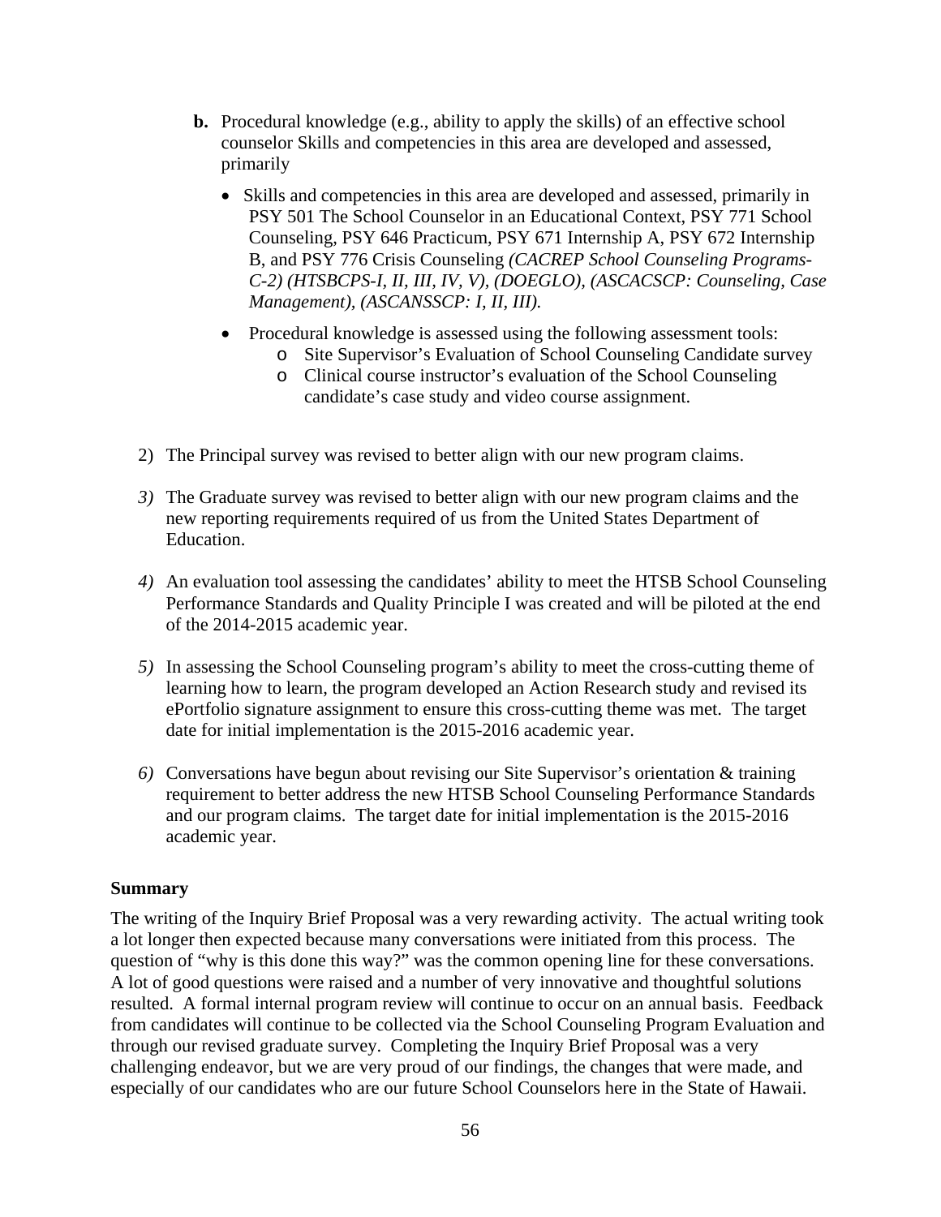**b.** Procedural knowledge (e.g., ability to apply the skills) of an effective school counselor Skills and competencies in this area are developed and assessed, primarily

- Skills and competencies in this area are developed and assessed, primarily in PSY 501 The School Counselor in an Educational Context, PSY 771 School Counseling, PSY 646 Practicum, PSY 671 Internship A, PSY 672 Internship B, and PSY 776 Crisis Counseling *(CACREP School Counseling Programs-C-2) (HTSBCPS-I, II, III, IV, V), (DOEGLO), (ASCACSCP: Counseling, Case Management), (ASCANSSCP: I, II, III).*
- Procedural knowledge is assessed using the following assessment tools:
    - Site Supervisor's Evaluation of School Counseling Candidate survey
    - Clinical course instructor's evaluation of the School Counseling candidate's case study and video course assignment.

2) The Principal survey was revised to better align with our new program claims.

*3)* The Graduate survey was revised to better align with our new program claims and the new reporting requirements required of us from the United States Department of Education.

*4)* An evaluation tool assessing the candidates' ability to meet the HTSB School Counseling Performance Standards and Quality Principle I was created and will be piloted at the end of the 2014-2015 academic year.

*5)* In assessing the School Counseling program's ability to meet the cross-cutting theme of learning how to learn, the program developed an Action Research study and revised its ePortfolio signature assignment to ensure this cross-cutting theme was met. The target date for initial implementation is the 2015-2016 academic year.

*6)* Conversations have begun about revising our Site Supervisor's orientation & training requirement to better address the new HTSB School Counseling Performance Standards and our program claims. The target date for initial implementation is the 2015-2016 academic year.

**Summary**

The writing of the Inquiry Brief Proposal was a very rewarding activity. The actual writing took a lot longer then expected because many conversations were initiated from this process. The question of "why is this done this way?" was the common opening line for these conversations. A lot of good questions were raised and a number of very innovative and thoughtful solutions resulted. A formal internal program review will continue to occur on an annual basis. Feedback from candidates will continue to be collected via the School Counseling Program Evaluation and through our revised graduate survey. Completing the Inquiry Brief Proposal was a very challenging endeavor, but we are very proud of our findings, the changes that were made, and especially of our candidates who are our future School Counselors here in the State of Hawaii.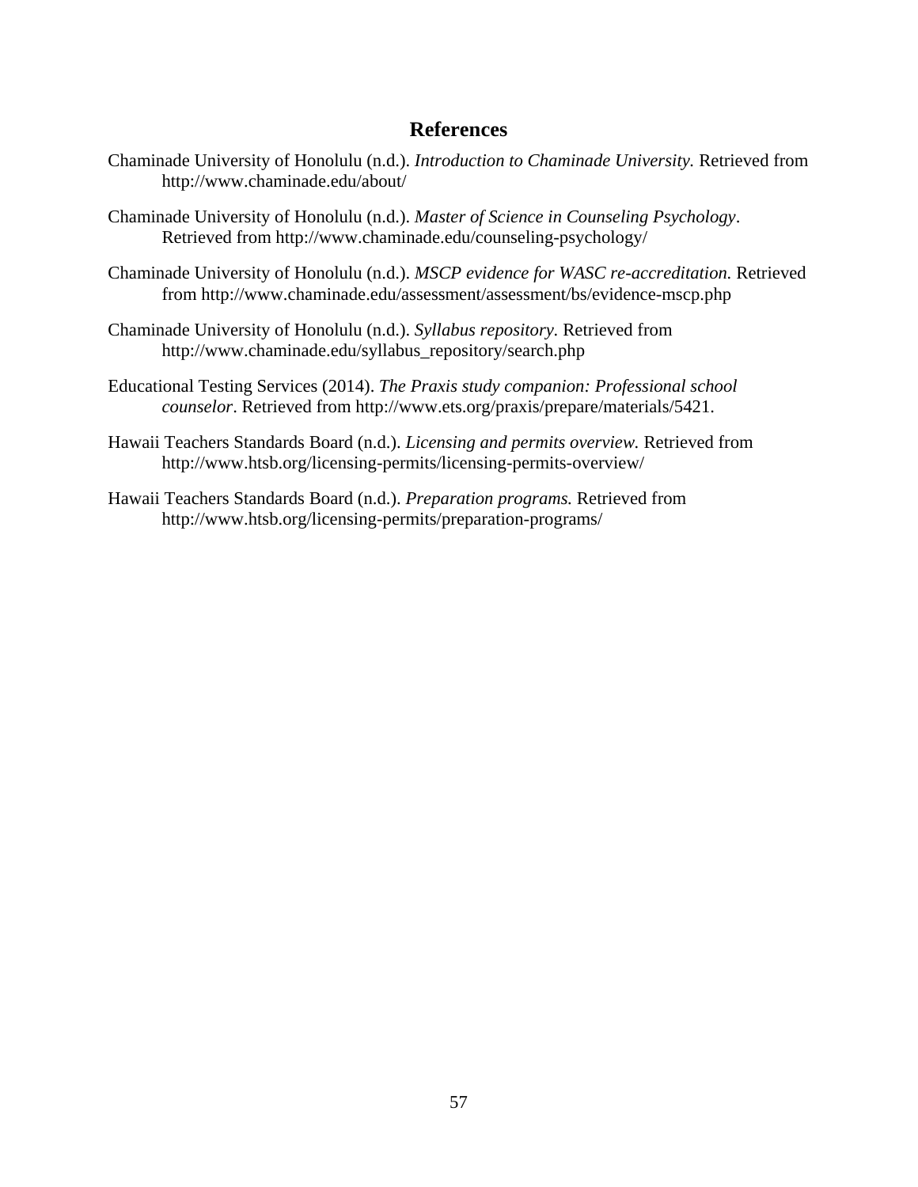# References

Chaminade University of Honolulu (n.d.). *Introduction to Chaminade University.* Retrieved from http://www.chaminade.edu/about/

Chaminade University of Honolulu (n.d.). *Master of Science in Counseling Psychology*. Retrieved from http://www.chaminade.edu/counseling-psychology/

Chaminade University of Honolulu (n.d.). *MSCP evidence for WASC re-accreditation.* Retrieved from http://www.chaminade.edu/assessment/assessment/bs/evidence-mscp.php

Chaminade University of Honolulu (n.d.). *Syllabus repository.* Retrieved from http://www.chaminade.edu/syllabus_repository/search.php

Educational Testing Services (2014). *The Praxis study companion: Professional school counselor*. Retrieved from http://www.ets.org/praxis/prepare/materials/5421.

Hawaii Teachers Standards Board (n.d.). *Licensing and permits overview.* Retrieved from http://www.htsb.org/licensing-permits/licensing-permits-overview/

Hawaii Teachers Standards Board (n.d.). *Preparation programs.* Retrieved from http://www.htsb.org/licensing-permits/preparation-programs/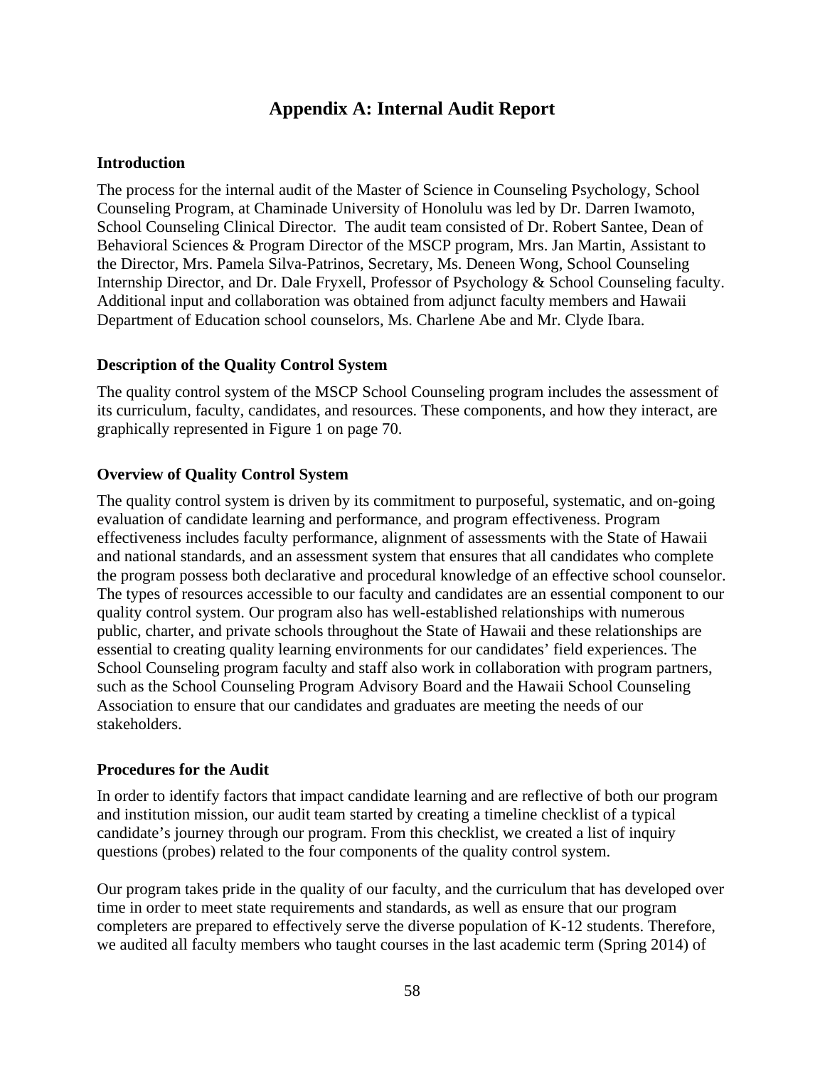# Appendix A: Internal Audit Report

### Introduction

The process for the internal audit of the Master of Science in Counseling Psychology, School Counseling Program, at Chaminade University of Honolulu was led by Dr. Darren Iwamoto, School Counseling Clinical Director. The audit team consisted of Dr. Robert Santee, Dean of Behavioral Sciences & Program Director of the MSCP program, Mrs. Jan Martin, Assistant to the Director, Mrs. Pamela Silva-Patrinos, Secretary, Ms. Deneen Wong, School Counseling Internship Director, and Dr. Dale Fryxell, Professor of Psychology & School Counseling faculty. Additional input and collaboration was obtained from adjunct faculty members and Hawaii Department of Education school counselors, Ms. Charlene Abe and Mr. Clyde Ibara.

### Description of the Quality Control System

The quality control system of the MSCP School Counseling program includes the assessment of its curriculum, faculty, candidates, and resources. These components, and how they interact, are graphically represented in Figure 1 on page 70.

### Overview of Quality Control System

The quality control system is driven by its commitment to purposeful, systematic, and on-going evaluation of candidate learning and performance, and program effectiveness. Program effectiveness includes faculty performance, alignment of assessments with the State of Hawaii and national standards, and an assessment system that ensures that all candidates who complete the program possess both declarative and procedural knowledge of an effective school counselor. The types of resources accessible to our faculty and candidates are an essential component to our quality control system. Our program also has well-established relationships with numerous public, charter, and private schools throughout the State of Hawaii and these relationships are essential to creating quality learning environments for our candidates' field experiences. The School Counseling program faculty and staff also work in collaboration with program partners, such as the School Counseling Program Advisory Board and the Hawaii School Counseling Association to ensure that our candidates and graduates are meeting the needs of our stakeholders.

### Procedures for the Audit

In order to identify factors that impact candidate learning and are reflective of both our program and institution mission, our audit team started by creating a timeline checklist of a typical candidate's journey through our program. From this checklist, we created a list of inquiry questions (probes) related to the four components of the quality control system.

Our program takes pride in the quality of our faculty, and the curriculum that has developed over time in order to meet state requirements and standards, as well as ensure that our program completers are prepared to effectively serve the diverse population of K-12 students. Therefore, we audited all faculty members who taught courses in the last academic term (Spring 2014) of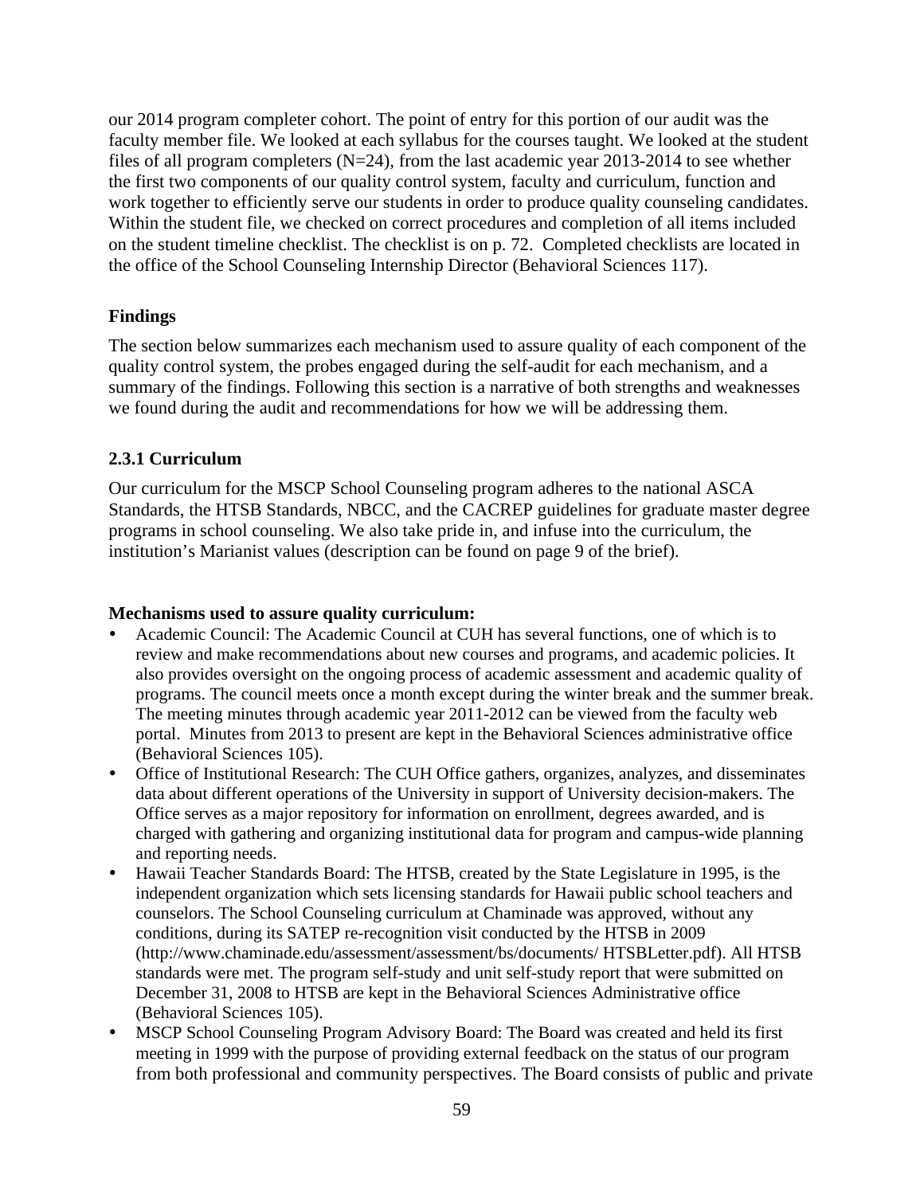our 2014 program completer cohort. The point of entry for this portion of our audit was the faculty member file. We looked at each syllabus for the courses taught. We looked at the student files of all program completers (N=24), from the last academic year 2013-2014 to see whether the first two components of our quality control system, faculty and curriculum, function and work together to efficiently serve our students in order to produce quality counseling candidates. Within the student file, we checked on correct procedures and completion of all items included on the student timeline checklist. The checklist is on p. 72. Completed checklists are located in the office of the School Counseling Internship Director (Behavioral Sciences 117).

### Findings

The section below summarizes each mechanism used to assure quality of each component of the quality control system, the probes engaged during the self-audit for each mechanism, and a summary of the findings. Following this section is a narrative of both strengths and weaknesses we found during the audit and recommendations for how we will be addressing them.

### 2.3.1 Curriculum

Our curriculum for the MSCP School Counseling program adheres to the national ASCA Standards, the HTSB Standards, NBCC, and the CACREP guidelines for graduate master degree programs in school counseling. We also take pride in, and infuse into the curriculum, the institution's Marianist values (description can be found on page 9 of the brief).

**Mechanisms used to assure quality curriculum:**

- Academic Council: The Academic Council at CUH has several functions, one of which is to review and make recommendations about new courses and programs, and academic policies. It also provides oversight on the ongoing process of academic assessment and academic quality of programs. The council meets once a month except during the winter break and the summer break. The meeting minutes through academic year 2011-2012 can be viewed from the faculty web portal. Minutes from 2013 to present are kept in the Behavioral Sciences administrative office (Behavioral Sciences 105).
- Office of Institutional Research: The CUH Office gathers, organizes, analyzes, and disseminates data about different operations of the University in support of University decision-makers. The Office serves as a major repository for information on enrollment, degrees awarded, and is charged with gathering and organizing institutional data for program and campus-wide planning and reporting needs.
- Hawaii Teacher Standards Board: The HTSB, created by the State Legislature in 1995, is the independent organization which sets licensing standards for Hawaii public school teachers and counselors. The School Counseling curriculum at Chaminade was approved, without any conditions, during its SATEP re-recognition visit conducted by the HTSB in 2009 (http://www.chaminade.edu/assessment/assessment/bs/documents/ HTSBLetter.pdf). All HTSB standards were met. The program self-study and unit self-study report that were submitted on December 31, 2008 to HTSB are kept in the Behavioral Sciences Administrative office (Behavioral Sciences 105).
- MSCP School Counseling Program Advisory Board: The Board was created and held its first meeting in 1999 with the purpose of providing external feedback on the status of our program from both professional and community perspectives. The Board consists of public and private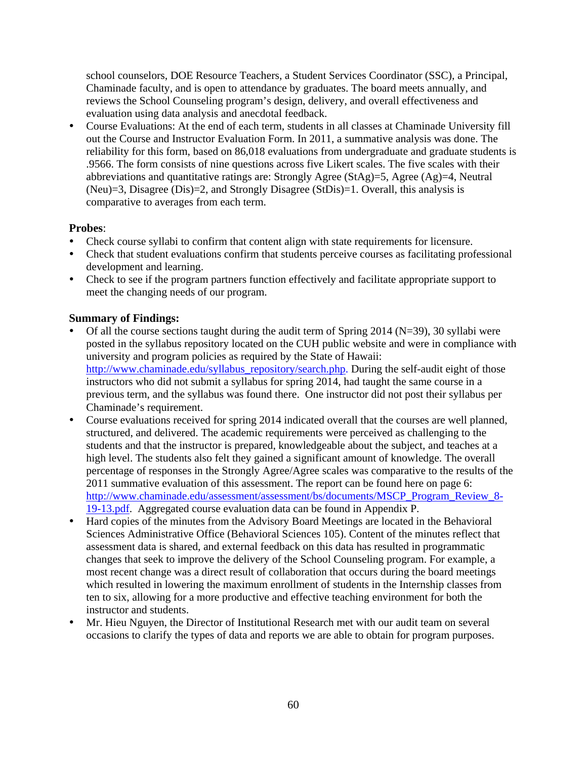school counselors, DOE Resource Teachers, a Student Services Coordinator (SSC), a Principal, Chaminade faculty, and is open to attendance by graduates. The board meets annually, and reviews the School Counseling program's design, delivery, and overall effectiveness and evaluation using data analysis and anecdotal feedback.

- Course Evaluations: At the end of each term, students in all classes at Chaminade University fill out the Course and Instructor Evaluation Form. In 2011, a summative analysis was done. The reliability for this form, based on 86,018 evaluations from undergraduate and graduate students is .9566. The form consists of nine questions across five Likert scales. The five scales with their abbreviations and quantitative ratings are: Strongly Agree (StAg)=5, Agree (Ag)=4, Neutral (Neu)=3, Disagree (Dis)=2, and Strongly Disagree (StDis)=1. Overall, this analysis is comparative to averages from each term.

**Probes**:

- Check course syllabi to confirm that content align with state requirements for licensure.
- Check that student evaluations confirm that students perceive courses as facilitating professional development and learning.
- Check to see if the program partners function effectively and facilitate appropriate support to meet the changing needs of our program.

**Summary of Findings:**

- Of all the course sections taught during the audit term of Spring 2014 (N=39), 30 syllabi were posted in the syllabus repository located on the CUH public website and were in compliance with university and program policies as required by the State of Hawaii: http://www.chaminade.edu/syllabus_repository/search.php. During the self-audit eight of those instructors who did not submit a syllabus for spring 2014, had taught the same course in a previous term, and the syllabus was found there. One instructor did not post their syllabus per Chaminade's requirement.
- Course evaluations received for spring 2014 indicated overall that the courses are well planned, structured, and delivered. The academic requirements were perceived as challenging to the students and that the instructor is prepared, knowledgeable about the subject, and teaches at a high level. The students also felt they gained a significant amount of knowledge. The overall percentage of responses in the Strongly Agree/Agree scales was comparative to the results of the 2011 summative evaluation of this assessment. The report can be found here on page 6: http://www.chaminade.edu/assessment/assessment/bs/documents/MSCP_Program_Review_8-19-13.pdf. Aggregated course evaluation data can be found in Appendix P.
- Hard copies of the minutes from the Advisory Board Meetings are located in the Behavioral Sciences Administrative Office (Behavioral Sciences 105). Content of the minutes reflect that assessment data is shared, and external feedback on this data has resulted in programmatic changes that seek to improve the delivery of the School Counseling program. For example, a most recent change was a direct result of collaboration that occurs during the board meetings which resulted in lowering the maximum enrollment of students in the Internship classes from ten to six, allowing for a more productive and effective teaching environment for both the instructor and students.
- Mr. Hieu Nguyen, the Director of Institutional Research met with our audit team on several occasions to clarify the types of data and reports we are able to obtain for program purposes.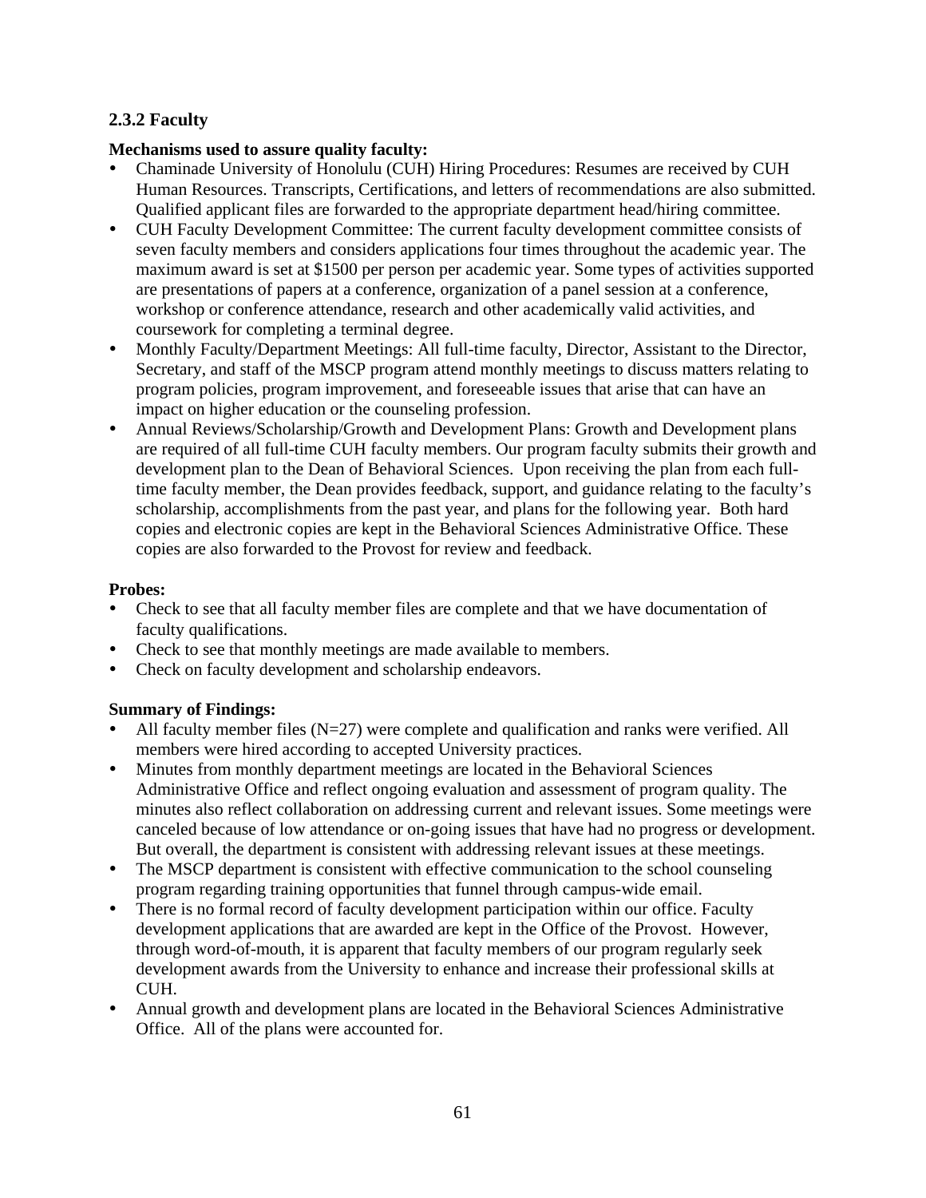### 2.3.2 Faculty

**Mechanisms used to assure quality faculty:**

- Chaminade University of Honolulu (CUH) Hiring Procedures: Resumes are received by CUH Human Resources. Transcripts, Certifications, and letters of recommendations are also submitted. Qualified applicant files are forwarded to the appropriate department head/hiring committee.
- CUH Faculty Development Committee: The current faculty development committee consists of seven faculty members and considers applications four times throughout the academic year. The maximum award is set at $1500 per person per academic year. Some types of activities supported are presentations of papers at a conference, organization of a panel session at a conference, workshop or conference attendance, research and other academically valid activities, and coursework for completing a terminal degree.
- Monthly Faculty/Department Meetings: All full-time faculty, Director, Assistant to the Director, Secretary, and staff of the MSCP program attend monthly meetings to discuss matters relating to program policies, program improvement, and foreseeable issues that arise that can have an impact on higher education or the counseling profession.
- Annual Reviews/Scholarship/Growth and Development Plans: Growth and Development plans are required of all full-time CUH faculty members. Our program faculty submits their growth and development plan to the Dean of Behavioral Sciences. Upon receiving the plan from each full-time faculty member, the Dean provides feedback, support, and guidance relating to the faculty's scholarship, accomplishments from the past year, and plans for the following year. Both hard copies and electronic copies are kept in the Behavioral Sciences Administrative Office. These copies are also forwarded to the Provost for review and feedback.

**Probes:**

- Check to see that all faculty member files are complete and that we have documentation of faculty qualifications.
- Check to see that monthly meetings are made available to members.
- Check on faculty development and scholarship endeavors.

**Summary of Findings:**

- All faculty member files (N=27) were complete and qualification and ranks were verified. All members were hired according to accepted University practices.
- Minutes from monthly department meetings are located in the Behavioral Sciences Administrative Office and reflect ongoing evaluation and assessment of program quality. The minutes also reflect collaboration on addressing current and relevant issues. Some meetings were canceled because of low attendance or on-going issues that have had no progress or development. But overall, the department is consistent with addressing relevant issues at these meetings.
- The MSCP department is consistent with effective communication to the school counseling program regarding training opportunities that funnel through campus-wide email.
- There is no formal record of faculty development participation within our office. Faculty development applications that are awarded are kept in the Office of the Provost. However, through word-of-mouth, it is apparent that faculty members of our program regularly seek development awards from the University to enhance and increase their professional skills at CUH.
- Annual growth and development plans are located in the Behavioral Sciences Administrative Office. All of the plans were accounted for.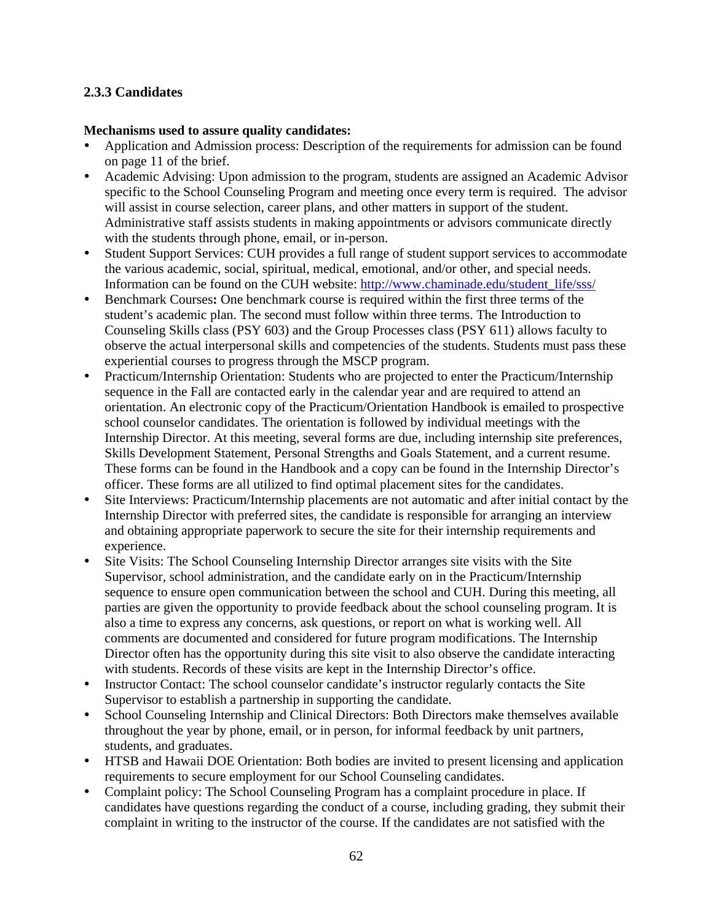### 2.3.3 Candidates

**Mechanisms used to assure quality candidates:**

- Application and Admission process: Description of the requirements for admission can be found on page 11 of the brief.
- Academic Advising: Upon admission to the program, students are assigned an Academic Advisor specific to the School Counseling Program and meeting once every term is required. The advisor will assist in course selection, career plans, and other matters in support of the student. Administrative staff assists students in making appointments or advisors communicate directly with the students through phone, email, or in-person.
- Student Support Services: CUH provides a full range of student support services to accommodate the various academic, social, spiritual, medical, emotional, and/or other, and special needs. Information can be found on the CUH website: [http://www.chaminade.edu/student_life/sss/](http://www.chaminade.edu/student_life/sss/)
- Benchmark Courses**:** One benchmark course is required within the first three terms of the student's academic plan. The second must follow within three terms. The Introduction to Counseling Skills class (PSY 603) and the Group Processes class (PSY 611) allows faculty to observe the actual interpersonal skills and competencies of the students. Students must pass these experiential courses to progress through the MSCP program.
- Practicum/Internship Orientation: Students who are projected to enter the Practicum/Internship sequence in the Fall are contacted early in the calendar year and are required to attend an orientation. An electronic copy of the Practicum/Orientation Handbook is emailed to prospective school counselor candidates. The orientation is followed by individual meetings with the Internship Director. At this meeting, several forms are due, including internship site preferences, Skills Development Statement, Personal Strengths and Goals Statement, and a current resume. These forms can be found in the Handbook and a copy can be found in the Internship Director's officer. These forms are all utilized to find optimal placement sites for the candidates.
- Site Interviews: Practicum/Internship placements are not automatic and after initial contact by the Internship Director with preferred sites, the candidate is responsible for arranging an interview and obtaining appropriate paperwork to secure the site for their internship requirements and experience.
- Site Visits: The School Counseling Internship Director arranges site visits with the Site Supervisor, school administration, and the candidate early on in the Practicum/Internship sequence to ensure open communication between the school and CUH. During this meeting, all parties are given the opportunity to provide feedback about the school counseling program. It is also a time to express any concerns, ask questions, or report on what is working well. All comments are documented and considered for future program modifications. The Internship Director often has the opportunity during this site visit to also observe the candidate interacting with students. Records of these visits are kept in the Internship Director's office.
- Instructor Contact: The school counselor candidate's instructor regularly contacts the Site Supervisor to establish a partnership in supporting the candidate.
- School Counseling Internship and Clinical Directors: Both Directors make themselves available throughout the year by phone, email, or in person, for informal feedback by unit partners, students, and graduates.
- HTSB and Hawaii DOE Orientation: Both bodies are invited to present licensing and application requirements to secure employment for our School Counseling candidates.
- Complaint policy: The School Counseling Program has a complaint procedure in place. If candidates have questions regarding the conduct of a course, including grading, they submit their complaint in writing to the instructor of the course. If the candidates are not satisfied with the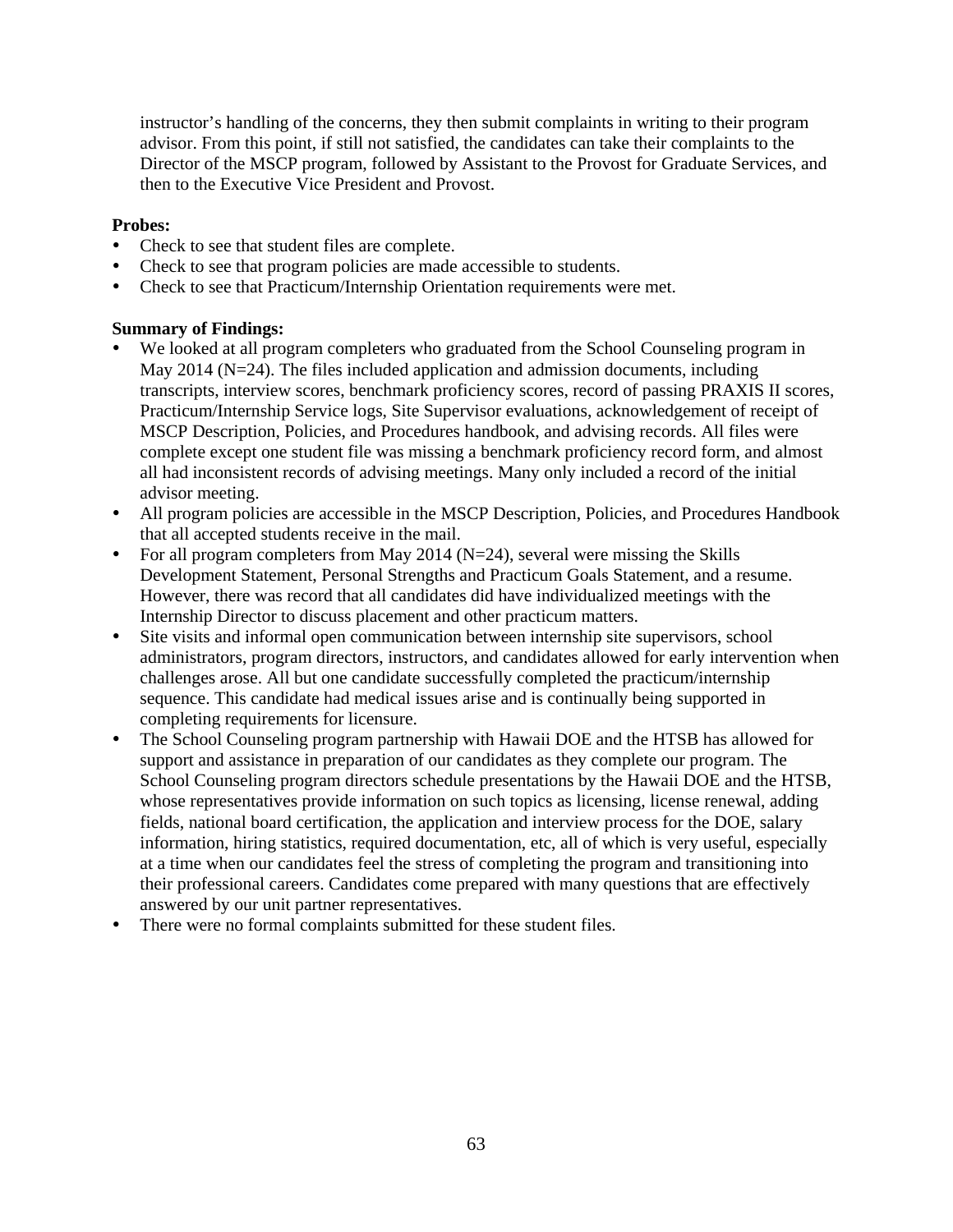instructor's handling of the concerns, they then submit complaints in writing to their program advisor. From this point, if still not satisfied, the candidates can take their complaints to the Director of the MSCP program, followed by Assistant to the Provost for Graduate Services, and then to the Executive Vice President and Provost.

**Probes:**

- Check to see that student files are complete.
- Check to see that program policies are made accessible to students.
- Check to see that Practicum/Internship Orientation requirements were met.

**Summary of Findings:**

- We looked at all program completers who graduated from the School Counseling program in May 2014 (N=24). The files included application and admission documents, including transcripts, interview scores, benchmark proficiency scores, record of passing PRAXIS II scores, Practicum/Internship Service logs, Site Supervisor evaluations, acknowledgement of receipt of MSCP Description, Policies, and Procedures handbook, and advising records. All files were complete except one student file was missing a benchmark proficiency record form, and almost all had inconsistent records of advising meetings. Many only included a record of the initial advisor meeting.
- All program policies are accessible in the MSCP Description, Policies, and Procedures Handbook that all accepted students receive in the mail.
- For all program completers from May 2014 (N=24), several were missing the Skills Development Statement, Personal Strengths and Practicum Goals Statement, and a resume. However, there was record that all candidates did have individualized meetings with the Internship Director to discuss placement and other practicum matters.
- Site visits and informal open communication between internship site supervisors, school administrators, program directors, instructors, and candidates allowed for early intervention when challenges arose. All but one candidate successfully completed the practicum/internship sequence. This candidate had medical issues arise and is continually being supported in completing requirements for licensure.
- The School Counseling program partnership with Hawaii DOE and the HTSB has allowed for support and assistance in preparation of our candidates as they complete our program. The School Counseling program directors schedule presentations by the Hawaii DOE and the HTSB, whose representatives provide information on such topics as licensing, license renewal, adding fields, national board certification, the application and interview process for the DOE, salary information, hiring statistics, required documentation, etc, all of which is very useful, especially at a time when our candidates feel the stress of completing the program and transitioning into their professional careers. Candidates come prepared with many questions that are effectively answered by our unit partner representatives.
- There were no formal complaints submitted for these student files.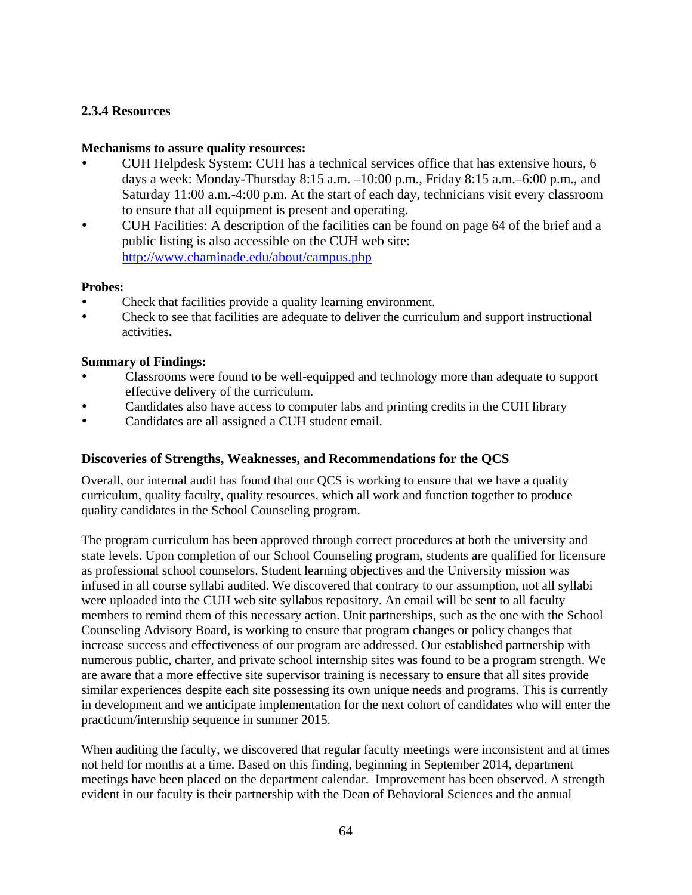### 2.3.4 Resources

**Mechanisms to assure quality resources:**

- CUH Helpdesk System: CUH has a technical services office that has extensive hours, 6 days a week: Monday-Thursday 8:15 a.m. –10:00 p.m., Friday 8:15 a.m.–6:00 p.m., and Saturday 11:00 a.m.-4:00 p.m. At the start of each day, technicians visit every classroom to ensure that all equipment is present and operating.
- CUH Facilities: A description of the facilities can be found on page 64 of the brief and a public listing is also accessible on the CUH web site: [http://www.chaminade.edu/about/campus.php](http://www.chaminade.edu/about/campus.php)

**Probes:**

- Check that facilities provide a quality learning environment.
- Check to see that facilities are adequate to deliver the curriculum and support instructional activities**.**

**Summary of Findings:**

- Classrooms were found to be well-equipped and technology more than adequate to support effective delivery of the curriculum.
- Candidates also have access to computer labs and printing credits in the CUH library
- Candidates are all assigned a CUH student email.

### Discoveries of Strengths, Weaknesses, and Recommendations for the QCS

Overall, our internal audit has found that our QCS is working to ensure that we have a quality curriculum, quality faculty, quality resources, which all work and function together to produce quality candidates in the School Counseling program.

The program curriculum has been approved through correct procedures at both the university and state levels. Upon completion of our School Counseling program, students are qualified for licensure as professional school counselors. Student learning objectives and the University mission was infused in all course syllabi audited. We discovered that contrary to our assumption, not all syllabi were uploaded into the CUH web site syllabus repository. An email will be sent to all faculty members to remind them of this necessary action. Unit partnerships, such as the one with the School Counseling Advisory Board, is working to ensure that program changes or policy changes that increase success and effectiveness of our program are addressed. Our established partnership with numerous public, charter, and private school internship sites was found to be a program strength. We are aware that a more effective site supervisor training is necessary to ensure that all sites provide similar experiences despite each site possessing its own unique needs and programs. This is currently in development and we anticipate implementation for the next cohort of candidates who will enter the practicum/internship sequence in summer 2015.

When auditing the faculty, we discovered that regular faculty meetings were inconsistent and at times not held for months at a time. Based on this finding, beginning in September 2014, department meetings have been placed on the department calendar. Improvement has been observed. A strength evident in our faculty is their partnership with the Dean of Behavioral Sciences and the annual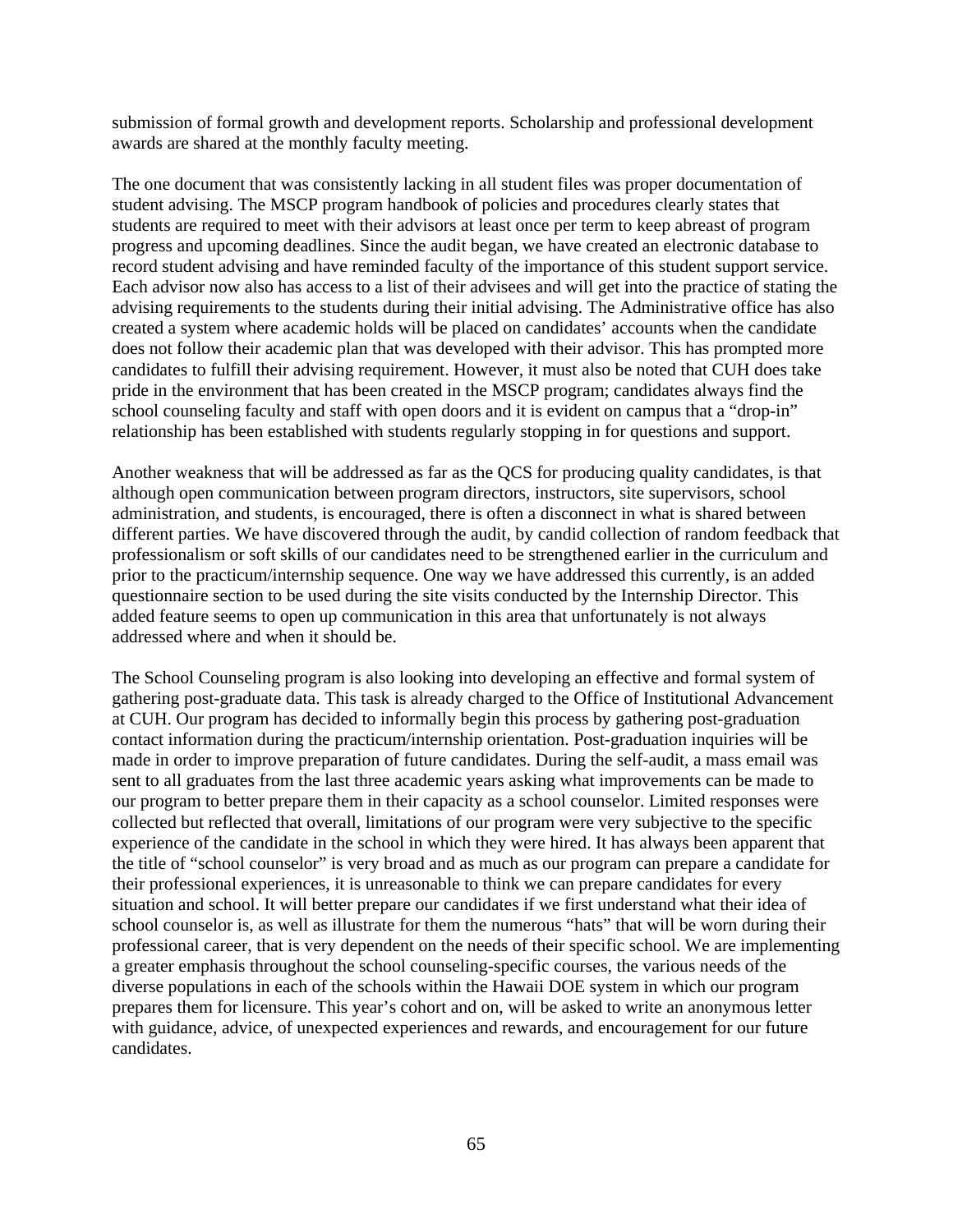submission of formal growth and development reports. Scholarship and professional development awards are shared at the monthly faculty meeting.

The one document that was consistently lacking in all student files was proper documentation of student advising. The MSCP program handbook of policies and procedures clearly states that students are required to meet with their advisors at least once per term to keep abreast of program progress and upcoming deadlines. Since the audit began, we have created an electronic database to record student advising and have reminded faculty of the importance of this student support service. Each advisor now also has access to a list of their advisees and will get into the practice of stating the advising requirements to the students during their initial advising. The Administrative office has also created a system where academic holds will be placed on candidates' accounts when the candidate does not follow their academic plan that was developed with their advisor. This has prompted more candidates to fulfill their advising requirement. However, it must also be noted that CUH does take pride in the environment that has been created in the MSCP program; candidates always find the school counseling faculty and staff with open doors and it is evident on campus that a "drop-in" relationship has been established with students regularly stopping in for questions and support.

Another weakness that will be addressed as far as the QCS for producing quality candidates, is that although open communication between program directors, instructors, site supervisors, school administration, and students, is encouraged, there is often a disconnect in what is shared between different parties. We have discovered through the audit, by candid collection of random feedback that professionalism or soft skills of our candidates need to be strengthened earlier in the curriculum and prior to the practicum/internship sequence. One way we have addressed this currently, is an added questionnaire section to be used during the site visits conducted by the Internship Director. This added feature seems to open up communication in this area that unfortunately is not always addressed where and when it should be.

The School Counseling program is also looking into developing an effective and formal system of gathering post-graduate data. This task is already charged to the Office of Institutional Advancement at CUH. Our program has decided to informally begin this process by gathering post-graduation contact information during the practicum/internship orientation. Post-graduation inquiries will be made in order to improve preparation of future candidates. During the self-audit, a mass email was sent to all graduates from the last three academic years asking what improvements can be made to our program to better prepare them in their capacity as a school counselor. Limited responses were collected but reflected that overall, limitations of our program were very subjective to the specific experience of the candidate in the school in which they were hired. It has always been apparent that the title of "school counselor" is very broad and as much as our program can prepare a candidate for their professional experiences, it is unreasonable to think we can prepare candidates for every situation and school. It will better prepare our candidates if we first understand what their idea of school counselor is, as well as illustrate for them the numerous "hats" that will be worn during their professional career, that is very dependent on the needs of their specific school. We are implementing a greater emphasis throughout the school counseling-specific courses, the various needs of the diverse populations in each of the schools within the Hawaii DOE system in which our program prepares them for licensure. This year's cohort and on, will be asked to write an anonymous letter with guidance, advice, of unexpected experiences and rewards, and encouragement for our future candidates.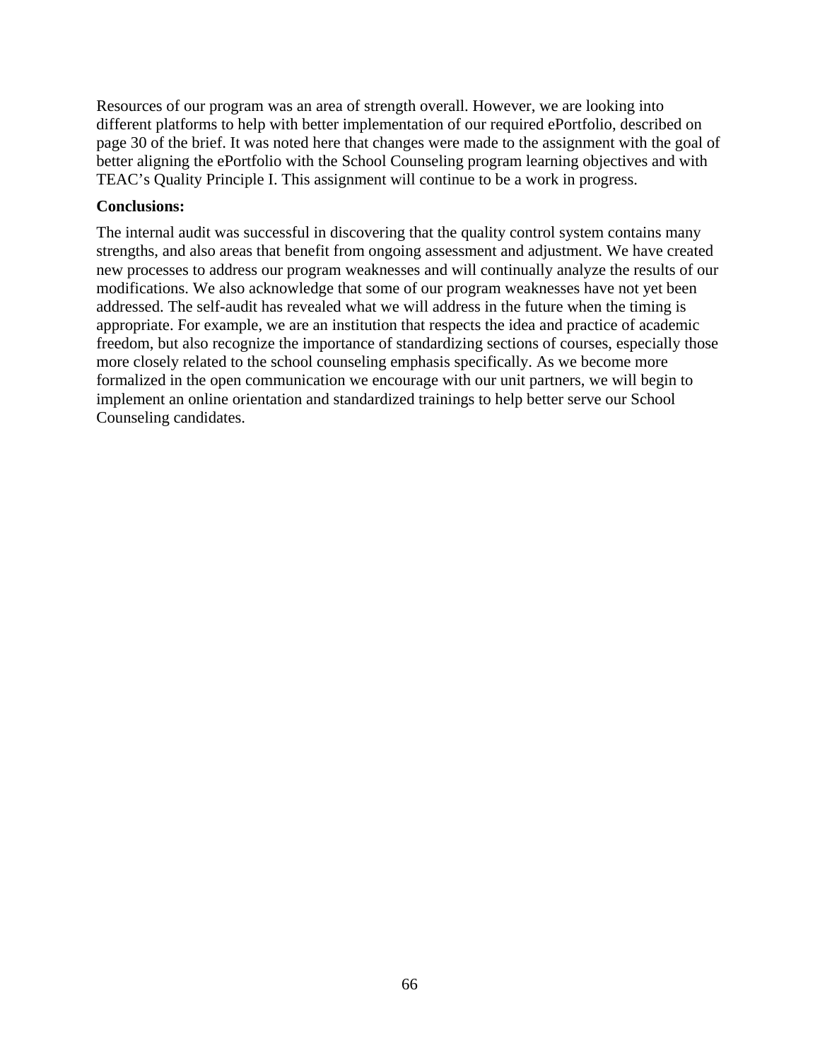Resources of our program was an area of strength overall. However, we are looking into different platforms to help with better implementation of our required ePortfolio, described on page 30 of the brief. It was noted here that changes were made to the assignment with the goal of better aligning the ePortfolio with the School Counseling program learning objectives and with TEAC's Quality Principle I. This assignment will continue to be a work in progress.

**Conclusions:**

The internal audit was successful in discovering that the quality control system contains many strengths, and also areas that benefit from ongoing assessment and adjustment. We have created new processes to address our program weaknesses and will continually analyze the results of our modifications. We also acknowledge that some of our program weaknesses have not yet been addressed. The self-audit has revealed what we will address in the future when the timing is appropriate. For example, we are an institution that respects the idea and practice of academic freedom, but also recognize the importance of standardizing sections of courses, especially those more closely related to the school counseling emphasis specifically. As we become more formalized in the open communication we encourage with our unit partners, we will begin to implement an online orientation and standardized trainings to help better serve our School Counseling candidates.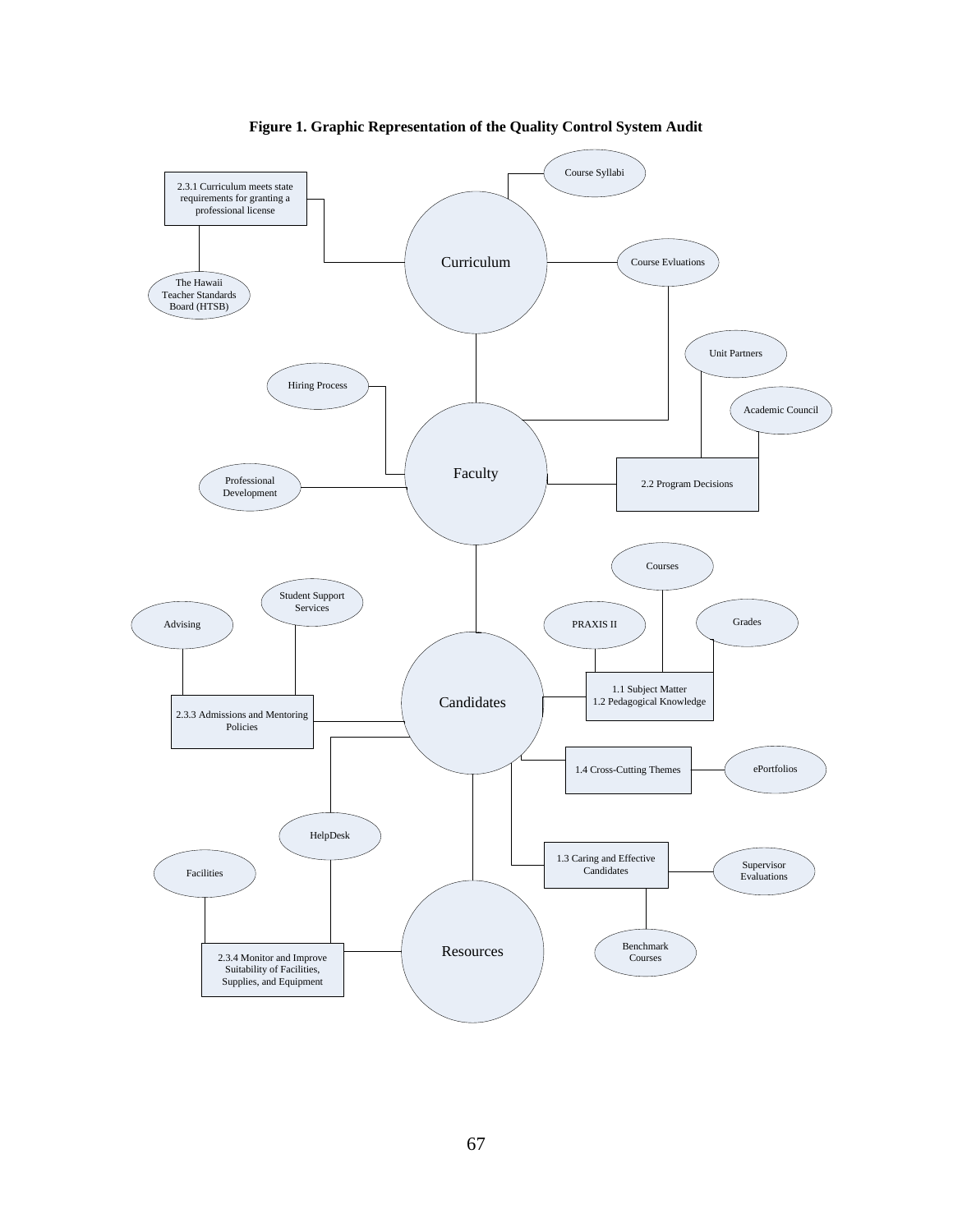**Figure 1. Graphic Representation of the Quality Control System Audit**

Curriculum

- Course Syllabi
- Course Evluations
- 2.3.1 Curriculum meets state requirements for granting a professional license
  - The Hawaii Teacher Standards Board (HTSB)

Faculty

- Hiring Process
- Professional Development
- 2.2 Program Decisions
  - Unit Partners
  - Academic Council

Candidates

- 2.3.3 Admissions and Mentoring Policies
  - Advising
  - Student Support Services
- 1.1 Subject Matter / 1.2 Pedagogical Knowledge
  - PRAXIS II
  - Courses
  - Grades
- 1.4 Cross-Cutting Themes
  - ePortfolios
- 1.3 Caring and Effective Candidates
  - Supervisor Evaluations
  - Benchmark Courses
- HelpDesk

Resources

- 2.3.4 Monitor and Improve Suitability of Facilities, Supplies, and Equipment
  - Facilities
  - HelpDesk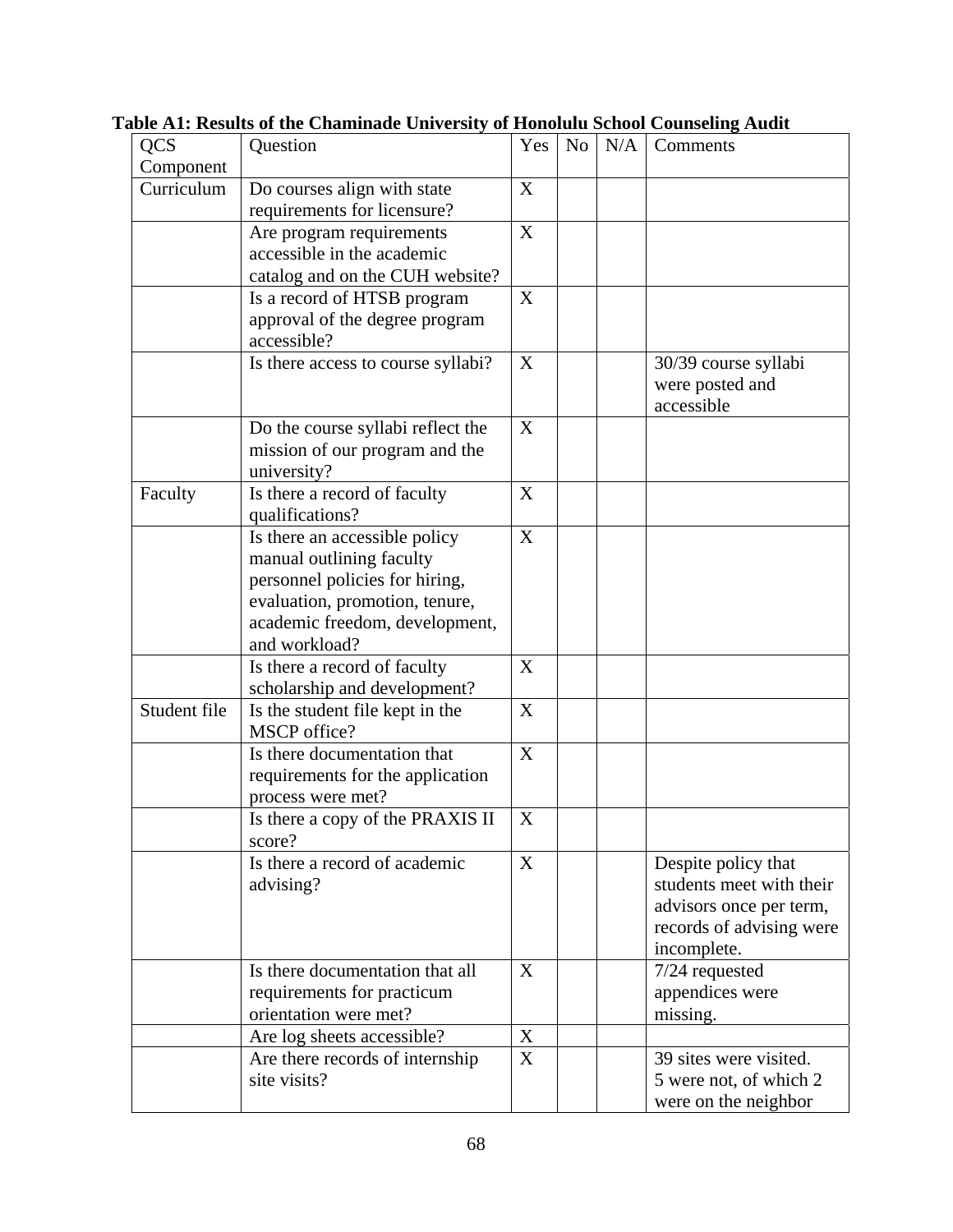**Table A1: Results of the Chaminade University of Honolulu School Counseling Audit**

| QCS Component | Question | Yes | No | N/A | Comments |
| --- | --- | --- | --- | --- | --- |
| Curriculum | Do courses align with state requirements for licensure? | X | | | |
| | Are program requirements accessible in the academic catalog and on the CUH website? | X | | | |
| | Is a record of HTSB program approval of the degree program accessible? | X | | | |
| | Is there access to course syllabi? | X | | | 30/39 course syllabi were posted and accessible |
| | Do the course syllabi reflect the mission of our program and the university? | X | | | |
| Faculty | Is there a record of faculty qualifications? | X | | | |
| | Is there an accessible policy manual outlining faculty personnel policies for hiring, evaluation, promotion, tenure, academic freedom, development, and workload? | X | | | |
| | Is there a record of faculty scholarship and development? | X | | | |
| Student file | Is the student file kept in the MSCP office? | X | | | |
| | Is there documentation that requirements for the application process were met? | X | | | |
| | Is there a copy of the PRAXIS II score? | X | | | |
| | Is there a record of academic advising? | X | | | Despite policy that students meet with their advisors once per term, records of advising were incomplete. |
| | Is there documentation that all requirements for practicum orientation were met? | X | | | 7/24 requested appendices were missing. |
| | Are log sheets accessible? | X | | | |
| | Are there records of internship site visits? | X | | | 39 sites were visited. 5 were not, of which 2 were on the neighbor |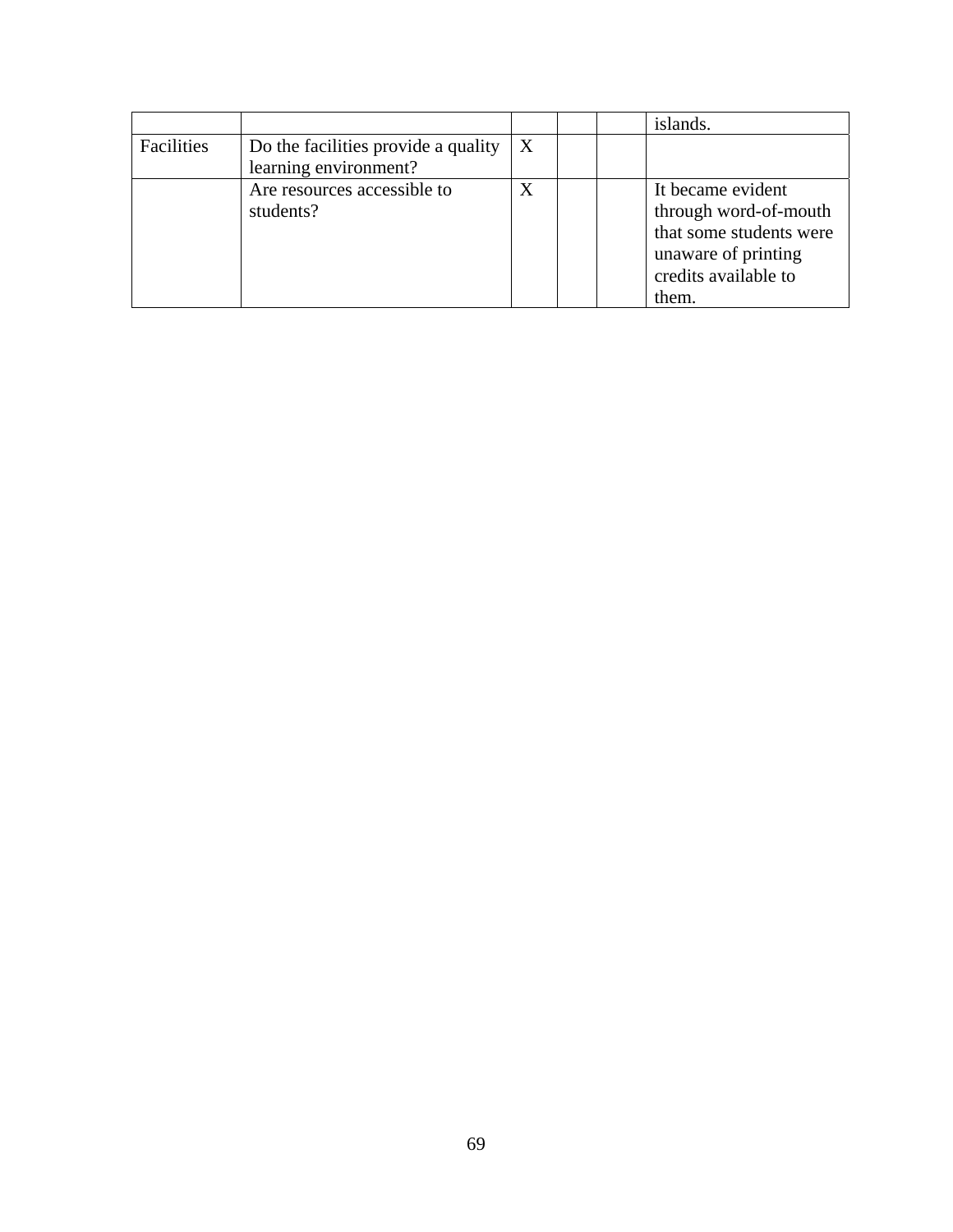| | | | | | |
|---|---|---|---|---|---|
| | | | | | islands. |
| Facilities | Do the facilities provide a quality learning environment? | X | | | |
| | Are resources accessible to students? | X | | | It became evident through word-of-mouth that some students were unaware of printing credits available to them. |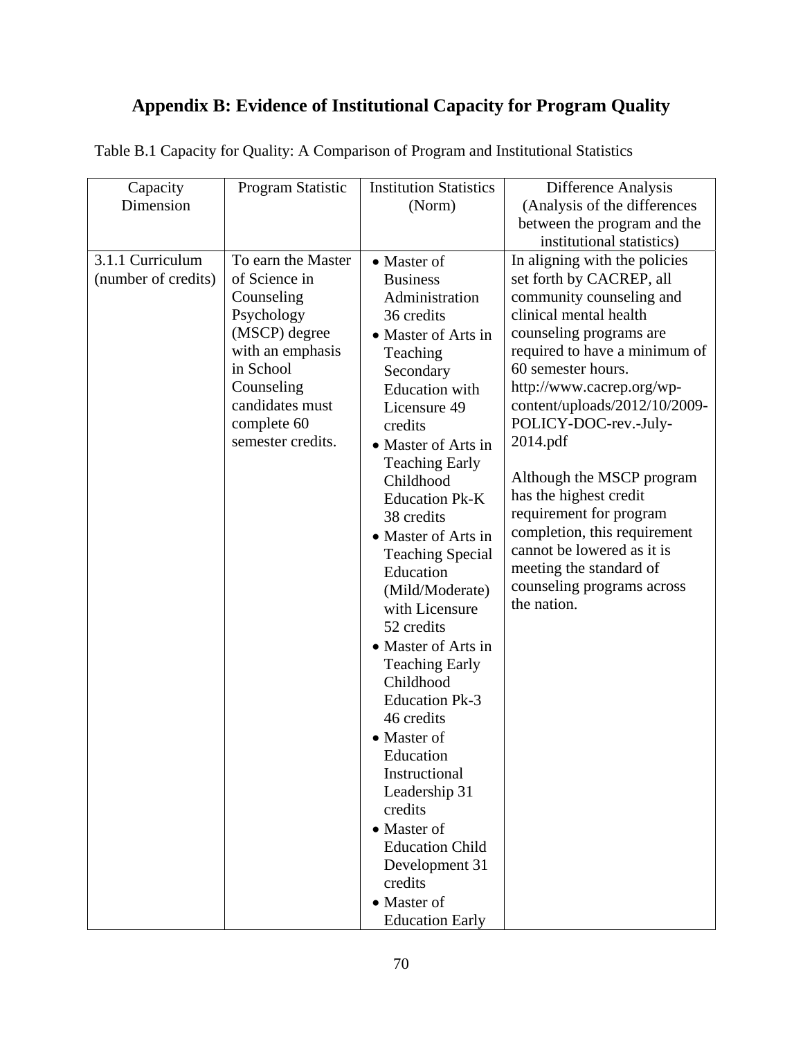# Appendix B: Evidence of Institutional Capacity for Program Quality

Table B.1 Capacity for Quality: A Comparison of Program and Institutional Statistics

| Capacity Dimension | Program Statistic | Institution Statistics (Norm) | Difference Analysis (Analysis of the differences between the program and the institutional statistics) |
|---|---|---|---|
| 3.1.1 Curriculum (number of credits) | To earn the Master of Science in Counseling Psychology (MSCP) degree with an emphasis in School Counseling candidates must complete 60 semester credits. | • Master of Business Administration 36 credits<br>• Master of Arts in Teaching Secondary Education with Licensure 49 credits<br>• Master of Arts in Teaching Early Childhood Education Pk-K 38 credits<br>• Master of Arts in Teaching Special Education (Mild/Moderate) with Licensure 52 credits<br>• Master of Arts in Teaching Early Childhood Education Pk-3 46 credits<br>• Master of Education Instructional Leadership 31 credits<br>• Master of Education Child Development 31 credits<br>• Master of Education Early | In aligning with the policies set forth by CACREP, all community counseling and clinical mental health counseling programs are required to have a minimum of 60 semester hours. http://www.cacrep.org/wp-content/uploads/2012/10/2009-POLICY-DOC-rev.-July-2014.pdf<br><br>Although the MSCP program has the highest credit requirement for program completion, this requirement cannot be lowered as it is meeting the standard of counseling programs across the nation. |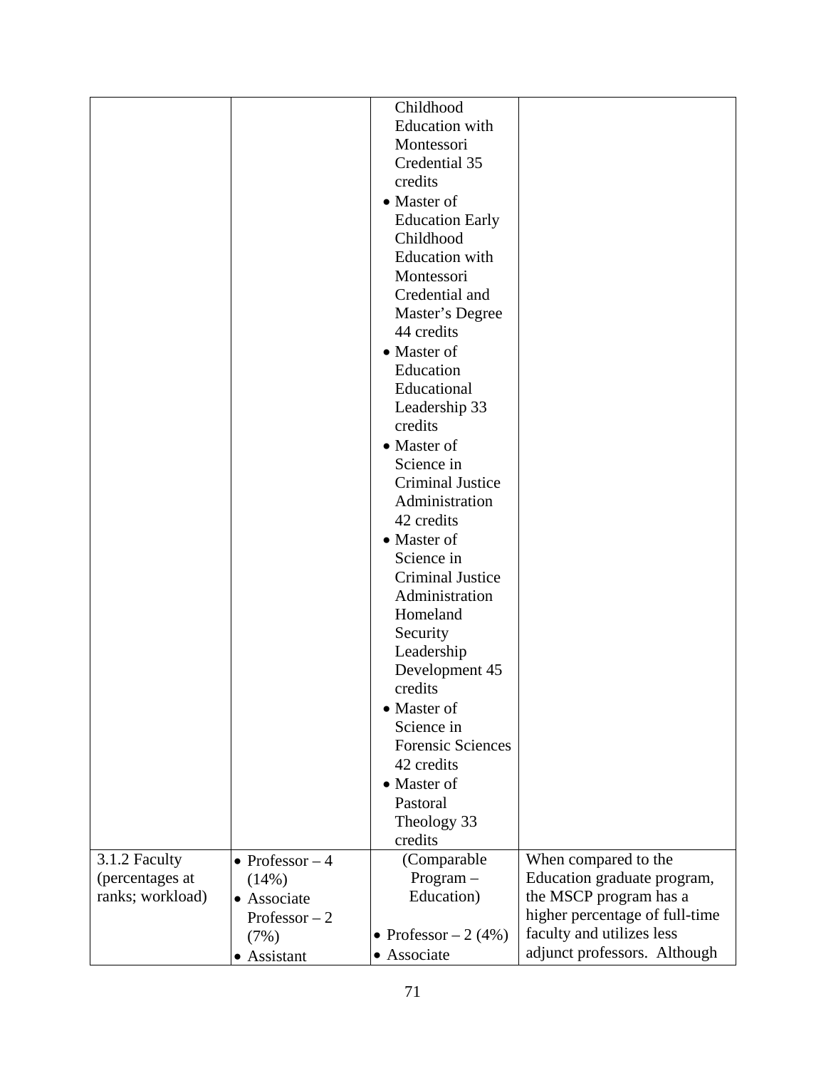| | | | |
|---|---|---|---|
| | | Childhood Education with Montessori Credential 35 credits<br>• Master of Education Early Childhood Education with Montessori Credential and Master's Degree 44 credits<br>• Master of Education Educational Leadership 33 credits<br>• Master of Science in Criminal Justice Administration 42 credits<br>• Master of Science in Criminal Justice Administration Homeland Security Leadership Development 45 credits<br>• Master of Science in Forensic Sciences 42 credits<br>• Master of Pastoral Theology 33 credits | |
| 3.1.2 Faculty (percentages at ranks; workload) | • Professor – 4 (14%)<br>• Associate Professor – 2 (7%)<br>• Assistant | (Comparable Program – Education)<br><br>• Professor – 2 (4%)<br>• Associate | When compared to the Education graduate program, the MSCP program has a higher percentage of full-time faculty and utilizes less adjunct professors. Although |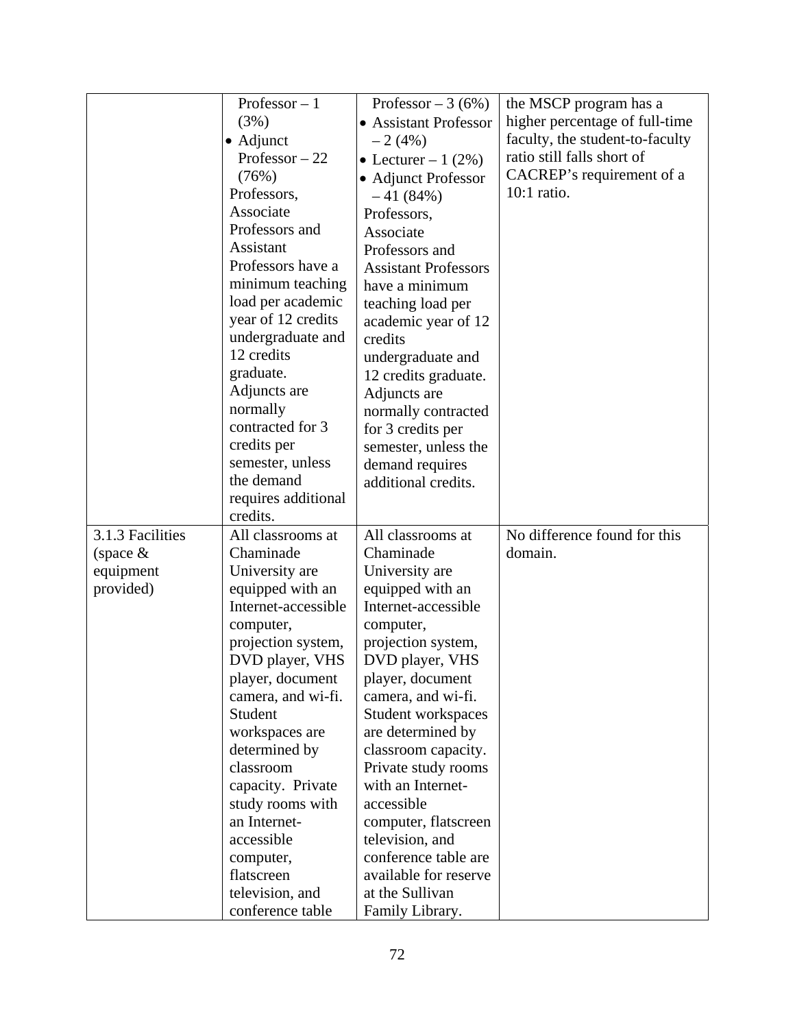| | | | |
|---|---|---|---|
| | Professor – 1 (3%)<br>• Adjunct Professor – 22 (76%)<br>Professors, Associate Professors and Assistant Professors have a minimum teaching load per academic year of 12 credits undergraduate and 12 credits graduate. Adjuncts are normally contracted for 3 credits per semester, unless the demand requires additional credits. | Professor – 3 (6%)<br>• Assistant Professor – 2 (4%)<br>• Lecturer – 1 (2%)<br>• Adjunct Professor – 41 (84%)<br>Professors, Associate Professors and Assistant Professors have a minimum teaching load per academic year of 12 credits undergraduate and 12 credits graduate. Adjuncts are normally contracted for 3 credits per semester, unless the demand requires additional credits. | the MSCP program has a higher percentage of full-time faculty, the student-to-faculty ratio still falls short of CACREP's requirement of a 10:1 ratio. |
| 3.1.3 Facilities (space & equipment provided) | All classrooms at Chaminade University are equipped with an Internet-accessible computer, projection system, DVD player, VHS player, document camera, and wi-fi. Student workspaces are determined by classroom capacity. Private study rooms with an Internet-accessible computer, flatscreen television, and conference table | All classrooms at Chaminade University are equipped with an Internet-accessible computer, projection system, DVD player, VHS player, document camera, and wi-fi. Student workspaces are determined by classroom capacity. Private study rooms with an Internet-accessible computer, flatscreen television, and conference table are available for reserve at the Sullivan Family Library. | No difference found for this domain. |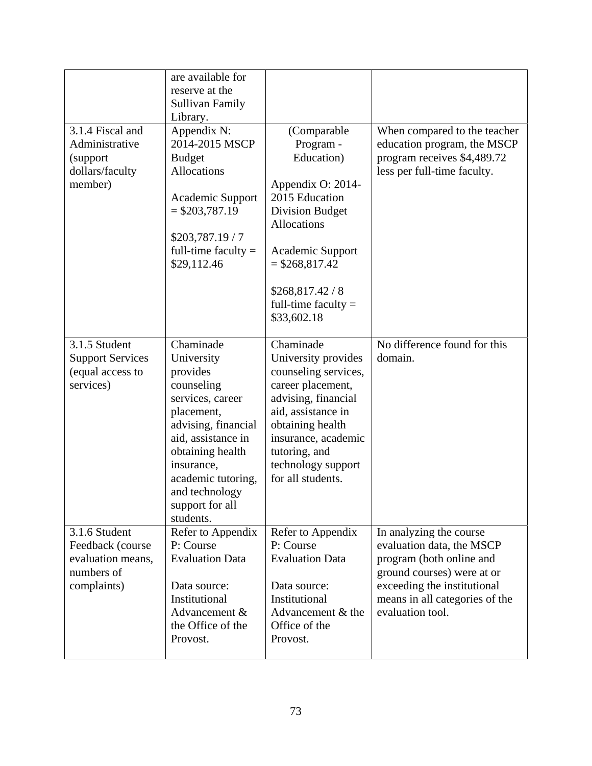|  |  |  |  |
|---|---|---|---|
|  | are available for reserve at the Sullivan Family Library. |  |  |
| 3.1.4 Fiscal and Administrative (support dollars/faculty member) | Appendix N: 2014-2015 MSCP Budget Allocations<br><br>Academic Support = $203,787.19<br><br>$203,787.19 / 7 full-time faculty = $29,112.46 | (Comparable Program - Education)<br><br>Appendix O: 2014-2015 Education Division Budget Allocations<br><br>Academic Support = $268,817.42<br><br>$268,817.42 / 8 full-time faculty = $33,602.18 | When compared to the teacher education program, the MSCP program receives $4,489.72 less per full-time faculty. |
| 3.1.5 Student Support Services (equal access to services) | Chaminade University provides counseling services, career placement, advising, financial aid, assistance in obtaining health insurance, academic tutoring, and technology support for all students. | Chaminade University provides counseling services, career placement, advising, financial aid, assistance in obtaining health insurance, academic tutoring, and technology support for all students. | No difference found for this domain. |
| 3.1.6 Student Feedback (course evaluation means, numbers of complaints) | Refer to Appendix P: Course Evaluation Data<br><br>Data source: Institutional Advancement & the Office of the Provost. | Refer to Appendix P: Course Evaluation Data<br><br>Data source: Institutional Advancement & the Office of the Provost. | In analyzing the course evaluation data, the MSCP program (both online and ground courses) were at or exceeding the institutional means in all categories of the evaluation tool. |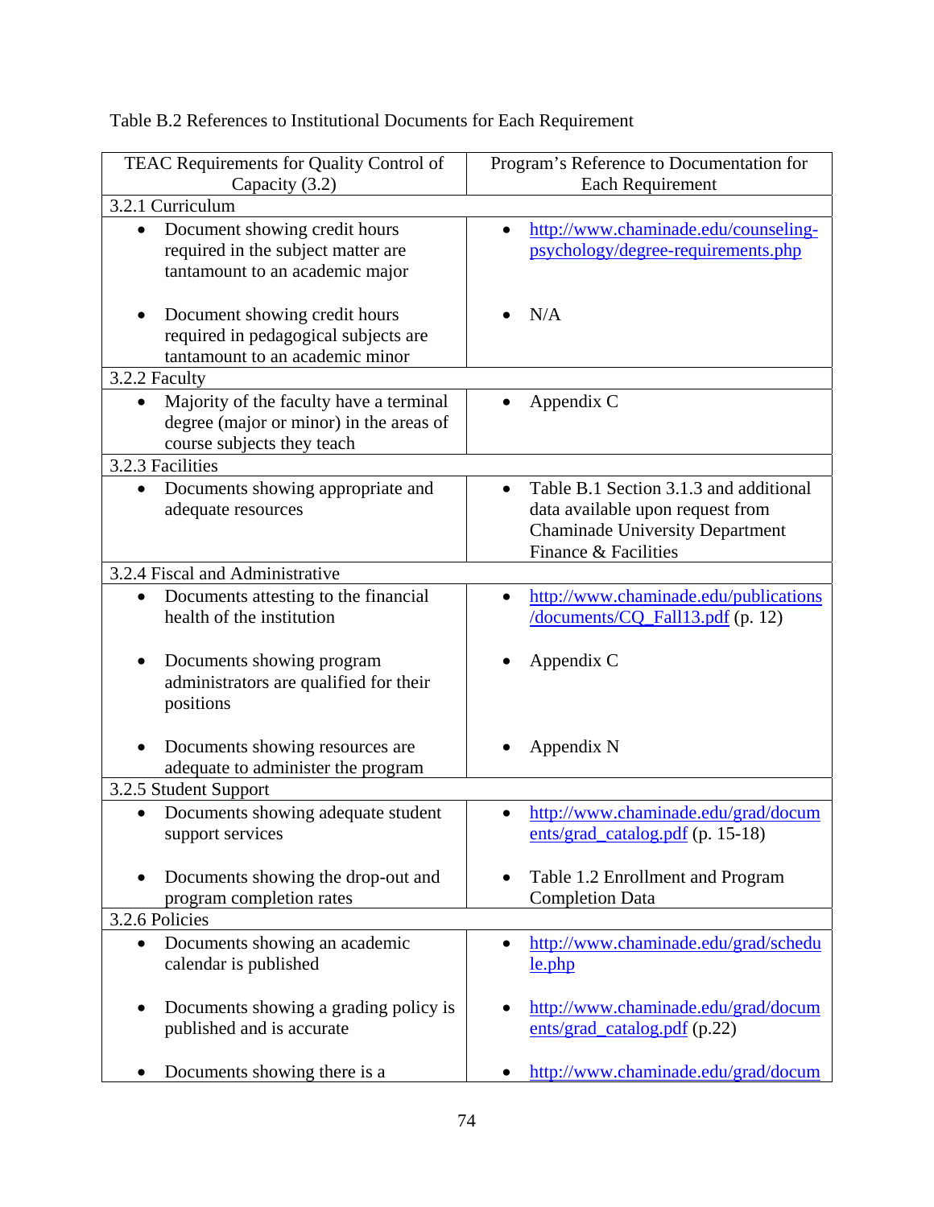Table B.2 References to Institutional Documents for Each Requirement

| TEAC Requirements for Quality Control of Capacity (3.2) | Program's Reference to Documentation for Each Requirement |
|---|---|
| **3.2.1 Curriculum** | |
| • Document showing credit hours required in the subject matter are tantamount to an academic major | • http://www.chaminade.edu/counseling-psychology/degree-requirements.php |
| • Document showing credit hours required in pedagogical subjects are tantamount to an academic minor | • N/A |
| **3.2.2 Faculty** | |
| • Majority of the faculty have a terminal degree (major or minor) in the areas of course subjects they teach | • Appendix C |
| **3.2.3 Facilities** | |
| • Documents showing appropriate and adequate resources | • Table B.1 Section 3.1.3 and additional data available upon request from Chaminade University Department Finance & Facilities |
| **3.2.4 Fiscal and Administrative** | |
| • Documents attesting to the financial health of the institution | • http://www.chaminade.edu/publications/documents/CQ_Fall13.pdf (p. 12) |
| • Documents showing program administrators are qualified for their positions | • Appendix C |
| • Documents showing resources are adequate to administer the program | • Appendix N |
| **3.2.5 Student Support** | |
| • Documents showing adequate student support services | • http://www.chaminade.edu/grad/documents/grad_catalog.pdf (p. 15-18) |
| • Documents showing the drop-out and program completion rates | • Table 1.2 Enrollment and Program Completion Data |
| **3.2.6 Policies** | |
| • Documents showing an academic calendar is published | • http://www.chaminade.edu/grad/schedule.php |
| • Documents showing a grading policy is published and is accurate | • http://www.chaminade.edu/grad/documents/grad_catalog.pdf (p.22) |
| • Documents showing there is a | • http://www.chaminade.edu/grad/docum |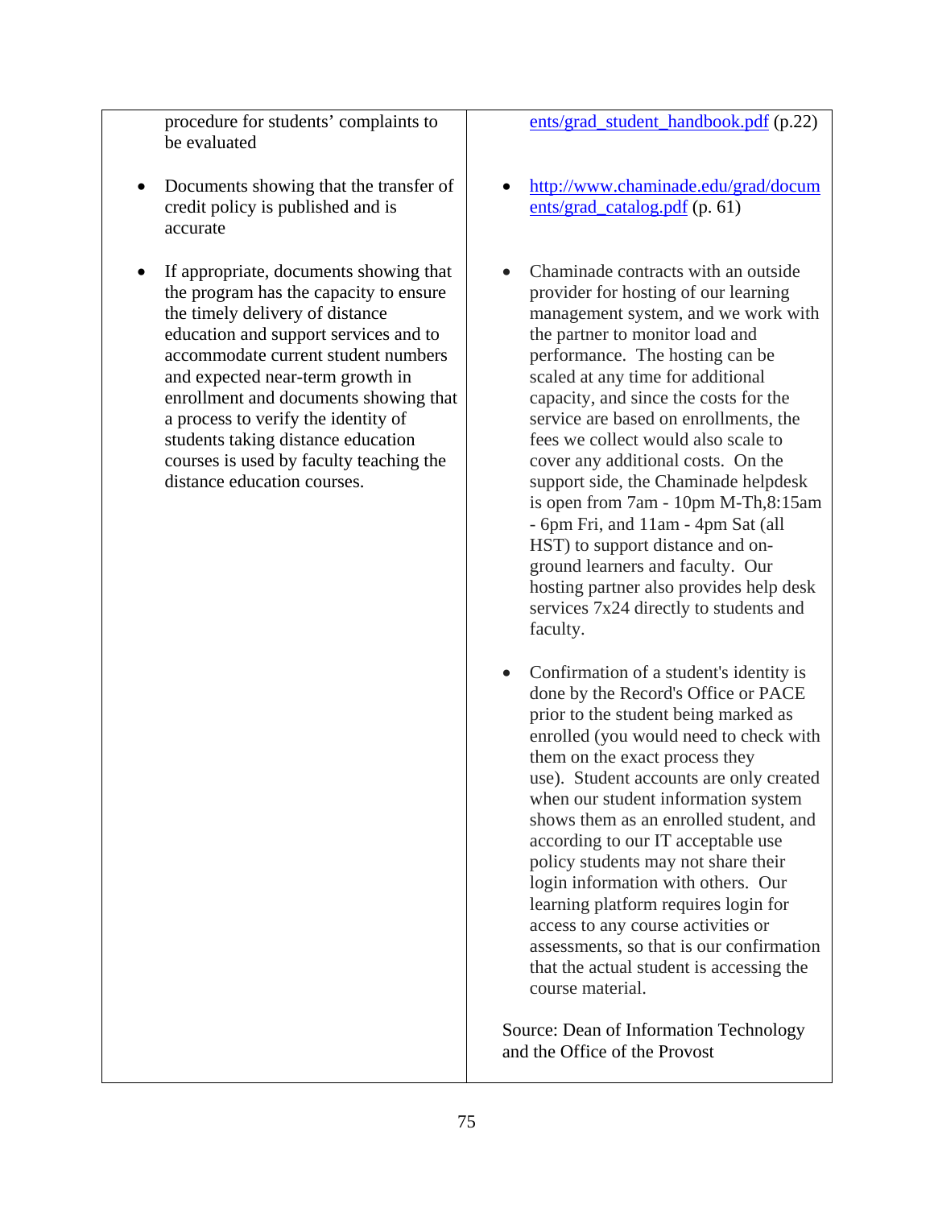| | |
|---|---|
| procedure for students' complaints to be evaluated | ents/grad_student_handbook.pdf (p.22) |
| • Documents showing that the transfer of credit policy is published and is accurate | • http://www.chaminade.edu/grad/documents/grad_catalog.pdf (p. 61) |
| • If appropriate, documents showing that the program has the capacity to ensure the timely delivery of distance education and support services and to accommodate current student numbers and expected near-term growth in enrollment and documents showing that a process to verify the identity of students taking distance education courses is used by faculty teaching the distance education courses. | • Chaminade contracts with an outside provider for hosting of our learning management system, and we work with the partner to monitor load and performance. The hosting can be scaled at any time for additional capacity, and since the costs for the service are based on enrollments, the fees we collect would also scale to cover any additional costs. On the support side, the Chaminade helpdesk is open from 7am - 10pm M-Th,8:15am - 6pm Fri, and 11am - 4pm Sat (all HST) to support distance and on-ground learners and faculty. Our hosting partner also provides help desk services 7x24 directly to students and faculty.<br><br>• Confirmation of a student's identity is done by the Record's Office or PACE prior to the student being marked as enrolled (you would need to check with them on the exact process they use). Student accounts are only created when our student information system shows them as an enrolled student, and according to our IT acceptable use policy students may not share their login information with others. Our learning platform requires login for access to any course activities or assessments, so that is our confirmation that the actual student is accessing the course material.<br><br>Source: Dean of Information Technology and the Office of the Provost |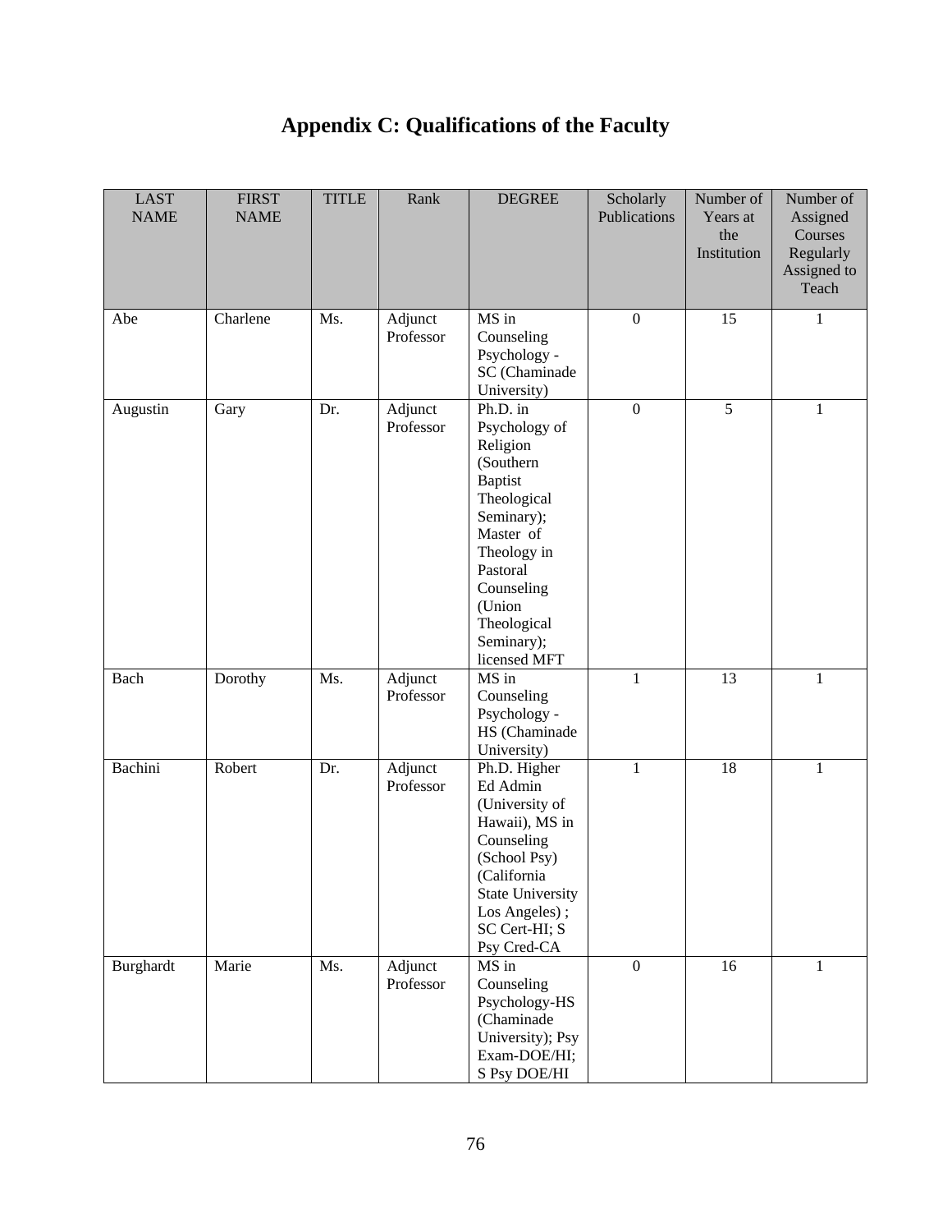# Appendix C: Qualifications of the Faculty

| LAST NAME | FIRST NAME | TITLE | Rank | DEGREE | Scholarly Publications | Number of Years at the Institution | Number of Assigned Courses Regularly Assigned to Teach |
|---|---|---|---|---|---|---|---|
| Abe | Charlene | Ms. | Adjunct Professor | MS in Counseling Psychology - SC (Chaminade University) | 0 | 15 | 1 |
| Augustin | Gary | Dr. | Adjunct Professor | Ph.D. in Psychology of Religion (Southern Baptist Theological Seminary); Master of Theology in Pastoral Counseling (Union Theological Seminary); licensed MFT | 0 | 5 | 1 |
| Bach | Dorothy | Ms. | Adjunct Professor | MS in Counseling Psychology - HS (Chaminade University) | 1 | 13 | 1 |
| Bachini | Robert | Dr. | Adjunct Professor | Ph.D. Higher Ed Admin (University of Hawaii), MS in Counseling (School Psy) (California State University Los Angeles) ; SC Cert-HI; S Psy Cred-CA | 1 | 18 | 1 |
| Burghardt | Marie | Ms. | Adjunct Professor | MS in Counseling Psychology-HS (Chaminade University); Psy Exam-DOE/HI; S Psy DOE/HI | 0 | 16 | 1 |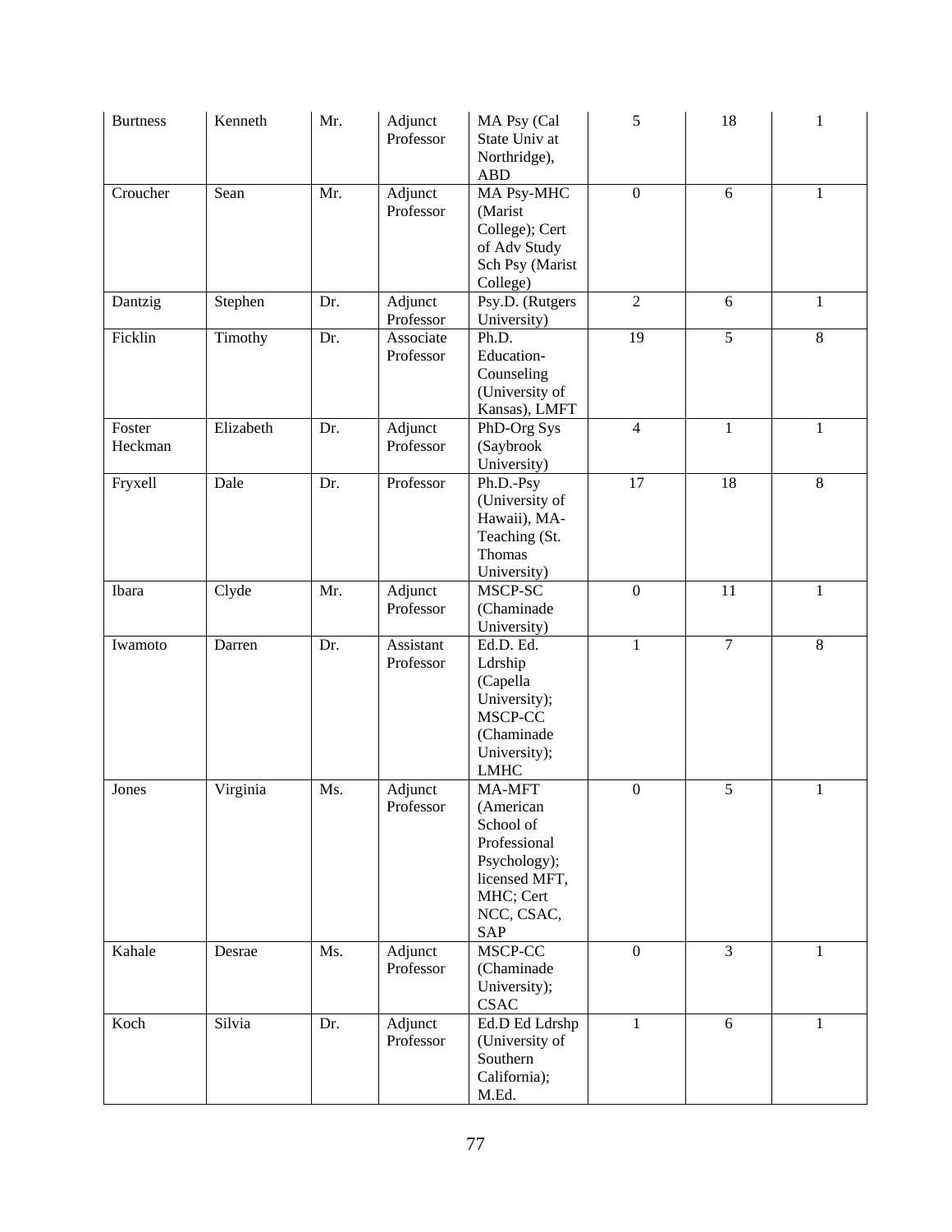| Burtness | Kenneth | Mr. | Adjunct Professor | MA Psy (Cal State Univ at Northridge), ABD | 5 | 18 | 1 |
|---|---|---|---|---|---|---|---|
| Croucher | Sean | Mr. | Adjunct Professor | MA Psy-MHC (Marist College); Cert of Adv Study Sch Psy (Marist College) | 0 | 6 | 1 |
| Dantzig | Stephen | Dr. | Adjunct Professor | Psy.D. (Rutgers University) | 2 | 6 | 1 |
| Ficklin | Timothy | Dr. | Associate Professor | Ph.D. Education-Counseling (University of Kansas), LMFT | 19 | 5 | 8 |
| Foster Heckman | Elizabeth | Dr. | Adjunct Professor | PhD-Org Sys (Saybrook University) | 4 | 1 | 1 |
| Fryxell | Dale | Dr. | Professor | Ph.D.-Psy (University of Hawaii), MA-Teaching (St. Thomas University) | 17 | 18 | 8 |
| Ibara | Clyde | Mr. | Adjunct Professor | MSCP-SC (Chaminade University) | 0 | 11 | 1 |
| Iwamoto | Darren | Dr. | Assistant Professor | Ed.D. Ed. Ldrship (Capella University); MSCP-CC (Chaminade University); LMHC | 1 | 7 | 8 |
| Jones | Virginia | Ms. | Adjunct Professor | MA-MFT (American School of Professional Psychology); licensed MFT, MHC; Cert NCC, CSAC, SAP | 0 | 5 | 1 |
| Kahale | Desrae | Ms. | Adjunct Professor | MSCP-CC (Chaminade University); CSAC | 0 | 3 | 1 |
| Koch | Silvia | Dr. | Adjunct Professor | Ed.D Ed Ldrshp (University of Southern California); M.Ed. | 1 | 6 | 1 |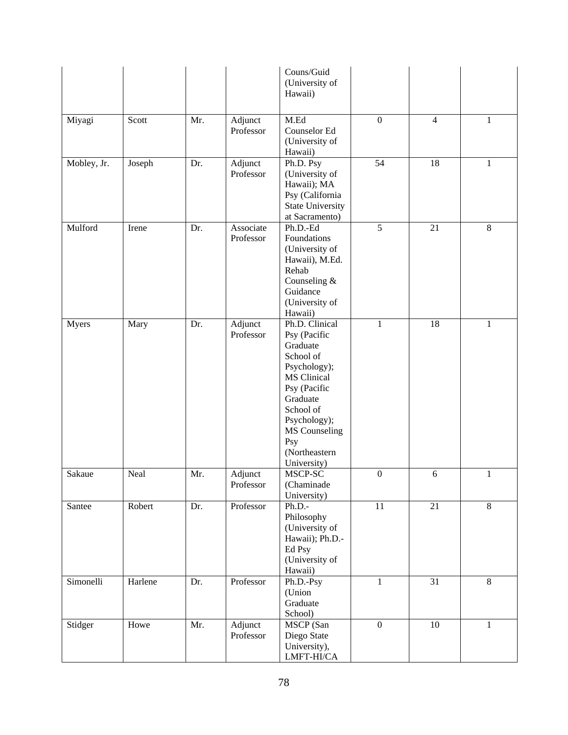| | | | | Couns/Guid (University of Hawaii) | | | |
|---|---|---|---|---|---|---|---|
| Miyagi | Scott | Mr. | Adjunct Professor | M.Ed Counselor Ed (University of Hawaii) | 0 | 4 | 1 |
| Mobley, Jr. | Joseph | Dr. | Adjunct Professor | Ph.D. Psy (University of Hawaii); MA Psy (California State University at Sacramento) | 54 | 18 | 1 |
| Mulford | Irene | Dr. | Associate Professor | Ph.D.-Ed Foundations (University of Hawaii), M.Ed. Rehab Counseling & Guidance (University of Hawaii) | 5 | 21 | 8 |
| Myers | Mary | Dr. | Adjunct Professor | Ph.D. Clinical Psy (Pacific Graduate School of Psychology); MS Clinical Psy (Pacific Graduate School of Psychology); MS Counseling Psy (Northeastern University) | 1 | 18 | 1 |
| Sakaue | Neal | Mr. | Adjunct Professor | MSCP-SC (Chaminade University) | 0 | 6 | 1 |
| Santee | Robert | Dr. | Professor | Ph.D.-Philosophy (University of Hawaii); Ph.D.-Ed Psy (University of Hawaii) | 11 | 21 | 8 |
| Simonelli | Harlene | Dr. | Professor | Ph.D.-Psy (Union Graduate School) | 1 | 31 | 8 |
| Stidger | Howe | Mr. | Adjunct Professor | MSCP (San Diego State University), LMFT-HI/CA | 0 | 10 | 1 |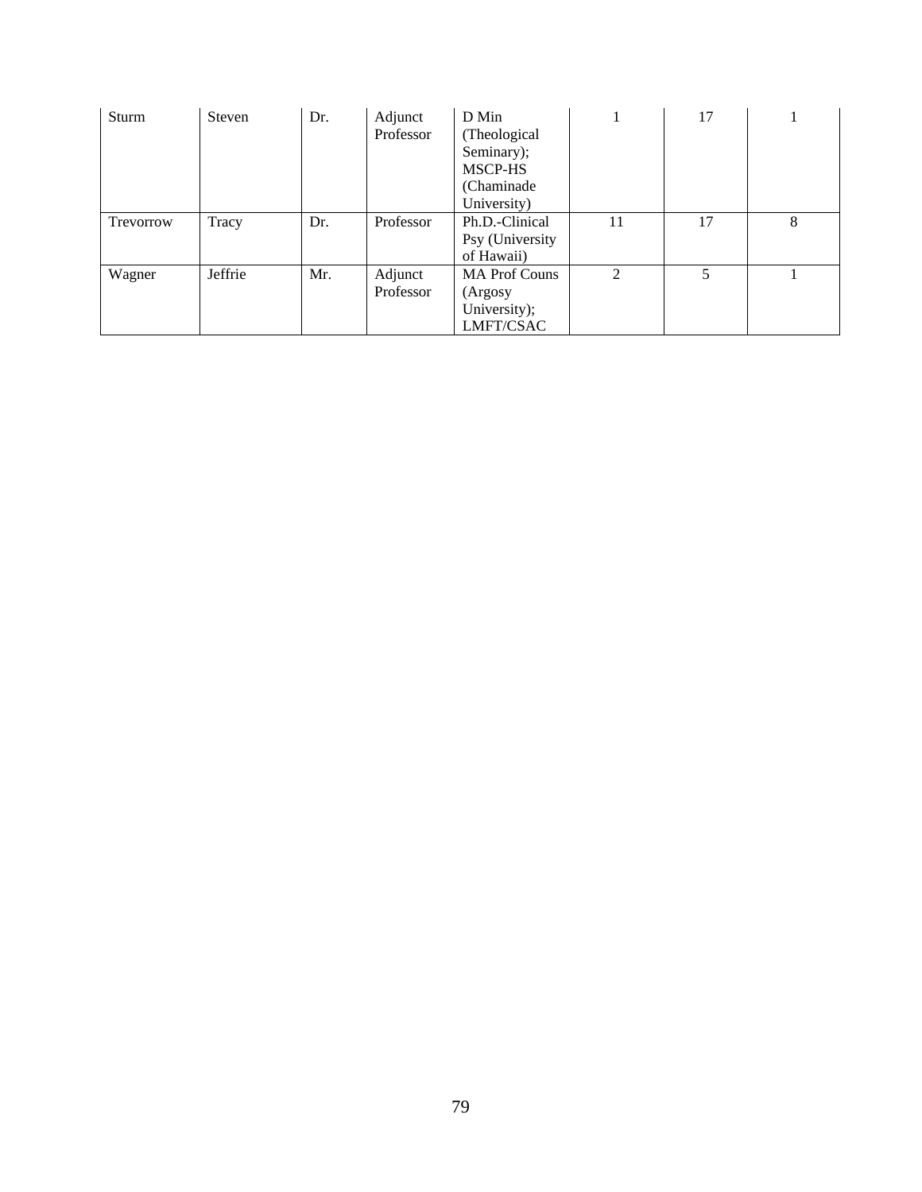| Sturm | Steven | Dr. | Adjunct Professor | D Min (Theological Seminary); MSCP-HS (Chaminade University) | 1 | 17 | 1 |
|---|---|---|---|---|---|---|---|
| Trevorrow | Tracy | Dr. | Professor | Ph.D.-Clinical Psy (University of Hawaii) | 11 | 17 | 8 |
| Wagner | Jeffrie | Mr. | Adjunct Professor | MA Prof Couns (Argosy University); LMFT/CSAC | 2 | 5 | 1 |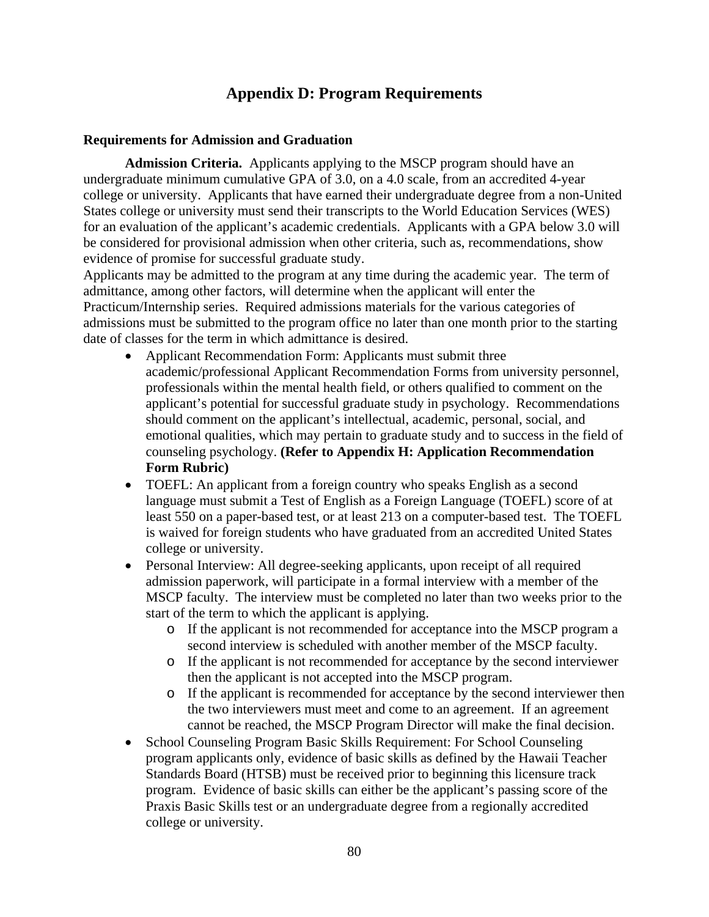# Appendix D: Program Requirements

### Requirements for Admission and Graduation

**Admission Criteria.** Applicants applying to the MSCP program should have an undergraduate minimum cumulative GPA of 3.0, on a 4.0 scale, from an accredited 4-year college or university. Applicants that have earned their undergraduate degree from a non-United States college or university must send their transcripts to the World Education Services (WES) for an evaluation of the applicant's academic credentials. Applicants with a GPA below 3.0 will be considered for provisional admission when other criteria, such as, recommendations, show evidence of promise for successful graduate study.

Applicants may be admitted to the program at any time during the academic year. The term of admittance, among other factors, will determine when the applicant will enter the Practicum/Internship series. Required admissions materials for the various categories of admissions must be submitted to the program office no later than one month prior to the starting date of classes for the term in which admittance is desired.

- Applicant Recommendation Form: Applicants must submit three academic/professional Applicant Recommendation Forms from university personnel, professionals within the mental health field, or others qualified to comment on the applicant's potential for successful graduate study in psychology. Recommendations should comment on the applicant's intellectual, academic, personal, social, and emotional qualities, which may pertain to graduate study and to success in the field of counseling psychology. **(Refer to Appendix H: Application Recommendation Form Rubric)**
- TOEFL: An applicant from a foreign country who speaks English as a second language must submit a Test of English as a Foreign Language (TOEFL) score of at least 550 on a paper-based test, or at least 213 on a computer-based test. The TOEFL is waived for foreign students who have graduated from an accredited United States college or university.
- Personal Interview: All degree-seeking applicants, upon receipt of all required admission paperwork, will participate in a formal interview with a member of the MSCP faculty. The interview must be completed no later than two weeks prior to the start of the term to which the applicant is applying.
  - If the applicant is not recommended for acceptance into the MSCP program a second interview is scheduled with another member of the MSCP faculty.
  - If the applicant is not recommended for acceptance by the second interviewer then the applicant is not accepted into the MSCP program.
  - If the applicant is recommended for acceptance by the second interviewer then the two interviewers must meet and come to an agreement. If an agreement cannot be reached, the MSCP Program Director will make the final decision.
- School Counseling Program Basic Skills Requirement: For School Counseling program applicants only, evidence of basic skills as defined by the Hawaii Teacher Standards Board (HTSB) must be received prior to beginning this licensure track program. Evidence of basic skills can either be the applicant's passing score of the Praxis Basic Skills test or an undergraduate degree from a regionally accredited college or university.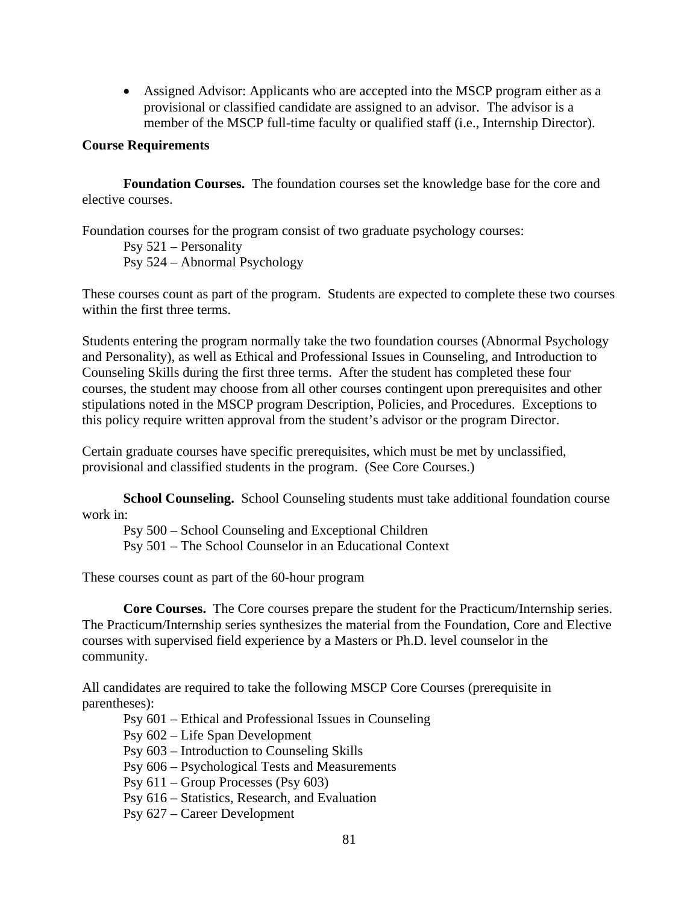- Assigned Advisor: Applicants who are accepted into the MSCP program either as a provisional or classified candidate are assigned to an advisor. The advisor is a member of the MSCP full-time faculty or qualified staff (i.e., Internship Director).

**Course Requirements**

**Foundation Courses.** The foundation courses set the knowledge base for the core and elective courses.

Foundation courses for the program consist of two graduate psychology courses:

Psy 521 – Personality
Psy 524 – Abnormal Psychology

These courses count as part of the program. Students are expected to complete these two courses within the first three terms.

Students entering the program normally take the two foundation courses (Abnormal Psychology and Personality), as well as Ethical and Professional Issues in Counseling, and Introduction to Counseling Skills during the first three terms. After the student has completed these four courses, the student may choose from all other courses contingent upon prerequisites and other stipulations noted in the MSCP program Description, Policies, and Procedures. Exceptions to this policy require written approval from the student's advisor or the program Director.

Certain graduate courses have specific prerequisites, which must be met by unclassified, provisional and classified students in the program. (See Core Courses.)

**School Counseling.** School Counseling students must take additional foundation course work in:

Psy 500 – School Counseling and Exceptional Children
Psy 501 – The School Counselor in an Educational Context

These courses count as part of the 60-hour program

**Core Courses.** The Core courses prepare the student for the Practicum/Internship series. The Practicum/Internship series synthesizes the material from the Foundation, Core and Elective courses with supervised field experience by a Masters or Ph.D. level counselor in the community.

All candidates are required to take the following MSCP Core Courses (prerequisite in parentheses):

Psy 601 – Ethical and Professional Issues in Counseling
Psy 602 – Life Span Development
Psy 603 – Introduction to Counseling Skills
Psy 606 – Psychological Tests and Measurements
Psy 611 – Group Processes (Psy 603)
Psy 616 – Statistics, Research, and Evaluation
Psy 627 – Career Development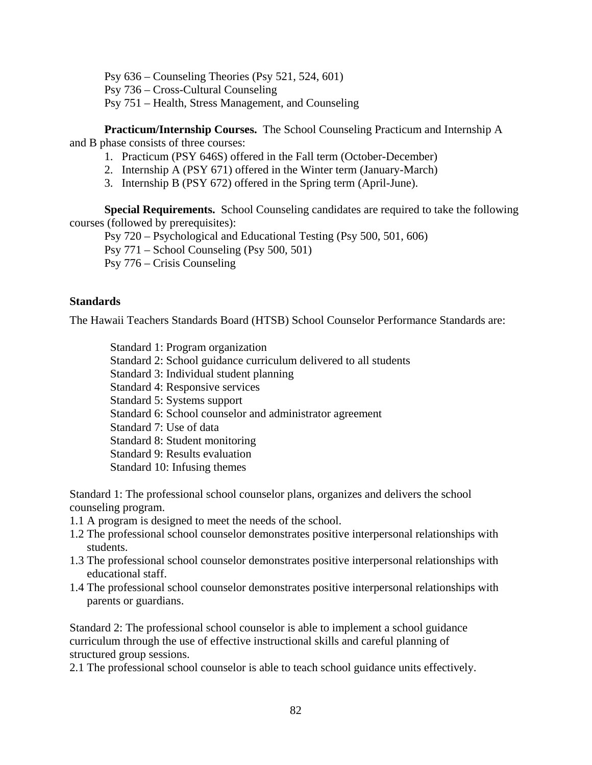Psy 636 – Counseling Theories (Psy 521, 524, 601)
Psy 736 – Cross-Cultural Counseling
Psy 751 – Health, Stress Management, and Counseling

**Practicum/Internship Courses.** The School Counseling Practicum and Internship A and B phase consists of three courses:

1. Practicum (PSY 646S) offered in the Fall term (October-December)
2. Internship A (PSY 671) offered in the Winter term (January-March)
3. Internship B (PSY 672) offered in the Spring term (April-June).

**Special Requirements.** School Counseling candidates are required to take the following courses (followed by prerequisites):

Psy 720 – Psychological and Educational Testing (Psy 500, 501, 606)
Psy 771 – School Counseling (Psy 500, 501)
Psy 776 – Crisis Counseling

**Standards**

The Hawaii Teachers Standards Board (HTSB) School Counselor Performance Standards are:

Standard 1: Program organization
Standard 2: School guidance curriculum delivered to all students
Standard 3: Individual student planning
Standard 4: Responsive services
Standard 5: Systems support
Standard 6: School counselor and administrator agreement
Standard 7: Use of data
Standard 8: Student monitoring
Standard 9: Results evaluation
Standard 10: Infusing themes

Standard 1: The professional school counselor plans, organizes and delivers the school counseling program.

1.1 A program is designed to meet the needs of the school.
1.2 The professional school counselor demonstrates positive interpersonal relationships with students.
1.3 The professional school counselor demonstrates positive interpersonal relationships with educational staff.
1.4 The professional school counselor demonstrates positive interpersonal relationships with parents or guardians.

Standard 2: The professional school counselor is able to implement a school guidance curriculum through the use of effective instructional skills and careful planning of structured group sessions.

2.1 The professional school counselor is able to teach school guidance units effectively.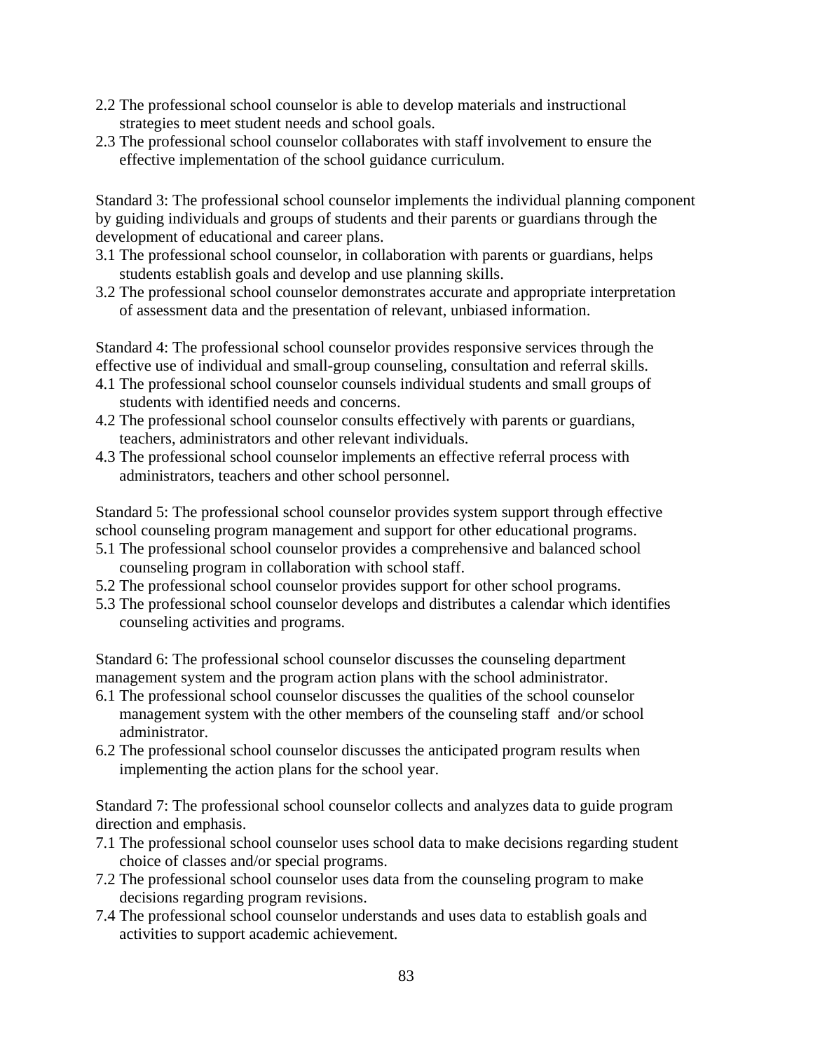2.2 The professional school counselor is able to develop materials and instructional strategies to meet student needs and school goals.
2.3 The professional school counselor collaborates with staff involvement to ensure the effective implementation of the school guidance curriculum.

Standard 3: The professional school counselor implements the individual planning component by guiding individuals and groups of students and their parents or guardians through the development of educational and career plans.
3.1 The professional school counselor, in collaboration with parents or guardians, helps students establish goals and develop and use planning skills.
3.2 The professional school counselor demonstrates accurate and appropriate interpretation of assessment data and the presentation of relevant, unbiased information.

Standard 4: The professional school counselor provides responsive services through the effective use of individual and small-group counseling, consultation and referral skills.
4.1 The professional school counselor counsels individual students and small groups of students with identified needs and concerns.
4.2 The professional school counselor consults effectively with parents or guardians, teachers, administrators and other relevant individuals.
4.3 The professional school counselor implements an effective referral process with administrators, teachers and other school personnel.

Standard 5: The professional school counselor provides system support through effective school counseling program management and support for other educational programs.
5.1 The professional school counselor provides a comprehensive and balanced school counseling program in collaboration with school staff.
5.2 The professional school counselor provides support for other school programs.
5.3 The professional school counselor develops and distributes a calendar which identifies counseling activities and programs.

Standard 6: The professional school counselor discusses the counseling department management system and the program action plans with the school administrator.
6.1 The professional school counselor discusses the qualities of the school counselor management system with the other members of the counseling staff and/or school administrator.
6.2 The professional school counselor discusses the anticipated program results when implementing the action plans for the school year.

Standard 7: The professional school counselor collects and analyzes data to guide program direction and emphasis.
7.1 The professional school counselor uses school data to make decisions regarding student choice of classes and/or special programs.
7.2 The professional school counselor uses data from the counseling program to make decisions regarding program revisions.
7.4 The professional school counselor understands and uses data to establish goals and activities to support academic achievement.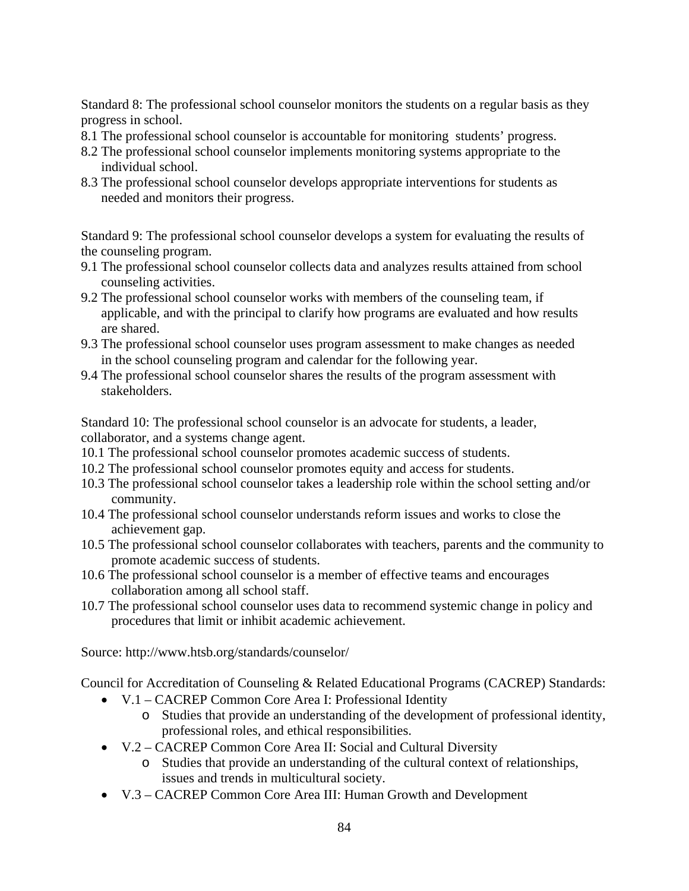Standard 8: The professional school counselor monitors the students on a regular basis as they progress in school.

8.1 The professional school counselor is accountable for monitoring students' progress.
8.2 The professional school counselor implements monitoring systems appropriate to the individual school.
8.3 The professional school counselor develops appropriate interventions for students as needed and monitors their progress.

Standard 9: The professional school counselor develops a system for evaluating the results of the counseling program.

9.1 The professional school counselor collects data and analyzes results attained from school counseling activities.
9.2 The professional school counselor works with members of the counseling team, if applicable, and with the principal to clarify how programs are evaluated and how results are shared.
9.3 The professional school counselor uses program assessment to make changes as needed in the school counseling program and calendar for the following year.
9.4 The professional school counselor shares the results of the program assessment with stakeholders.

Standard 10: The professional school counselor is an advocate for students, a leader, collaborator, and a systems change agent.

10.1 The professional school counselor promotes academic success of students.
10.2 The professional school counselor promotes equity and access for students.
10.3 The professional school counselor takes a leadership role within the school setting and/or community.
10.4 The professional school counselor understands reform issues and works to close the achievement gap.
10.5 The professional school counselor collaborates with teachers, parents and the community to promote academic success of students.
10.6 The professional school counselor is a member of effective teams and encourages collaboration among all school staff.
10.7 The professional school counselor uses data to recommend systemic change in policy and procedures that limit or inhibit academic achievement.

Source: http://www.htsb.org/standards/counselor/

Council for Accreditation of Counseling & Related Educational Programs (CACREP) Standards:

- V.1 – CACREP Common Core Area I: Professional Identity
    - Studies that provide an understanding of the development of professional identity, professional roles, and ethical responsibilities.
- V.2 – CACREP Common Core Area II: Social and Cultural Diversity
    - Studies that provide an understanding of the cultural context of relationships, issues and trends in multicultural society.
- V.3 – CACREP Common Core Area III: Human Growth and Development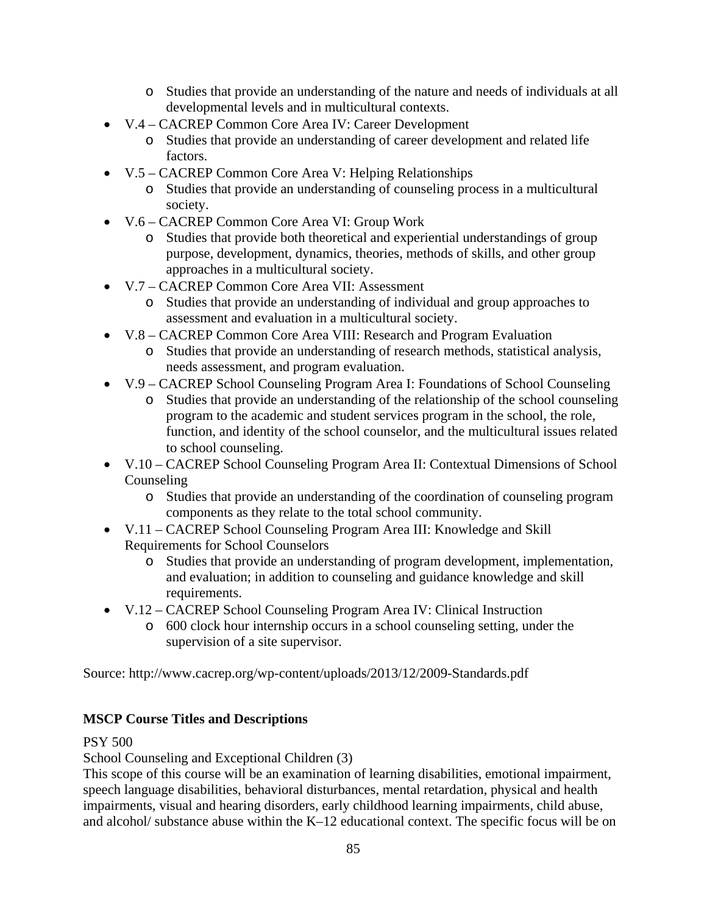- Studies that provide an understanding of the nature and needs of individuals at all developmental levels and in multicultural contexts.
- V.4 – CACREP Common Core Area IV: Career Development
    - Studies that provide an understanding of career development and related life factors.
- V.5 – CACREP Common Core Area V: Helping Relationships
    - Studies that provide an understanding of counseling process in a multicultural society.
- V.6 – CACREP Common Core Area VI: Group Work
    - Studies that provide both theoretical and experiential understandings of group purpose, development, dynamics, theories, methods of skills, and other group approaches in a multicultural society.
- V.7 – CACREP Common Core Area VII: Assessment
    - Studies that provide an understanding of individual and group approaches to assessment and evaluation in a multicultural society.
- V.8 – CACREP Common Core Area VIII: Research and Program Evaluation
    - Studies that provide an understanding of research methods, statistical analysis, needs assessment, and program evaluation.
- V.9 – CACREP School Counseling Program Area I: Foundations of School Counseling
    - Studies that provide an understanding of the relationship of the school counseling program to the academic and student services program in the school, the role, function, and identity of the school counselor, and the multicultural issues related to school counseling.
- V.10 – CACREP School Counseling Program Area II: Contextual Dimensions of School Counseling
    - Studies that provide an understanding of the coordination of counseling program components as they relate to the total school community.
- V.11 – CACREP School Counseling Program Area III: Knowledge and Skill Requirements for School Counselors
    - Studies that provide an understanding of program development, implementation, and evaluation; in addition to counseling and guidance knowledge and skill requirements.
- V.12 – CACREP School Counseling Program Area IV: Clinical Instruction
    - 600 clock hour internship occurs in a school counseling setting, under the supervision of a site supervisor.

Source: http://www.cacrep.org/wp-content/uploads/2013/12/2009-Standards.pdf

**MSCP Course Titles and Descriptions**

PSY 500

School Counseling and Exceptional Children (3)

This scope of this course will be an examination of learning disabilities, emotional impairment, speech language disabilities, behavioral disturbances, mental retardation, physical and health impairments, visual and hearing disorders, early childhood learning impairments, child abuse, and alcohol/ substance abuse within the K–12 educational context. The specific focus will be on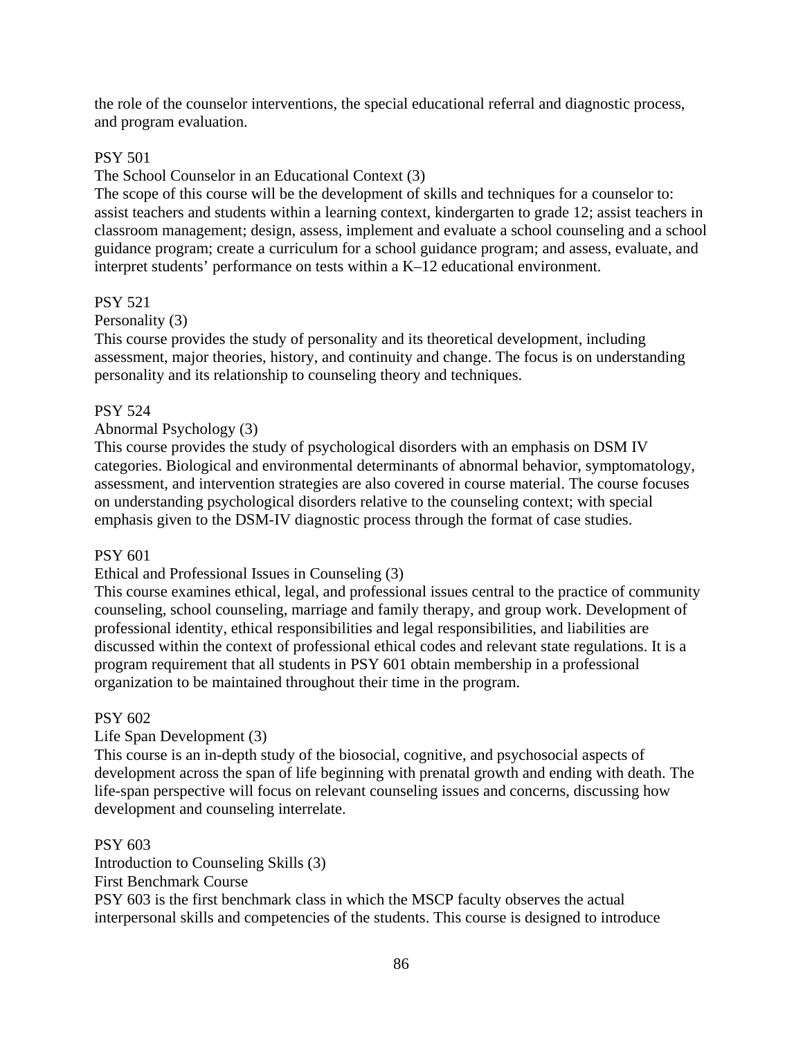the role of the counselor interventions, the special educational referral and diagnostic process, and program evaluation.

PSY 501

The School Counselor in an Educational Context (3)

The scope of this course will be the development of skills and techniques for a counselor to: assist teachers and students within a learning context, kindergarten to grade 12; assist teachers in classroom management; design, assess, implement and evaluate a school counseling and a school guidance program; create a curriculum for a school guidance program; and assess, evaluate, and interpret students' performance on tests within a K–12 educational environment.

PSY 521

Personality (3)

This course provides the study of personality and its theoretical development, including assessment, major theories, history, and continuity and change. The focus is on understanding personality and its relationship to counseling theory and techniques.

PSY 524

Abnormal Psychology (3)

This course provides the study of psychological disorders with an emphasis on DSM IV categories. Biological and environmental determinants of abnormal behavior, symptomatology, assessment, and intervention strategies are also covered in course material. The course focuses on understanding psychological disorders relative to the counseling context; with special emphasis given to the DSM-IV diagnostic process through the format of case studies.

PSY 601

Ethical and Professional Issues in Counseling (3)

This course examines ethical, legal, and professional issues central to the practice of community counseling, school counseling, marriage and family therapy, and group work. Development of professional identity, ethical responsibilities and legal responsibilities, and liabilities are discussed within the context of professional ethical codes and relevant state regulations. It is a program requirement that all students in PSY 601 obtain membership in a professional organization to be maintained throughout their time in the program.

PSY 602

Life Span Development (3)

This course is an in-depth study of the biosocial, cognitive, and psychosocial aspects of development across the span of life beginning with prenatal growth and ending with death. The life-span perspective will focus on relevant counseling issues and concerns, discussing how development and counseling interrelate.

PSY 603

Introduction to Counseling Skills (3)

First Benchmark Course

PSY 603 is the first benchmark class in which the MSCP faculty observes the actual interpersonal skills and competencies of the students. This course is designed to introduce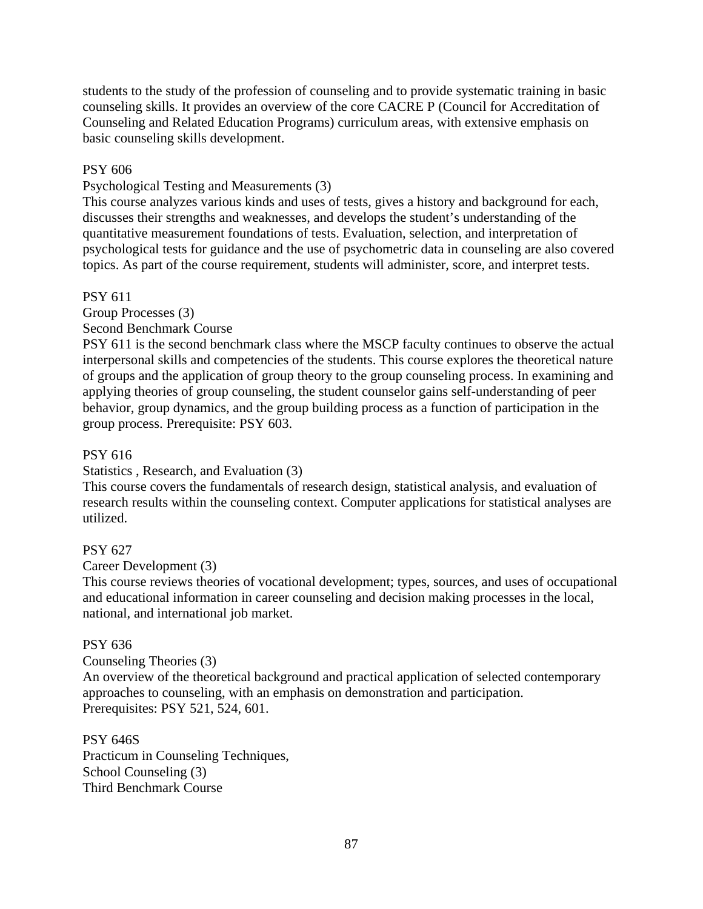students to the study of the profession of counseling and to provide systematic training in basic counseling skills. It provides an overview of the core CACRE P (Council for Accreditation of Counseling and Related Education Programs) curriculum areas, with extensive emphasis on basic counseling skills development.

PSY 606

Psychological Testing and Measurements (3)

This course analyzes various kinds and uses of tests, gives a history and background for each, discusses their strengths and weaknesses, and develops the student's understanding of the quantitative measurement foundations of tests. Evaluation, selection, and interpretation of psychological tests for guidance and the use of psychometric data in counseling are also covered topics. As part of the course requirement, students will administer, score, and interpret tests.

PSY 611

Group Processes (3)

Second Benchmark Course

PSY 611 is the second benchmark class where the MSCP faculty continues to observe the actual interpersonal skills and competencies of the students. This course explores the theoretical nature of groups and the application of group theory to the group counseling process. In examining and applying theories of group counseling, the student counselor gains self-understanding of peer behavior, group dynamics, and the group building process as a function of participation in the group process. Prerequisite: PSY 603.

PSY 616

Statistics , Research, and Evaluation (3)

This course covers the fundamentals of research design, statistical analysis, and evaluation of research results within the counseling context. Computer applications for statistical analyses are utilized.

PSY 627

Career Development (3)

This course reviews theories of vocational development; types, sources, and uses of occupational and educational information in career counseling and decision making processes in the local, national, and international job market.

PSY 636

Counseling Theories (3)

An overview of the theoretical background and practical application of selected contemporary approaches to counseling, with an emphasis on demonstration and participation.
Prerequisites: PSY 521, 524, 601.

PSY 646S

Practicum in Counseling Techniques,
School Counseling (3)

Third Benchmark Course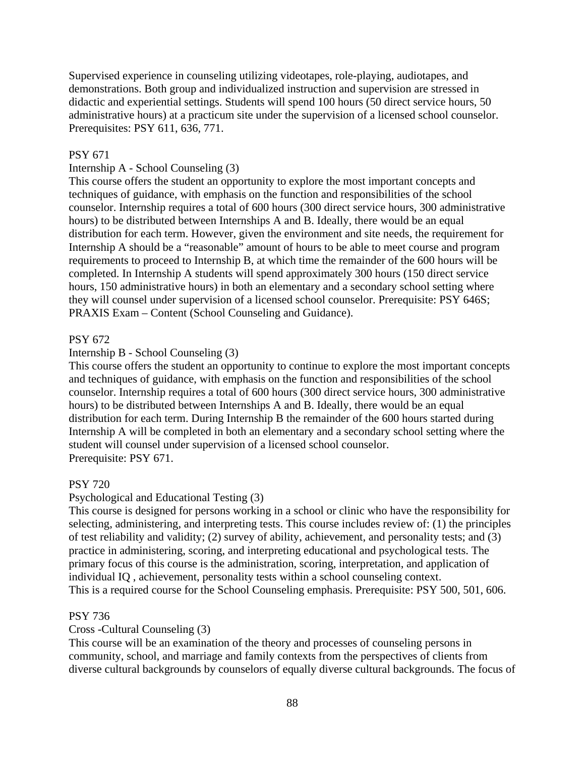Supervised experience in counseling utilizing videotapes, role-playing, audiotapes, and demonstrations. Both group and individualized instruction and supervision are stressed in didactic and experiential settings. Students will spend 100 hours (50 direct service hours, 50 administrative hours) at a practicum site under the supervision of a licensed school counselor. Prerequisites: PSY 611, 636, 771.

PSY 671

Internship A - School Counseling (3)

This course offers the student an opportunity to explore the most important concepts and techniques of guidance, with emphasis on the function and responsibilities of the school counselor. Internship requires a total of 600 hours (300 direct service hours, 300 administrative hours) to be distributed between Internships A and B. Ideally, there would be an equal distribution for each term. However, given the environment and site needs, the requirement for Internship A should be a "reasonable" amount of hours to be able to meet course and program requirements to proceed to Internship B, at which time the remainder of the 600 hours will be completed. In Internship A students will spend approximately 300 hours (150 direct service hours, 150 administrative hours) in both an elementary and a secondary school setting where they will counsel under supervision of a licensed school counselor. Prerequisite: PSY 646S; PRAXIS Exam – Content (School Counseling and Guidance).

PSY 672

Internship B - School Counseling (3)

This course offers the student an opportunity to continue to explore the most important concepts and techniques of guidance, with emphasis on the function and responsibilities of the school counselor. Internship requires a total of 600 hours (300 direct service hours, 300 administrative hours) to be distributed between Internships A and B. Ideally, there would be an equal distribution for each term. During Internship B the remainder of the 600 hours started during Internship A will be completed in both an elementary and a secondary school setting where the student will counsel under supervision of a licensed school counselor.
Prerequisite: PSY 671.

PSY 720

Psychological and Educational Testing (3)

This course is designed for persons working in a school or clinic who have the responsibility for selecting, administering, and interpreting tests. This course includes review of: (1) the principles of test reliability and validity; (2) survey of ability, achievement, and personality tests; and (3) practice in administering, scoring, and interpreting educational and psychological tests. The primary focus of this course is the administration, scoring, interpretation, and application of individual IQ , achievement, personality tests within a school counseling context.
This is a required course for the School Counseling emphasis. Prerequisite: PSY 500, 501, 606.

PSY 736

Cross -Cultural Counseling (3)

This course will be an examination of the theory and processes of counseling persons in community, school, and marriage and family contexts from the perspectives of clients from diverse cultural backgrounds by counselors of equally diverse cultural backgrounds. The focus of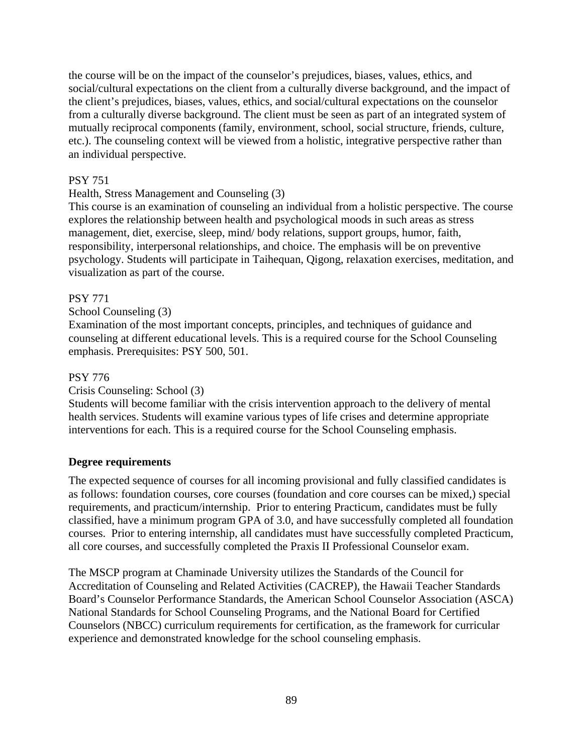the course will be on the impact of the counselor's prejudices, biases, values, ethics, and social/cultural expectations on the client from a culturally diverse background, and the impact of the client's prejudices, biases, values, ethics, and social/cultural expectations on the counselor from a culturally diverse background. The client must be seen as part of an integrated system of mutually reciprocal components (family, environment, school, social structure, friends, culture, etc.). The counseling context will be viewed from a holistic, integrative perspective rather than an individual perspective.

PSY 751
Health, Stress Management and Counseling (3)
This course is an examination of counseling an individual from a holistic perspective. The course explores the relationship between health and psychological moods in such areas as stress management, diet, exercise, sleep, mind/ body relations, support groups, humor, faith, responsibility, interpersonal relationships, and choice. The emphasis will be on preventive psychology. Students will participate in Taihequan, Qigong, relaxation exercises, meditation, and visualization as part of the course.

PSY 771
School Counseling (3)
Examination of the most important concepts, principles, and techniques of guidance and counseling at different educational levels. This is a required course for the School Counseling emphasis. Prerequisites: PSY 500, 501.

PSY 776
Crisis Counseling: School (3)
Students will become familiar with the crisis intervention approach to the delivery of mental health services. Students will examine various types of life crises and determine appropriate interventions for each. This is a required course for the School Counseling emphasis.

**Degree requirements**

The expected sequence of courses for all incoming provisional and fully classified candidates is as follows: foundation courses, core courses (foundation and core courses can be mixed,) special requirements, and practicum/internship. Prior to entering Practicum, candidates must be fully classified, have a minimum program GPA of 3.0, and have successfully completed all foundation courses. Prior to entering internship, all candidates must have successfully completed Practicum, all core courses, and successfully completed the Praxis II Professional Counselor exam.

The MSCP program at Chaminade University utilizes the Standards of the Council for Accreditation of Counseling and Related Activities (CACREP), the Hawaii Teacher Standards Board's Counselor Performance Standards, the American School Counselor Association (ASCA) National Standards for School Counseling Programs, and the National Board for Certified Counselors (NBCC) curriculum requirements for certification, as the framework for curricular experience and demonstrated knowledge for the school counseling emphasis.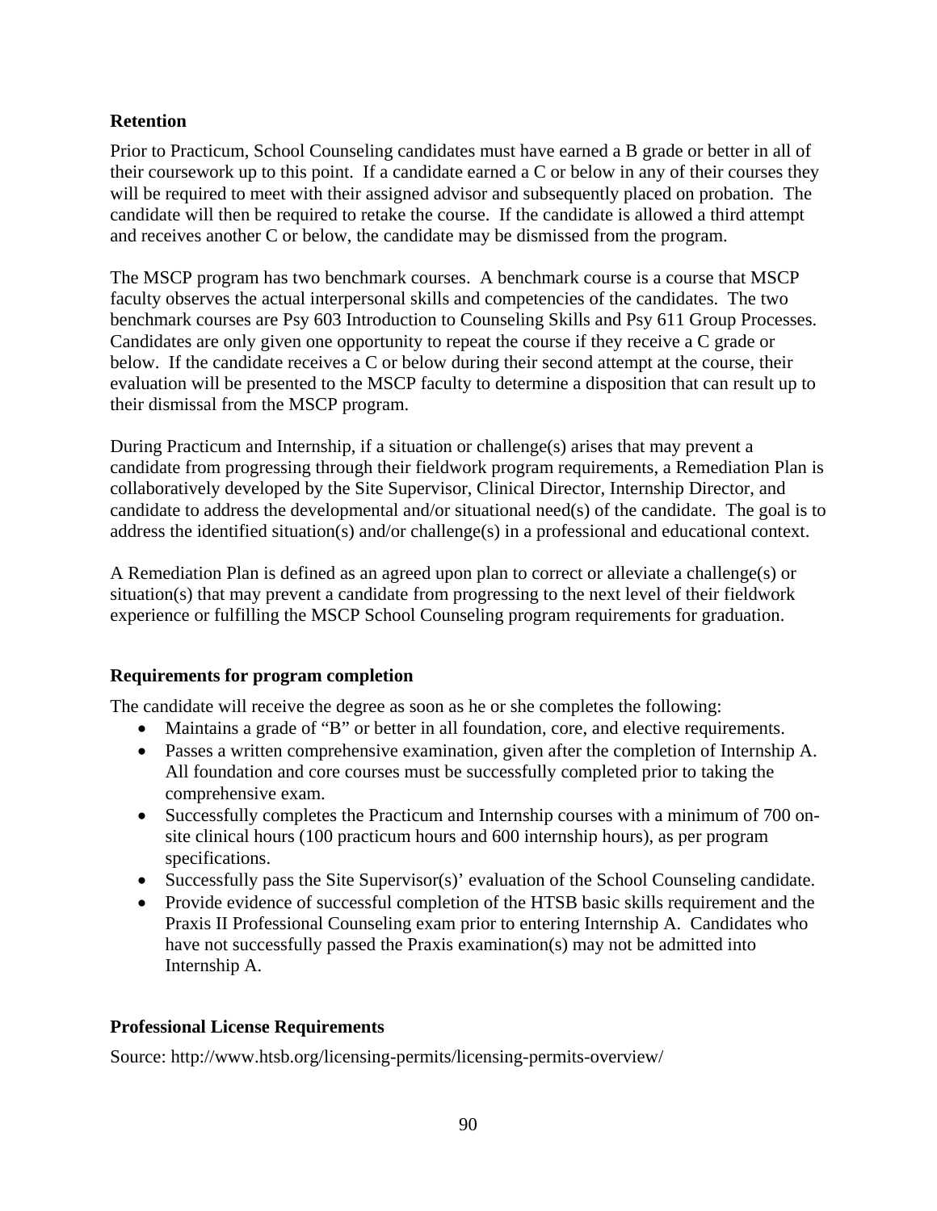### Retention

Prior to Practicum, School Counseling candidates must have earned a B grade or better in all of their coursework up to this point. If a candidate earned a C or below in any of their courses they will be required to meet with their assigned advisor and subsequently placed on probation. The candidate will then be required to retake the course. If the candidate is allowed a third attempt and receives another C or below, the candidate may be dismissed from the program.

The MSCP program has two benchmark courses. A benchmark course is a course that MSCP faculty observes the actual interpersonal skills and competencies of the candidates. The two benchmark courses are Psy 603 Introduction to Counseling Skills and Psy 611 Group Processes. Candidates are only given one opportunity to repeat the course if they receive a C grade or below. If the candidate receives a C or below during their second attempt at the course, their evaluation will be presented to the MSCP faculty to determine a disposition that can result up to their dismissal from the MSCP program.

During Practicum and Internship, if a situation or challenge(s) arises that may prevent a candidate from progressing through their fieldwork program requirements, a Remediation Plan is collaboratively developed by the Site Supervisor, Clinical Director, Internship Director, and candidate to address the developmental and/or situational need(s) of the candidate. The goal is to address the identified situation(s) and/or challenge(s) in a professional and educational context.

A Remediation Plan is defined as an agreed upon plan to correct or alleviate a challenge(s) or situation(s) that may prevent a candidate from progressing to the next level of their fieldwork experience or fulfilling the MSCP School Counseling program requirements for graduation.

### Requirements for program completion

The candidate will receive the degree as soon as he or she completes the following:

- Maintains a grade of "B" or better in all foundation, core, and elective requirements.
- Passes a written comprehensive examination, given after the completion of Internship A. All foundation and core courses must be successfully completed prior to taking the comprehensive exam.
- Successfully completes the Practicum and Internship courses with a minimum of 700 on-site clinical hours (100 practicum hours and 600 internship hours), as per program specifications.
- Successfully pass the Site Supervisor(s)' evaluation of the School Counseling candidate.
- Provide evidence of successful completion of the HTSB basic skills requirement and the Praxis II Professional Counseling exam prior to entering Internship A. Candidates who have not successfully passed the Praxis examination(s) may not be admitted into Internship A.

### Professional License Requirements

Source: http://www.htsb.org/licensing-permits/licensing-permits-overview/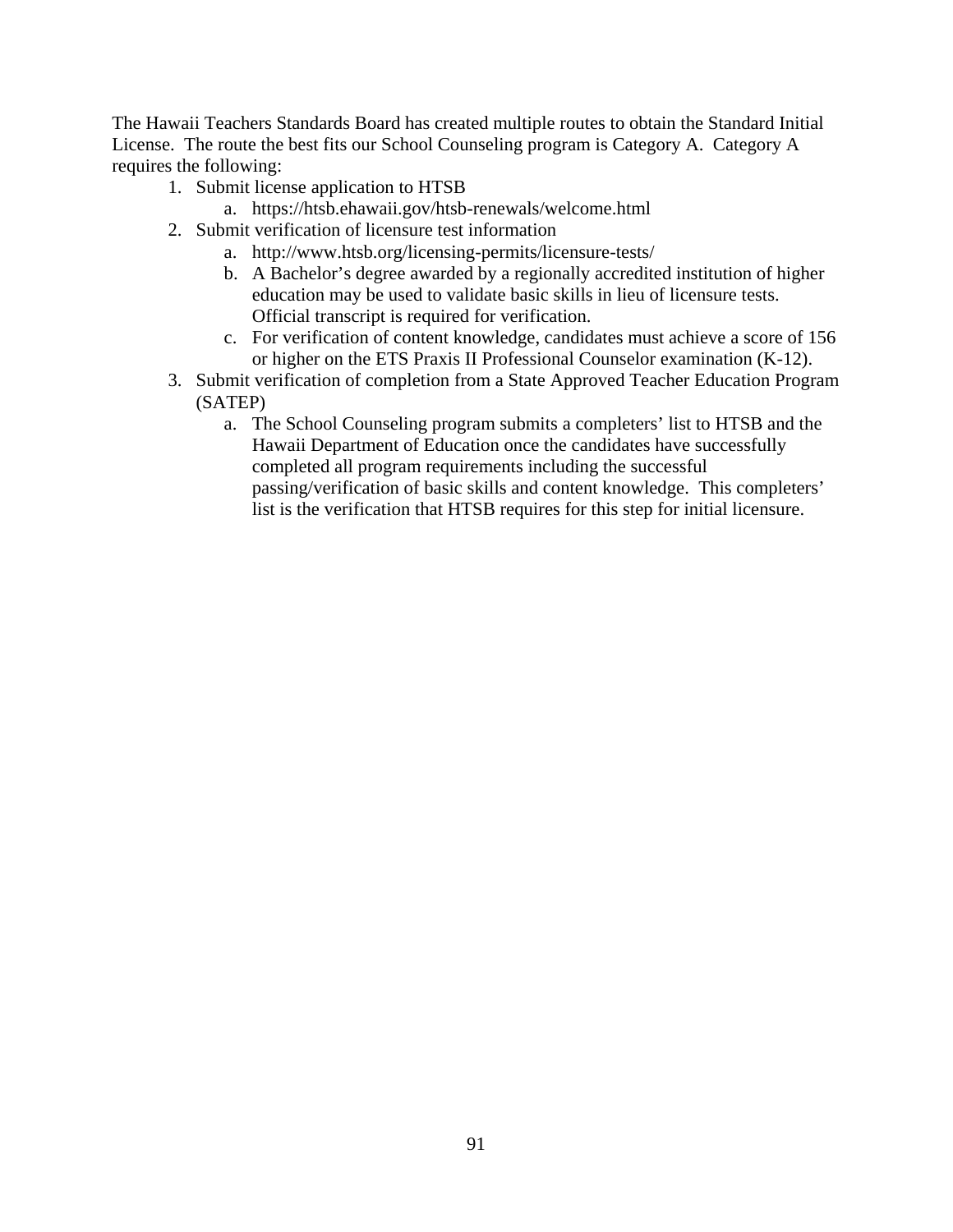The Hawaii Teachers Standards Board has created multiple routes to obtain the Standard Initial License. The route the best fits our School Counseling program is Category A. Category A requires the following:

1. Submit license application to HTSB
   a. https://htsb.ehawaii.gov/htsb-renewals/welcome.html
2. Submit verification of licensure test information
   a. http://www.htsb.org/licensing-permits/licensure-tests/
   b. A Bachelor's degree awarded by a regionally accredited institution of higher education may be used to validate basic skills in lieu of licensure tests. Official transcript is required for verification.
   c. For verification of content knowledge, candidates must achieve a score of 156 or higher on the ETS Praxis II Professional Counselor examination (K-12).
3. Submit verification of completion from a State Approved Teacher Education Program (SATEP)
   a. The School Counseling program submits a completers' list to HTSB and the Hawaii Department of Education once the candidates have successfully completed all program requirements including the successful passing/verification of basic skills and content knowledge. This completers' list is the verification that HTSB requires for this step for initial licensure.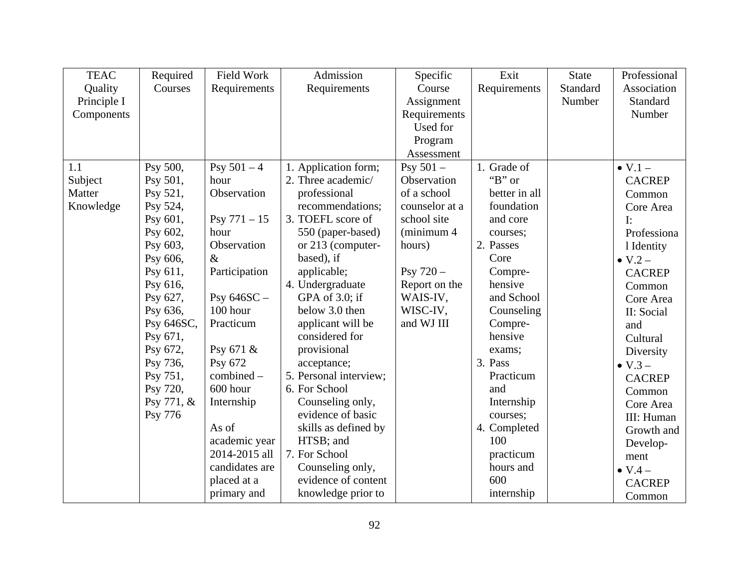| TEAC Quality Principle I Components | Required Courses | Field Work Requirements | Admission Requirements | Specific Course Assignment Requirements Used for Program Assessment | Exit Requirements | State Standard Number | Professional Association Standard Number |
|---|---|---|---|---|---|---|---|
| 1.1 Subject Matter Knowledge | Psy 500, Psy 501, Psy 521, Psy 524, Psy 601, Psy 602, Psy 603, Psy 606, Psy 611, Psy 616, Psy 627, Psy 636, Psy 646SC, Psy 671, Psy 672, Psy 736, Psy 751, Psy 720, Psy 771, & Psy 776 | Psy 501 – 4 hour Observation<br><br>Psy 771 – 15 hour Observation & Participation<br><br>Psy 646SC – 100 hour Practicum<br><br>Psy 671 & Psy 672 combined – 600 hour Internship<br><br>As of academic year 2014-2015 all candidates are placed at a primary and | 1. Application form;<br>2. Three academic/ professional recommendations;<br>3. TOEFL score of 550 (paper-based) or 213 (computer-based), if applicable;<br>4. Undergraduate GPA of 3.0; if below 3.0 then applicant will be considered for provisional acceptance;<br>5. Personal interview;<br>6. For School Counseling only, evidence of basic skills as defined by HTSB; and<br>7. For School Counseling only, evidence of content knowledge prior to | Psy 501 – Observation of a school counselor at a school site (minimum 4 hours)<br><br>Psy 720 – Report on the WAIS-IV, WISC-IV, and WJ III | 1. Grade of "B" or better in all foundation and core courses;<br>2. Passes Core Compre-hensive and School Counseling Compre-hensive exams;<br>3. Pass Practicum and Internship courses;<br>4. Completed 100 practicum hours and 600 internship | | • V.1 – CACREP Common Core Area I: Professional Identity<br>• V.2 – CACREP Common Core Area II: Social and Cultural Diversity<br>• V.3 – CACREP Common Core Area III: Human Growth and Develop-ment<br>• V.4 – CACREP Common |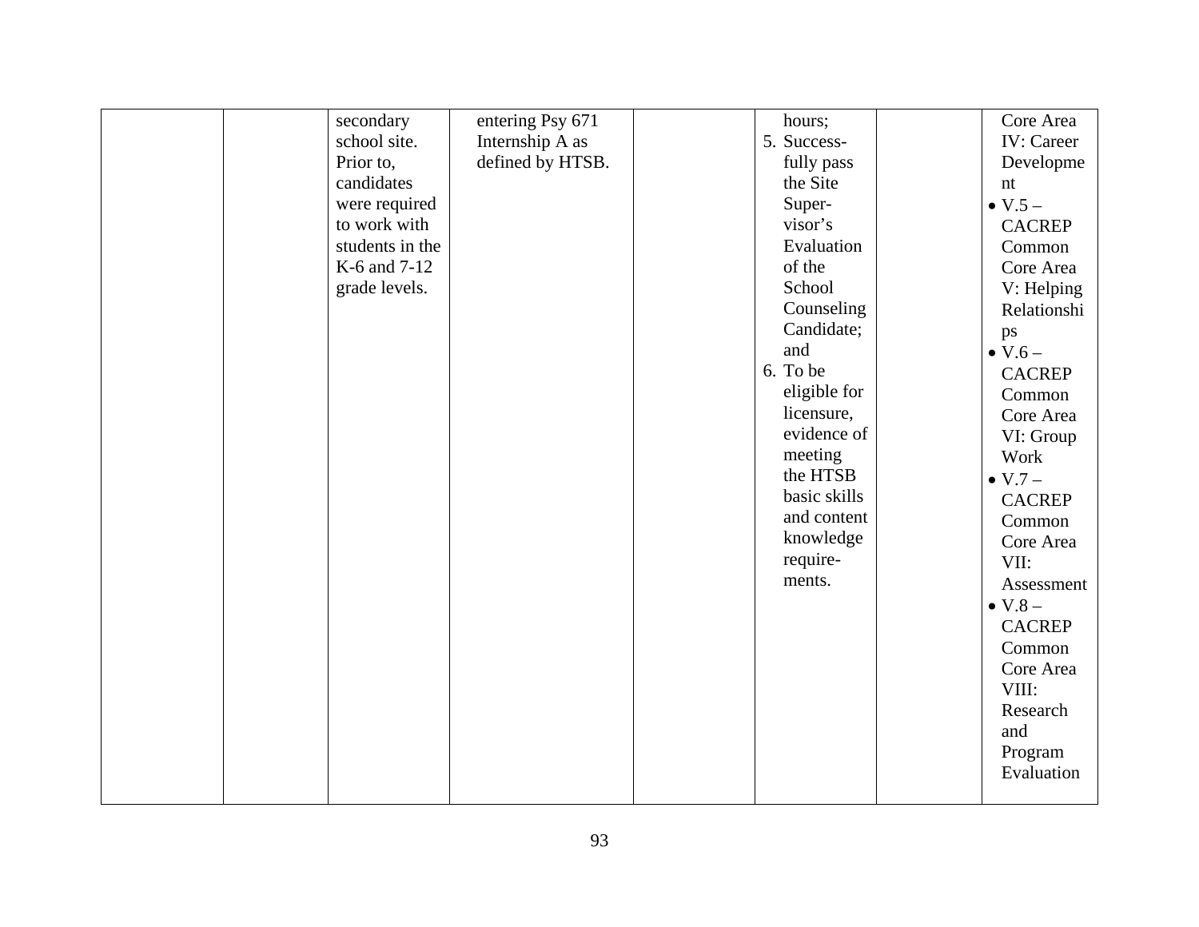|  |  | secondary school site. Prior to, candidates were required to work with students in the K-6 and 7-12 grade levels. | entering Psy 671 Internship A as defined by HTSB. |  | hours;<br>5. Successfully pass the Site Supervisor's Evaluation of the School Counseling Candidate; and<br>6. To be eligible for licensure, evidence of meeting the HTSB basic skills and content knowledge requirements. |  | Core Area IV: Career Development<br>• V.5 – CACREP Common Core Area V: Helping Relationships<br>• V.6 – CACREP Common Core Area VI: Group Work<br>• V.7 – CACREP Common Core Area VII: Assessment<br>• V.8 – CACREP Common Core Area VIII: Research and Program Evaluation |
|---|---|---|---|---|---|---|---|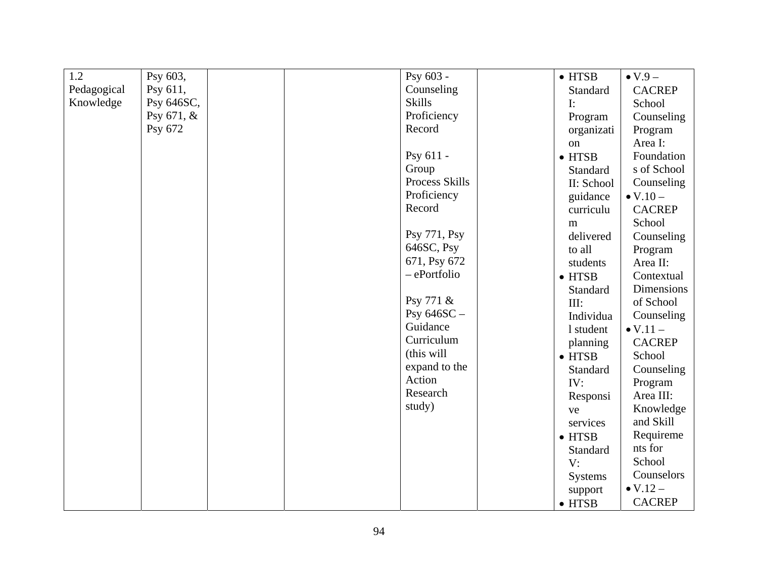| 1.2 Pedagogical Knowledge | Psy 603, Psy 611, Psy 646SC, Psy 671, & Psy 672 | | | Psy 603 - Counseling Skills Proficiency Record<br><br>Psy 611 - Group Process Skills Proficiency Record<br><br>Psy 771, Psy 646SC, Psy 671, Psy 672 – ePortfolio<br><br>Psy 771 & Psy 646SC – Guidance Curriculum (this will expand to the Action Research study) | | • HTSB Standard I: Program organization<br>• HTSB Standard II: School guidance curriculum delivered to all students<br>• HTSB Standard III: Individual student planning<br>• HTSB Standard IV: Responsive services<br>• HTSB Standard V: Systems support<br>• HTSB | • V.9 – CACREP School Counseling Program Area I: Foundations of School Counseling<br>• V.10 – CACREP School Counseling Program Area II: Contextual Dimensions of School Counseling<br>• V.11 – CACREP School Counseling Program Area III: Knowledge and Skill Requirements for School Counselors<br>• V.12 – CACREP |
|---|---|---|---|---|---|---|---|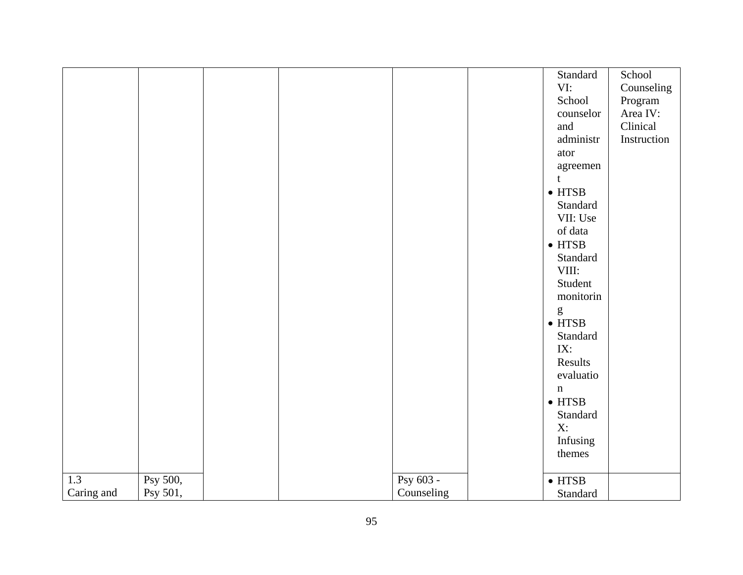| | | | | | | | |
|---|---|---|---|---|---|---|---|
| | | | | | | Standard VI: School counselor and administrator agreement<br>• HTSB Standard VII: Use of data<br>• HTSB Standard VIII: Student monitoring<br>• HTSB Standard IX: Results evaluation<br>• HTSB Standard X: Infusing themes | School Counseling Program Area IV: Clinical Instruction |
| 1.3 Caring and | Psy 500, Psy 501, | | | Psy 603 - Counseling | | • HTSB Standard | |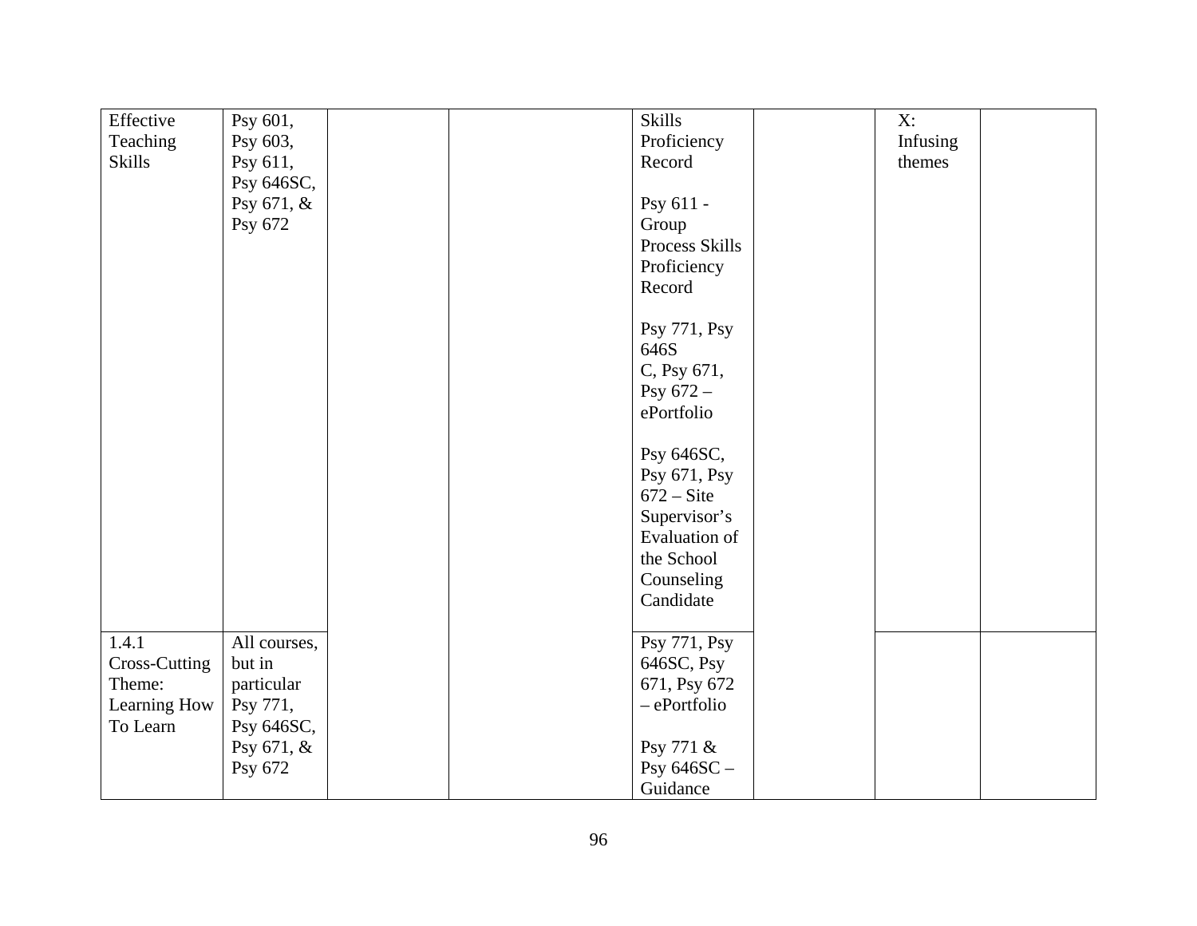| | | | | | | | |
|---|---|---|---|---|---|---|---|
| Effective Teaching Skills | Psy 601, Psy 603, Psy 611, Psy 646SC, Psy 671, & Psy 672 | | | Skills Proficiency Record<br><br>Psy 611 - Group Process Skills Proficiency Record<br><br>Psy 771, Psy 646S C, Psy 671, Psy 672 – ePortfolio<br><br>Psy 646SC, Psy 671, Psy 672 – Site Supervisor's Evaluation of the School Counseling Candidate | | X: Infusing themes | |
| 1.4.1 Cross-Cutting Theme: Learning How To Learn | All courses, but in particular Psy 771, Psy 646SC, Psy 671, & Psy 672 | | | Psy 771, Psy 646SC, Psy 671, Psy 672 – ePortfolio<br><br>Psy 771 & Psy 646SC – Guidance | | | |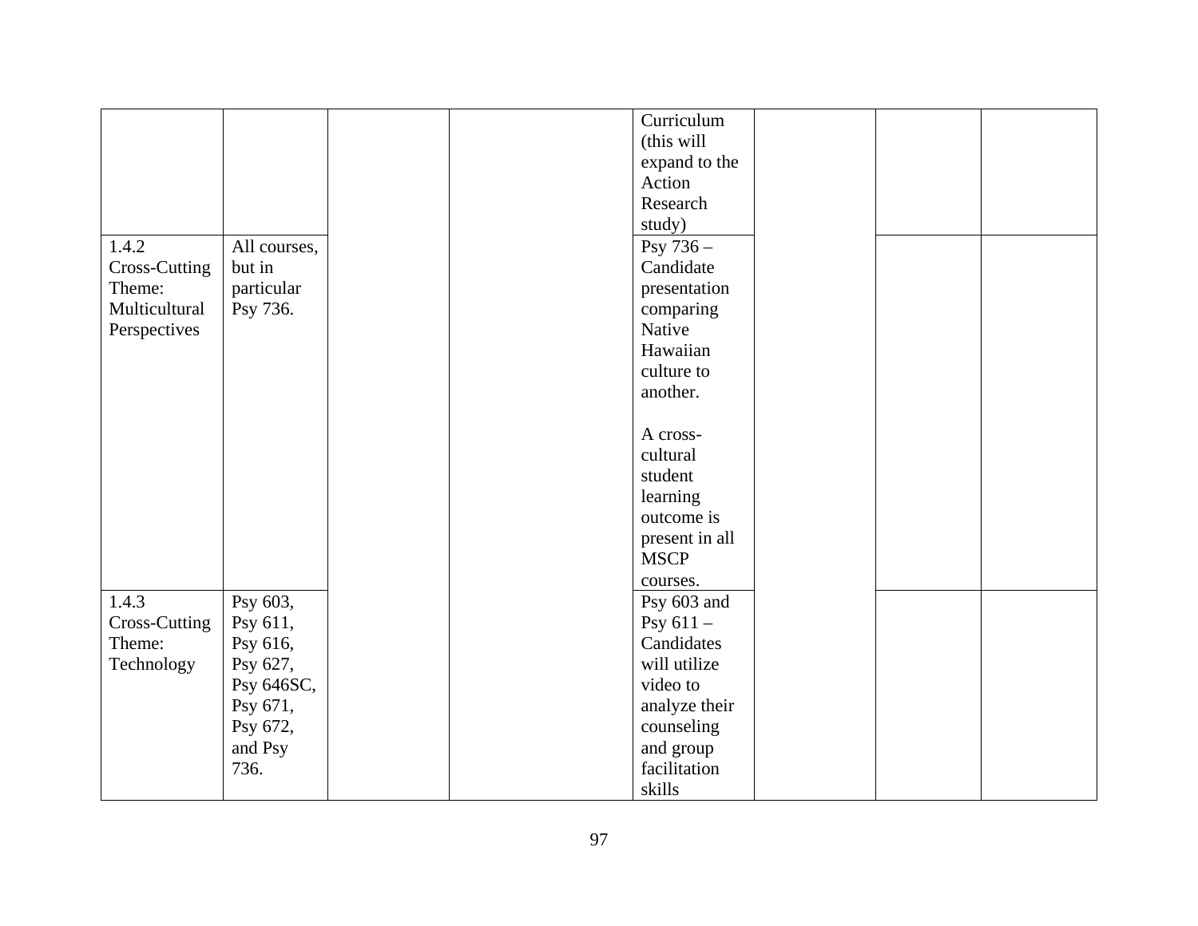| | | | | | | | |
|---|---|---|---|---|---|---|---|
| | | | | Curriculum (this will expand to the Action Research study) | | | |
| 1.4.2 Cross-Cutting Theme: Multicultural Perspectives | All courses, but in particular Psy 736. | | | Psy 736 – Candidate presentation comparing Native Hawaiian culture to another.<br><br>A cross-cultural student learning outcome is present in all MSCP courses. | | | |
| 1.4.3 Cross-Cutting Theme: Technology | Psy 603, Psy 611, Psy 616, Psy 627, Psy 646SC, Psy 671, Psy 672, and Psy 736. | | | Psy 603 and Psy 611 – Candidates will utilize video to analyze their counseling and group facilitation skills | | | |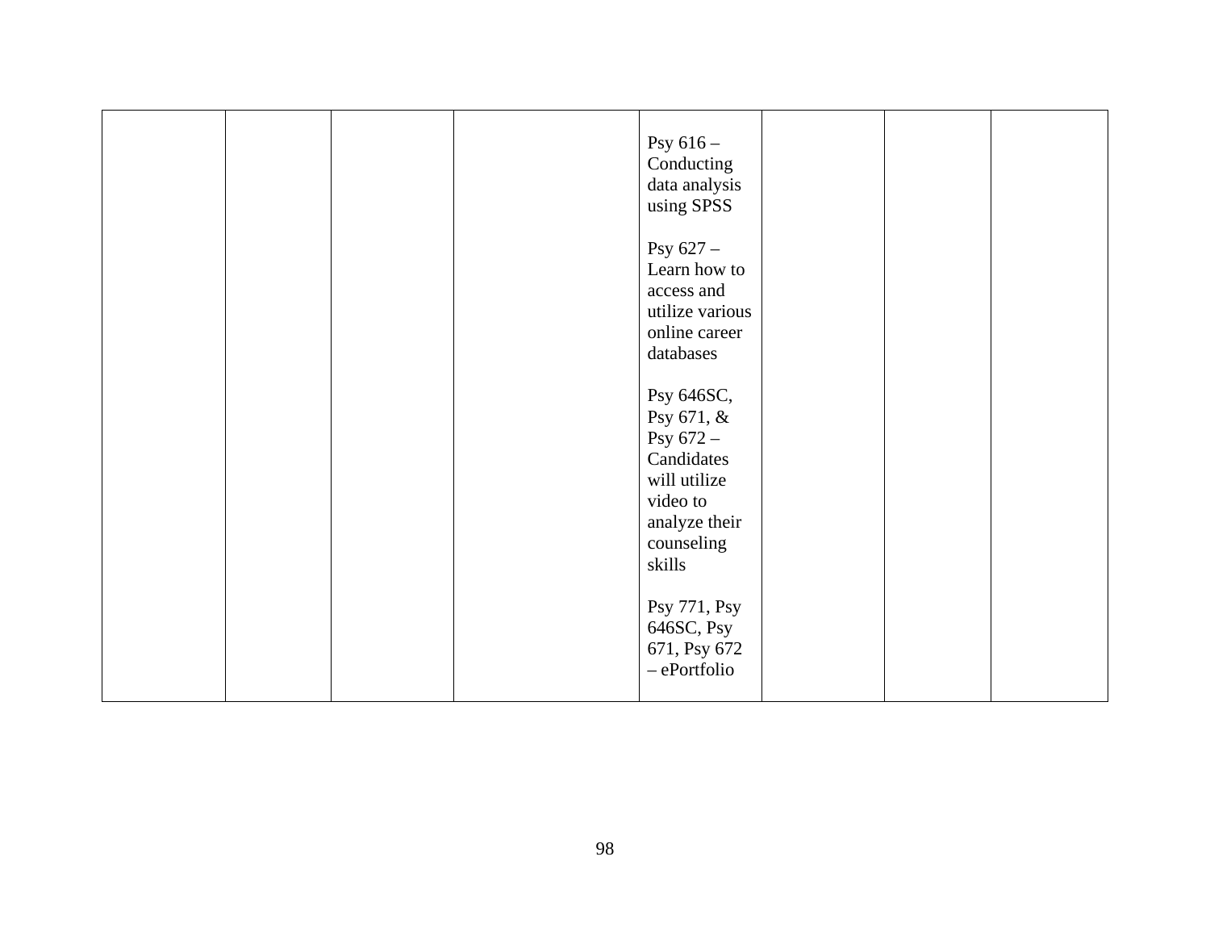| | | | | | | | |
|---|---|---|---|---|---|---|---|
| | | | | Psy 616 – Conducting data analysis using SPSS<br><br>Psy 627 – Learn how to access and utilize various online career databases<br><br>Psy 646SC, Psy 671, & Psy 672 – Candidates will utilize video to analyze their counseling skills<br><br>Psy 771, Psy 646SC, Psy 671, Psy 672 – ePortfolio | | | |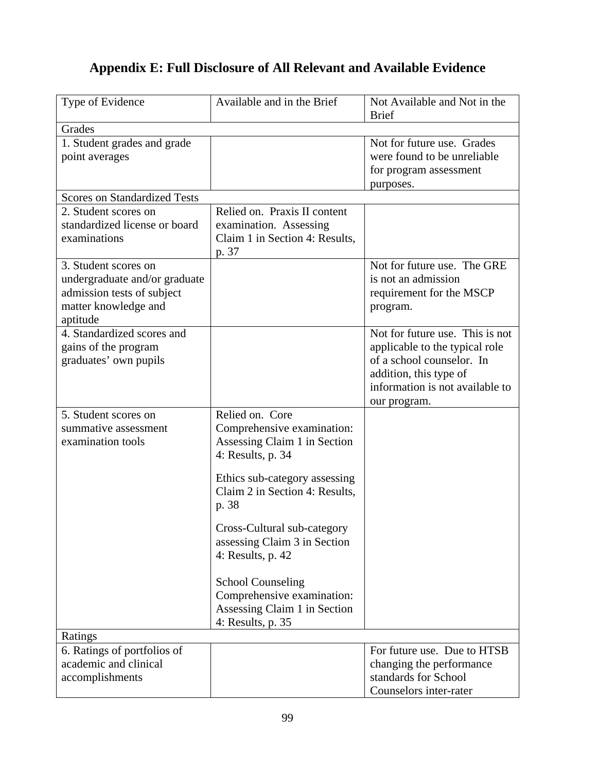# Appendix E: Full Disclosure of All Relevant and Available Evidence

| Type of Evidence | Available and in the Brief | Not Available and Not in the Brief |
|---|---|---|
| Grades | | |
| 1. Student grades and grade point averages | | Not for future use. Grades were found to be unreliable for program assessment purposes. |
| Scores on Standardized Tests | | |
| 2. Student scores on standardized license or board examinations | Relied on. Praxis II content examination. Assessing Claim 1 in Section 4: Results, p. 37 | |
| 3. Student scores on undergraduate and/or graduate admission tests of subject matter knowledge and aptitude | | Not for future use. The GRE is not an admission requirement for the MSCP program. |
| 4. Standardized scores and gains of the program graduates' own pupils | | Not for future use. This is not applicable to the typical role of a school counselor. In addition, this type of information is not available to our program. |
| 5. Student scores on summative assessment examination tools | Relied on. Core Comprehensive examination: Assessing Claim 1 in Section 4: Results, p. 34<br><br>Ethics sub-category assessing Claim 2 in Section 4: Results, p. 38<br><br>Cross-Cultural sub-category assessing Claim 3 in Section 4: Results, p. 42<br><br>School Counseling Comprehensive examination: Assessing Claim 1 in Section 4: Results, p. 35 | |
| Ratings | | |
| 6. Ratings of portfolios of academic and clinical accomplishments | | For future use. Due to HTSB changing the performance standards for School Counselors inter-rater |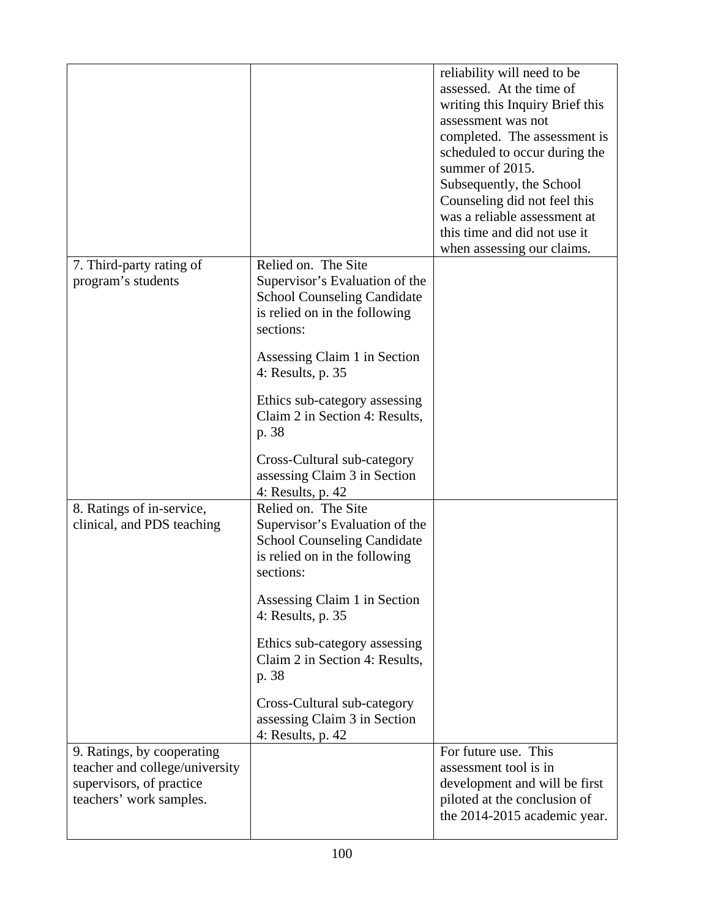| | | |
|---|---|---|
| | | reliability will need to be assessed. At the time of writing this Inquiry Brief this assessment was not completed. The assessment is scheduled to occur during the summer of 2015. Subsequently, the School Counseling did not feel this was a reliable assessment at this time and did not use it when assessing our claims. |
| 7. Third-party rating of program's students | Relied on. The Site Supervisor's Evaluation of the School Counseling Candidate is relied on in the following sections:<br><br>Assessing Claim 1 in Section 4: Results, p. 35<br><br>Ethics sub-category assessing Claim 2 in Section 4: Results, p. 38<br><br>Cross-Cultural sub-category assessing Claim 3 in Section 4: Results, p. 42 | |
| 8. Ratings of in-service, clinical, and PDS teaching | Relied on. The Site Supervisor's Evaluation of the School Counseling Candidate is relied on in the following sections:<br><br>Assessing Claim 1 in Section 4: Results, p. 35<br><br>Ethics sub-category assessing Claim 2 in Section 4: Results, p. 38<br><br>Cross-Cultural sub-category assessing Claim 3 in Section 4: Results, p. 42 | |
| 9. Ratings, by cooperating teacher and college/university supervisors, of practice teachers' work samples. | | For future use. This assessment tool is in development and will be first piloted at the conclusion of the 2014-2015 academic year. |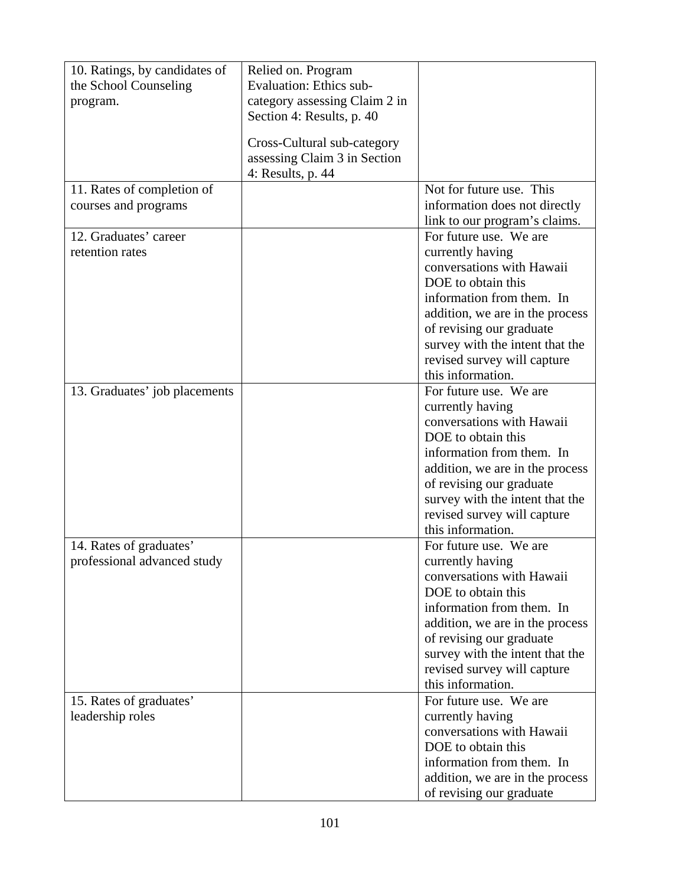| | | |
|---|---|---|
| 10. Ratings, by candidates of the School Counseling program. | Relied on. Program Evaluation: Ethics sub-category assessing Claim 2 in Section 4: Results, p. 40<br><br>Cross-Cultural sub-category assessing Claim 3 in Section 4: Results, p. 44 | |
| 11. Rates of completion of courses and programs | | Not for future use. This information does not directly link to our program's claims. |
| 12. Graduates' career retention rates | | For future use. We are currently having conversations with Hawaii DOE to obtain this information from them. In addition, we are in the process of revising our graduate survey with the intent that the revised survey will capture this information. |
| 13. Graduates' job placements | | For future use. We are currently having conversations with Hawaii DOE to obtain this information from them. In addition, we are in the process of revising our graduate survey with the intent that the revised survey will capture this information. |
| 14. Rates of graduates' professional advanced study | | For future use. We are currently having conversations with Hawaii DOE to obtain this information from them. In addition, we are in the process of revising our graduate survey with the intent that the revised survey will capture this information. |
| 15. Rates of graduates' leadership roles | | For future use. We are currently having conversations with Hawaii DOE to obtain this information from them. In addition, we are in the process of revising our graduate |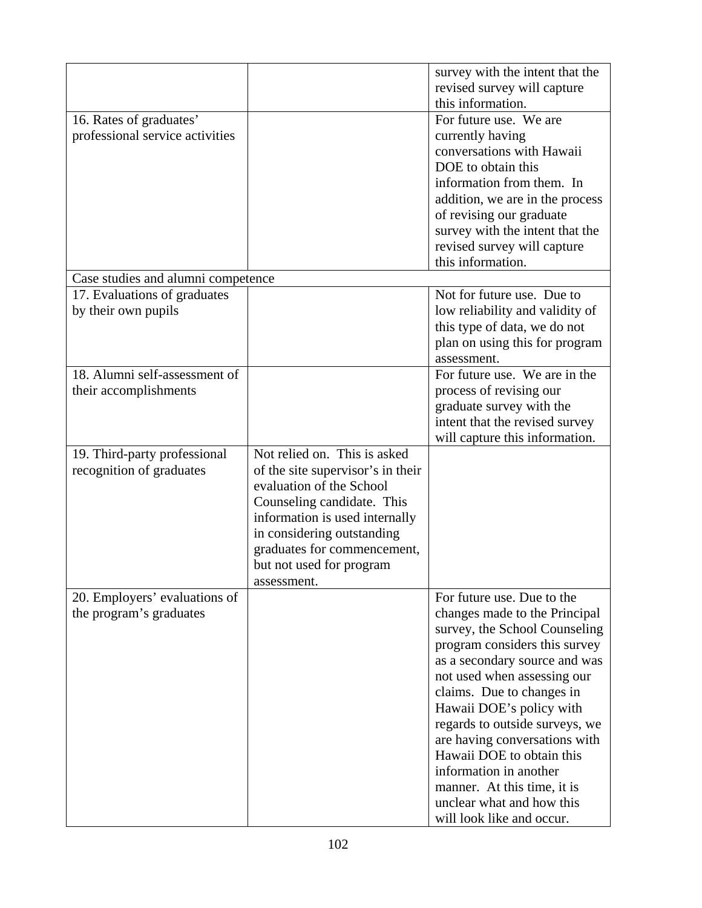| | | |
|---|---|---|
| | | survey with the intent that the revised survey will capture this information. |
| 16. Rates of graduates' professional service activities | | For future use. We are currently having conversations with Hawaii DOE to obtain this information from them. In addition, we are in the process of revising our graduate survey with the intent that the revised survey will capture this information. |
| Case studies and alumni competence | | |
| 17. Evaluations of graduates by their own pupils | | Not for future use. Due to low reliability and validity of this type of data, we do not plan on using this for program assessment. |
| 18. Alumni self-assessment of their accomplishments | | For future use. We are in the process of revising our graduate survey with the intent that the revised survey will capture this information. |
| 19. Third-party professional recognition of graduates | Not relied on. This is asked of the site supervisor's in their evaluation of the School Counseling candidate. This information is used internally in considering outstanding graduates for commencement, but not used for program assessment. | |
| 20. Employers' evaluations of the program's graduates | | For future use. Due to the changes made to the Principal survey, the School Counseling program considers this survey as a secondary source and was not used when assessing our claims. Due to changes in Hawaii DOE's policy with regards to outside surveys, we are having conversations with Hawaii DOE to obtain this information in another manner. At this time, it is unclear what and how this will look like and occur. |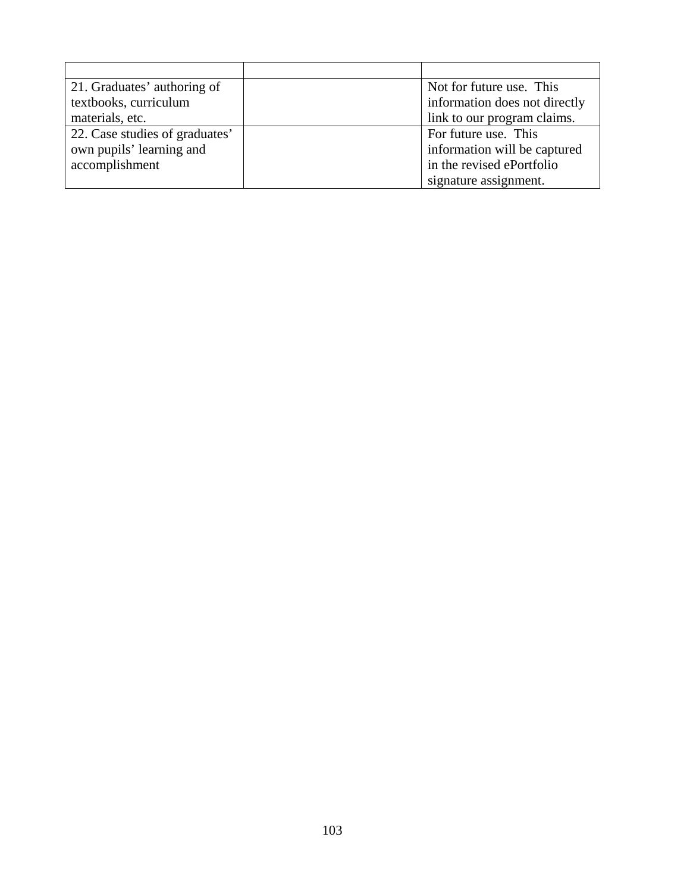| | | |
|---|---|---|
| 21. Graduates' authoring of textbooks, curriculum materials, etc. | | Not for future use. This information does not directly link to our program claims. |
| 22. Case studies of graduates' own pupils' learning and accomplishment | | For future use. This information will be captured in the revised ePortfolio signature assignment. |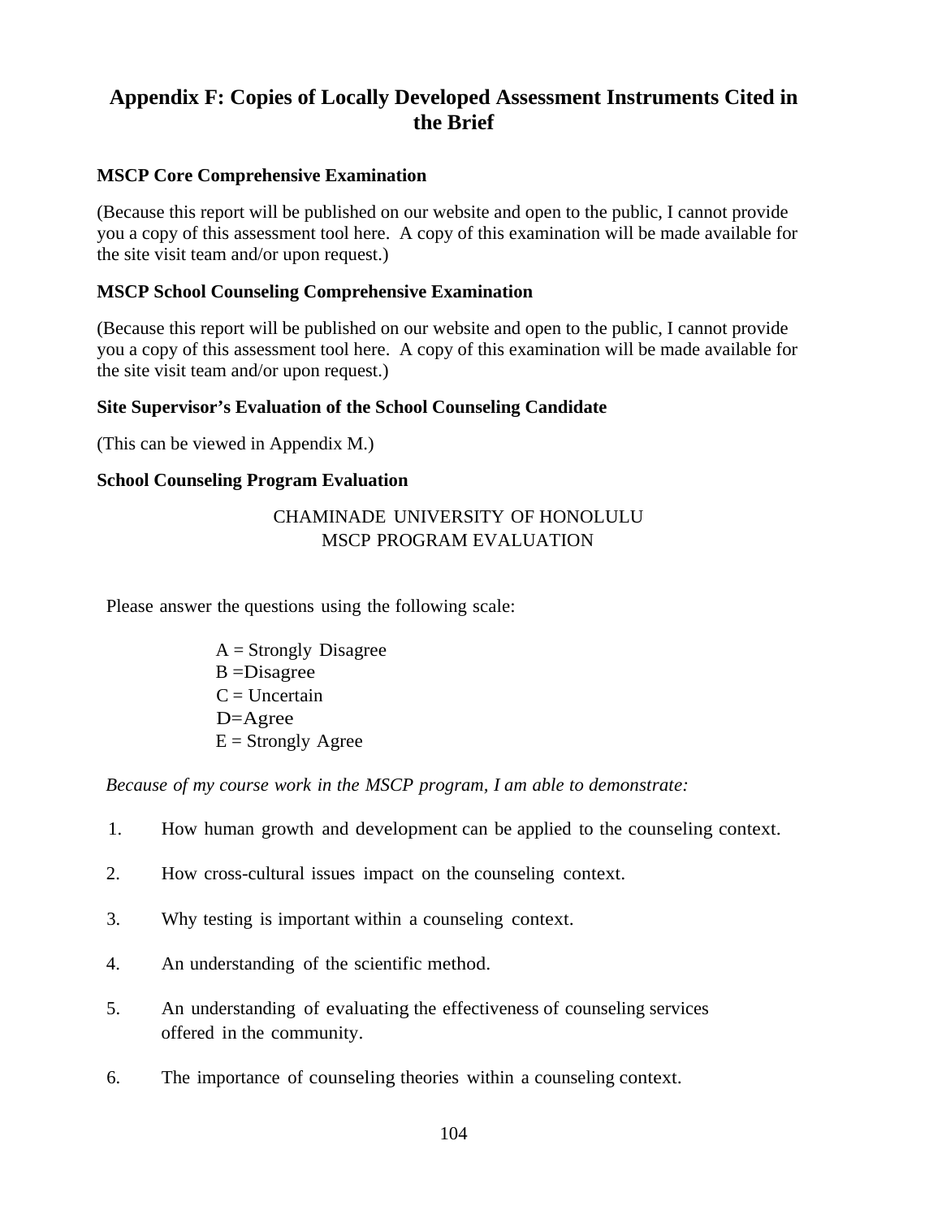# Appendix F: Copies of Locally Developed Assessment Instruments Cited in the Brief

**MSCP Core Comprehensive Examination**

(Because this report will be published on our website and open to the public, I cannot provide you a copy of this assessment tool here. A copy of this examination will be made available for the site visit team and/or upon request.)

**MSCP School Counseling Comprehensive Examination**

(Because this report will be published on our website and open to the public, I cannot provide you a copy of this assessment tool here. A copy of this examination will be made available for the site visit team and/or upon request.)

**Site Supervisor's Evaluation of the School Counseling Candidate**

(This can be viewed in Appendix M.)

**School Counseling Program Evaluation**

CHAMINADE UNIVERSITY OF HONOLULU
MSCP PROGRAM EVALUATION

Please answer the questions using the following scale:

A = Strongly Disagree
B =Disagree
C = Uncertain
D=Agree
E = Strongly Agree

*Because of my course work in the MSCP program, I am able to demonstrate:*

1. How human growth and development can be applied to the counseling context.
2. How cross-cultural issues impact on the counseling context.
3. Why testing is important within a counseling context.
4. An understanding of the scientific method.
5. An understanding of evaluating the effectiveness of counseling services offered in the community.
6. The importance of counseling theories within a counseling context.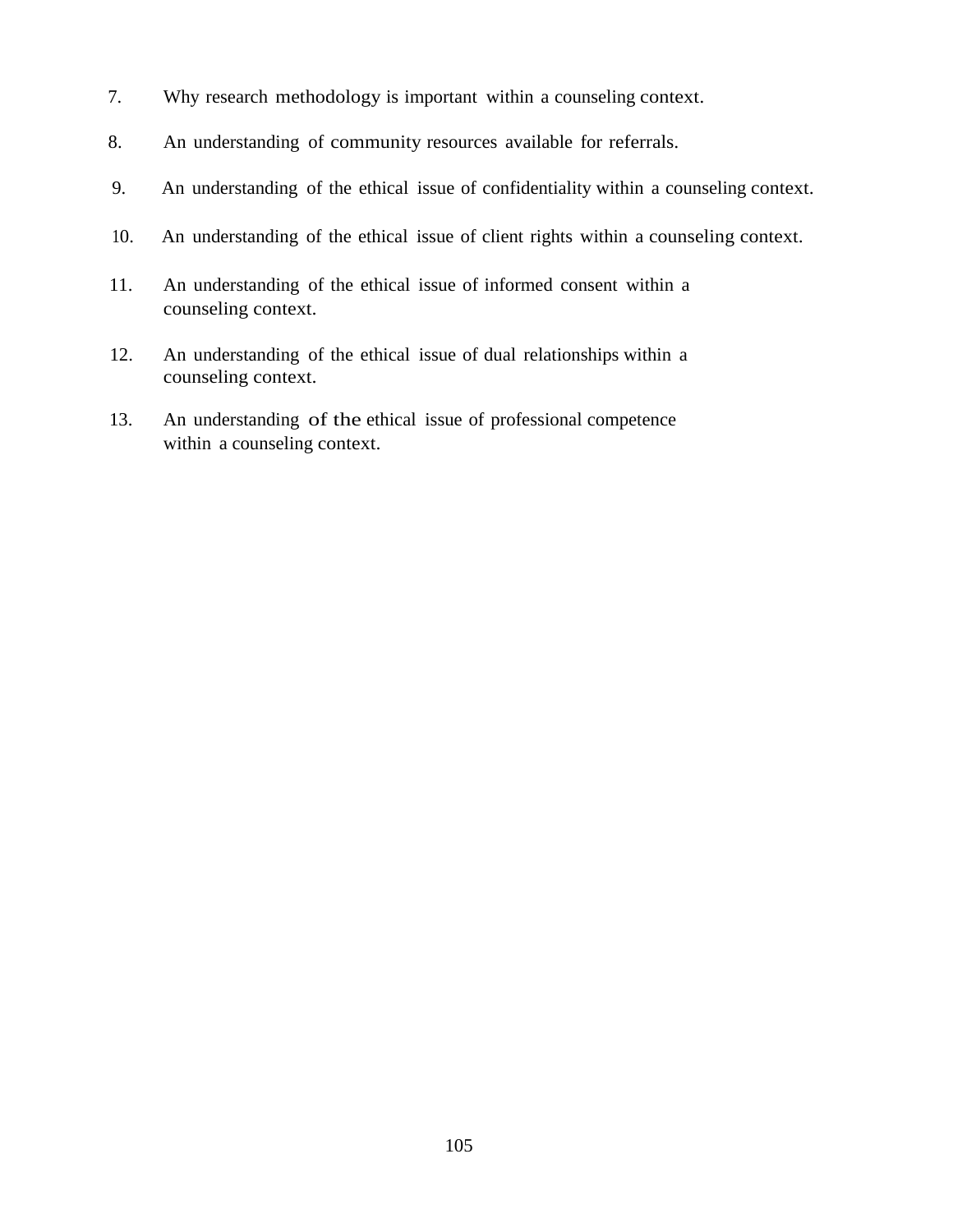7. Why research methodology is important within a counseling context.

8. An understanding of community resources available for referrals.

9. An understanding of the ethical issue of confidentiality within a counseling context.

10. An understanding of the ethical issue of client rights within a counseling context.

11. An understanding of the ethical issue of informed consent within a counseling context.

12. An understanding of the ethical issue of dual relationships within a counseling context.

13. An understanding of the ethical issue of professional competence within a counseling context.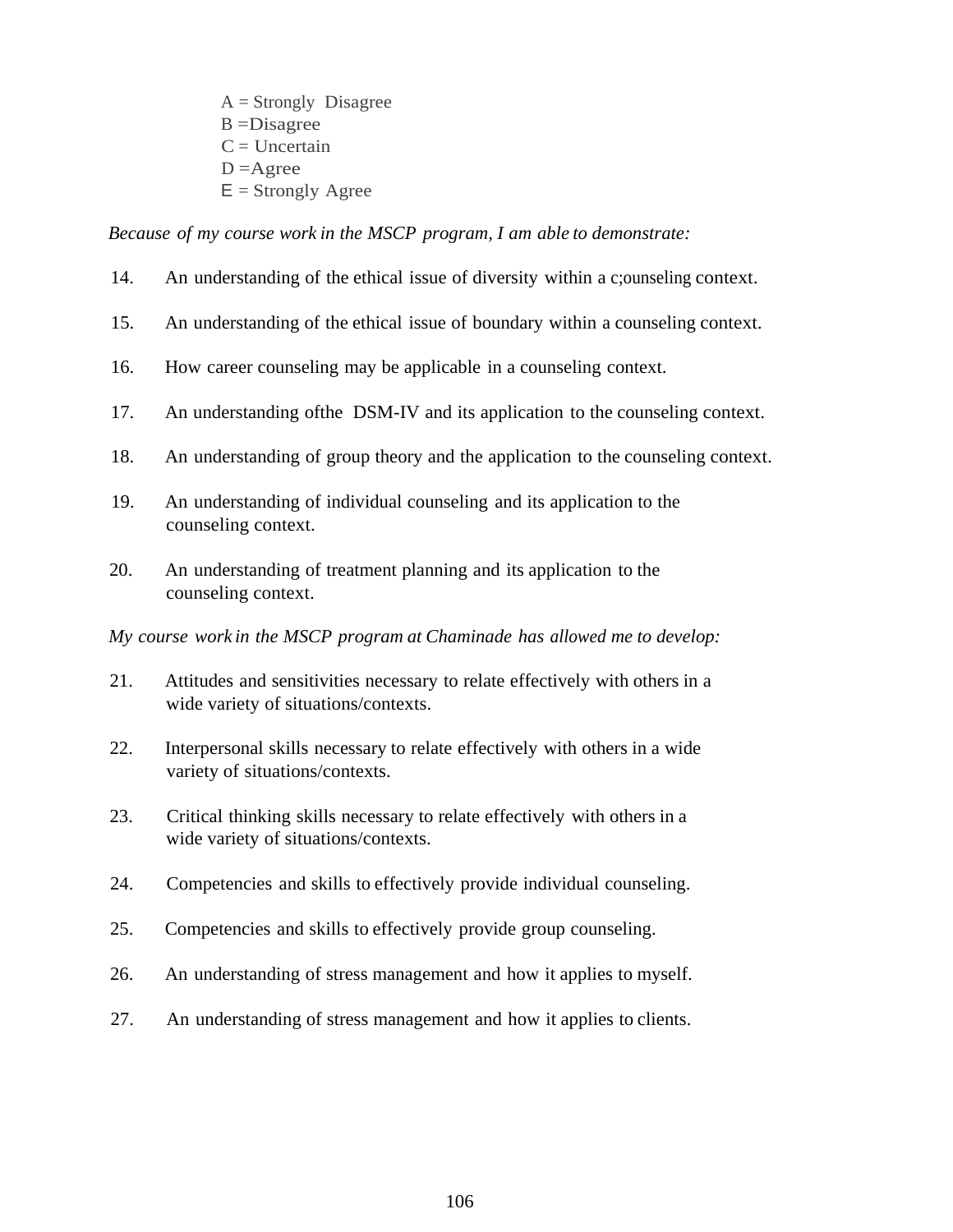A = Strongly Disagree
B =Disagree
C = Uncertain
D =Agree
E = Strongly Agree

*Because of my course work in the MSCP program, I am able to demonstrate:*

14. An understanding of the ethical issue of diversity within a c;ounseling context.

15. An understanding of the ethical issue of boundary within a counseling context.

16. How career counseling may be applicable in a counseling context.

17. An understanding ofthe DSM-IV and its application to the counseling context.

18. An understanding of group theory and the application to the counseling context.

19. An understanding of individual counseling and its application to the counseling context.

20. An understanding of treatment planning and its application to the counseling context.

*My course work in the MSCP program at Chaminade has allowed me to develop:*

21. Attitudes and sensitivities necessary to relate effectively with others in a wide variety of situations/contexts.

22. Interpersonal skills necessary to relate effectively with others in a wide variety of situations/contexts.

23. Critical thinking skills necessary to relate effectively with others in a wide variety of situations/contexts.

24. Competencies and skills to effectively provide individual counseling.

25. Competencies and skills to effectively provide group counseling.

26. An understanding of stress management and how it applies to myself.

27. An understanding of stress management and how it applies to clients.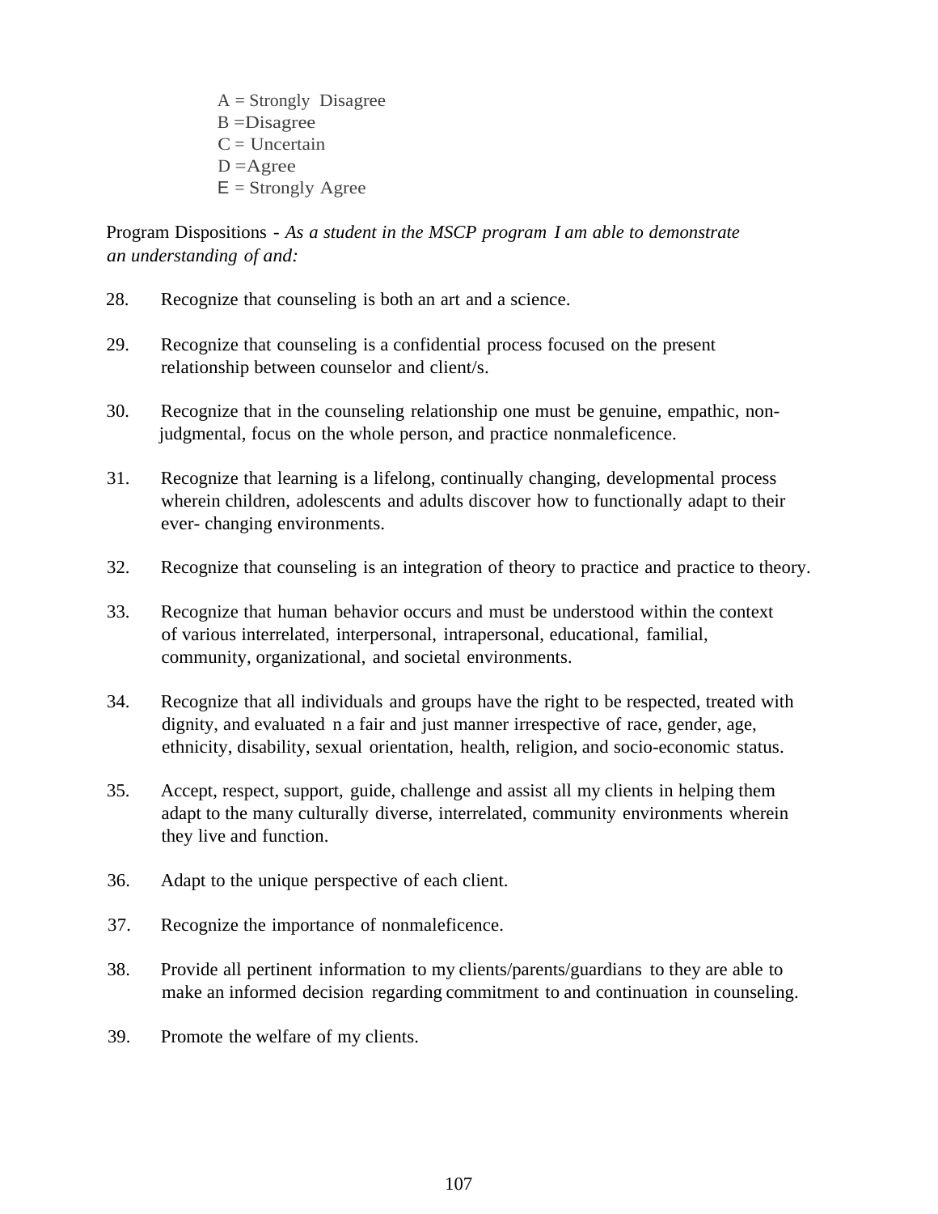A = Strongly Disagree
B =Disagree
C = Uncertain
D =Agree
E = Strongly Agree

Program Dispositions - *As a student in the MSCP program I am able to demonstrate an understanding of and:*

28. Recognize that counseling is both an art and a science.

29. Recognize that counseling is a confidential process focused on the present relationship between counselor and client/s.

30. Recognize that in the counseling relationship one must be genuine, empathic, non-judgmental, focus on the whole person, and practice nonmaleficence.

31. Recognize that learning is a lifelong, continually changing, developmental process wherein children, adolescents and adults discover how to functionally adapt to their ever- changing environments.

32. Recognize that counseling is an integration of theory to practice and practice to theory.

33. Recognize that human behavior occurs and must be understood within the context of various interrelated, interpersonal, intrapersonal, educational, familial, community, organizational, and societal environments.

34. Recognize that all individuals and groups have the right to be respected, treated with dignity, and evaluated n a fair and just manner irrespective of race, gender, age, ethnicity, disability, sexual orientation, health, religion, and socio-economic status.

35. Accept, respect, support, guide, challenge and assist all my clients in helping them adapt to the many culturally diverse, interrelated, community environments wherein they live and function.

36. Adapt to the unique perspective of each client.

37. Recognize the importance of nonmaleficence.

38. Provide all pertinent information to my clients/parents/guardians to they are able to make an informed decision regarding commitment to and continuation in counseling.

39. Promote the welfare of my clients.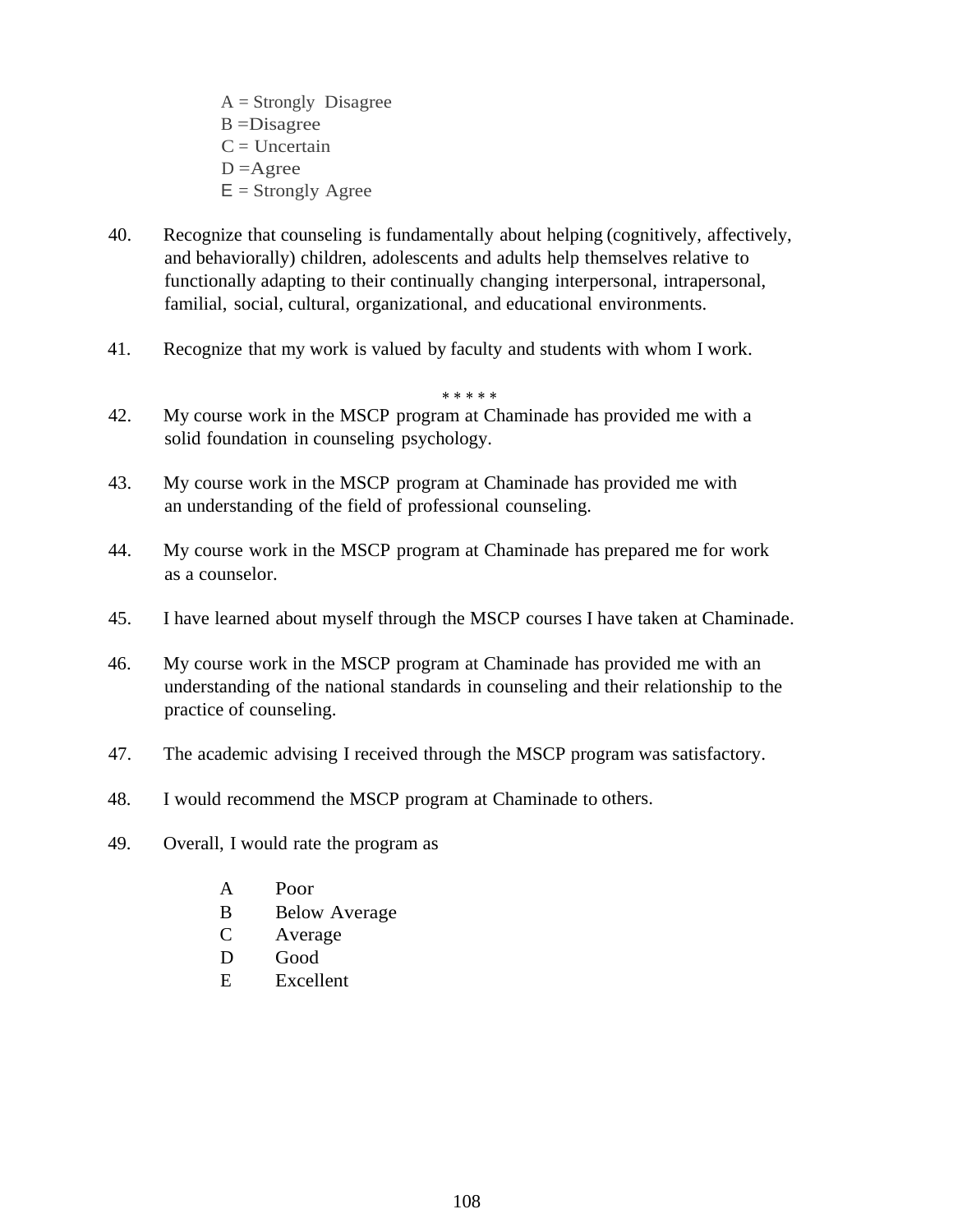A = Strongly Disagree
B =Disagree
C = Uncertain
D =Agree
E = Strongly Agree

40. Recognize that counseling is fundamentally about helping (cognitively, affectively, and behaviorally) children, adolescents and adults help themselves relative to functionally adapting to their continually changing interpersonal, intrapersonal, familial, social, cultural, organizational, and educational environments.

41. Recognize that my work is valued by faculty and students with whom I work.

* * * * *

42. My course work in the MSCP program at Chaminade has provided me with a solid foundation in counseling psychology.

43. My course work in the MSCP program at Chaminade has provided me with an understanding of the field of professional counseling.

44. My course work in the MSCP program at Chaminade has prepared me for work as a counselor.

45. I have learned about myself through the MSCP courses I have taken at Chaminade.

46. My course work in the MSCP program at Chaminade has provided me with an understanding of the national standards in counseling and their relationship to the practice of counseling.

47. The academic advising I received through the MSCP program was satisfactory.

48. I would recommend the MSCP program at Chaminade to others.

49. Overall, I would rate the program as

A Poor
B Below Average
C Average
D Good
E Excellent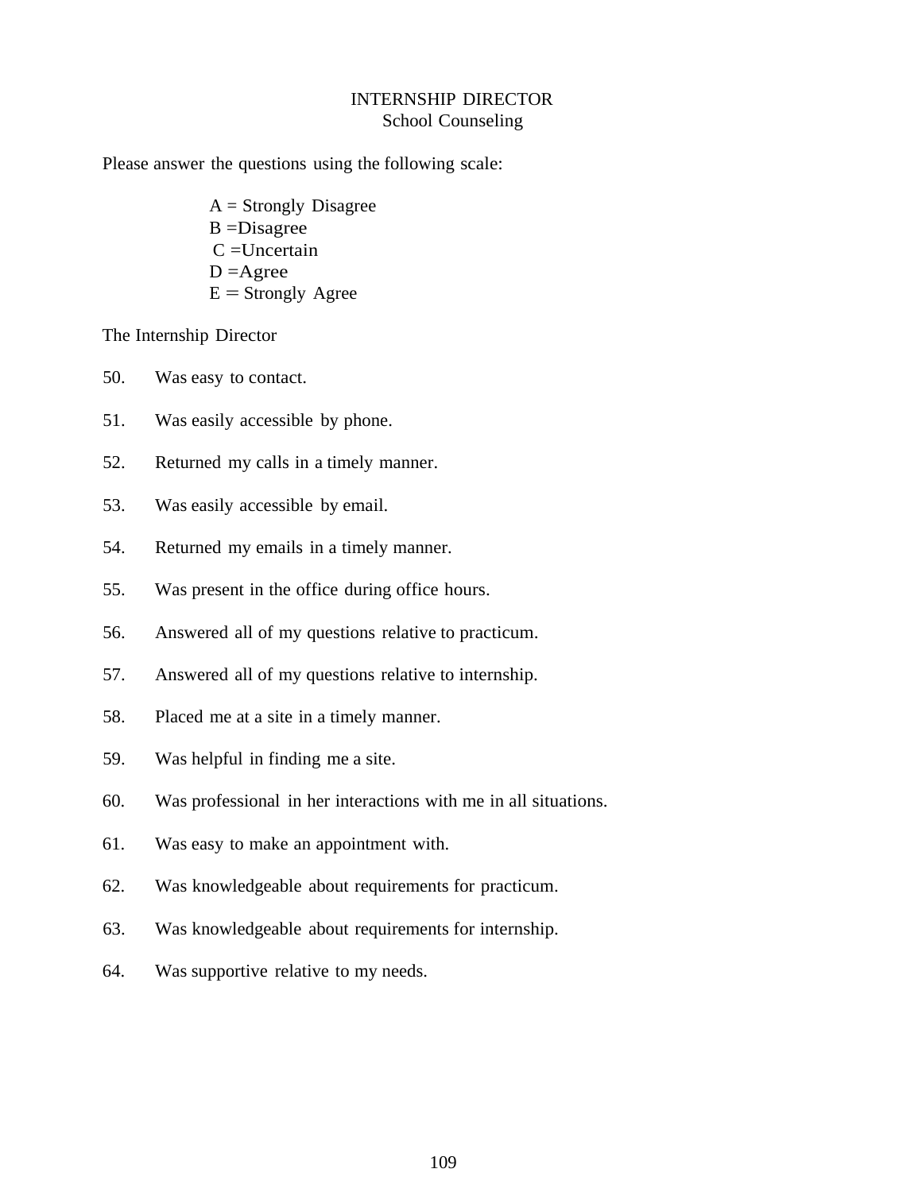# INTERNSHIP DIRECTOR
## School Counseling

Please answer the questions using the following scale:

A = Strongly Disagree
B =Disagree
C =Uncertain
D =Agree
E = Strongly Agree

The Internship Director

50. Was easy to contact.

51. Was easily accessible by phone.

52. Returned my calls in a timely manner.

53. Was easily accessible by email.

54. Returned my emails in a timely manner.

55. Was present in the office during office hours.

56. Answered all of my questions relative to practicum.

57. Answered all of my questions relative to internship.

58. Placed me at a site in a timely manner.

59. Was helpful in finding me a site.

60. Was professional in her interactions with me in all situations.

61. Was easy to make an appointment with.

62. Was knowledgeable about requirements for practicum.

63. Was knowledgeable about requirements for internship.

64. Was supportive relative to my needs.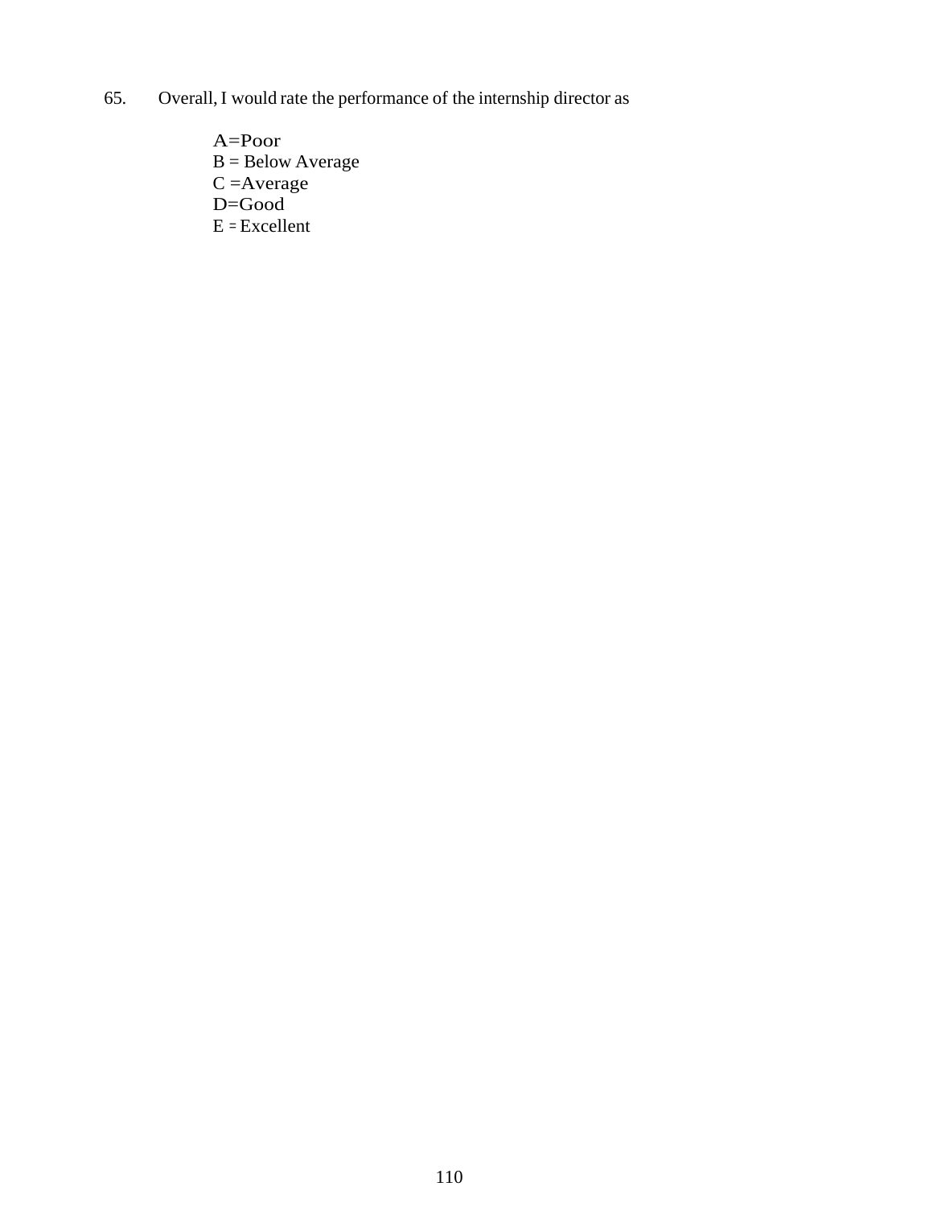65. Overall, I would rate the performance of the internship director as

A=Poor
B = Below Average
C =Average
D=Good
E = Excellent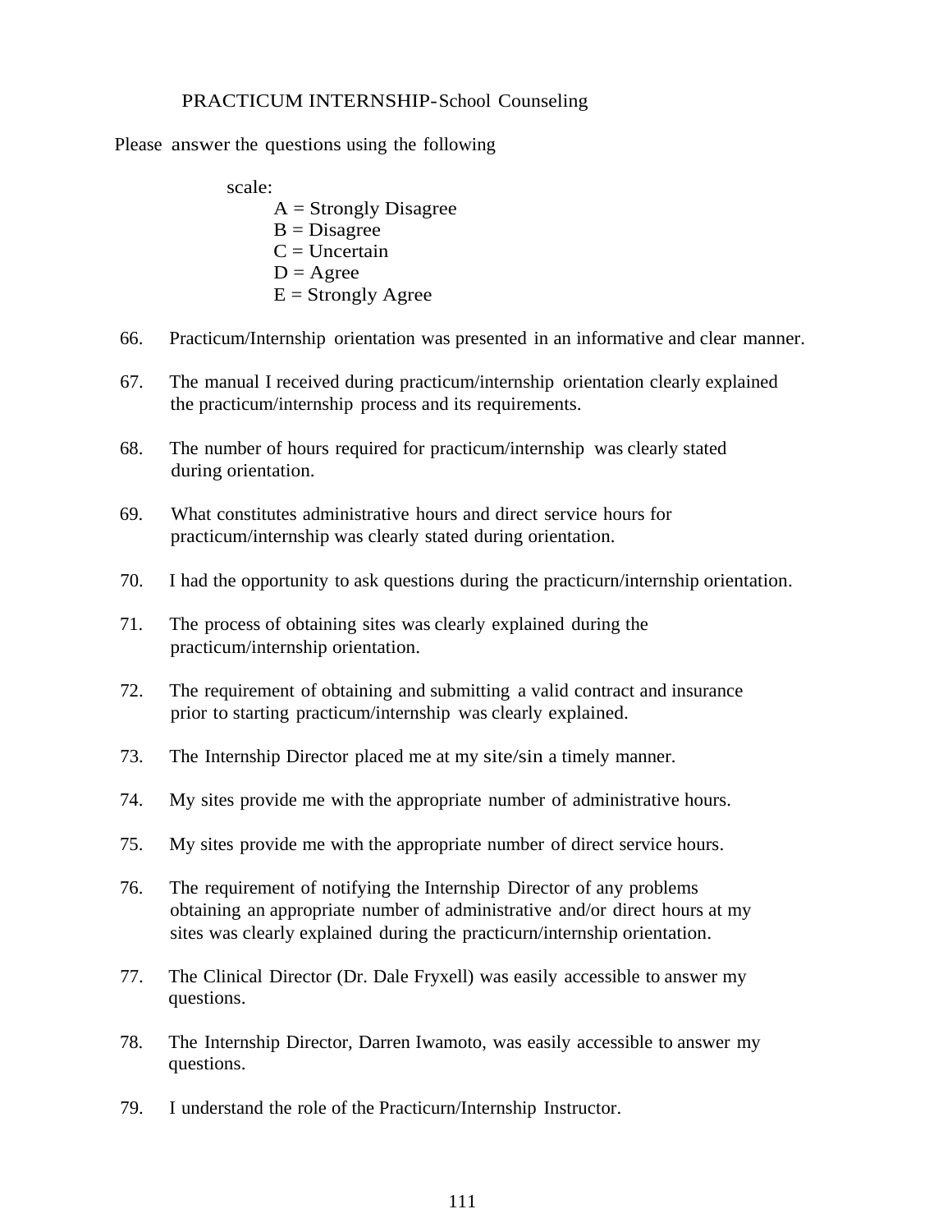PRACTICUM INTERNSHIP-School Counseling

Please answer the questions using the following

scale:

A = Strongly Disagree
B = Disagree
C = Uncertain
D = Agree
E = Strongly Agree

66. Practicum/Internship orientation was presented in an informative and clear manner.

67. The manual I received during practicum/internship orientation clearly explained the practicum/internship process and its requirements.

68. The number of hours required for practicum/internship was clearly stated during orientation.

69. What constitutes administrative hours and direct service hours for practicum/internship was clearly stated during orientation.

70. I had the opportunity to ask questions during the practicurn/internship orientation.

71. The process of obtaining sites was clearly explained during the practicum/internship orientation.

72. The requirement of obtaining and submitting a valid contract and insurance prior to starting practicum/internship was clearly explained.

73. The Internship Director placed me at my site/sin a timely manner.

74. My sites provide me with the appropriate number of administrative hours.

75. My sites provide me with the appropriate number of direct service hours.

76. The requirement of notifying the Internship Director of any problems obtaining an appropriate number of administrative and/or direct hours at my sites was clearly explained during the practicurn/internship orientation.

77. The Clinical Director (Dr. Dale Fryxell) was easily accessible to answer my questions.

78. The Internship Director, Darren Iwamoto, was easily accessible to answer my questions.

79. I understand the role of the Practicurn/Internship Instructor.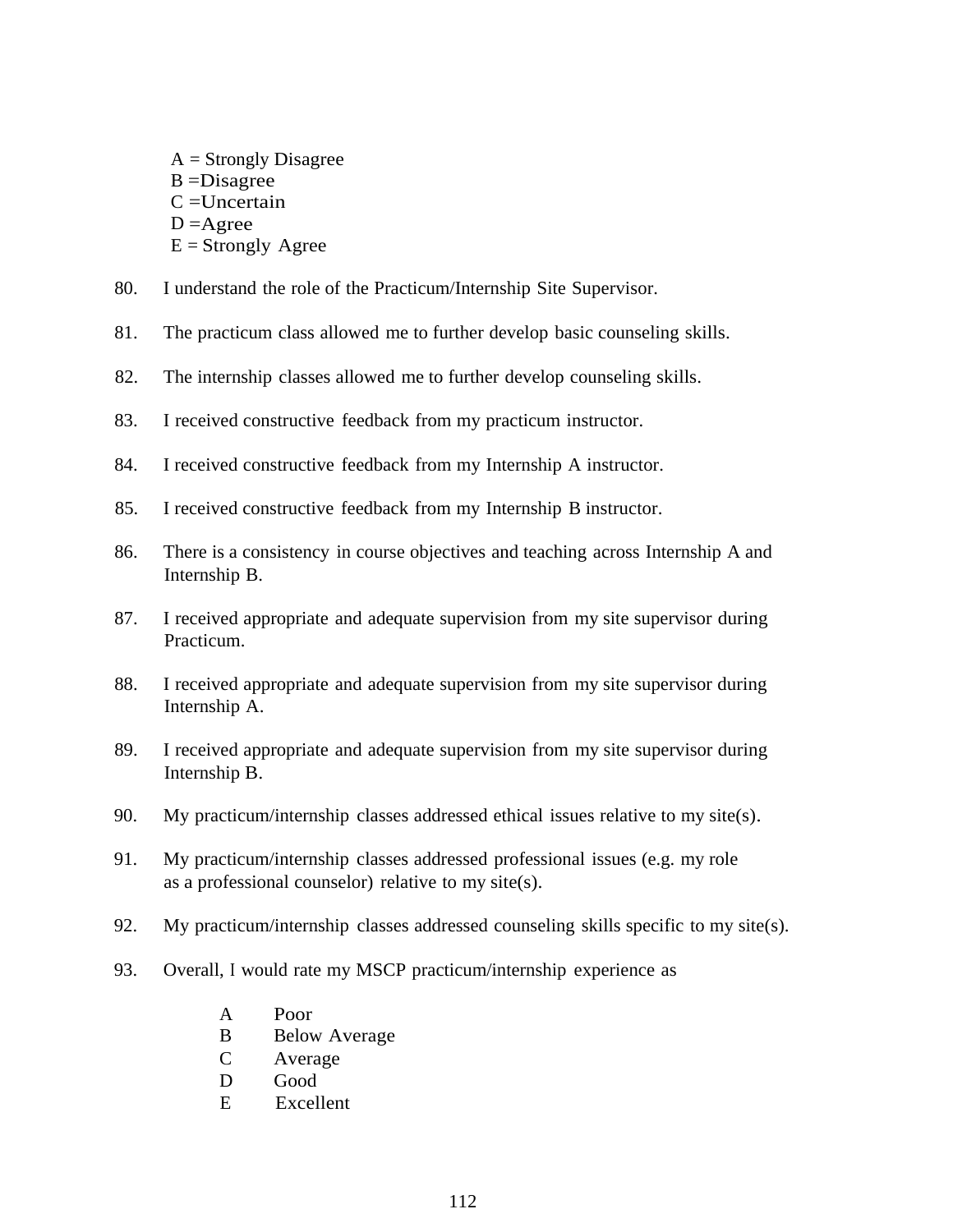A = Strongly Disagree
B =Disagree
C =Uncertain
D =Agree
E = Strongly Agree

80. I understand the role of the Practicum/Internship Site Supervisor.

81. The practicum class allowed me to further develop basic counseling skills.

82. The internship classes allowed me to further develop counseling skills.

83. I received constructive feedback from my practicum instructor.

84. I received constructive feedback from my Internship A instructor.

85. I received constructive feedback from my Internship B instructor.

86. There is a consistency in course objectives and teaching across Internship A and Internship B.

87. I received appropriate and adequate supervision from my site supervisor during Practicum.

88. I received appropriate and adequate supervision from my site supervisor during Internship A.

89. I received appropriate and adequate supervision from my site supervisor during Internship B.

90. My practicum/internship classes addressed ethical issues relative to my site(s).

91. My practicum/internship classes addressed professional issues (e.g. my role as a professional counselor) relative to my site(s).

92. My practicum/internship classes addressed counseling skills specific to my site(s).

93. Overall, I would rate my MSCP practicum/internship experience as

    A Poor
    B Below Average
    C Average
    D Good
    E Excellent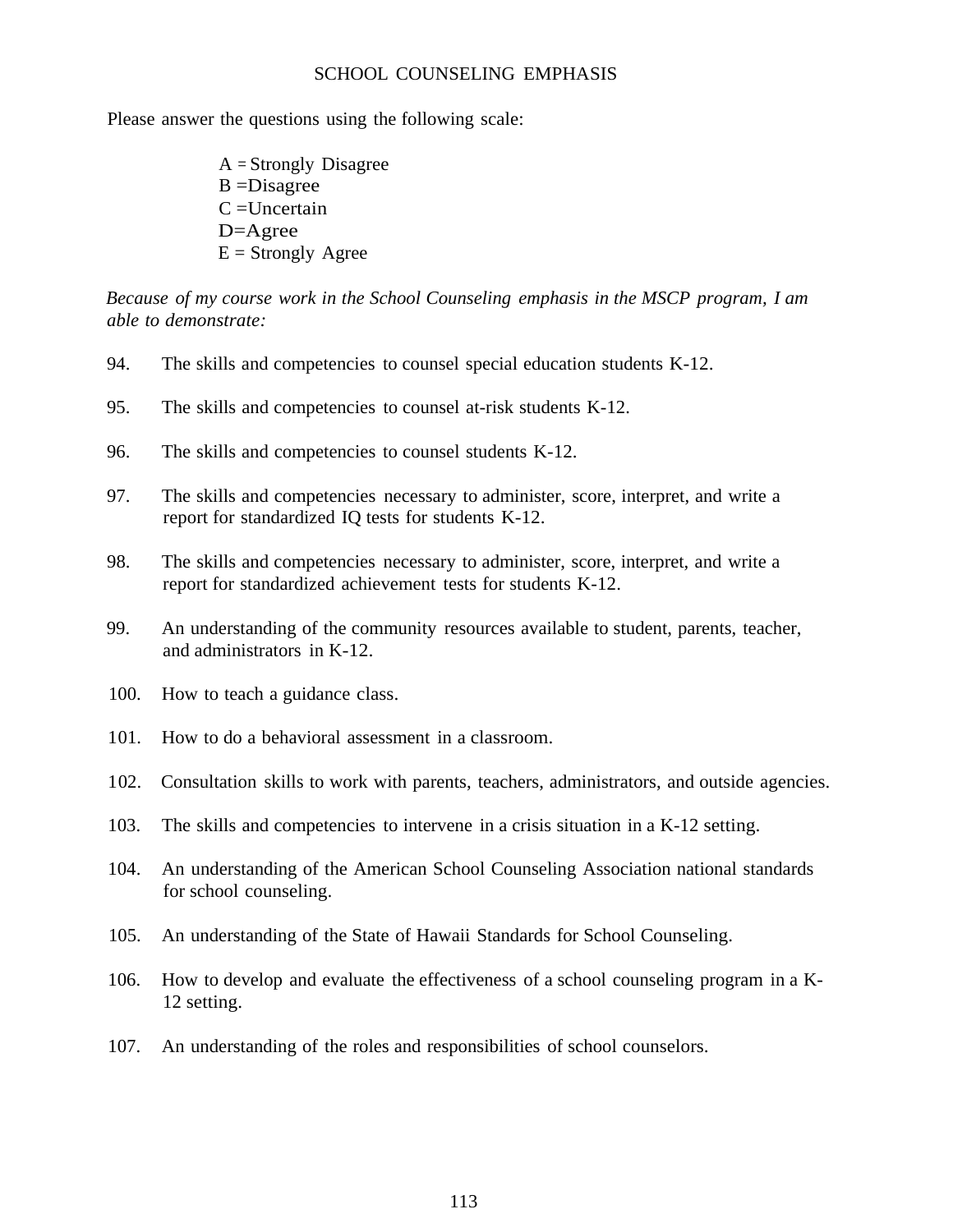## SCHOOL COUNSELING EMPHASIS

Please answer the questions using the following scale:

A = Strongly Disagree
B =Disagree
C =Uncertain
D=Agree
E = Strongly Agree

*Because of my course work in the School Counseling emphasis in the MSCP program, I am able to demonstrate:*

94. The skills and competencies to counsel special education students K-12.

95. The skills and competencies to counsel at-risk students K-12.

96. The skills and competencies to counsel students K-12.

97. The skills and competencies necessary to administer, score, interpret, and write a report for standardized IQ tests for students K-12.

98. The skills and competencies necessary to administer, score, interpret, and write a report for standardized achievement tests for students K-12.

99. An understanding of the community resources available to student, parents, teacher, and administrators in K-12.

100. How to teach a guidance class.

101. How to do a behavioral assessment in a classroom.

102. Consultation skills to work with parents, teachers, administrators, and outside agencies.

103. The skills and competencies to intervene in a crisis situation in a K-12 setting.

104. An understanding of the American School Counseling Association national standards for school counseling.

105. An understanding of the State of Hawaii Standards for School Counseling.

106. How to develop and evaluate the effectiveness of a school counseling program in a K-12 setting.

107. An understanding of the roles and responsibilities of school counselors.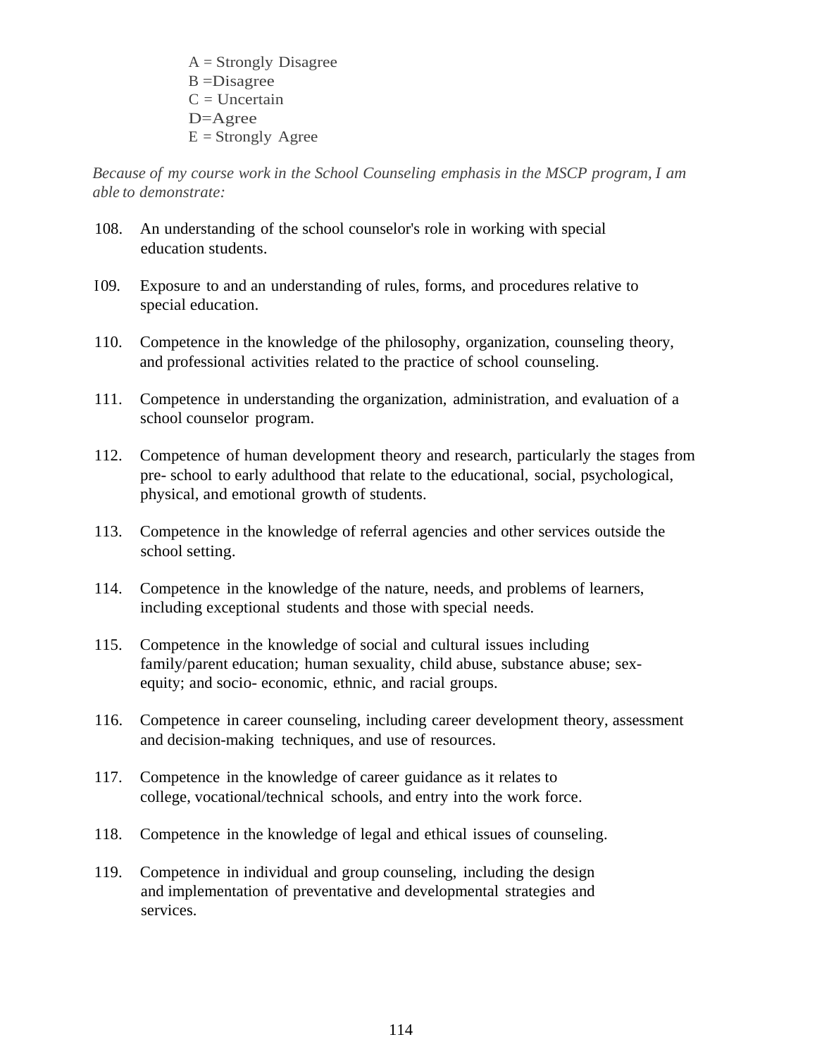A = Strongly Disagree
B =Disagree
C = Uncertain
D=Agree
E = Strongly Agree

*Because of my course work in the School Counseling emphasis in the MSCP program, I am able to demonstrate:*

108. An understanding of the school counselor's role in working with special education students.

I09. Exposure to and an understanding of rules, forms, and procedures relative to special education.

110. Competence in the knowledge of the philosophy, organization, counseling theory, and professional activities related to the practice of school counseling.

111. Competence in understanding the organization, administration, and evaluation of a school counselor program.

112. Competence of human development theory and research, particularly the stages from pre- school to early adulthood that relate to the educational, social, psychological, physical, and emotional growth of students.

113. Competence in the knowledge of referral agencies and other services outside the school setting.

114. Competence in the knowledge of the nature, needs, and problems of learners, including exceptional students and those with special needs.

115. Competence in the knowledge of social and cultural issues including family/parent education; human sexuality, child abuse, substance abuse; sex-equity; and socio- economic, ethnic, and racial groups.

116. Competence in career counseling, including career development theory, assessment and decision-making techniques, and use of resources.

117. Competence in the knowledge of career guidance as it relates to college, vocational/technical schools, and entry into the work force.

118. Competence in the knowledge of legal and ethical issues of counseling.

119. Competence in individual and group counseling, including the design and implementation of preventative and developmental strategies and services.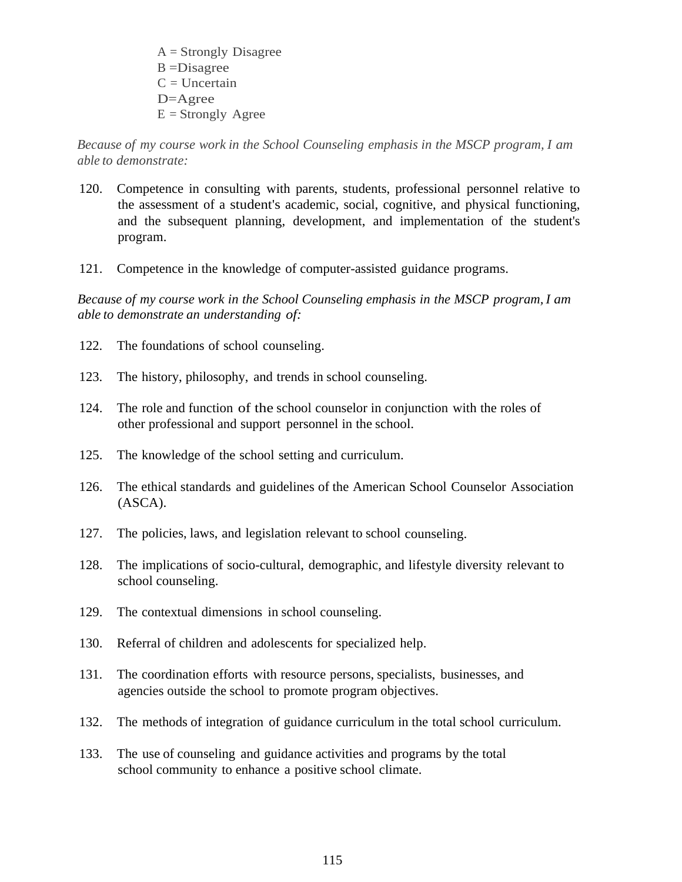A = Strongly Disagree
B =Disagree
C = Uncertain
D=Agree
E = Strongly Agree

*Because of my course work in the School Counseling emphasis in the MSCP program, I am able to demonstrate:*

120. Competence in consulting with parents, students, professional personnel relative to the assessment of a student's academic, social, cognitive, and physical functioning, and the subsequent planning, development, and implementation of the student's program.

121. Competence in the knowledge of computer-assisted guidance programs.

*Because of my course work in the School Counseling emphasis in the MSCP program, I am able to demonstrate an understanding of:*

122. The foundations of school counseling.

123. The history, philosophy, and trends in school counseling.

124. The role and function of the school counselor in conjunction with the roles of other professional and support personnel in the school.

125. The knowledge of the school setting and curriculum.

126. The ethical standards and guidelines of the American School Counselor Association (ASCA).

127. The policies, laws, and legislation relevant to school counseling.

128. The implications of socio-cultural, demographic, and lifestyle diversity relevant to school counseling.

129. The contextual dimensions in school counseling.

130. Referral of children and adolescents for specialized help.

131. The coordination efforts with resource persons, specialists, businesses, and agencies outside the school to promote program objectives.

132. The methods of integration of guidance curriculum in the total school curriculum.

133. The use of counseling and guidance activities and programs by the total school community to enhance a positive school climate.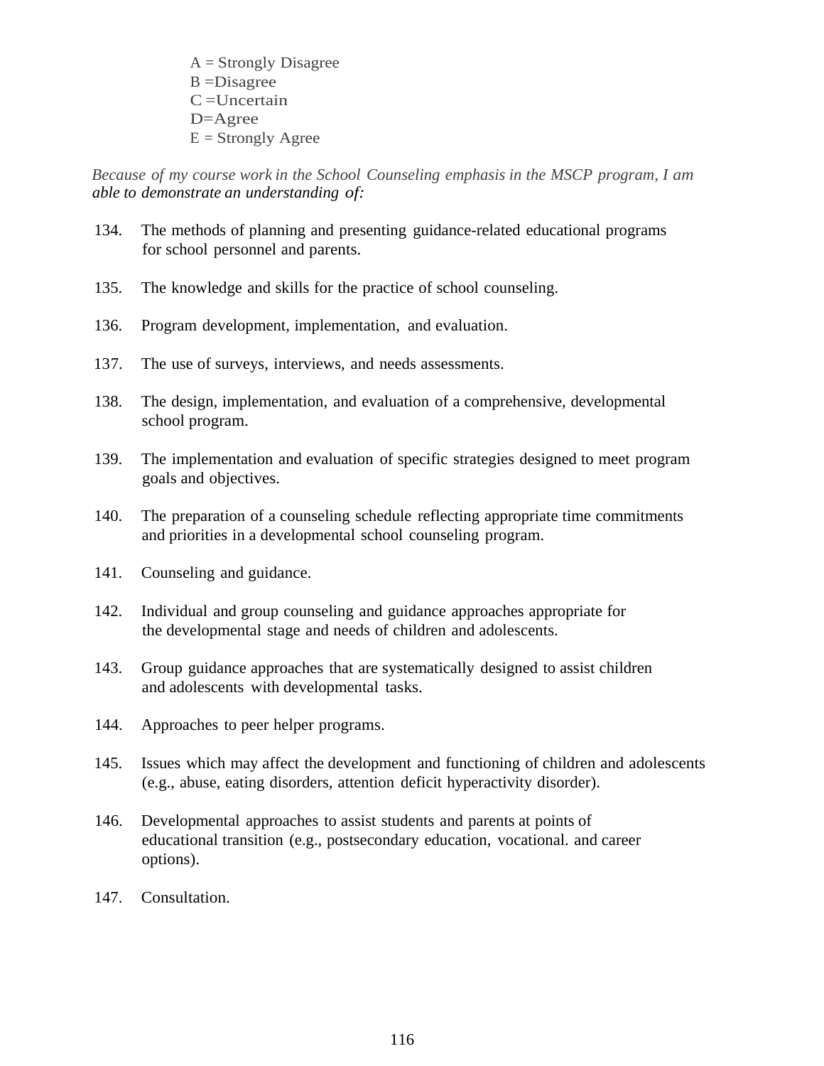A = Strongly Disagree
B =Disagree
C =Uncertain
D=Agree
E = Strongly Agree

*Because of my course work in the School Counseling emphasis in the MSCP program, I am able to demonstrate an understanding of:*

134. The methods of planning and presenting guidance-related educational programs for school personnel and parents.

135. The knowledge and skills for the practice of school counseling.

136. Program development, implementation, and evaluation.

137. The use of surveys, interviews, and needs assessments.

138. The design, implementation, and evaluation of a comprehensive, developmental school program.

139. The implementation and evaluation of specific strategies designed to meet program goals and objectives.

140. The preparation of a counseling schedule reflecting appropriate time commitments and priorities in a developmental school counseling program.

141. Counseling and guidance.

142. Individual and group counseling and guidance approaches appropriate for the developmental stage and needs of children and adolescents.

143. Group guidance approaches that are systematically designed to assist children and adolescents with developmental tasks.

144. Approaches to peer helper programs.

145. Issues which may affect the development and functioning of children and adolescents (e.g., abuse, eating disorders, attention deficit hyperactivity disorder).

146. Developmental approaches to assist students and parents at points of educational transition (e.g., postsecondary education, vocational. and career options).

147. Consultation.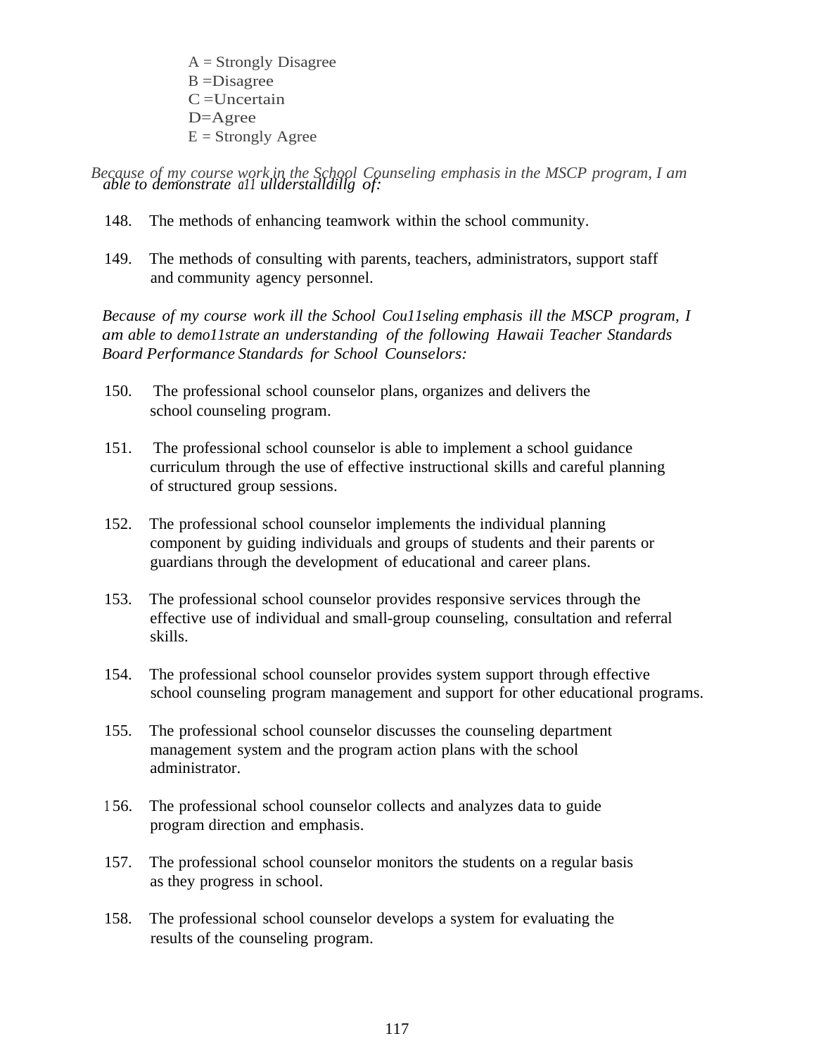A = Strongly Disagree
B =Disagree
C =Uncertain
D=Agree
E = Strongly Agree

*Because of my course work in the School Counseling emphasis in the MSCP program, I am able to demonstrate a11 ullderstalldillg of:*

148. The methods of enhancing teamwork within the school community.

149. The methods of consulting with parents, teachers, administrators, support staff and community agency personnel.

*Because of my course work ill the School Cou11seling emphasis ill the MSCP program, I am able to demo11strate an understanding of the following Hawaii Teacher Standards Board Performance Standards for School Counselors:*

150. The professional school counselor plans, organizes and delivers the school counseling program.

151. The professional school counselor is able to implement a school guidance curriculum through the use of effective instructional skills and careful planning of structured group sessions.

152. The professional school counselor implements the individual planning component by guiding individuals and groups of students and their parents or guardians through the development of educational and career plans.

153. The professional school counselor provides responsive services through the effective use of individual and small-group counseling, consultation and referral skills.

154. The professional school counselor provides system support through effective school counseling program management and support for other educational programs.

155. The professional school counselor discusses the counseling department management system and the program action plans with the school administrator.

156. The professional school counselor collects and analyzes data to guide program direction and emphasis.

157. The professional school counselor monitors the students on a regular basis as they progress in school.

158. The professional school counselor develops a system for evaluating the results of the counseling program.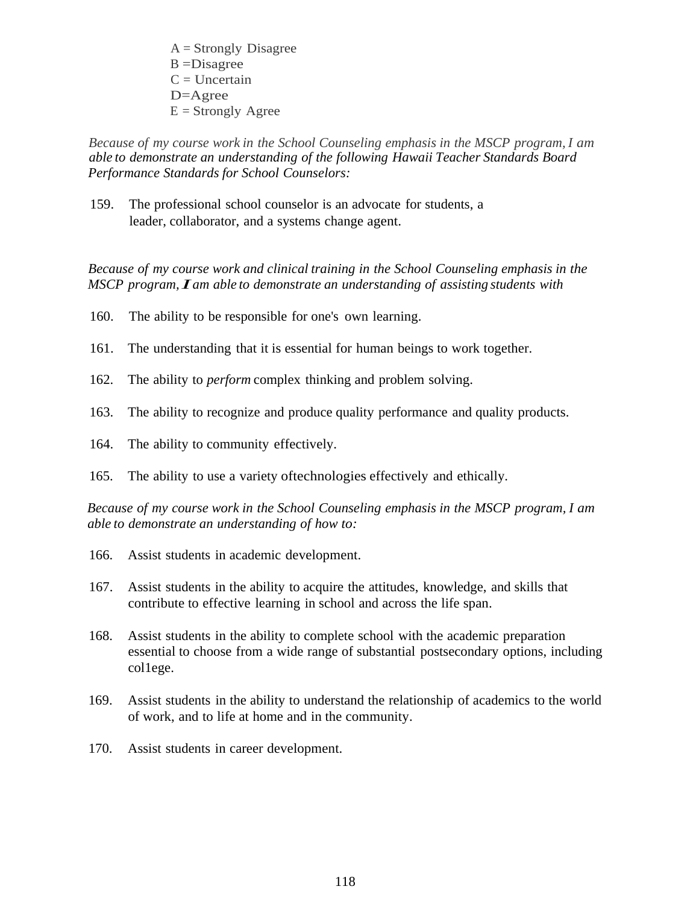A = Strongly Disagree
B =Disagree
C = Uncertain
D=Agree
E = Strongly Agree

*Because of my course work in the School Counseling emphasis in the MSCP program, I am able to demonstrate an understanding of the following Hawaii Teacher Standards Board Performance Standards for School Counselors:*

159. The professional school counselor is an advocate for students, a leader, collaborator, and a systems change agent.

*Because of my course work and clinical training in the School Counseling emphasis in the MSCP program, **I** am able to demonstrate an understanding of assisting students with*

160. The ability to be responsible for one's own learning.

161. The understanding that it is essential for human beings to work together.

162. The ability to *perform* complex thinking and problem solving.

163. The ability to recognize and produce quality performance and quality products.

164. The ability to community effectively.

165. The ability to use a variety oftechnologies effectively and ethically.

*Because of my course work in the School Counseling emphasis in the MSCP program, I am able to demonstrate an understanding of how to:*

166. Assist students in academic development.

167. Assist students in the ability to acquire the attitudes, knowledge, and skills that contribute to effective learning in school and across the life span.

168. Assist students in the ability to complete school with the academic preparation essential to choose from a wide range of substantial postsecondary options, including col1ege.

169. Assist students in the ability to understand the relationship of academics to the world of work, and to life at home and in the community.

170. Assist students in career development.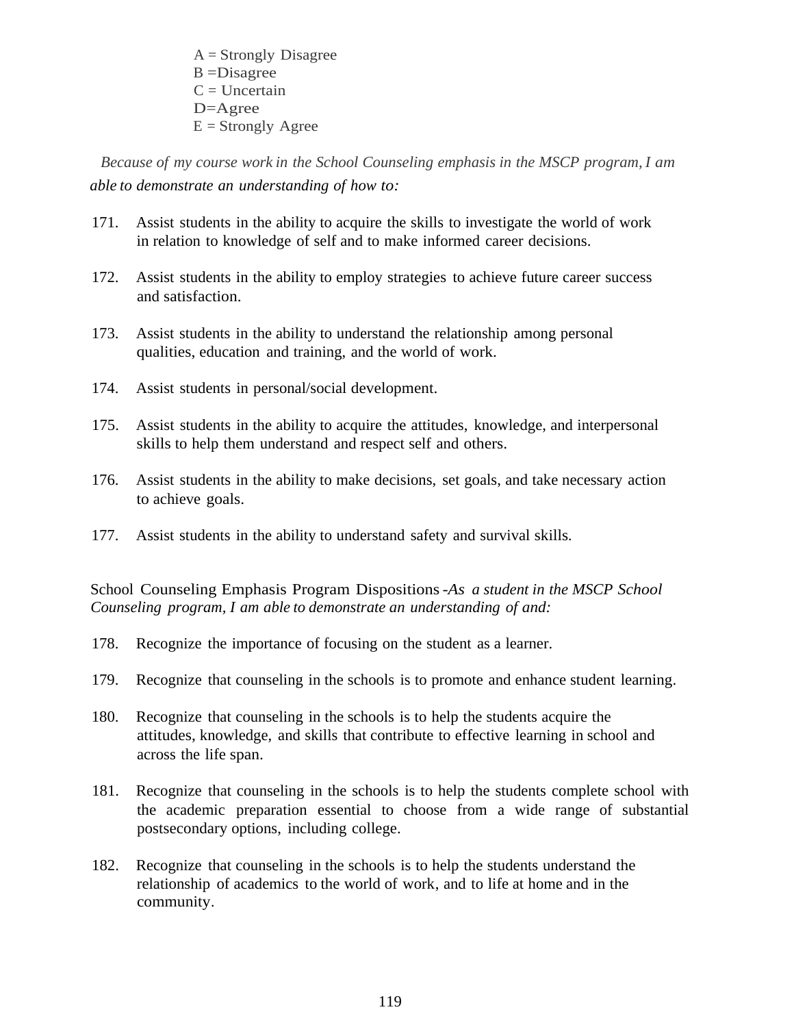A = Strongly Disagree
B =Disagree
C = Uncertain
D=Agree
E = Strongly Agree

*Because of my course work in the School Counseling emphasis in the MSCP program, I am able to demonstrate an understanding of how to:*

171. Assist students in the ability to acquire the skills to investigate the world of work in relation to knowledge of self and to make informed career decisions.

172. Assist students in the ability to employ strategies to achieve future career success and satisfaction.

173. Assist students in the ability to understand the relationship among personal qualities, education and training, and the world of work.

174. Assist students in personal/social development.

175. Assist students in the ability to acquire the attitudes, knowledge, and interpersonal skills to help them understand and respect self and others.

176. Assist students in the ability to make decisions, set goals, and take necessary action to achieve goals.

177. Assist students in the ability to understand safety and survival skills.

School Counseling Emphasis Program Dispositions -*As a student in the MSCP School Counseling program, I am able to demonstrate an understanding of and:*

178. Recognize the importance of focusing on the student as a learner.

179. Recognize that counseling in the schools is to promote and enhance student learning.

180. Recognize that counseling in the schools is to help the students acquire the attitudes, knowledge, and skills that contribute to effective learning in school and across the life span.

181. Recognize that counseling in the schools is to help the students complete school with the academic preparation essential to choose from a wide range of substantial postsecondary options, including college.

182. Recognize that counseling in the schools is to help the students understand the relationship of academics to the world of work, and to life at home and in the community.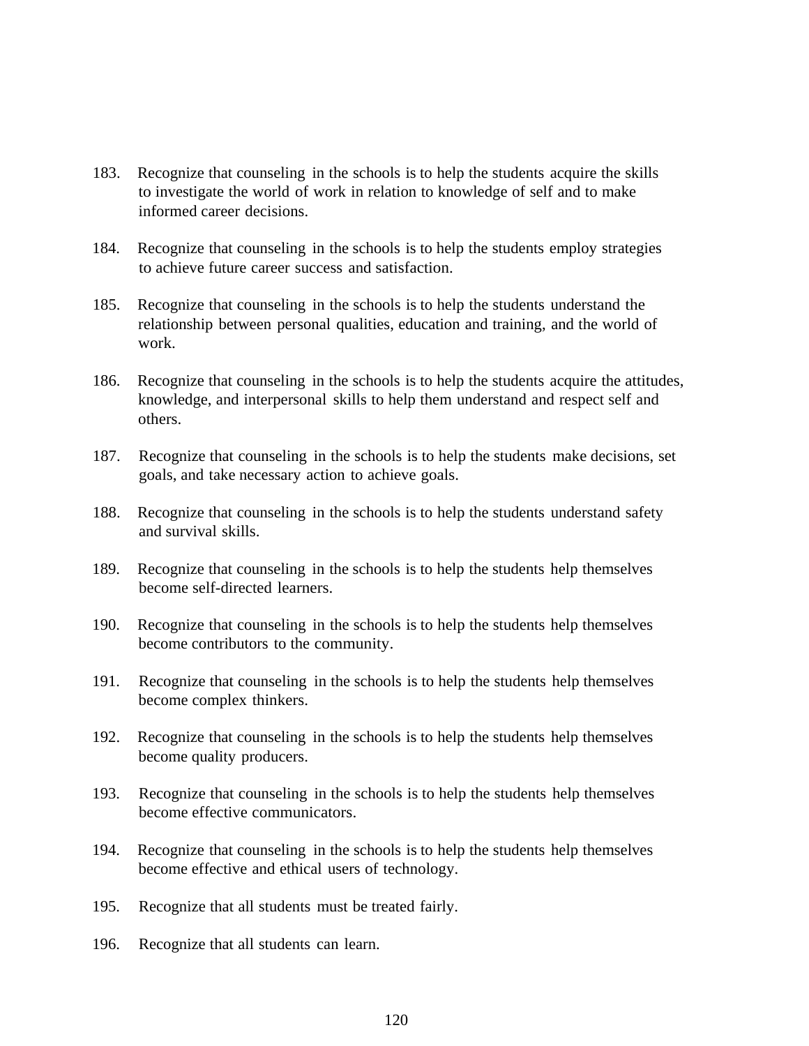183. Recognize that counseling in the schools is to help the students acquire the skills to investigate the world of work in relation to knowledge of self and to make informed career decisions.

184. Recognize that counseling in the schools is to help the students employ strategies to achieve future career success and satisfaction.

185. Recognize that counseling in the schools is to help the students understand the relationship between personal qualities, education and training, and the world of work.

186. Recognize that counseling in the schools is to help the students acquire the attitudes, knowledge, and interpersonal skills to help them understand and respect self and others.

187. Recognize that counseling in the schools is to help the students make decisions, set goals, and take necessary action to achieve goals.

188. Recognize that counseling in the schools is to help the students understand safety and survival skills.

189. Recognize that counseling in the schools is to help the students help themselves become self-directed learners.

190. Recognize that counseling in the schools is to help the students help themselves become contributors to the community.

191. Recognize that counseling in the schools is to help the students help themselves become complex thinkers.

192. Recognize that counseling in the schools is to help the students help themselves become quality producers.

193. Recognize that counseling in the schools is to help the students help themselves become effective communicators.

194. Recognize that counseling in the schools is to help the students help themselves become effective and ethical users of technology.

195. Recognize that all students must be treated fairly.

196. Recognize that all students can learn.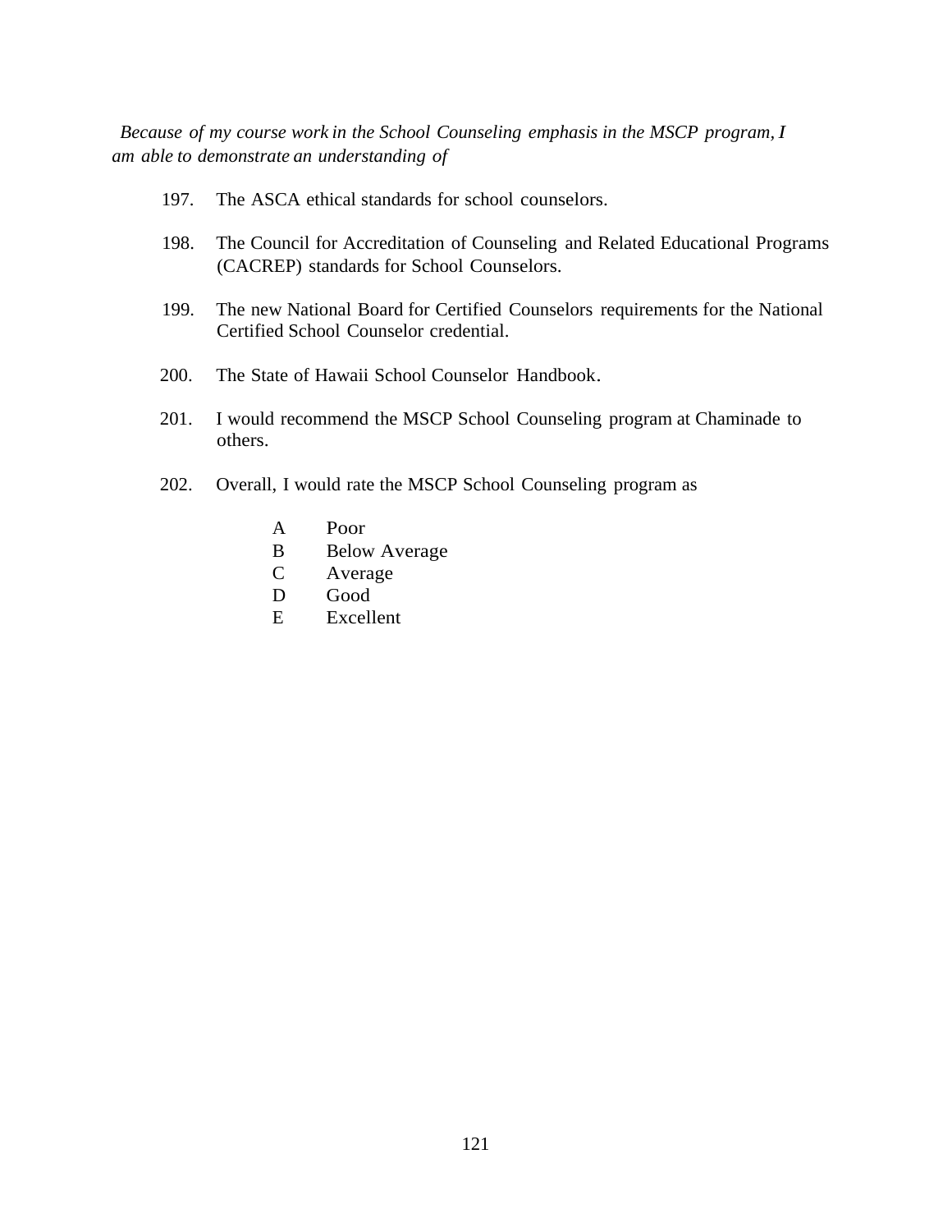*Because of my course work in the School Counseling emphasis in the MSCP program, I am able to demonstrate an understanding of*

197. The ASCA ethical standards for school counselors.

198. The Council for Accreditation of Counseling and Related Educational Programs (CACREP) standards for School Counselors.

199. The new National Board for Certified Counselors requirements for the National Certified School Counselor credential.

200. The State of Hawaii School Counselor Handbook.

201. I would recommend the MSCP School Counseling program at Chaminade to others.

202. Overall, I would rate the MSCP School Counseling program as

    A Poor
    B Below Average
    C Average
    D Good
    E Excellent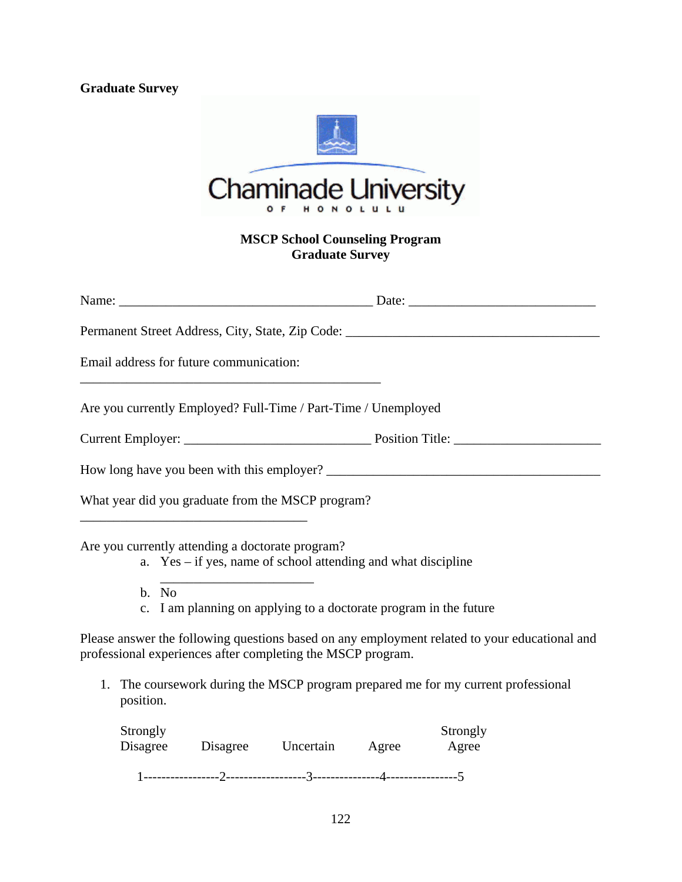**Graduate Survey**

Chaminade University OF HONOLULU

**MSCP School Counseling Program**
**Graduate Survey**

Name: ______________________________________ Date: ____________________________

Permanent Street Address, City, State, Zip Code: _______________________________________

Email address for future communication:
_____________________________________________

Are you currently Employed? Full-Time / Part-Time / Unemployed

Current Employer: ____________________________ Position Title: ______________________

How long have you been with this employer? ___________________________________________

What year did you graduate from the MSCP program?
__________________________________

Are you currently attending a doctorate program?

a. Yes – if yes, name of school attending and what discipline
   _______________________
b. No
c. I am planning on applying to a doctorate program in the future

Please answer the following questions based on any employment related to your educational and professional experiences after completing the MSCP program.

1. The coursework during the MSCP program prepared me for my current professional position.

| Strongly Disagree | Disagree | Uncertain | Agree | Strongly Agree |
|---|---|---|---|---|
| 1 | 2 | 3 | 4 | 5 |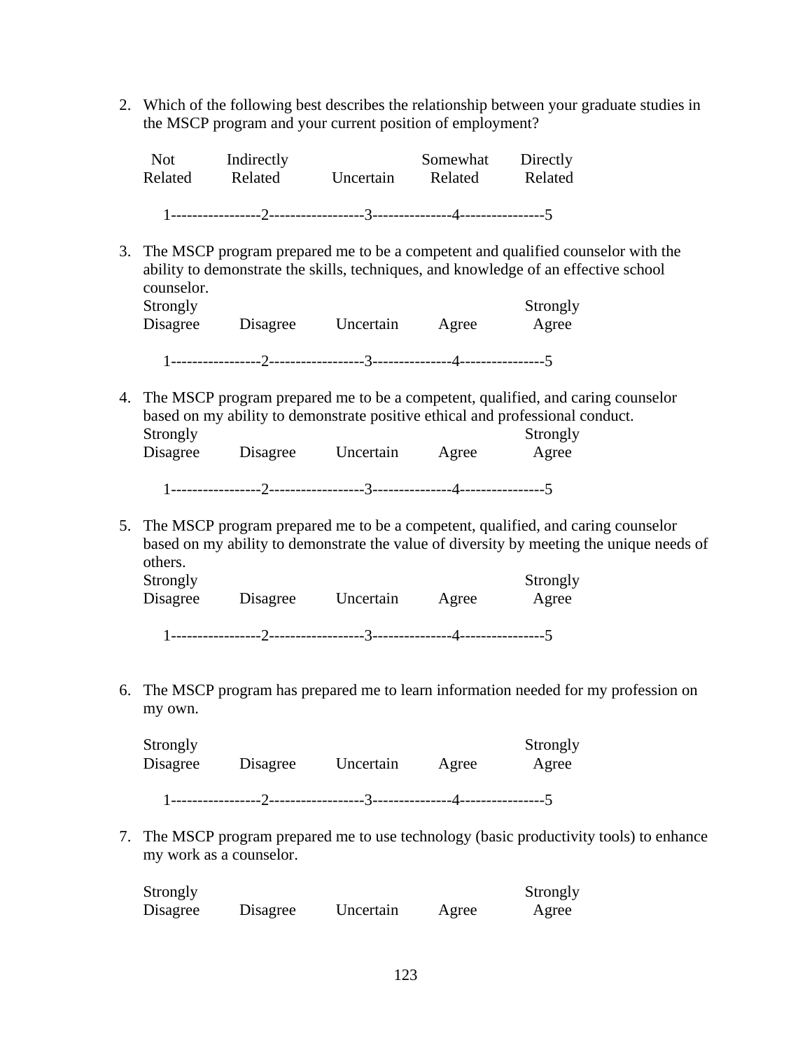2. Which of the following best describes the relationship between your graduate studies in the MSCP program and your current position of employment?

| Not Related | Indirectly Related | Uncertain | Somewhat Related | Directly Related |
|---|---|---|---|---|
| 1 | 2 | 3 | 4 | 5 |

3. The MSCP program prepared me to be a competent and qualified counselor with the ability to demonstrate the skills, techniques, and knowledge of an effective school counselor.

| Strongly Disagree | Disagree | Uncertain | Agree | Strongly Agree |
|---|---|---|---|---|
| 1 | 2 | 3 | 4 | 5 |

4. The MSCP program prepared me to be a competent, qualified, and caring counselor based on my ability to demonstrate positive ethical and professional conduct.

| Strongly Disagree | Disagree | Uncertain | Agree | Strongly Agree |
|---|---|---|---|---|
| 1 | 2 | 3 | 4 | 5 |

5. The MSCP program prepared me to be a competent, qualified, and caring counselor based on my ability to demonstrate the value of diversity by meeting the unique needs of others.

| Strongly Disagree | Disagree | Uncertain | Agree | Strongly Agree |
|---|---|---|---|---|
| 1 | 2 | 3 | 4 | 5 |

6. The MSCP program has prepared me to learn information needed for my profession on my own.

| Strongly Disagree | Disagree | Uncertain | Agree | Strongly Agree |
|---|---|---|---|---|
| 1 | 2 | 3 | 4 | 5 |

7. The MSCP program prepared me to use technology (basic productivity tools) to enhance my work as a counselor.

| Strongly Disagree | Disagree | Uncertain | Agree | Strongly Agree |
|---|---|---|---|---|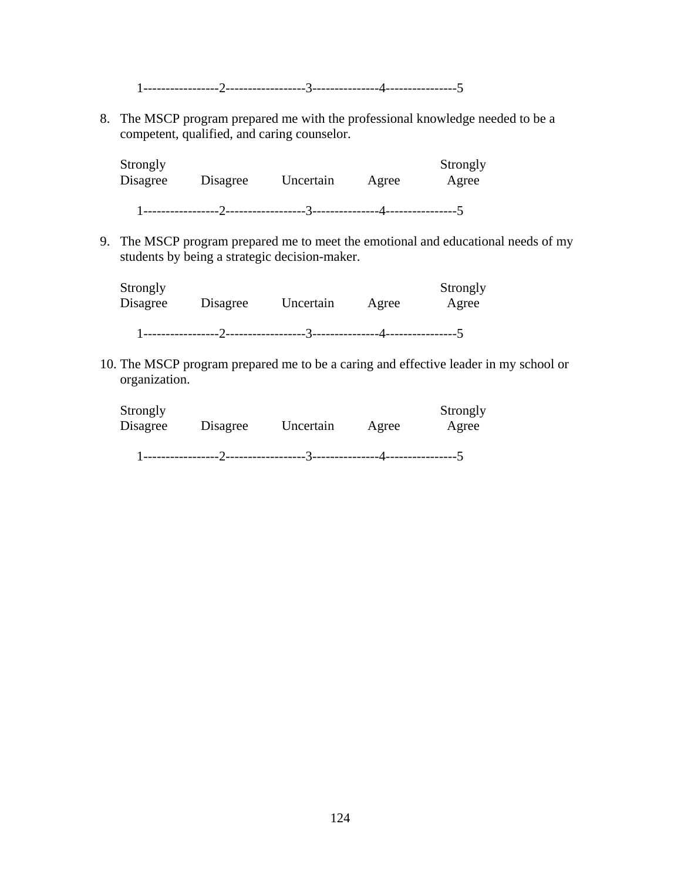1-----------------2------------------3---------------4----------------5

8. The MSCP program prepared me with the professional knowledge needed to be a competent, qualified, and caring counselor.

| Strongly Disagree | Disagree | Uncertain | Agree | Strongly Agree |
|---|---|---|---|---|

1-----------------2------------------3---------------4----------------5

9. The MSCP program prepared me to meet the emotional and educational needs of my students by being a strategic decision-maker.

| Strongly Disagree | Disagree | Uncertain | Agree | Strongly Agree |
|---|---|---|---|---|

1-----------------2------------------3---------------4----------------5

10. The MSCP program prepared me to be a caring and effective leader in my school or organization.

| Strongly Disagree | Disagree | Uncertain | Agree | Strongly Agree |
|---|---|---|---|---|

1-----------------2------------------3---------------4----------------5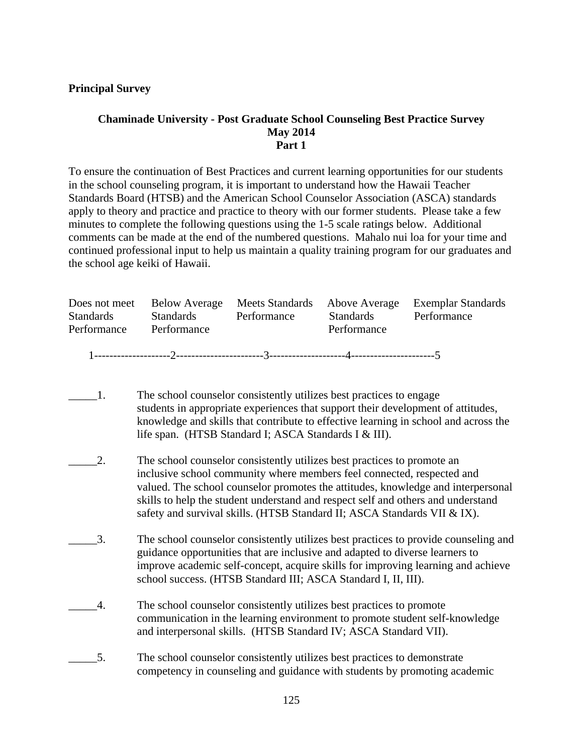**Principal Survey**

**Chaminade University - Post Graduate School Counseling Best Practice Survey**
**May 2014**
**Part 1**

To ensure the continuation of Best Practices and current learning opportunities for our students in the school counseling program, it is important to understand how the Hawaii Teacher Standards Board (HTSB) and the American School Counselor Association (ASCA) standards apply to theory and practice and practice to theory with our former students. Please take a few minutes to complete the following questions using the 1-5 scale ratings below. Additional comments can be made at the end of the numbered questions. Mahalo nui loa for your time and continued professional input to help us maintain a quality training program for our graduates and the school age keiki of Hawaii.

| Does not meet Standards Performance | Below Average Standards Performance | Meets Standards Performance | Above Average Standards Performance | Exemplar Standards Performance |
|---|---|---|---|---|
| 1 | 2 | 3 | 4 | 5 |

_____1. The school counselor consistently utilizes best practices to engage students in appropriate experiences that support their development of attitudes, knowledge and skills that contribute to effective learning in school and across the life span. (HTSB Standard I; ASCA Standards I & III).

_____2. The school counselor consistently utilizes best practices to promote an inclusive school community where members feel connected, respected and valued. The school counselor promotes the attitudes, knowledge and interpersonal skills to help the student understand and respect self and others and understand safety and survival skills. (HTSB Standard II; ASCA Standards VII & IX).

_____3. The school counselor consistently utilizes best practices to provide counseling and guidance opportunities that are inclusive and adapted to diverse learners to improve academic self-concept, acquire skills for improving learning and achieve school success. (HTSB Standard III; ASCA Standard I, II, III).

_____4. The school counselor consistently utilizes best practices to promote communication in the learning environment to promote student self-knowledge and interpersonal skills. (HTSB Standard IV; ASCA Standard VII).

_____5. The school counselor consistently utilizes best practices to demonstrate competency in counseling and guidance with students by promoting academic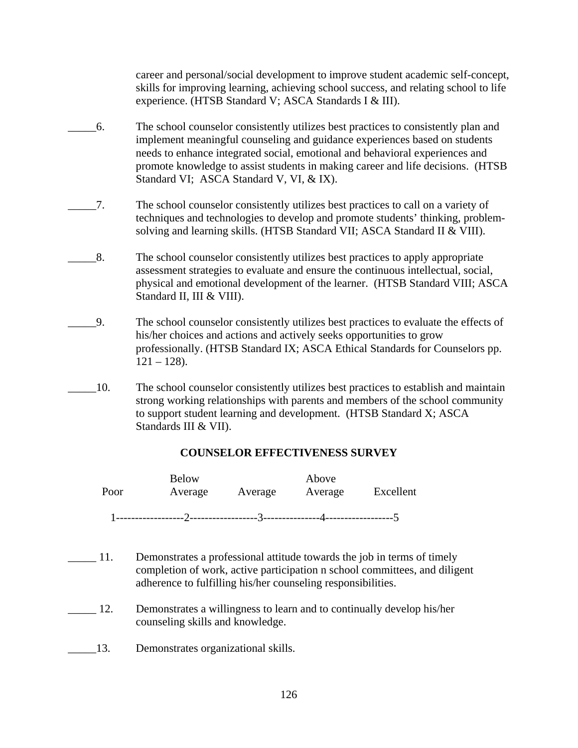career and personal/social development to improve student academic self-concept, skills for improving learning, achieving school success, and relating school to life experience. (HTSB Standard V; ASCA Standards I & III).

_____6. The school counselor consistently utilizes best practices to consistently plan and implement meaningful counseling and guidance experiences based on students needs to enhance integrated social, emotional and behavioral experiences and promote knowledge to assist students in making career and life decisions. (HTSB Standard VI; ASCA Standard V, VI, & IX).

_____7. The school counselor consistently utilizes best practices to call on a variety of techniques and technologies to develop and promote students' thinking, problem-solving and learning skills. (HTSB Standard VII; ASCA Standard II & VIII).

_____8. The school counselor consistently utilizes best practices to apply appropriate assessment strategies to evaluate and ensure the continuous intellectual, social, physical and emotional development of the learner. (HTSB Standard VIII; ASCA Standard II, III & VIII).

_____9. The school counselor consistently utilizes best practices to evaluate the effects of his/her choices and actions and actively seeks opportunities to grow professionally. (HTSB Standard IX; ASCA Ethical Standards for Counselors pp. 121 – 128).

_____10. The school counselor consistently utilizes best practices to establish and maintain strong working relationships with parents and members of the school community to support student learning and development. (HTSB Standard X; ASCA Standards III & VII).

**COUNSELOR EFFECTIVENESS SURVEY**

| Poor | Below Average | Average | Above Average | Excellent |
|---|---|---|---|---|
| 1 | 2 | 3 | 4 | 5 |

_____ 11. Demonstrates a professional attitude towards the job in terms of timely completion of work, active participation n school committees, and diligent adherence to fulfilling his/her counseling responsibilities.

_____ 12. Demonstrates a willingness to learn and to continually develop his/her counseling skills and knowledge.

_____13. Demonstrates organizational skills.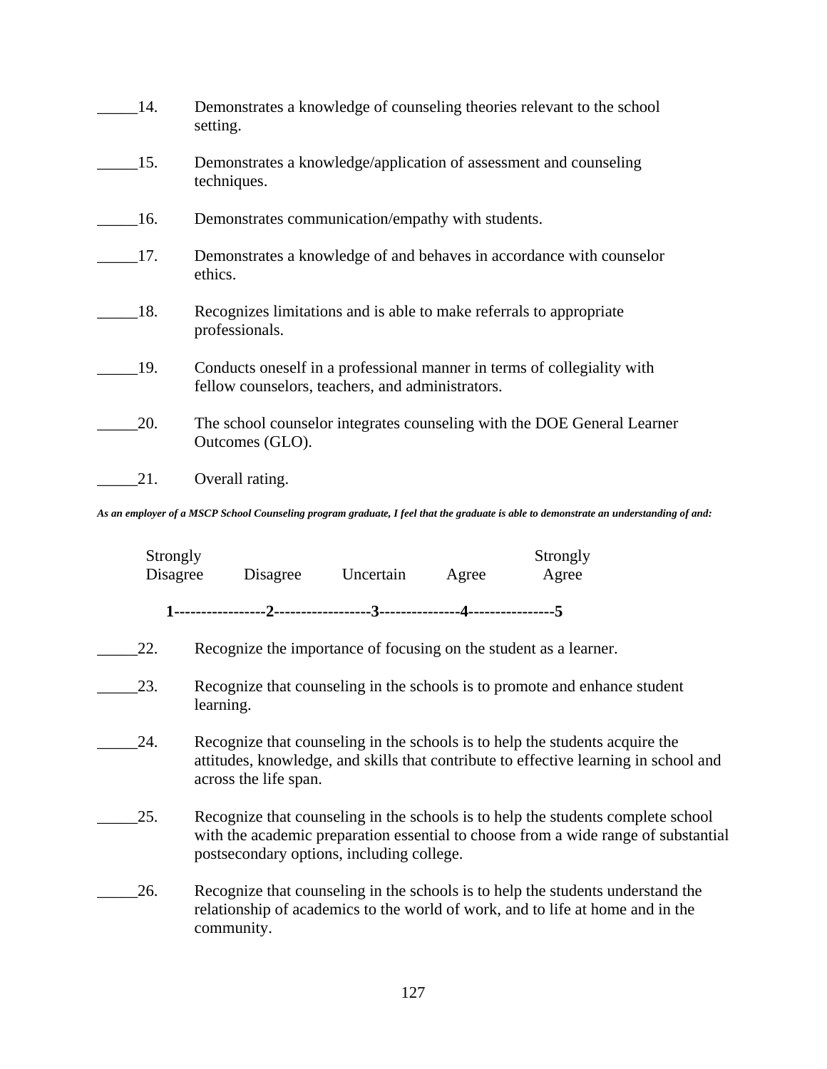_____14. Demonstrates a knowledge of counseling theories relevant to the school setting.

_____15. Demonstrates a knowledge/application of assessment and counseling techniques.

_____16. Demonstrates communication/empathy with students.

_____17. Demonstrates a knowledge of and behaves in accordance with counselor ethics.

_____18. Recognizes limitations and is able to make referrals to appropriate professionals.

_____19. Conducts oneself in a professional manner in terms of collegiality with fellow counselors, teachers, and administrators.

_____20. The school counselor integrates counseling with the DOE General Learner Outcomes (GLO).

_____21. Overall rating.

***As an employer of a MSCP School Counseling program graduate, I feel that the graduate is able to demonstrate an understanding of and:***

| Strongly Disagree | Disagree | Uncertain | Agree | Strongly Agree |
|---|---|---|---|---|
| **1** | **2** | **3** | **4** | **5** |

_____22. Recognize the importance of focusing on the student as a learner.

_____23. Recognize that counseling in the schools is to promote and enhance student learning.

_____24. Recognize that counseling in the schools is to help the students acquire the attitudes, knowledge, and skills that contribute to effective learning in school and across the life span.

_____25. Recognize that counseling in the schools is to help the students complete school with the academic preparation essential to choose from a wide range of substantial postsecondary options, including college.

_____26. Recognize that counseling in the schools is to help the students understand the relationship of academics to the world of work, and to life at home and in the community.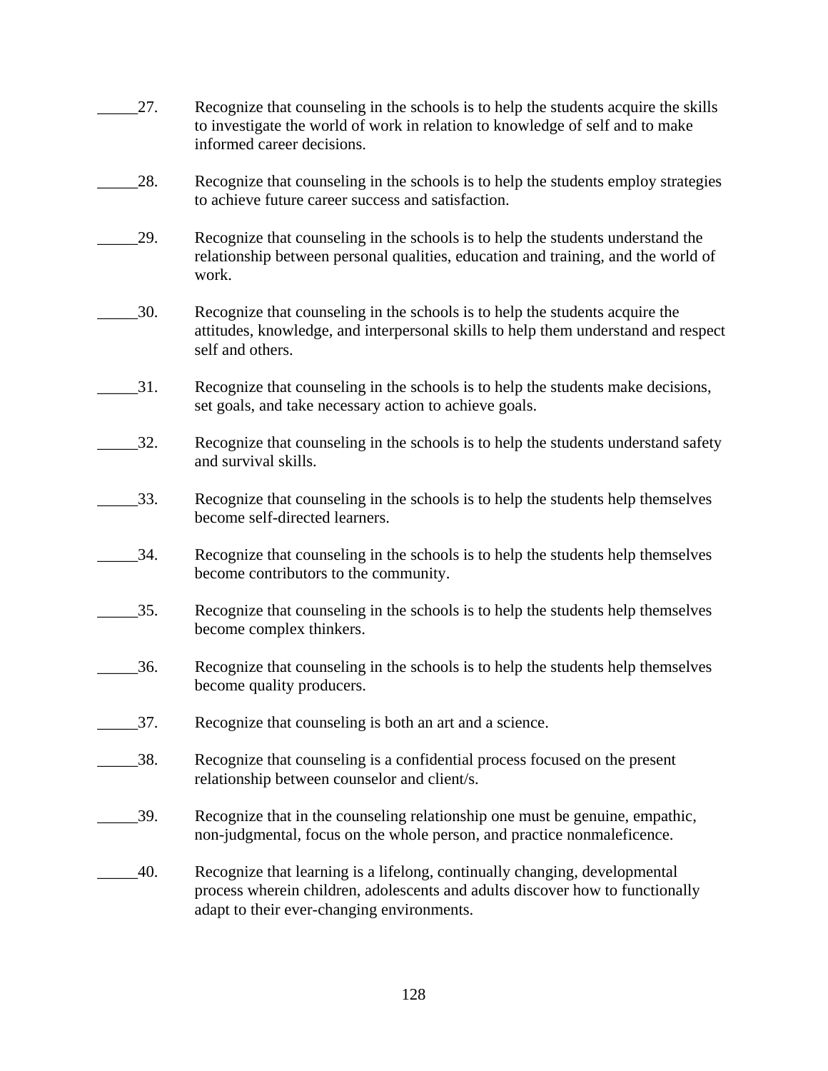_____27. Recognize that counseling in the schools is to help the students acquire the skills to investigate the world of work in relation to knowledge of self and to make informed career decisions.

_____28. Recognize that counseling in the schools is to help the students employ strategies to achieve future career success and satisfaction.

_____29. Recognize that counseling in the schools is to help the students understand the relationship between personal qualities, education and training, and the world of work.

_____30. Recognize that counseling in the schools is to help the students acquire the attitudes, knowledge, and interpersonal skills to help them understand and respect self and others.

_____31. Recognize that counseling in the schools is to help the students make decisions, set goals, and take necessary action to achieve goals.

_____32. Recognize that counseling in the schools is to help the students understand safety and survival skills.

_____33. Recognize that counseling in the schools is to help the students help themselves become self-directed learners.

_____34. Recognize that counseling in the schools is to help the students help themselves become contributors to the community.

_____35. Recognize that counseling in the schools is to help the students help themselves become complex thinkers.

_____36. Recognize that counseling in the schools is to help the students help themselves become quality producers.

_____37. Recognize that counseling is both an art and a science.

_____38. Recognize that counseling is a confidential process focused on the present relationship between counselor and client/s.

_____39. Recognize that in the counseling relationship one must be genuine, empathic, non-judgmental, focus on the whole person, and practice nonmaleficence.

_____40. Recognize that learning is a lifelong, continually changing, developmental process wherein children, adolescents and adults discover how to functionally adapt to their ever-changing environments.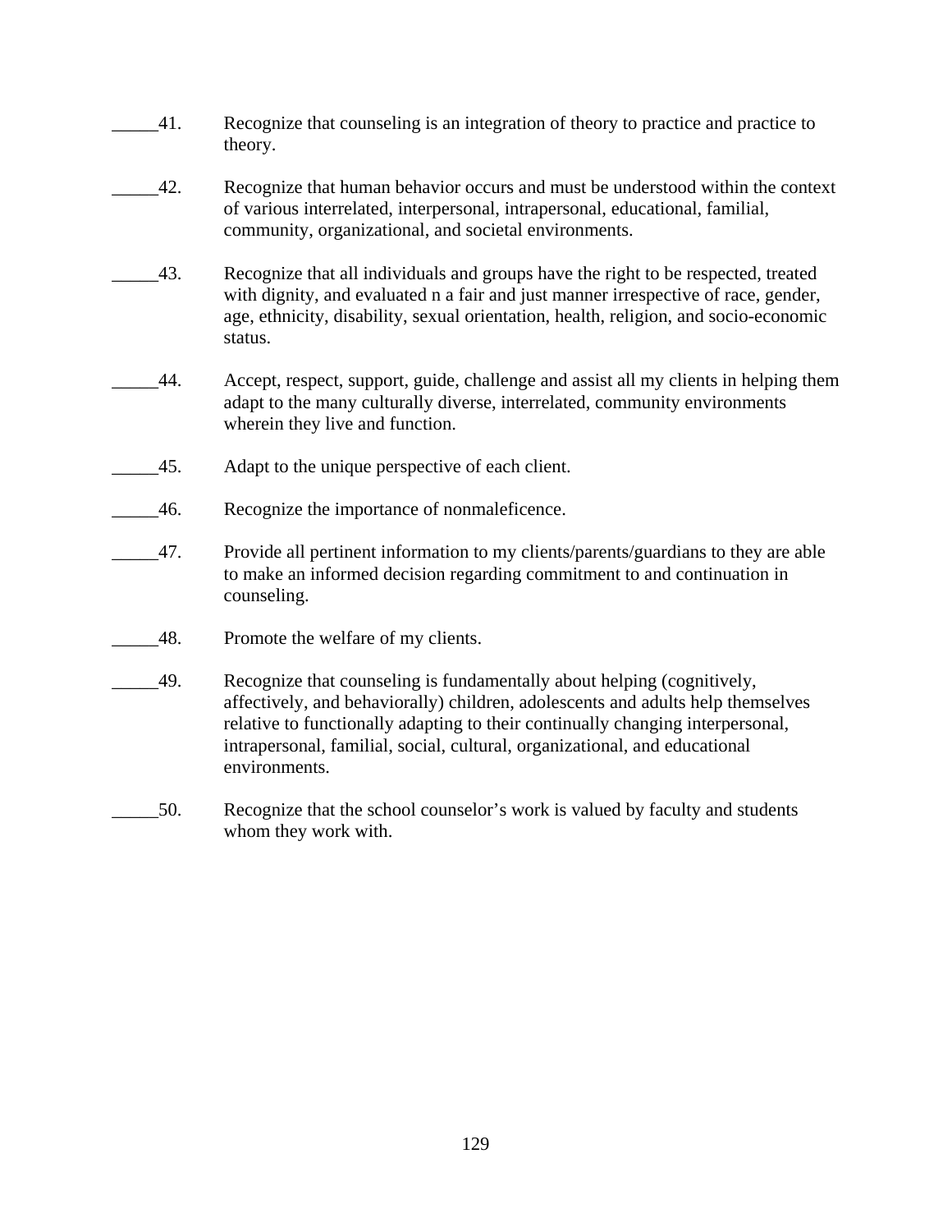_____41. Recognize that counseling is an integration of theory to practice and practice to theory.

_____42. Recognize that human behavior occurs and must be understood within the context of various interrelated, interpersonal, intrapersonal, educational, familial, community, organizational, and societal environments.

_____43. Recognize that all individuals and groups have the right to be respected, treated with dignity, and evaluated n a fair and just manner irrespective of race, gender, age, ethnicity, disability, sexual orientation, health, religion, and socio-economic status.

_____44. Accept, respect, support, guide, challenge and assist all my clients in helping them adapt to the many culturally diverse, interrelated, community environments wherein they live and function.

_____45. Adapt to the unique perspective of each client.

_____46. Recognize the importance of nonmaleficence.

_____47. Provide all pertinent information to my clients/parents/guardians to they are able to make an informed decision regarding commitment to and continuation in counseling.

_____48. Promote the welfare of my clients.

_____49. Recognize that counseling is fundamentally about helping (cognitively, affectively, and behaviorally) children, adolescents and adults help themselves relative to functionally adapting to their continually changing interpersonal, intrapersonal, familial, social, cultural, organizational, and educational environments.

_____50. Recognize that the school counselor's work is valued by faculty and students whom they work with.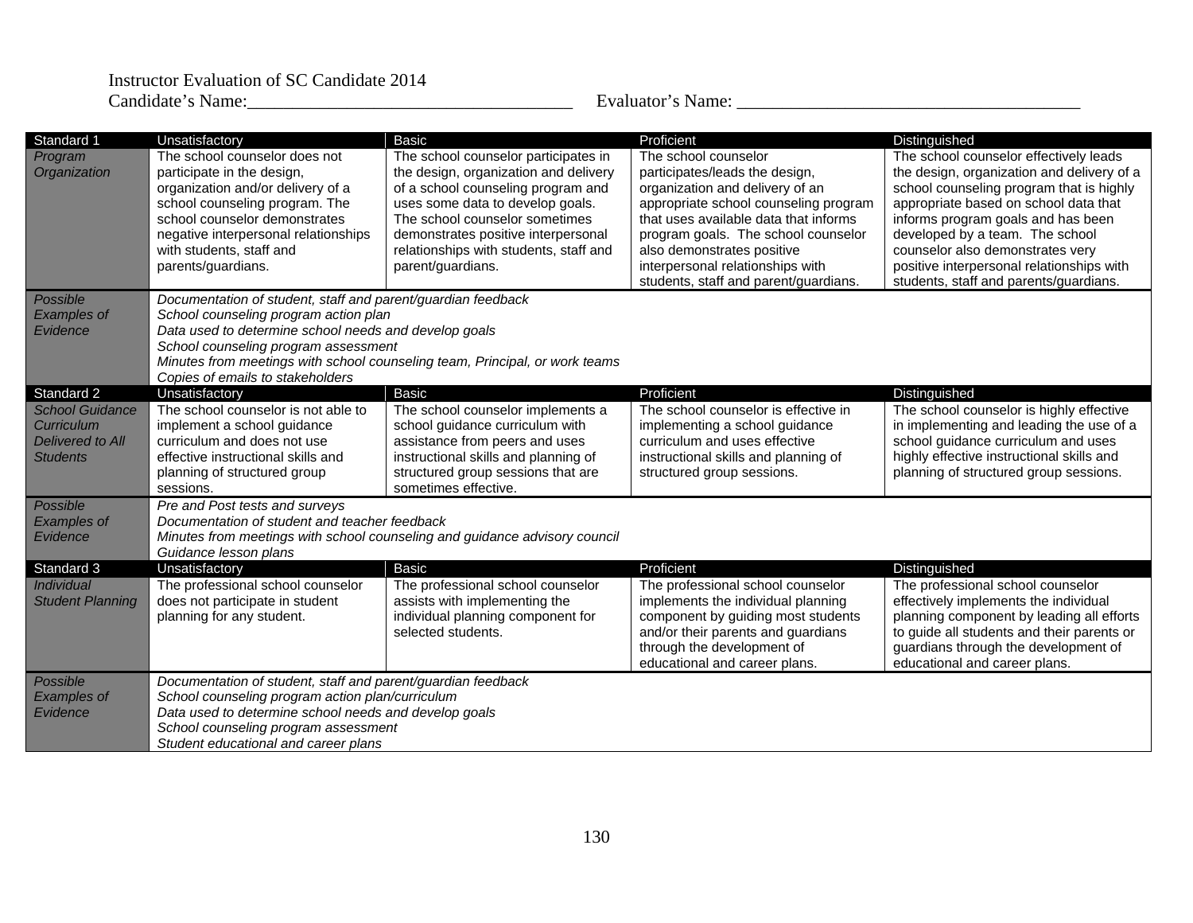Instructor Evaluation of SC Candidate 2014

Candidate's Name:_____________________________________ Evaluator's Name: ______________________________________

| Standard 1 | Unsatisfactory | Basic | Proficient | Distinguished |
|---|---|---|---|---|
| *Program Organization* | The school counselor does not participate in the design, organization and/or delivery of a school counseling program. The school counselor demonstrates negative interpersonal relationships with students, staff and parents/guardians. | The school counselor participates in the design, organization and delivery of a school counseling program and uses some data to develop goals. The school counselor sometimes demonstrates positive interpersonal relationships with students, staff and parent/guardians. | The school counselor participates/leads the design, organization and delivery of an appropriate school counseling program that uses available data that informs program goals. The school counselor also demonstrates positive interpersonal relationships with students, staff and parent/guardians. | The school counselor effectively leads the design, organization and delivery of a school counseling program that is highly appropriate based on school data that informs program goals and has been developed by a team. The school counselor also demonstrates very positive interpersonal relationships with students, staff and parents/guardians. |
| *Possible Examples of Evidence* | *Documentation of student, staff and parent/guardian feedback*<br>*School counseling program action plan*<br>*Data used to determine school needs and develop goals*<br>*School counseling program assessment*<br>*Minutes from meetings with school counseling team, Principal, or work teams*<br>*Copies of emails to stakeholders* | | | |
| Standard 2 | Unsatisfactory | Basic | Proficient | Distinguished |
| *School Guidance Curriculum Delivered to All Students* | The school counselor is not able to implement a school guidance curriculum and does not use effective instructional skills and planning of structured group sessions. | The school counselor implements a school guidance curriculum with assistance from peers and uses instructional skills and planning of structured group sessions that are sometimes effective. | The school counselor is effective in implementing a school guidance curriculum and uses effective instructional skills and planning of structured group sessions. | The school counselor is highly effective in implementing and leading the use of a school guidance curriculum and uses highly effective instructional skills and planning of structured group sessions. |
| *Possible Examples of Evidence* | *Pre and Post tests and surveys*<br>*Documentation of student and teacher feedback*<br>*Minutes from meetings with school counseling and guidance advisory council*<br>*Guidance lesson plans* | | | |
| Standard 3 | Unsatisfactory | Basic | Proficient | Distinguished |
| *Individual Student Planning* | The professional school counselor does not participate in student planning for any student. | The professional school counselor assists with implementing the individual planning component for selected students. | The professional school counselor implements the individual planning component by guiding most students and/or their parents and guardians through the development of educational and career plans. | The professional school counselor effectively implements the individual planning component by leading all efforts to guide all students and their parents or guardians through the development of educational and career plans. |
| *Possible Examples of Evidence* | *Documentation of student, staff and parent/guardian feedback*<br>*School counseling program action plan/curriculum*<br>*Data used to determine school needs and develop goals*<br>*School counseling program assessment*<br>*Student educational and career plans* | | | |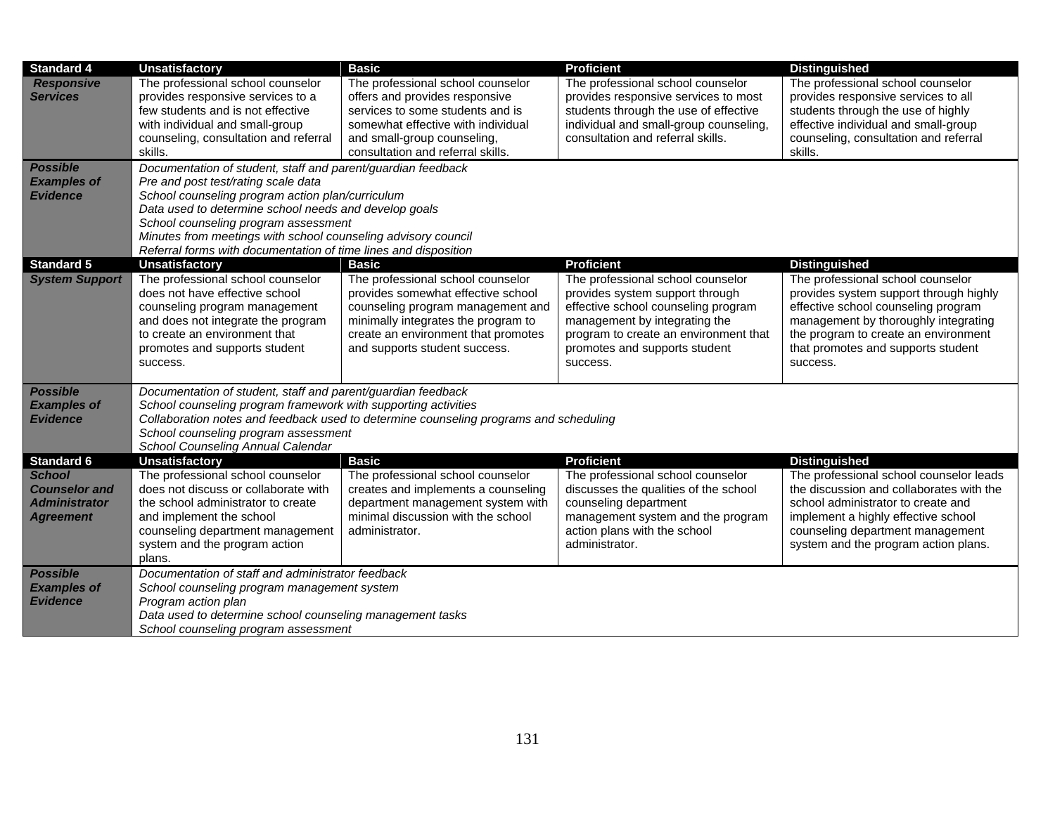| **Standard 4** | **Unsatisfactory** | **Basic** | **Proficient** | **Distinguished** |
|---|---|---|---|---|
| ***Responsive Services*** | The professional school counselor provides responsive services to a few students and is not effective with individual and small-group counseling, consultation and referral skills. | The professional school counselor offers and provides responsive services to some students and is somewhat effective with individual and small-group counseling, consultation and referral skills. | The professional school counselor provides responsive services to most students through the use of effective individual and small-group counseling, consultation and referral skills. | The professional school counselor provides responsive services to all students through the use of highly effective individual and small-group counseling, consultation and referral skills. |
| ***Possible Examples of Evidence*** | *Documentation of student, staff and parent/guardian feedback*<br>*Pre and post test/rating scale data*<br>*School counseling program action plan/curriculum*<br>*Data used to determine school needs and develop goals*<br>*School counseling program assessment*<br>*Minutes from meetings with school counseling advisory council*<br>*Referral forms with documentation of time lines and disposition* | | | |
| **Standard 5** | **Unsatisfactory** | **Basic** | **Proficient** | **Distinguished** |
| ***System Support*** | The professional school counselor does not have effective school counseling program management and does not integrate the program to create an environment that promotes and supports student success. | The professional school counselor provides somewhat effective school counseling program management and minimally integrates the program to create an environment that promotes and supports student success. | The professional school counselor provides system support through effective school counseling program management by integrating the program to create an environment that promotes and supports student success. | The professional school counselor provides system support through highly effective school counseling program management by thoroughly integrating the program to create an environment that promotes and supports student success. |
| ***Possible Examples of Evidence*** | *Documentation of student, staff and parent/guardian feedback*<br>*School counseling program framework with supporting activities*<br>*Collaboration notes and feedback used to determine counseling programs and scheduling*<br>*School counseling program assessment*<br>*School Counseling Annual Calendar* | | | |
| **Standard 6** | **Unsatisfactory** | **Basic** | **Proficient** | **Distinguished** |
| ***School Counselor and Administrator Agreement*** | The professional school counselor does not discuss or collaborate with the school administrator to create and implement the school counseling department management system and the program action plans. | The professional school counselor creates and implements a counseling department management system with minimal discussion with the school administrator. | The professional school counselor discusses the qualities of the school counseling department management system and the program action plans with the school administrator. | The professional school counselor leads the discussion and collaborates with the school administrator to create and implement a highly effective school counseling department management system and the program action plans. |
| ***Possible Examples of Evidence*** | *Documentation of staff and administrator feedback*<br>*School counseling program management system*<br>*Program action plan*<br>*Data used to determine school counseling management tasks*<br>*School counseling program assessment* | | | |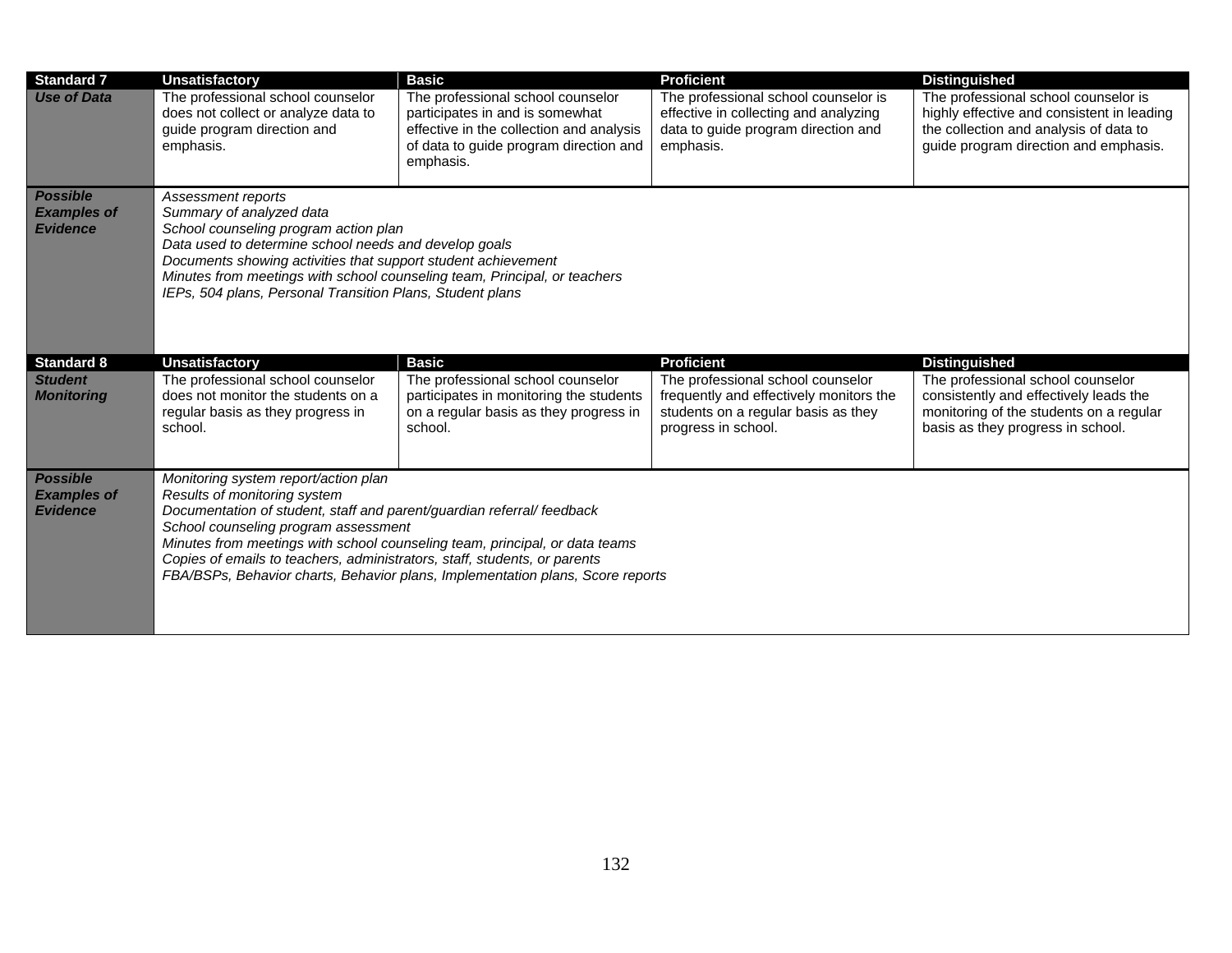| **Standard 7** | **Unsatisfactory** | **Basic** | **Proficient** | **Distinguished** |
|---|---|---|---|---|
| ***Use of Data*** | The professional school counselor does not collect or analyze data to guide program direction and emphasis. | The professional school counselor participates in and is somewhat effective in the collection and analysis of data to guide program direction and emphasis. | The professional school counselor is effective in collecting and analyzing data to guide program direction and emphasis. | The professional school counselor is highly effective and consistent in leading the collection and analysis of data to guide program direction and emphasis. |
| ***Possible Examples of Evidence*** | *Assessment reports*<br>*Summary of analyzed data*<br>*School counseling program action plan*<br>*Data used to determine school needs and develop goals*<br>*Documents showing activities that support student achievement*<br>*Minutes from meetings with school counseling team, Principal, or teachers*<br>*IEPs, 504 plans, Personal Transition Plans, Student plans* | | | |

| **Standard 8** | **Unsatisfactory** | **Basic** | **Proficient** | **Distinguished** |
|---|---|---|---|---|
| ***Student Monitoring*** | The professional school counselor does not monitor the students on a regular basis as they progress in school. | The professional school counselor participates in monitoring the students on a regular basis as they progress in school. | The professional school counselor frequently and effectively monitors the students on a regular basis as they progress in school. | The professional school counselor consistently and effectively leads the monitoring of the students on a regular basis as they progress in school. |
| ***Possible Examples of Evidence*** | *Monitoring system report/action plan*<br>*Results of monitoring system*<br>*Documentation of student, staff and parent/guardian referral/ feedback*<br>*School counseling program assessment*<br>*Minutes from meetings with school counseling team, principal, or data teams*<br>*Copies of emails to teachers, administrators, staff, students, or parents*<br>*FBA/BSPs, Behavior charts, Behavior plans, Implementation plans, Score reports* | | | |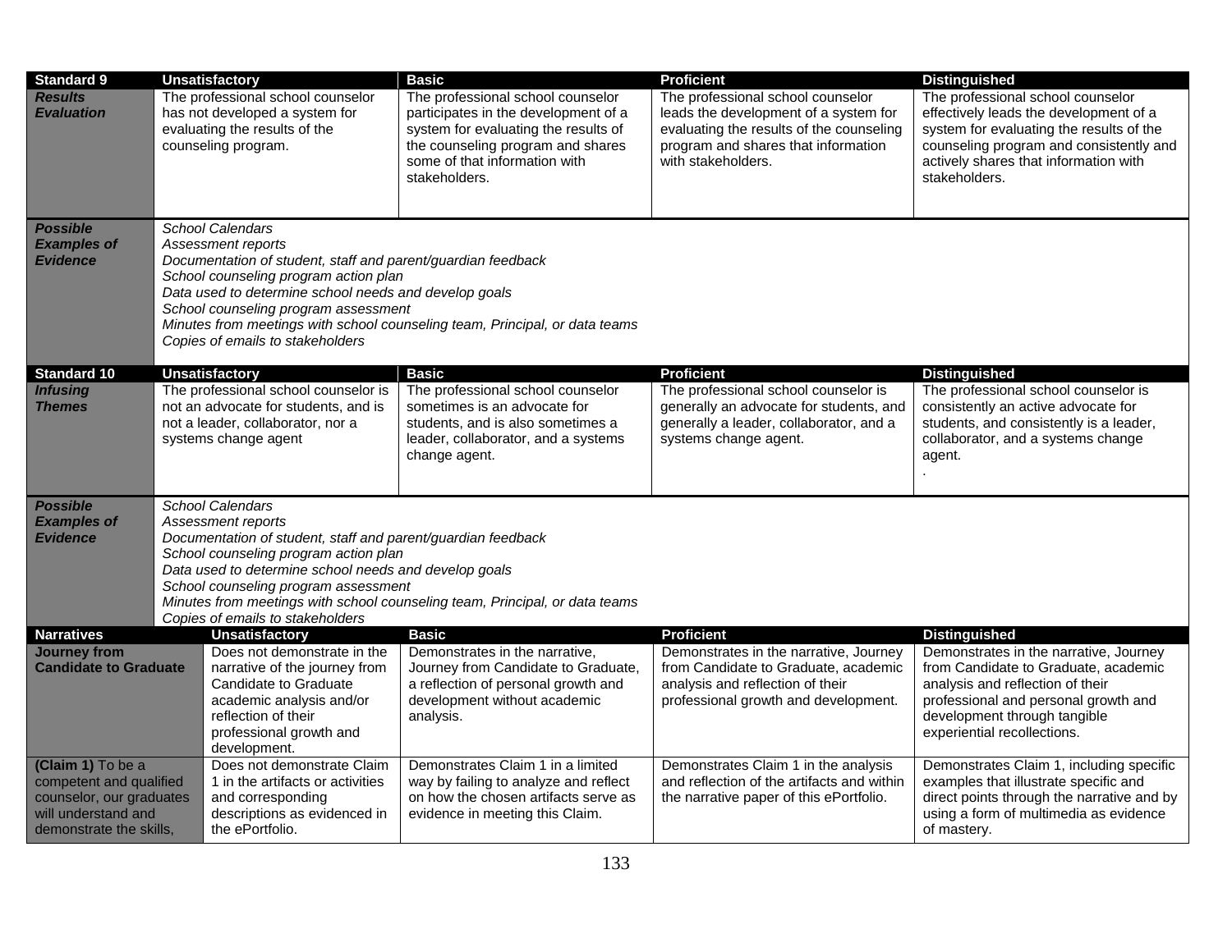| Standard 9 | Unsatisfactory | Basic | Proficient | Distinguished |
|---|---|---|---|---|
| ***Results Evaluation*** | The professional school counselor has not developed a system for evaluating the results of the counseling program. | The professional school counselor participates in the development of a system for evaluating the results of the counseling program and shares some of that information with stakeholders. | The professional school counselor leads the development of a system for evaluating the results of the counseling program and shares that information with stakeholders. | The professional school counselor effectively leads the development of a system for evaluating the results of the counseling program and consistently and actively shares that information with stakeholders. |
| ***Possible Examples of Evidence*** | *School Calendars*<br>*Assessment reports*<br>*Documentation of student, staff and parent/guardian feedback*<br>*School counseling program action plan*<br>*Data used to determine school needs and develop goals*<br>*School counseling program assessment*<br>*Minutes from meetings with school counseling team, Principal, or data teams*<br>*Copies of emails to stakeholders* | | | |

| Standard 10 | Unsatisfactory | Basic | Proficient | Distinguished |
|---|---|---|---|---|
| ***Infusing Themes*** | The professional school counselor is not an advocate for students, and is not a leader, collaborator, nor a systems change agent | The professional school counselor sometimes is an advocate for students, and is also sometimes a leader, collaborator, and a systems change agent. | The professional school counselor is generally an advocate for students, and generally a leader, collaborator, and a systems change agent. | The professional school counselor is consistently an active advocate for students, and consistently is a leader, collaborator, and a systems change agent.<br>. |
| ***Possible Examples of Evidence*** | *School Calendars*<br>*Assessment reports*<br>*Documentation of student, staff and parent/guardian feedback*<br>*School counseling program action plan*<br>*Data used to determine school needs and develop goals*<br>*School counseling program assessment*<br>*Minutes from meetings with school counseling team, Principal, or data teams*<br>*Copies of emails to stakeholders* | | | |

| Narratives | Unsatisfactory | Basic | Proficient | Distinguished |
|---|---|---|---|---|
| **Journey from Candidate to Graduate** | Does not demonstrate in the narrative of the journey from Candidate to Graduate academic analysis and/or reflection of their professional growth and development. | Demonstrates in the narrative, Journey from Candidate to Graduate, a reflection of personal growth and development without academic analysis. | Demonstrates in the narrative, Journey from Candidate to Graduate, academic analysis and reflection of their professional growth and development. | Demonstrates in the narrative, Journey from Candidate to Graduate, academic analysis and reflection of their professional and personal growth and development through tangible experiential recollections. |
| **(Claim 1)** To be a competent and qualified counselor, our graduates will understand and demonstrate the skills, | Does not demonstrate Claim 1 in the artifacts or activities and corresponding descriptions as evidenced in the ePortfolio. | Demonstrates Claim 1 in a limited way by failing to analyze and reflect on how the chosen artifacts serve as evidence in meeting this Claim. | Demonstrates Claim 1 in the analysis and reflection of the artifacts and within the narrative paper of this ePortfolio. | Demonstrates Claim 1, including specific examples that illustrate specific and direct points through the narrative and by using a form of multimedia as evidence of mastery. |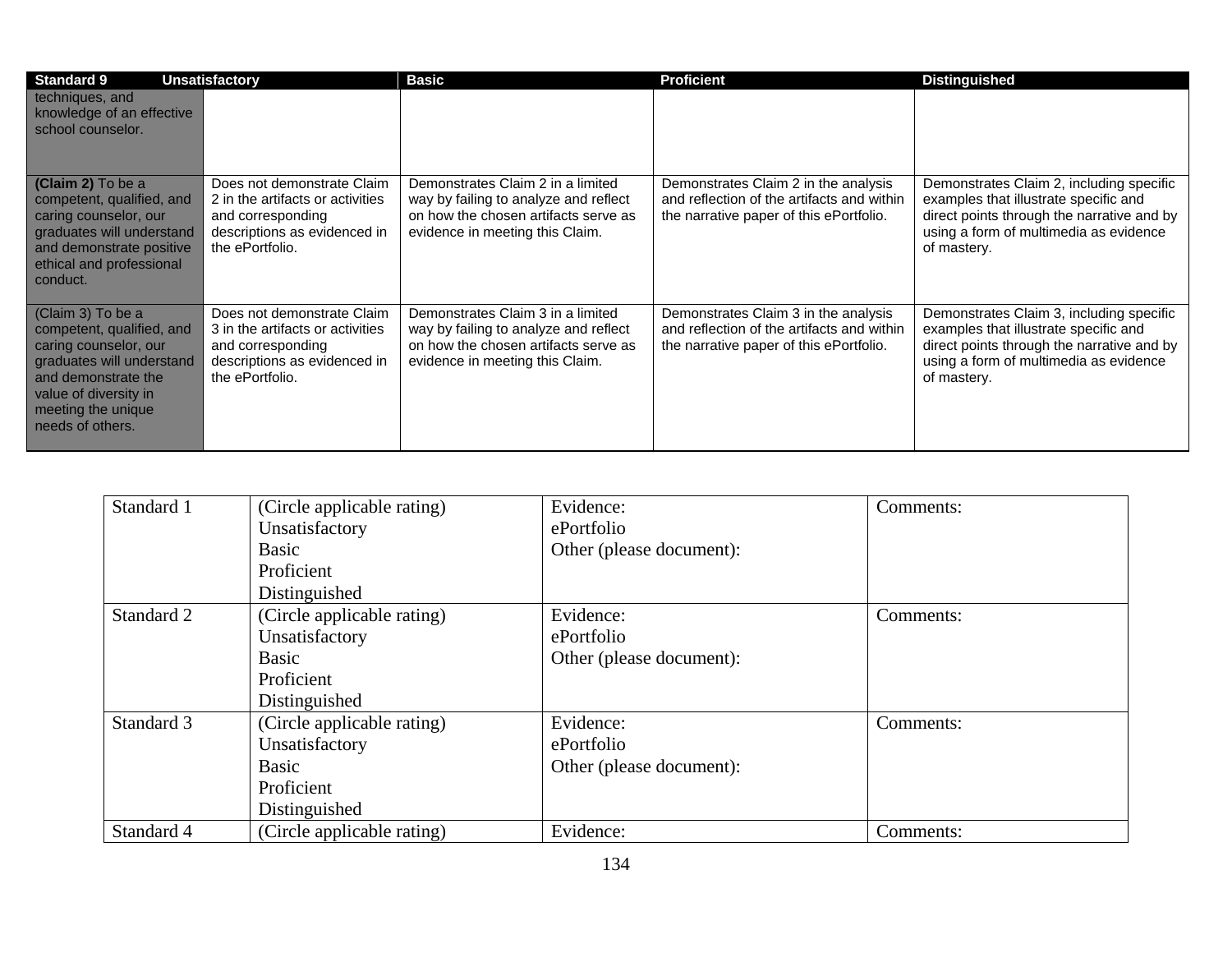| Standard 9 | Unsatisfactory | Basic | Proficient | Distinguished |
|---|---|---|---|---|
| techniques, and knowledge of an effective school counselor. | | | | |
| **(Claim 2)** To be a competent, qualified, and caring counselor, our graduates will understand and demonstrate positive ethical and professional conduct. | Does not demonstrate Claim 2 in the artifacts or activities and corresponding descriptions as evidenced in the ePortfolio. | Demonstrates Claim 2 in a limited way by failing to analyze and reflect on how the chosen artifacts serve as evidence in meeting this Claim. | Demonstrates Claim 2 in the analysis and reflection of the artifacts and within the narrative paper of this ePortfolio. | Demonstrates Claim 2, including specific examples that illustrate specific and direct points through the narrative and by using a form of multimedia as evidence of mastery. |
| (Claim 3) To be a competent, qualified, and caring counselor, our graduates will understand and demonstrate the value of diversity in meeting the unique needs of others. | Does not demonstrate Claim 3 in the artifacts or activities and corresponding descriptions as evidenced in the ePortfolio. | Demonstrates Claim 3 in a limited way by failing to analyze and reflect on how the chosen artifacts serve as evidence in meeting this Claim. | Demonstrates Claim 3 in the analysis and reflection of the artifacts and within the narrative paper of this ePortfolio. | Demonstrates Claim 3, including specific examples that illustrate specific and direct points through the narrative and by using a form of multimedia as evidence of mastery. |

| | | | |
|---|---|---|---|
| Standard 1 | (Circle applicable rating)<br>Unsatisfactory<br>Basic<br>Proficient<br>Distinguished | Evidence:<br>ePortfolio<br>Other (please document): | Comments: |
| Standard 2 | (Circle applicable rating)<br>Unsatisfactory<br>Basic<br>Proficient<br>Distinguished | Evidence:<br>ePortfolio<br>Other (please document): | Comments: |
| Standard 3 | (Circle applicable rating)<br>Unsatisfactory<br>Basic<br>Proficient<br>Distinguished | Evidence:<br>ePortfolio<br>Other (please document): | Comments: |
| Standard 4 | (Circle applicable rating) | Evidence: | Comments: |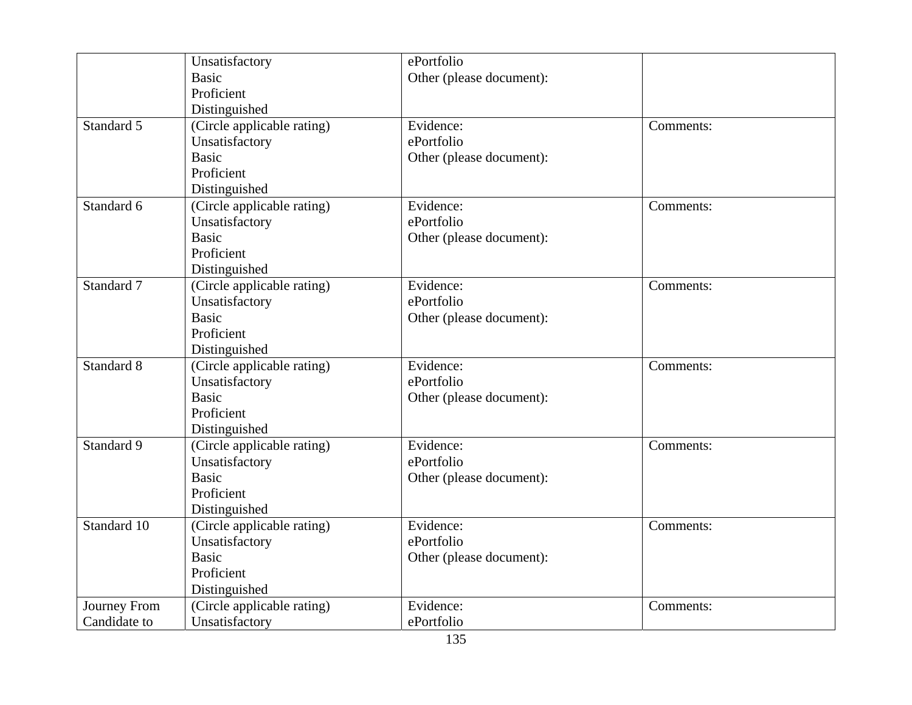| | | | |
|---|---|---|---|
| | Unsatisfactory<br>Basic<br>Proficient<br>Distinguished | ePortfolio<br>Other (please document): | |
| Standard 5 | (Circle applicable rating)<br>Unsatisfactory<br>Basic<br>Proficient<br>Distinguished | Evidence:<br>ePortfolio<br>Other (please document): | Comments: |
| Standard 6 | (Circle applicable rating)<br>Unsatisfactory<br>Basic<br>Proficient<br>Distinguished | Evidence:<br>ePortfolio<br>Other (please document): | Comments: |
| Standard 7 | (Circle applicable rating)<br>Unsatisfactory<br>Basic<br>Proficient<br>Distinguished | Evidence:<br>ePortfolio<br>Other (please document): | Comments: |
| Standard 8 | (Circle applicable rating)<br>Unsatisfactory<br>Basic<br>Proficient<br>Distinguished | Evidence:<br>ePortfolio<br>Other (please document): | Comments: |
| Standard 9 | (Circle applicable rating)<br>Unsatisfactory<br>Basic<br>Proficient<br>Distinguished | Evidence:<br>ePortfolio<br>Other (please document): | Comments: |
| Standard 10 | (Circle applicable rating)<br>Unsatisfactory<br>Basic<br>Proficient<br>Distinguished | Evidence:<br>ePortfolio<br>Other (please document): | Comments: |
| Journey From Candidate to | (Circle applicable rating)<br>Unsatisfactory | Evidence:<br>ePortfolio | Comments: |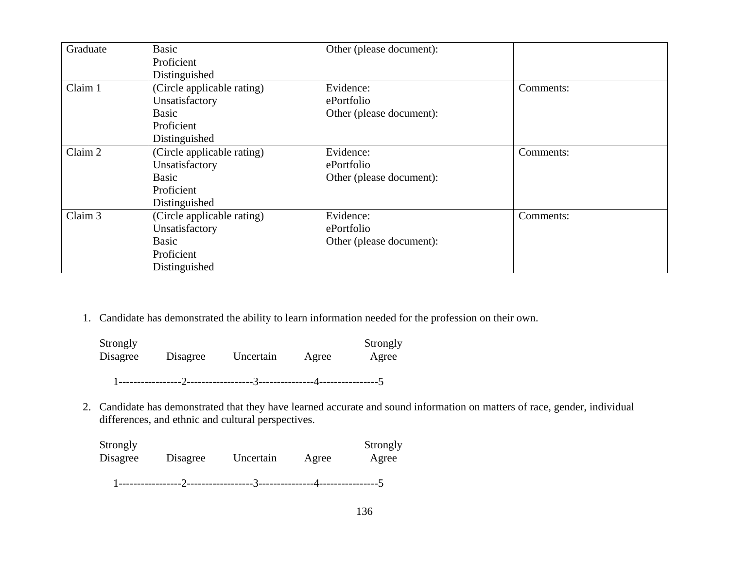| Graduate | Basic<br>Proficient<br>Distinguished | Other (please document): | |
|---|---|---|---|
| Claim 1 | (Circle applicable rating)<br>Unsatisfactory<br>Basic<br>Proficient<br>Distinguished | Evidence:<br>ePortfolio<br>Other (please document): | Comments: |
| Claim 2 | (Circle applicable rating)<br>Unsatisfactory<br>Basic<br>Proficient<br>Distinguished | Evidence:<br>ePortfolio<br>Other (please document): | Comments: |
| Claim 3 | (Circle applicable rating)<br>Unsatisfactory<br>Basic<br>Proficient<br>Distinguished | Evidence:<br>ePortfolio<br>Other (please document): | Comments: |

1. Candidate has demonstrated the ability to learn information needed for the profession on their own.

   Strongly Disagree     Disagree     Uncertain     Agree     Strongly Agree

   1-----------------2------------------3---------------4----------------5

2. Candidate has demonstrated that they have learned accurate and sound information on matters of race, gender, individual differences, and ethnic and cultural perspectives.

   Strongly Disagree     Disagree     Uncertain     Agree     Strongly Agree

   1-----------------2------------------3---------------4----------------5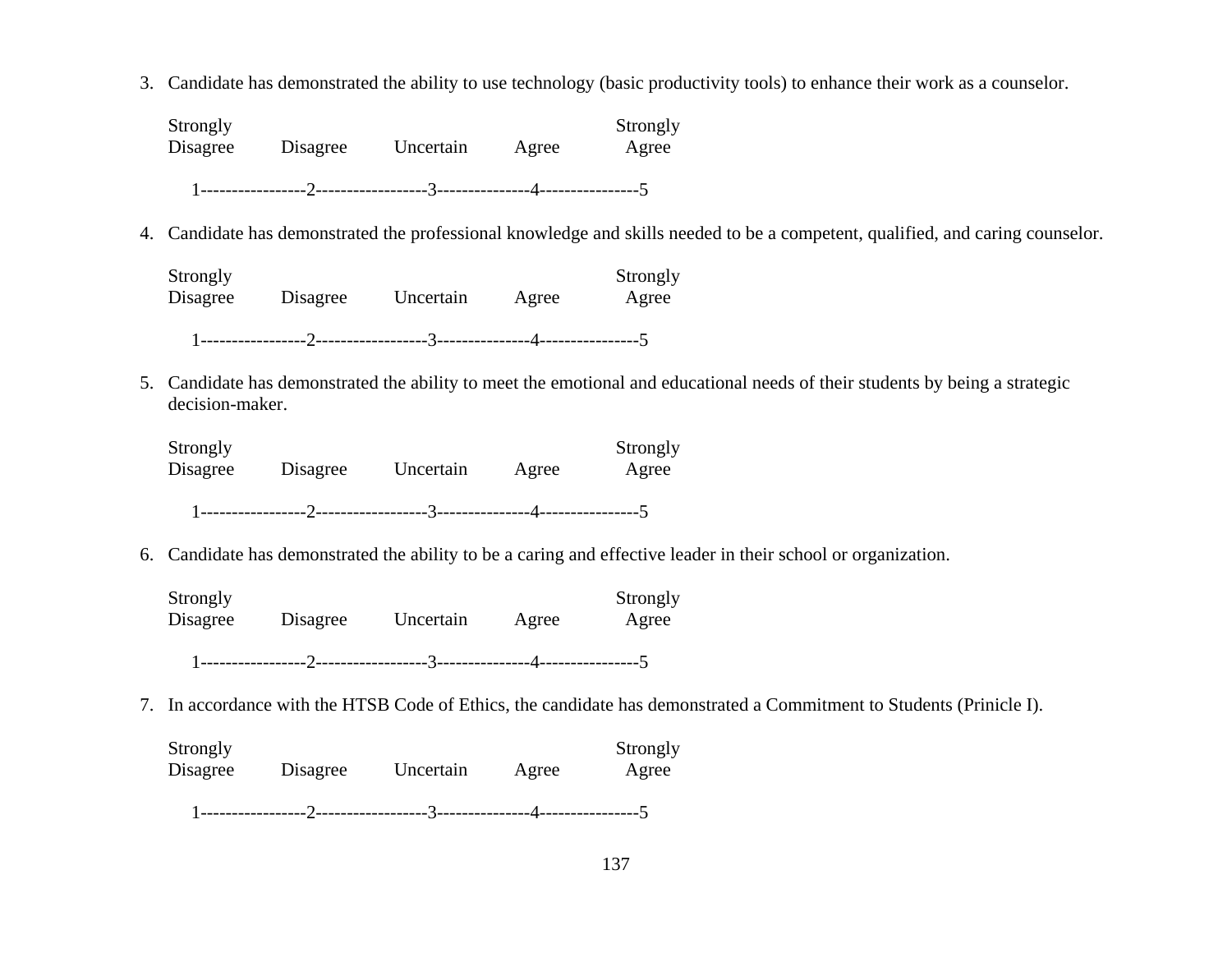3. Candidate has demonstrated the ability to use technology (basic productivity tools) to enhance their work as a counselor.

| Strongly Disagree | Disagree | Uncertain | Agree | Strongly Agree |
|---|---|---|---|---|
| 1 | 2 | 3 | 4 | 5 |

4. Candidate has demonstrated the professional knowledge and skills needed to be a competent, qualified, and caring counselor.

| Strongly Disagree | Disagree | Uncertain | Agree | Strongly Agree |
|---|---|---|---|---|
| 1 | 2 | 3 | 4 | 5 |

5. Candidate has demonstrated the ability to meet the emotional and educational needs of their students by being a strategic decision-maker.

| Strongly Disagree | Disagree | Uncertain | Agree | Strongly Agree |
|---|---|---|---|---|
| 1 | 2 | 3 | 4 | 5 |

6. Candidate has demonstrated the ability to be a caring and effective leader in their school or organization.

| Strongly Disagree | Disagree | Uncertain | Agree | Strongly Agree |
|---|---|---|---|---|
| 1 | 2 | 3 | 4 | 5 |

7. In accordance with the HTSB Code of Ethics, the candidate has demonstrated a Commitment to Students (Prinicle I).

| Strongly Disagree | Disagree | Uncertain | Agree | Strongly Agree |
|---|---|---|---|---|
| 1 | 2 | 3 | 4 | 5 |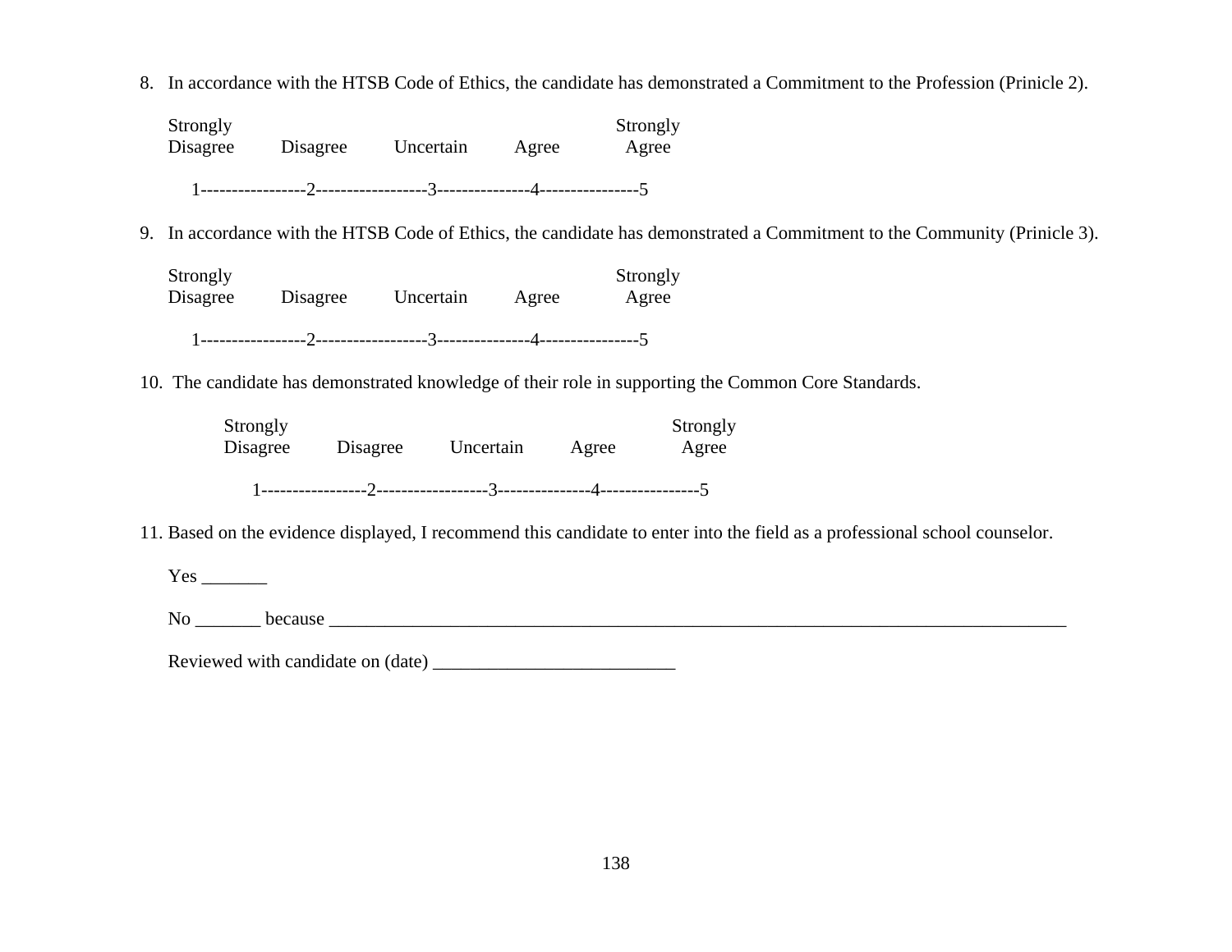8. In accordance with the HTSB Code of Ethics, the candidate has demonstrated a Commitment to the Profession (Prinicle 2).

| Strongly Disagree | Disagree | Uncertain | Agree | Strongly Agree |
|---|---|---|---|---|
| 1 | 2 | 3 | 4 | 5 |

9. In accordance with the HTSB Code of Ethics, the candidate has demonstrated a Commitment to the Community (Prinicle 3).

| Strongly Disagree | Disagree | Uncertain | Agree | Strongly Agree |
|---|---|---|---|---|
| 1 | 2 | 3 | 4 | 5 |

10. The candidate has demonstrated knowledge of their role in supporting the Common Core Standards.

| Strongly Disagree | Disagree | Uncertain | Agree | Strongly Agree |
|---|---|---|---|---|
| 1 | 2 | 3 | 4 | 5 |

11. Based on the evidence displayed, I recommend this candidate to enter into the field as a professional school counselor.

Yes _______

No _______ because ___________________________________________________________________________________

Reviewed with candidate on (date) __________________________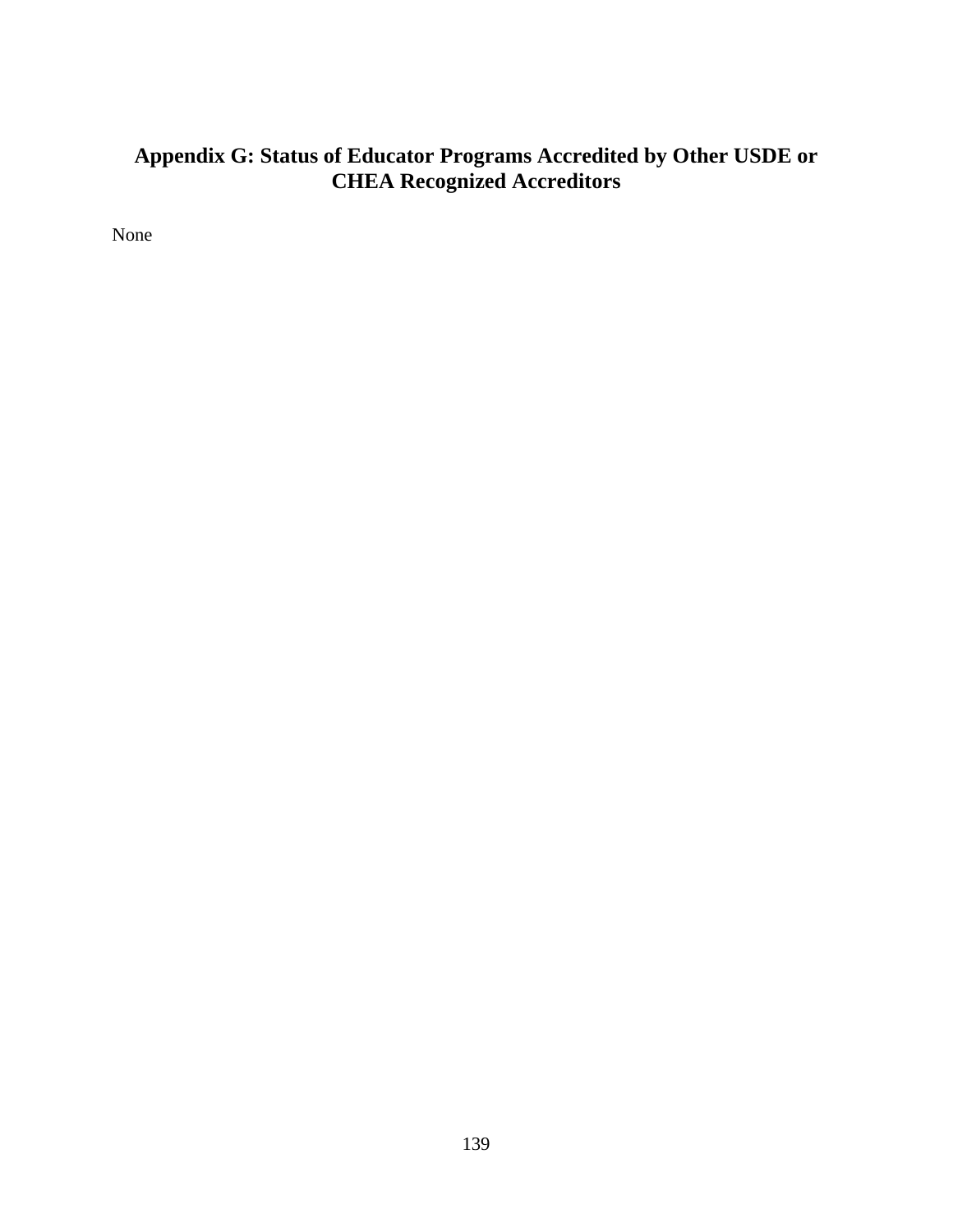# Appendix G: Status of Educator Programs Accredited by Other USDE or CHEA Recognized Accreditors

None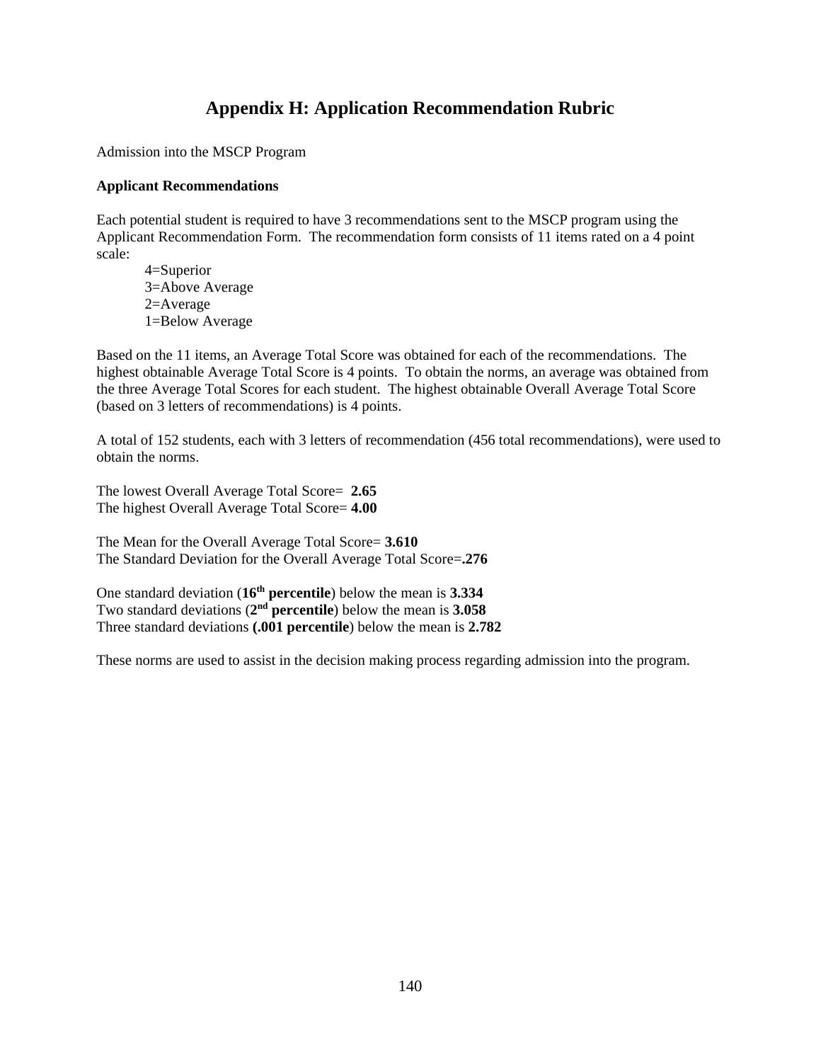# Appendix H: Application Recommendation Rubric

Admission into the MSCP Program

**Applicant Recommendations**

Each potential student is required to have 3 recommendations sent to the MSCP program using the Applicant Recommendation Form. The recommendation form consists of 11 items rated on a 4 point scale:

4=Superior
3=Above Average
2=Average
1=Below Average

Based on the 11 items, an Average Total Score was obtained for each of the recommendations. The highest obtainable Average Total Score is 4 points. To obtain the norms, an average was obtained from the three Average Total Scores for each student. The highest obtainable Overall Average Total Score (based on 3 letters of recommendations) is 4 points.

A total of 152 students, each with 3 letters of recommendation (456 total recommendations), were used to obtain the norms.

The lowest Overall Average Total Score= **2.65**
The highest Overall Average Total Score= **4.00**

The Mean for the Overall Average Total Score= **3.610**
The Standard Deviation for the Overall Average Total Score=**.276**

One standard deviation (**16th percentile**) below the mean is **3.334**
Two standard deviations (**2nd percentile**) below the mean is **3.058**
Three standard deviations **(.001 percentile**) below the mean is **2.782**

These norms are used to assist in the decision making process regarding admission into the program.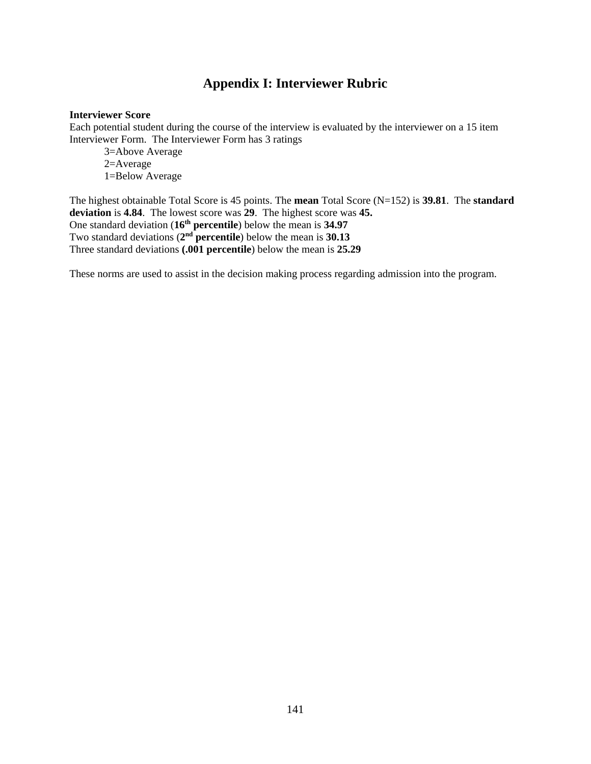# Appendix I: Interviewer Rubric

**Interviewer Score**
Each potential student during the course of the interview is evaluated by the interviewer on a 15 item Interviewer Form. The Interviewer Form has 3 ratings

3=Above Average
2=Average
1=Below Average

The highest obtainable Total Score is 45 points. The **mean** Total Score (N=152) is **39.81**. The **standard deviation** is **4.84**. The lowest score was **29**. The highest score was **45.**
One standard deviation (**16th percentile**) below the mean is **34.97**
Two standard deviations (**2nd percentile**) below the mean is **30.13**
Three standard deviations **(.001 percentile**) below the mean is **25.29**

These norms are used to assist in the decision making process regarding admission into the program.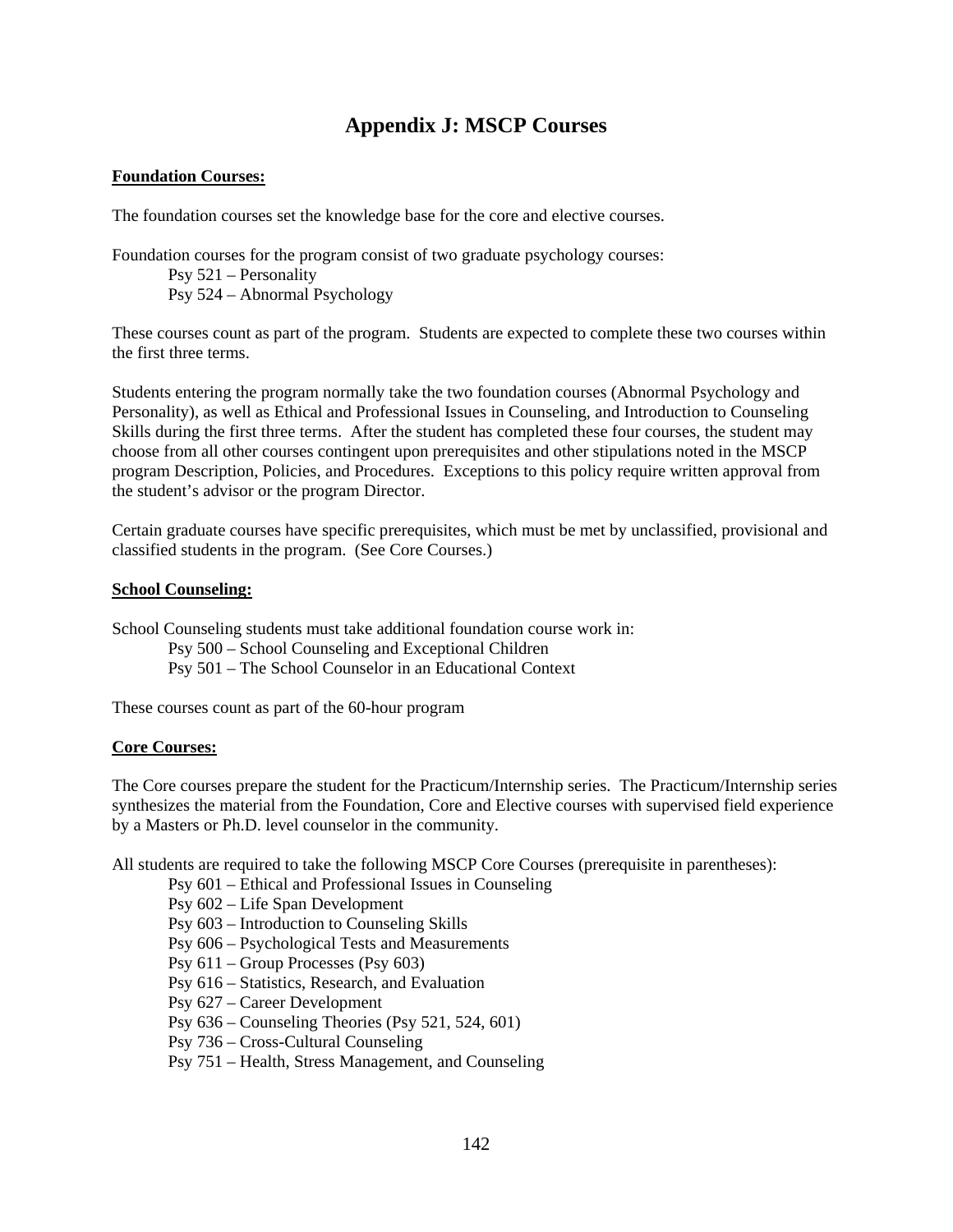# Appendix J: MSCP Courses

**Foundation Courses:**

The foundation courses set the knowledge base for the core and elective courses.

Foundation courses for the program consist of two graduate psychology courses:

- Psy 521 – Personality
- Psy 524 – Abnormal Psychology

These courses count as part of the program. Students are expected to complete these two courses within the first three terms.

Students entering the program normally take the two foundation courses (Abnormal Psychology and Personality), as well as Ethical and Professional Issues in Counseling, and Introduction to Counseling Skills during the first three terms. After the student has completed these four courses, the student may choose from all other courses contingent upon prerequisites and other stipulations noted in the MSCP program Description, Policies, and Procedures. Exceptions to this policy require written approval from the student's advisor or the program Director.

Certain graduate courses have specific prerequisites, which must be met by unclassified, provisional and classified students in the program. (See Core Courses.)

**School Counseling:**

School Counseling students must take additional foundation course work in:

- Psy 500 – School Counseling and Exceptional Children
- Psy 501 – The School Counselor in an Educational Context

These courses count as part of the 60-hour program

**Core Courses:**

The Core courses prepare the student for the Practicum/Internship series. The Practicum/Internship series synthesizes the material from the Foundation, Core and Elective courses with supervised field experience by a Masters or Ph.D. level counselor in the community.

All students are required to take the following MSCP Core Courses (prerequisite in parentheses):

- Psy 601 – Ethical and Professional Issues in Counseling
- Psy 602 – Life Span Development
- Psy 603 – Introduction to Counseling Skills
- Psy 606 – Psychological Tests and Measurements
- Psy 611 – Group Processes (Psy 603)
- Psy 616 – Statistics, Research, and Evaluation
- Psy 627 – Career Development
- Psy 636 – Counseling Theories (Psy 521, 524, 601)
- Psy 736 – Cross-Cultural Counseling
- Psy 751 – Health, Stress Management, and Counseling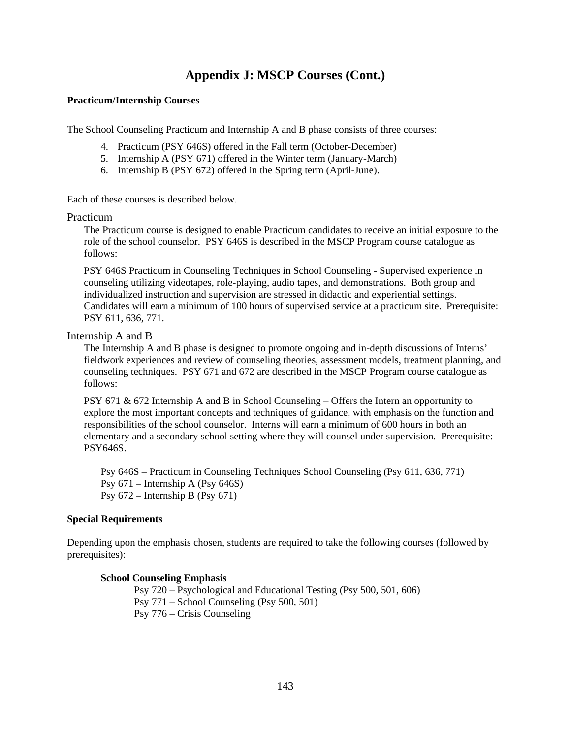# Appendix J: MSCP Courses (Cont.)

**Practicum/Internship Courses**

The School Counseling Practicum and Internship A and B phase consists of three courses:

4. Practicum (PSY 646S) offered in the Fall term (October-December)
5. Internship A (PSY 671) offered in the Winter term (January-March)
6. Internship B (PSY 672) offered in the Spring term (April-June).

Each of these courses is described below.

## Practicum

The Practicum course is designed to enable Practicum candidates to receive an initial exposure to the role of the school counselor. PSY 646S is described in the MSCP Program course catalogue as follows:

PSY 646S Practicum in Counseling Techniques in School Counseling - Supervised experience in counseling utilizing videotapes, role-playing, audio tapes, and demonstrations. Both group and individualized instruction and supervision are stressed in didactic and experiential settings. Candidates will earn a minimum of 100 hours of supervised service at a practicum site. Prerequisite: PSY 611, 636, 771.

## Internship A and B

The Internship A and B phase is designed to promote ongoing and in-depth discussions of Interns' fieldwork experiences and review of counseling theories, assessment models, treatment planning, and counseling techniques. PSY 671 and 672 are described in the MSCP Program course catalogue as follows:

PSY 671 & 672 Internship A and B in School Counseling – Offers the Intern an opportunity to explore the most important concepts and techniques of guidance, with emphasis on the function and responsibilities of the school counselor. Interns will earn a minimum of 600 hours in both an elementary and a secondary school setting where they will counsel under supervision. Prerequisite: PSY646S.

Psy 646S – Practicum in Counseling Techniques School Counseling (Psy 611, 636, 771)
Psy 671 – Internship A (Psy 646S)
Psy 672 – Internship B (Psy 671)

**Special Requirements**

Depending upon the emphasis chosen, students are required to take the following courses (followed by prerequisites):

**School Counseling Emphasis**

Psy 720 – Psychological and Educational Testing (Psy 500, 501, 606)
Psy 771 – School Counseling (Psy 500, 501)
Psy 776 – Crisis Counseling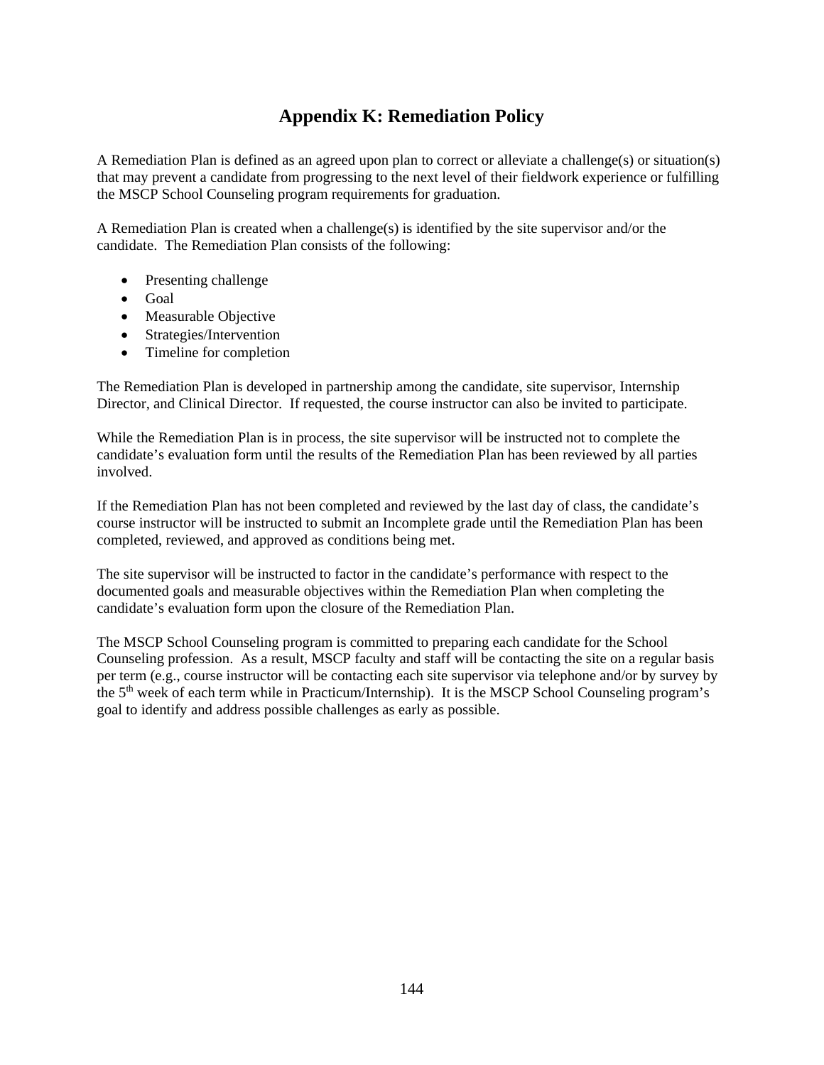# Appendix K: Remediation Policy

A Remediation Plan is defined as an agreed upon plan to correct or alleviate a challenge(s) or situation(s) that may prevent a candidate from progressing to the next level of their fieldwork experience or fulfilling the MSCP School Counseling program requirements for graduation.

A Remediation Plan is created when a challenge(s) is identified by the site supervisor and/or the candidate. The Remediation Plan consists of the following:

- Presenting challenge
- Goal
- Measurable Objective
- Strategies/Intervention
- Timeline for completion

The Remediation Plan is developed in partnership among the candidate, site supervisor, Internship Director, and Clinical Director. If requested, the course instructor can also be invited to participate.

While the Remediation Plan is in process, the site supervisor will be instructed not to complete the candidate's evaluation form until the results of the Remediation Plan has been reviewed by all parties involved.

If the Remediation Plan has not been completed and reviewed by the last day of class, the candidate's course instructor will be instructed to submit an Incomplete grade until the Remediation Plan has been completed, reviewed, and approved as conditions being met.

The site supervisor will be instructed to factor in the candidate's performance with respect to the documented goals and measurable objectives within the Remediation Plan when completing the candidate's evaluation form upon the closure of the Remediation Plan.

The MSCP School Counseling program is committed to preparing each candidate for the School Counseling profession. As a result, MSCP faculty and staff will be contacting the site on a regular basis per term (e.g., course instructor will be contacting each site supervisor via telephone and/or by survey by the 5th week of each term while in Practicum/Internship). It is the MSCP School Counseling program's goal to identify and address possible challenges as early as possible.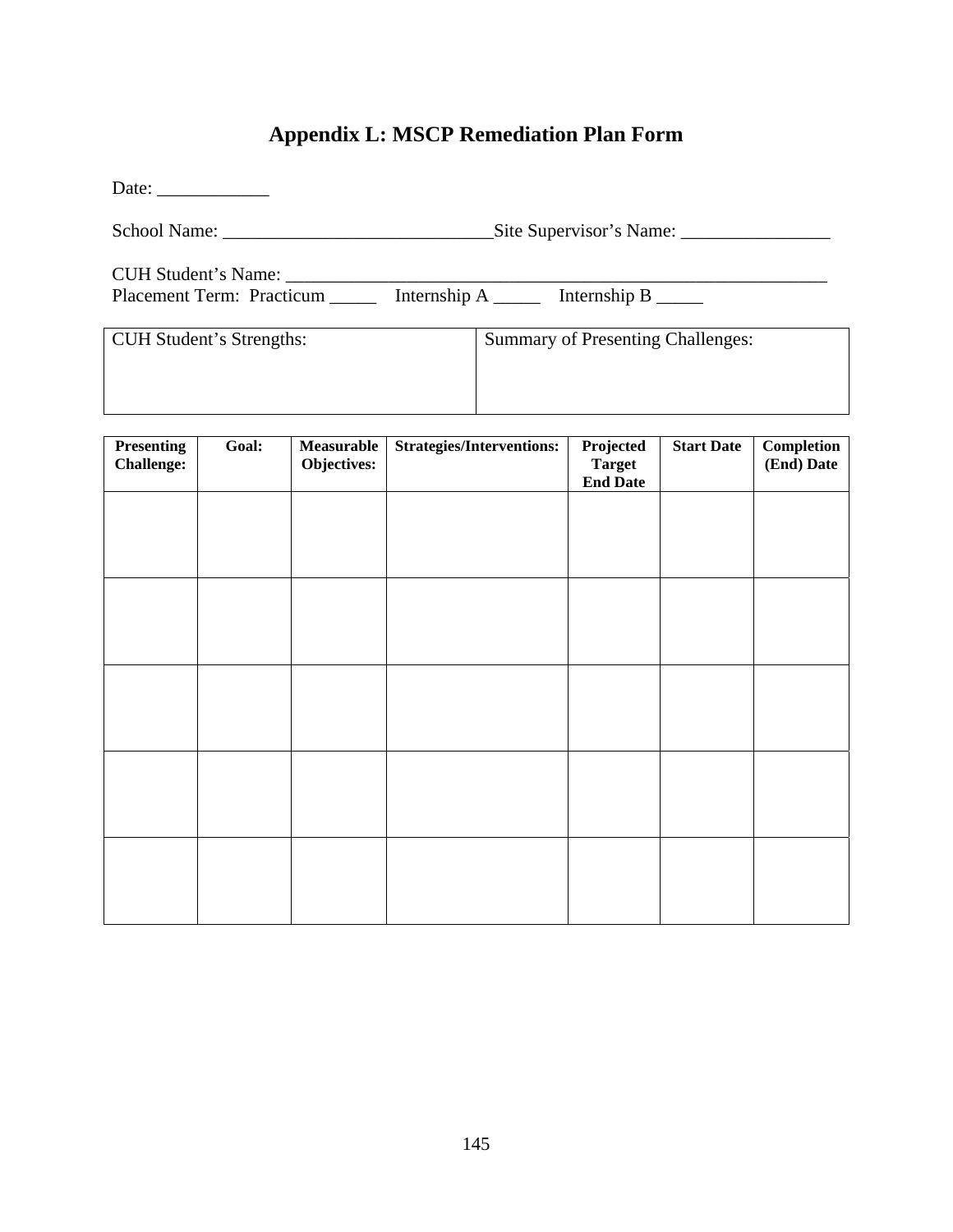# Appendix L: MSCP Remediation Plan Form

Date: ____________

School Name: _____________________________Site Supervisor's Name: ________________

CUH Student's Name: ____________________________________________________________
Placement Term: Practicum _____ Internship A _____ Internship B _____

| CUH Student's Strengths: | Summary of Presenting Challenges: |
|---|---|
| | |

| Presenting Challenge: | Goal: | Measurable Objectives: | Strategies/Interventions: | Projected Target End Date | Start Date | Completion (End) Date |
|---|---|---|---|---|---|---|
| | | | | | | |
| | | | | | | |
| | | | | | | |
| | | | | | | |
| | | | | | | |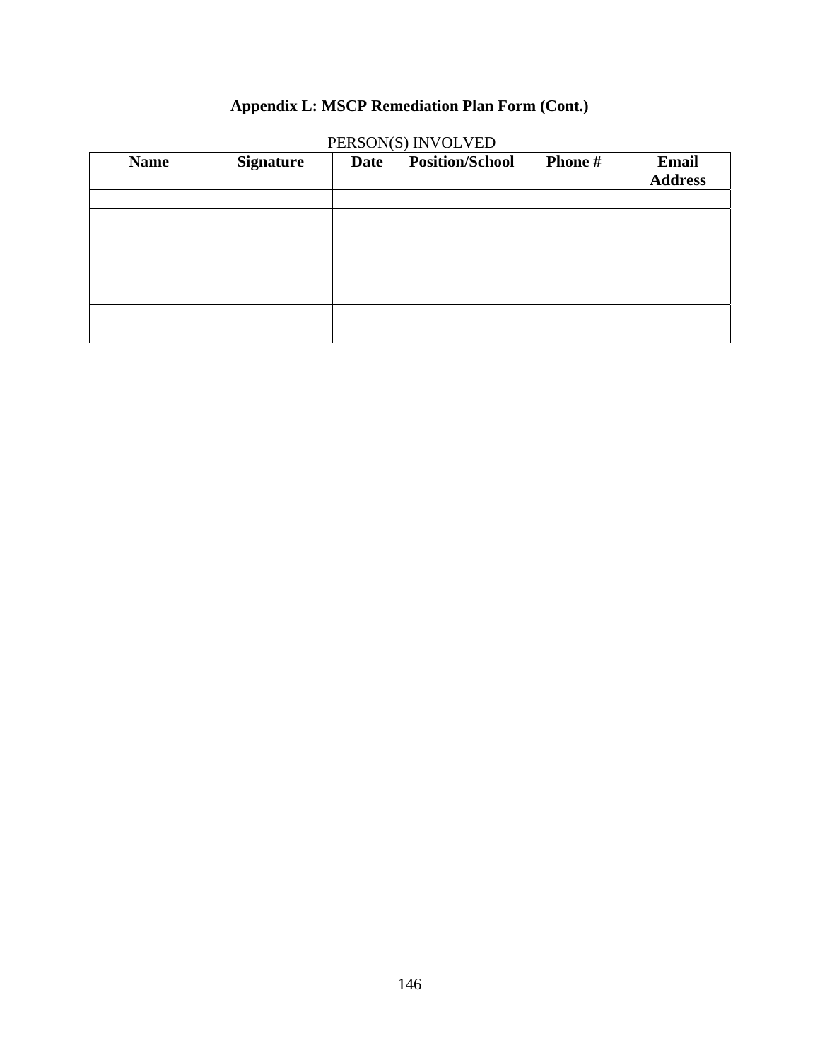## Appendix L: MSCP Remediation Plan Form (Cont.)

PERSON(S) INVOLVED

| Name | Signature | Date | Position/School | Phone # | Email Address |
|---|---|---|---|---|---|
| | | | | | |
| | | | | | |
| | | | | | |
| | | | | | |
| | | | | | |
| | | | | | |
| | | | | | |
| | | | | | |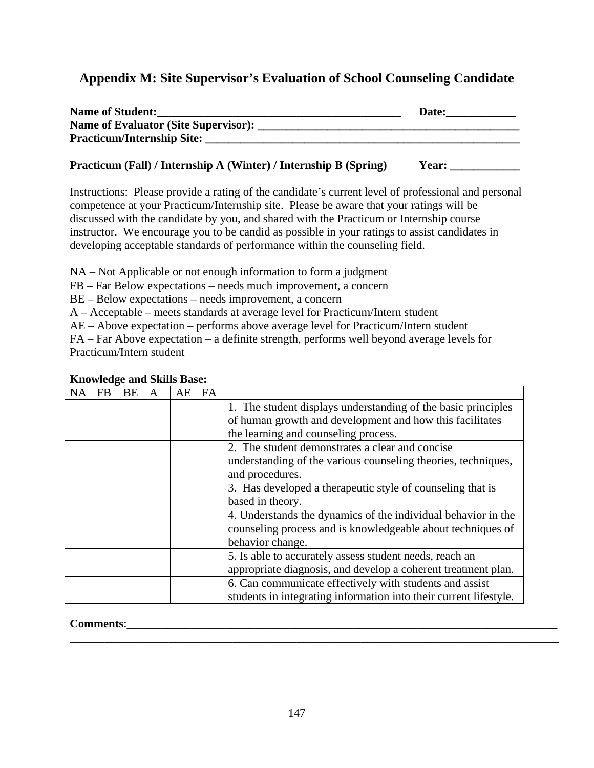## Appendix M: Site Supervisor's Evaluation of School Counseling Candidate

**Name of Student:___________________________________________ Date:____________**
**Name of Evaluator (Site Supervisor): _______________________________________________**
**Practicum/Internship Site: ________________________________________________________**

**Practicum (Fall) / Internship A (Winter) / Internship B (Spring) Year: ____________**

Instructions: Please provide a rating of the candidate's current level of professional and personal competence at your Practicum/Internship site. Please be aware that your ratings will be discussed with the candidate by you, and shared with the Practicum or Internship course instructor. We encourage you to be candid as possible in your ratings to assist candidates in developing acceptable standards of performance within the counseling field.

NA – Not Applicable or not enough information to form a judgment
FB – Far Below expectations – needs much improvement, a concern
BE – Below expectations – needs improvement, a concern
A – Acceptable – meets standards at average level for Practicum/Intern student
AE – Above expectation – performs above average level for Practicum/Intern student
FA – Far Above expectation – a definite strength, performs well beyond average levels for Practicum/Intern student

**Knowledge and Skills Base:**

| NA | FB | BE | A | AE | FA | |
|---|---|---|---|---|---|---|
| | | | | | | 1. The student displays understanding of the basic principles of human growth and development and how this facilitates the learning and counseling process. |
| | | | | | | 2. The student demonstrates a clear and concise understanding of the various counseling theories, techniques, and procedures. |
| | | | | | | 3. Has developed a therapeutic style of counseling that is based in theory. |
| | | | | | | 4. Understands the dynamics of the individual behavior in the counseling process and is knowledgeable about techniques of behavior change. |
| | | | | | | 5. Is able to accurately assess student needs, reach an appropriate diagnosis, and develop a coherent treatment plan. |
| | | | | | | 6. Can communicate effectively with students and assist students in integrating information into their current lifestyle. |

**Comments**:_______________________________________________________________________________
__________________________________________________________________________________________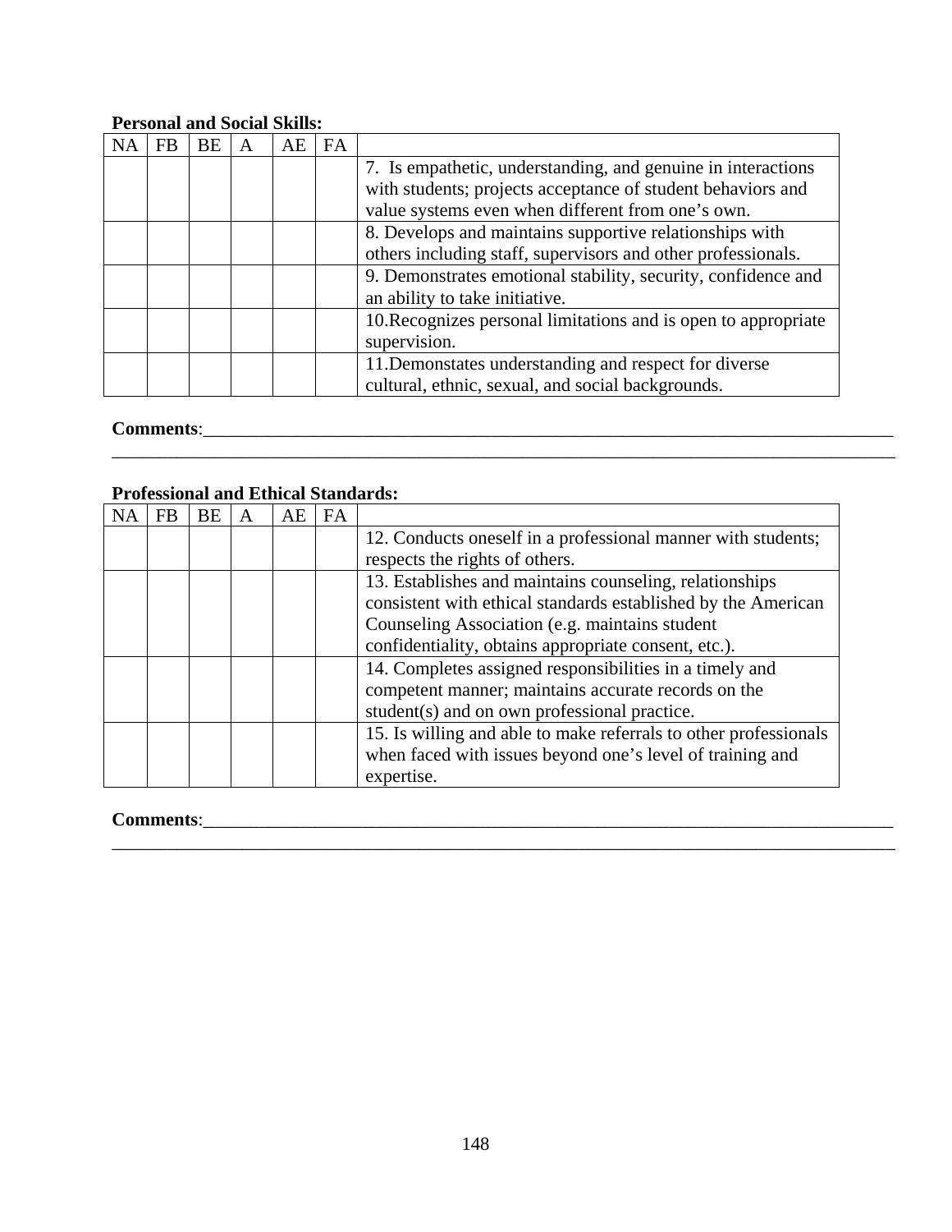**Personal and Social Skills:**

| NA | FB | BE | A | AE | FA | |
|---|---|---|---|---|---|---|
| | | | | | | 7. Is empathetic, understanding, and genuine in interactions with students; projects acceptance of student behaviors and value systems even when different from one's own. |
| | | | | | | 8. Develops and maintains supportive relationships with others including staff, supervisors and other professionals. |
| | | | | | | 9. Demonstrates emotional stability, security, confidence and an ability to take initiative. |
| | | | | | | 10.Recognizes personal limitations and is open to appropriate supervision. |
| | | | | | | 11.Demonstates understanding and respect for diverse cultural, ethnic, sexual, and social backgrounds. |

**Comments**:________________________________________________________________________________
_____________________________________________________________________________________

**Professional and Ethical Standards:**

| NA | FB | BE | A | AE | FA | |
|---|---|---|---|---|---|---|
| | | | | | | 12. Conducts oneself in a professional manner with students; respects the rights of others. |
| | | | | | | 13. Establishes and maintains counseling, relationships consistent with ethical standards established by the American Counseling Association (e.g. maintains student confidentiality, obtains appropriate consent, etc.). |
| | | | | | | 14. Completes assigned responsibilities in a timely and competent manner; maintains accurate records on the student(s) and on own professional practice. |
| | | | | | | 15. Is willing and able to make referrals to other professionals when faced with issues beyond one's level of training and expertise. |

**Comments**:________________________________________________________________________________
_____________________________________________________________________________________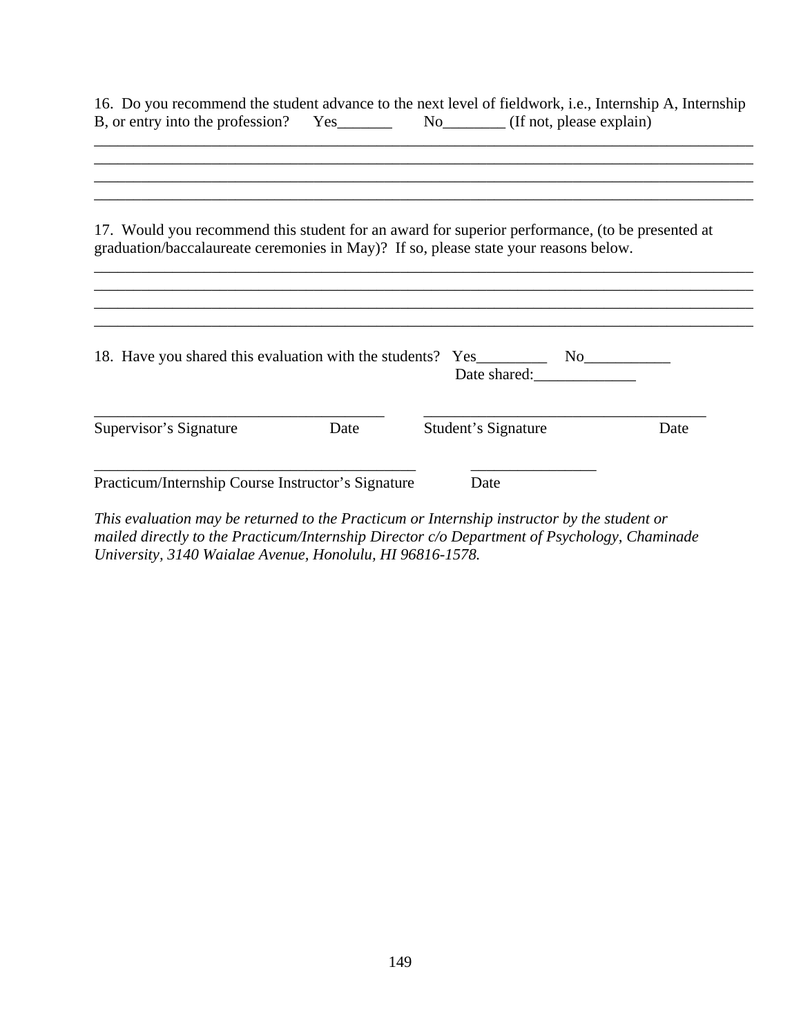16. Do you recommend the student advance to the next level of fieldwork, i.e., Internship A, Internship B, or entry into the profession? Yes_______ No________ (If not, please explain)

_____________________________________________________________________________________
_____________________________________________________________________________________
_____________________________________________________________________________________
_____________________________________________________________________________________

17. Would you recommend this student for an award for superior performance, (to be presented at graduation/baccalaureate ceremonies in May)? If so, please state your reasons below.

_____________________________________________________________________________________
_____________________________________________________________________________________
_____________________________________________________________________________________
_____________________________________________________________________________________

18. Have you shared this evaluation with the students? Yes_________ No___________
Date shared:_____________

_____________________________________ _____________________________________
Supervisor's Signature Date Student's Signature Date

_________________________________________ ________________
Practicum/Internship Course Instructor's Signature Date

*This evaluation may be returned to the Practicum or Internship instructor by the student or mailed directly to the Practicum/Internship Director c/o Department of Psychology, Chaminade University, 3140 Waialae Avenue, Honolulu, HI 96816-1578.*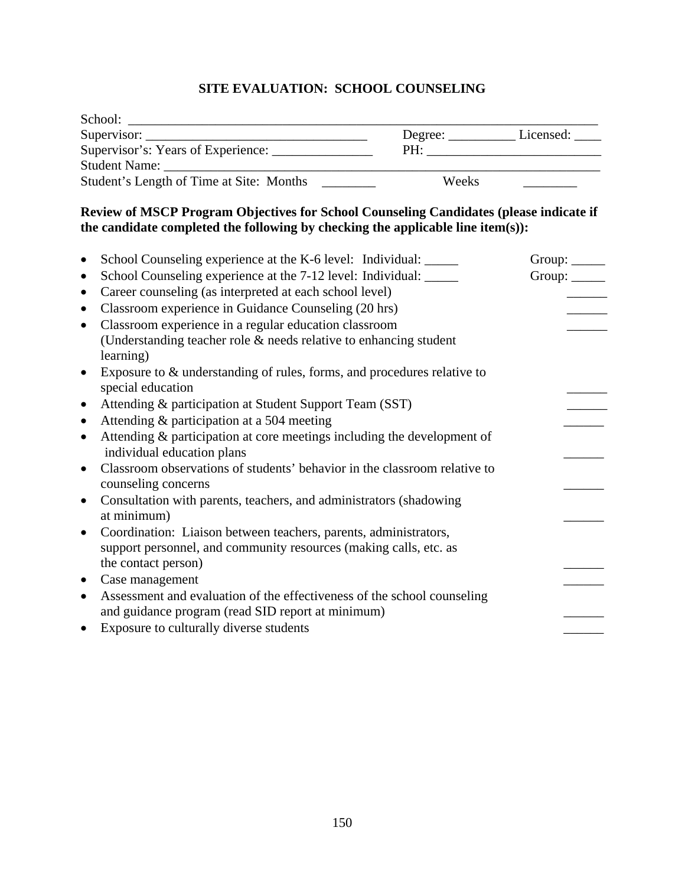## SITE EVALUATION: SCHOOL COUNSELING

School: ___________________________________________________________________________

Supervisor: __________________________________ Degree: __________ Licensed: ____

Supervisor's: Years of Experience: _______________ PH: __________________________

Student Name: _____________________________________________________________________

Student's Length of Time at Site: Months ________ Weeks ________

**Review of MSCP Program Objectives for School Counseling Candidates (please indicate if the candidate completed the following by checking the applicable line item(s)):**

- School Counseling experience at the K-6 level: Individual: _____ Group: _____
- School Counseling experience at the 7-12 level: Individual: _____ Group: _____
- Career counseling (as interpreted at each school level) ______
- Classroom experience in Guidance Counseling (20 hrs) ______
- Classroom experience in a regular education classroom (Understanding teacher role & needs relative to enhancing student learning) ______
- Exposure to & understanding of rules, forms, and procedures relative to special education ______
- Attending & participation at Student Support Team (SST) ______
- Attending & participation at a 504 meeting ______
- Attending & participation at core meetings including the development of individual education plans ______
- Classroom observations of students' behavior in the classroom relative to counseling concerns ______
- Consultation with parents, teachers, and administrators (shadowing at minimum) ______
- Coordination: Liaison between teachers, parents, administrators, support personnel, and community resources (making calls, etc. as the contact person) ______
- Case management ______
- Assessment and evaluation of the effectiveness of the school counseling and guidance program (read SID report at minimum) ______
- Exposure to culturally diverse students ______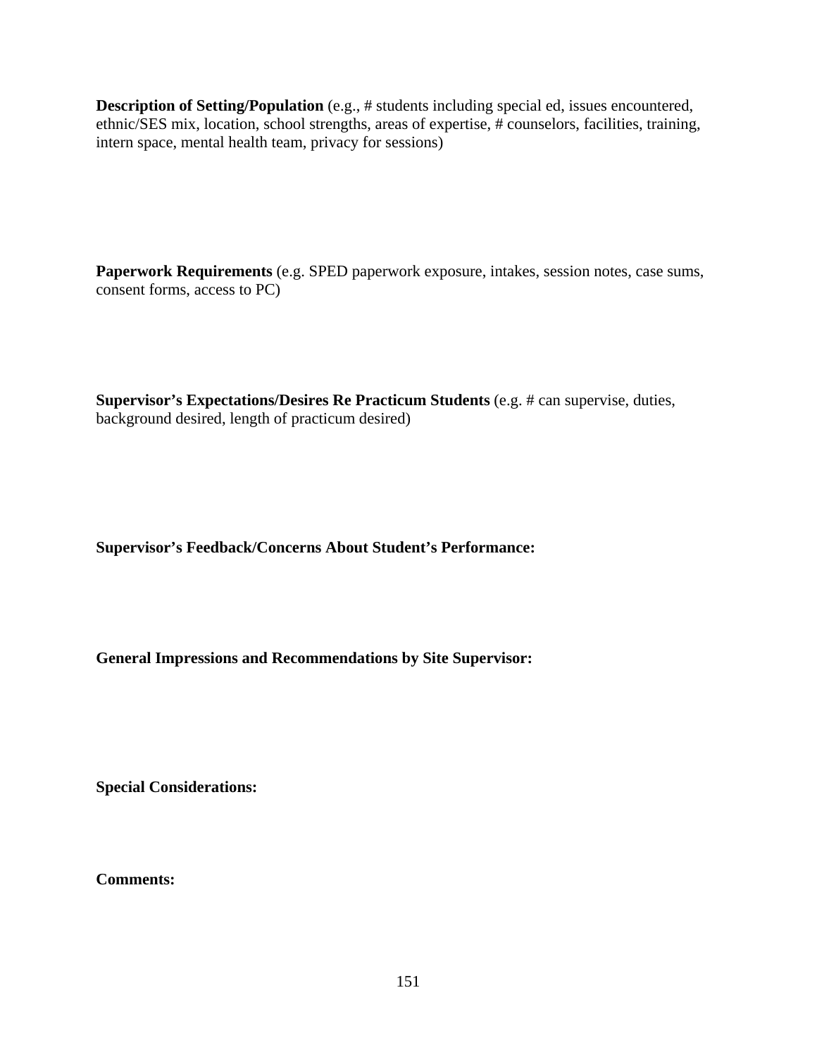**Description of Setting/Population** (e.g., # students including special ed, issues encountered, ethnic/SES mix, location, school strengths, areas of expertise, # counselors, facilities, training, intern space, mental health team, privacy for sessions)

**Paperwork Requirements** (e.g. SPED paperwork exposure, intakes, session notes, case sums, consent forms, access to PC)

**Supervisor's Expectations/Desires Re Practicum Students** (e.g. # can supervise, duties, background desired, length of practicum desired)

**Supervisor's Feedback/Concerns About Student's Performance:**

**General Impressions and Recommendations by Site Supervisor:**

**Special Considerations:**

**Comments:**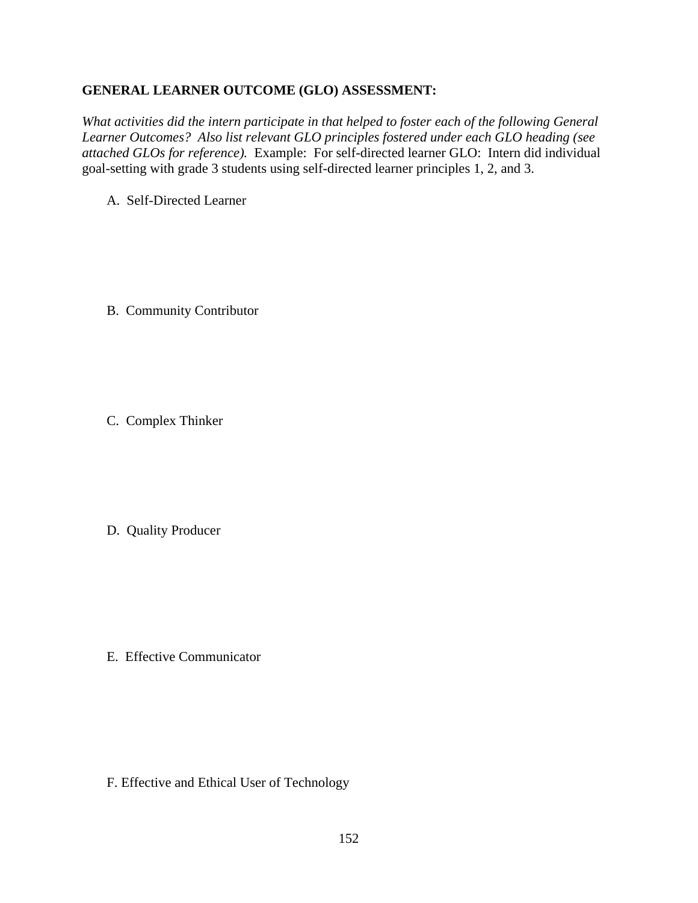**GENERAL LEARNER OUTCOME (GLO) ASSESSMENT:**

*What activities did the intern participate in that helped to foster each of the following General Learner Outcomes? Also list relevant GLO principles fostered under each GLO heading (see attached GLOs for reference).* Example: For self-directed learner GLO: Intern did individual goal-setting with grade 3 students using self-directed learner principles 1, 2, and 3.

A. Self-Directed Learner

B. Community Contributor

C. Complex Thinker

D. Quality Producer

E. Effective Communicator

F. Effective and Ethical User of Technology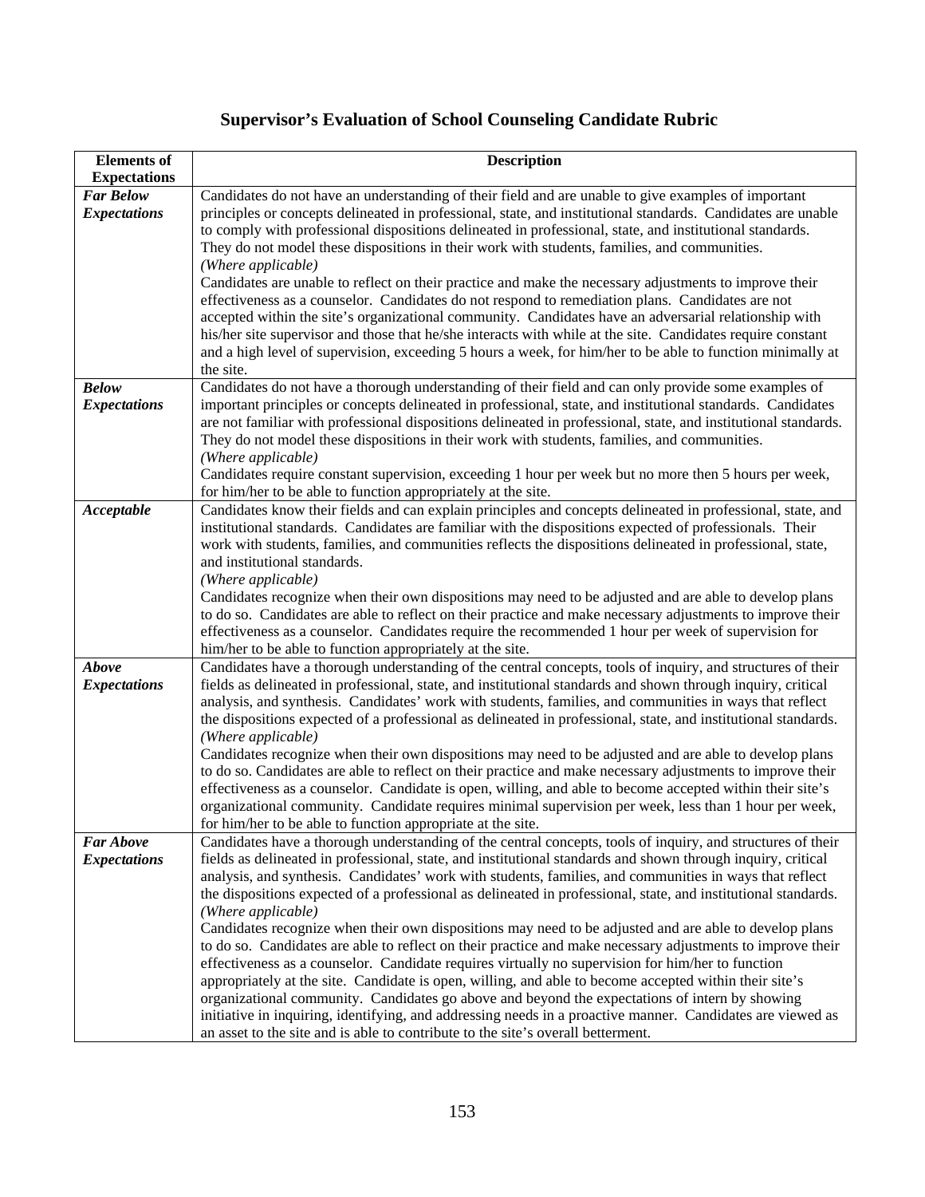# Supervisor's Evaluation of School Counseling Candidate Rubric

| Elements of Expectations | Description |
| --- | --- |
| ***Far Below Expectations*** | Candidates do not have an understanding of their field and are unable to give examples of important principles or concepts delineated in professional, state, and institutional standards. Candidates are unable to comply with professional dispositions delineated in professional, state, and institutional standards. They do not model these dispositions in their work with students, families, and communities. *(Where applicable)* Candidates are unable to reflect on their practice and make the necessary adjustments to improve their effectiveness as a counselor. Candidates do not respond to remediation plans. Candidates are not accepted within the site's organizational community. Candidates have an adversarial relationship with his/her site supervisor and those that he/she interacts with while at the site. Candidates require constant and a high level of supervision, exceeding 5 hours a week, for him/her to be able to function minimally at the site. |
| ***Below Expectations*** | Candidates do not have a thorough understanding of their field and can only provide some examples of important principles or concepts delineated in professional, state, and institutional standards. Candidates are not familiar with professional dispositions delineated in professional, state, and institutional standards. They do not model these dispositions in their work with students, families, and communities. *(Where applicable)* Candidates require constant supervision, exceeding 1 hour per week but no more then 5 hours per week, for him/her to be able to function appropriately at the site. |
| ***Acceptable*** | Candidates know their fields and can explain principles and concepts delineated in professional, state, and institutional standards. Candidates are familiar with the dispositions expected of professionals. Their work with students, families, and communities reflects the dispositions delineated in professional, state, and institutional standards. *(Where applicable)* Candidates recognize when their own dispositions may need to be adjusted and are able to develop plans to do so. Candidates are able to reflect on their practice and make necessary adjustments to improve their effectiveness as a counselor. Candidates require the recommended 1 hour per week of supervision for him/her to be able to function appropriately at the site. |
| ***Above Expectations*** | Candidates have a thorough understanding of the central concepts, tools of inquiry, and structures of their fields as delineated in professional, state, and institutional standards and shown through inquiry, critical analysis, and synthesis. Candidates' work with students, families, and communities in ways that reflect the dispositions expected of a professional as delineated in professional, state, and institutional standards. *(Where applicable)* Candidates recognize when their own dispositions may need to be adjusted and are able to develop plans to do so. Candidates are able to reflect on their practice and make necessary adjustments to improve their effectiveness as a counselor. Candidate is open, willing, and able to become accepted within their site's organizational community. Candidate requires minimal supervision per week, less than 1 hour per week, for him/her to be able to function appropriate at the site. |
| ***Far Above Expectations*** | Candidates have a thorough understanding of the central concepts, tools of inquiry, and structures of their fields as delineated in professional, state, and institutional standards and shown through inquiry, critical analysis, and synthesis. Candidates' work with students, families, and communities in ways that reflect the dispositions expected of a professional as delineated in professional, state, and institutional standards. *(Where applicable)* Candidates recognize when their own dispositions may need to be adjusted and are able to develop plans to do so. Candidates are able to reflect on their practice and make necessary adjustments to improve their effectiveness as a counselor. Candidate requires virtually no supervision for him/her to function appropriately at the site. Candidate is open, willing, and able to become accepted within their site's organizational community. Candidates go above and beyond the expectations of intern by showing initiative in inquiring, identifying, and addressing needs in a proactive manner. Candidates are viewed as an asset to the site and is able to contribute to the site's overall betterment. |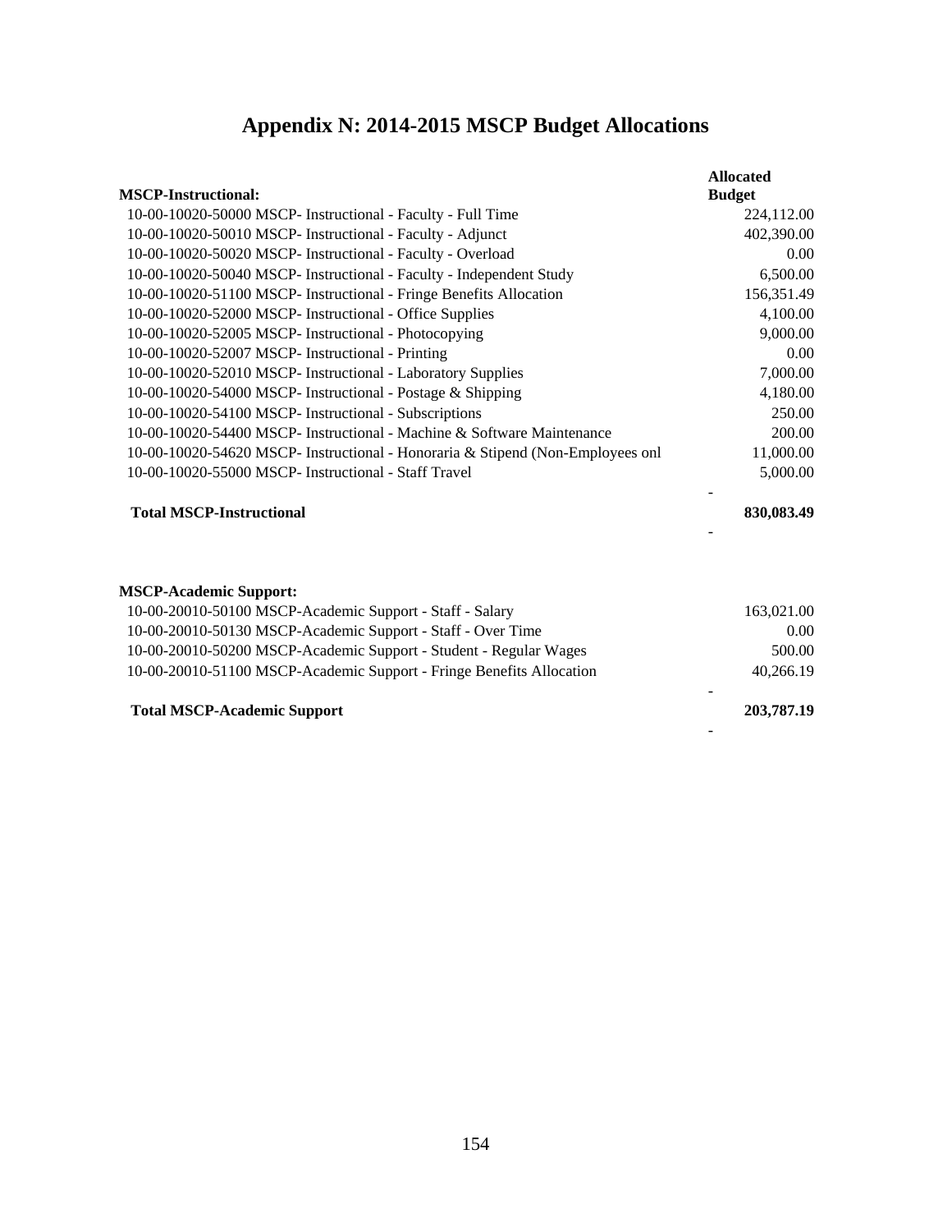# Appendix N: 2014-2015 MSCP Budget Allocations

| MSCP-Instructional: | Allocated Budget |
|---|---|
| 10-00-10020-50000 MSCP- Instructional - Faculty - Full Time | 224,112.00 |
| 10-00-10020-50010 MSCP- Instructional - Faculty - Adjunct | 402,390.00 |
| 10-00-10020-50020 MSCP- Instructional - Faculty - Overload | 0.00 |
| 10-00-10020-50040 MSCP- Instructional - Faculty - Independent Study | 6,500.00 |
| 10-00-10020-51100 MSCP- Instructional - Fringe Benefits Allocation | 156,351.49 |
| 10-00-10020-52000 MSCP- Instructional - Office Supplies | 4,100.00 |
| 10-00-10020-52005 MSCP- Instructional - Photocopying | 9,000.00 |
| 10-00-10020-52007 MSCP- Instructional - Printing | 0.00 |
| 10-00-10020-52010 MSCP- Instructional - Laboratory Supplies | 7,000.00 |
| 10-00-10020-54000 MSCP- Instructional - Postage & Shipping | 4,180.00 |
| 10-00-10020-54100 MSCP- Instructional - Subscriptions | 250.00 |
| 10-00-10020-54400 MSCP- Instructional - Machine & Software Maintenance | 200.00 |
| 10-00-10020-54620 MSCP- Instructional - Honoraria & Stipend (Non-Employees onl | 11,000.00 |
| 10-00-10020-55000 MSCP- Instructional - Staff Travel | 5,000.00 |
| | - |
| **Total MSCP-Instructional** | **830,083.49** |
| | - |

| MSCP-Academic Support: | |
|---|---|
| 10-00-20010-50100 MSCP-Academic Support - Staff - Salary | 163,021.00 |
| 10-00-20010-50130 MSCP-Academic Support - Staff - Over Time | 0.00 |
| 10-00-20010-50200 MSCP-Academic Support - Student - Regular Wages | 500.00 |
| 10-00-20010-51100 MSCP-Academic Support - Fringe Benefits Allocation | 40,266.19 |
| | - |
| **Total MSCP-Academic Support** | **203,787.19** |
| | - |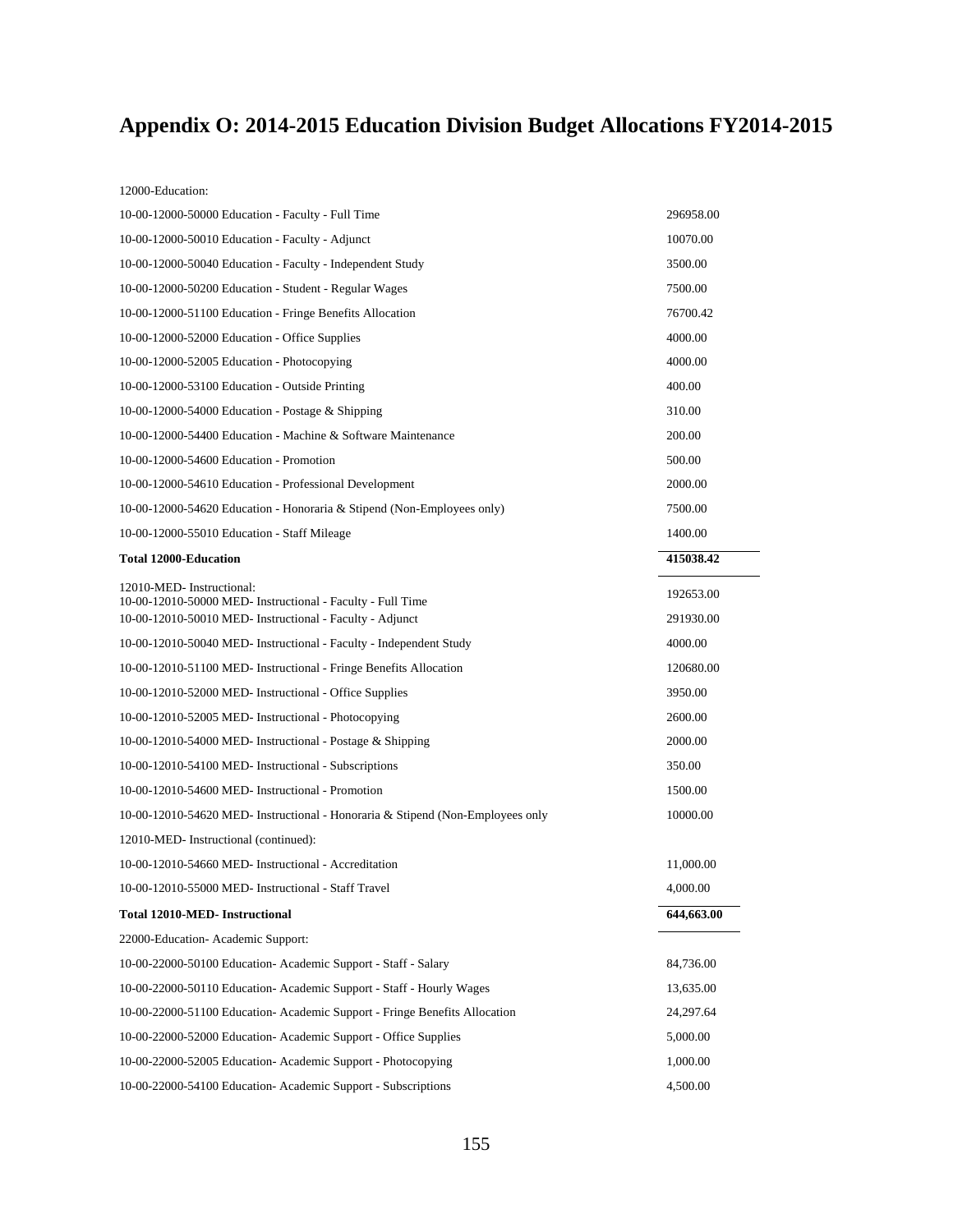# Appendix O: 2014-2015 Education Division Budget Allocations FY2014-2015

| Account | Amount |
|---|---|
| 12000-Education: | |
| 10-00-12000-50000 Education - Faculty - Full Time | 296958.00 |
| 10-00-12000-50010 Education - Faculty - Adjunct | 10070.00 |
| 10-00-12000-50040 Education - Faculty - Independent Study | 3500.00 |
| 10-00-12000-50200 Education - Student - Regular Wages | 7500.00 |
| 10-00-12000-51100 Education - Fringe Benefits Allocation | 76700.42 |
| 10-00-12000-52000 Education - Office Supplies | 4000.00 |
| 10-00-12000-52005 Education - Photocopying | 4000.00 |
| 10-00-12000-53100 Education - Outside Printing | 400.00 |
| 10-00-12000-54000 Education - Postage & Shipping | 310.00 |
| 10-00-12000-54400 Education - Machine & Software Maintenance | 200.00 |
| 10-00-12000-54600 Education - Promotion | 500.00 |
| 10-00-12000-54610 Education - Professional Development | 2000.00 |
| 10-00-12000-54620 Education - Honoraria & Stipend (Non-Employees only) | 7500.00 |
| 10-00-12000-55010 Education - Staff Mileage | 1400.00 |
| **Total 12000-Education** | **415038.42** |
| 12010-MED- Instructional: | |
| 10-00-12010-50000 MED- Instructional - Faculty - Full Time | 192653.00 |
| 10-00-12010-50010 MED- Instructional - Faculty - Adjunct | 291930.00 |
| 10-00-12010-50040 MED- Instructional - Faculty - Independent Study | 4000.00 |
| 10-00-12010-51100 MED- Instructional - Fringe Benefits Allocation | 120680.00 |
| 10-00-12010-52000 MED- Instructional - Office Supplies | 3950.00 |
| 10-00-12010-52005 MED- Instructional - Photocopying | 2600.00 |
| 10-00-12010-54000 MED- Instructional - Postage & Shipping | 2000.00 |
| 10-00-12010-54100 MED- Instructional - Subscriptions | 350.00 |
| 10-00-12010-54600 MED- Instructional - Promotion | 1500.00 |
| 10-00-12010-54620 MED- Instructional - Honoraria & Stipend (Non-Employees only | 10000.00 |
| 12010-MED- Instructional (continued): | |
| 10-00-12010-54660 MED- Instructional - Accreditation | 11,000.00 |
| 10-00-12010-55000 MED- Instructional - Staff Travel | 4,000.00 |
| **Total 12010-MED- Instructional** | **644,663.00** |
| 22000-Education- Academic Support: | |
| 10-00-22000-50100 Education- Academic Support - Staff - Salary | 84,736.00 |
| 10-00-22000-50110 Education- Academic Support - Staff - Hourly Wages | 13,635.00 |
| 10-00-22000-51100 Education- Academic Support - Fringe Benefits Allocation | 24,297.64 |
| 10-00-22000-52000 Education- Academic Support - Office Supplies | 5,000.00 |
| 10-00-22000-52005 Education- Academic Support - Photocopying | 1,000.00 |
| 10-00-22000-54100 Education- Academic Support - Subscriptions | 4,500.00 |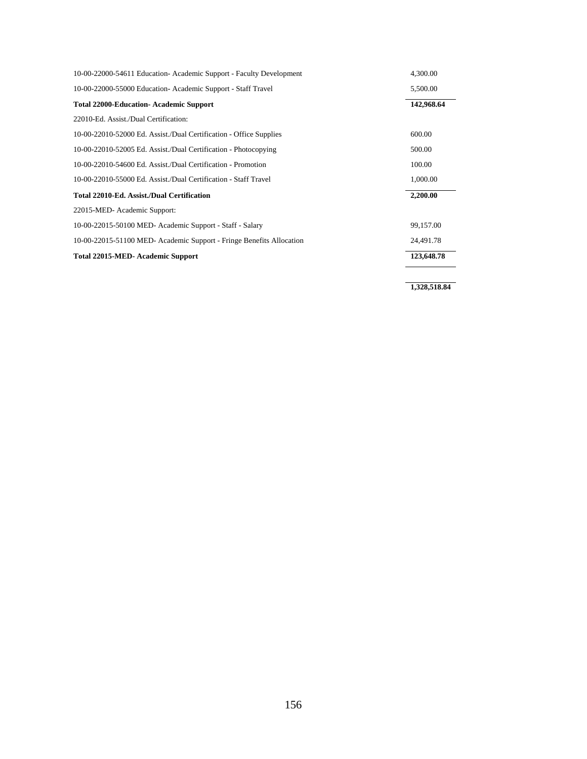| Account | Amount |
|---|---|
| 10-00-22000-54611 Education- Academic Support - Faculty Development | 4,300.00 |
| 10-00-22000-55000 Education- Academic Support - Staff Travel | 5,500.00 |
| **Total 22000-Education- Academic Support** | **142,968.64** |
| 22010-Ed. Assist./Dual Certification: | |
| 10-00-22010-52000 Ed. Assist./Dual Certification - Office Supplies | 600.00 |
| 10-00-22010-52005 Ed. Assist./Dual Certification - Photocopying | 500.00 |
| 10-00-22010-54600 Ed. Assist./Dual Certification - Promotion | 100.00 |
| 10-00-22010-55000 Ed. Assist./Dual Certification - Staff Travel | 1,000.00 |
| **Total 22010-Ed. Assist./Dual Certification** | **2,200.00** |
| 22015-MED- Academic Support: | |
| 10-00-22015-50100 MED- Academic Support - Staff - Salary | 99,157.00 |
| 10-00-22015-51100 MED- Academic Support - Fringe Benefits Allocation | 24,491.78 |
| **Total 22015-MED- Academic Support** | **123,648.78** |
| | |
| | **1,328,518.84** |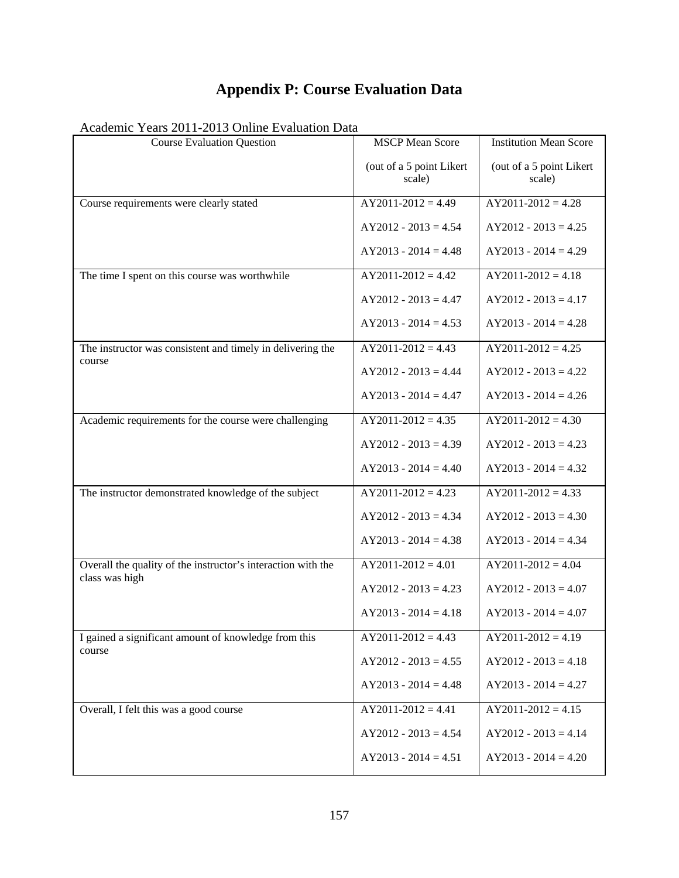# Appendix P: Course Evaluation Data

Academic Years 2011-2013 Online Evaluation Data

| Course Evaluation Question | MSCP Mean Score (out of a 5 point Likert scale) | Institution Mean Score (out of a 5 point Likert scale) |
|---|---|---|
| Course requirements were clearly stated | AY2011-2012 = 4.49<br>AY2012 - 2013 = 4.54<br>AY2013 - 2014 = 4.48 | AY2011-2012 = 4.28<br>AY2012 - 2013 = 4.25<br>AY2013 - 2014 = 4.29 |
| The time I spent on this course was worthwhile | AY2011-2012 = 4.42<br>AY2012 - 2013 = 4.47<br>AY2013 - 2014 = 4.53 | AY2011-2012 = 4.18<br>AY2012 - 2013 = 4.17<br>AY2013 - 2014 = 4.28 |
| The instructor was consistent and timely in delivering the course | AY2011-2012 = 4.43<br>AY2012 - 2013 = 4.44<br>AY2013 - 2014 = 4.47 | AY2011-2012 = 4.25<br>AY2012 - 2013 = 4.22<br>AY2013 - 2014 = 4.26 |
| Academic requirements for the course were challenging | AY2011-2012 = 4.35<br>AY2012 - 2013 = 4.39<br>AY2013 - 2014 = 4.40 | AY2011-2012 = 4.30<br>AY2012 - 2013 = 4.23<br>AY2013 - 2014 = 4.32 |
| The instructor demonstrated knowledge of the subject | AY2011-2012 = 4.23<br>AY2012 - 2013 = 4.34<br>AY2013 - 2014 = 4.38 | AY2011-2012 = 4.33<br>AY2012 - 2013 = 4.30<br>AY2013 - 2014 = 4.34 |
| Overall the quality of the instructor's interaction with the class was high | AY2011-2012 = 4.01<br>AY2012 - 2013 = 4.23<br>AY2013 - 2014 = 4.18 | AY2011-2012 = 4.04<br>AY2012 - 2013 = 4.07<br>AY2013 - 2014 = 4.07 |
| I gained a significant amount of knowledge from this course | AY2011-2012 = 4.43<br>AY2012 - 2013 = 4.55<br>AY2013 - 2014 = 4.48 | AY2011-2012 = 4.19<br>AY2012 - 2013 = 4.18<br>AY2013 - 2014 = 4.27 |
| Overall, I felt this was a good course | AY2011-2012 = 4.41<br>AY2012 - 2013 = 4.54<br>AY2013 - 2014 = 4.51 | AY2011-2012 = 4.15<br>AY2012 - 2013 = 4.14<br>AY2013 - 2014 = 4.20 |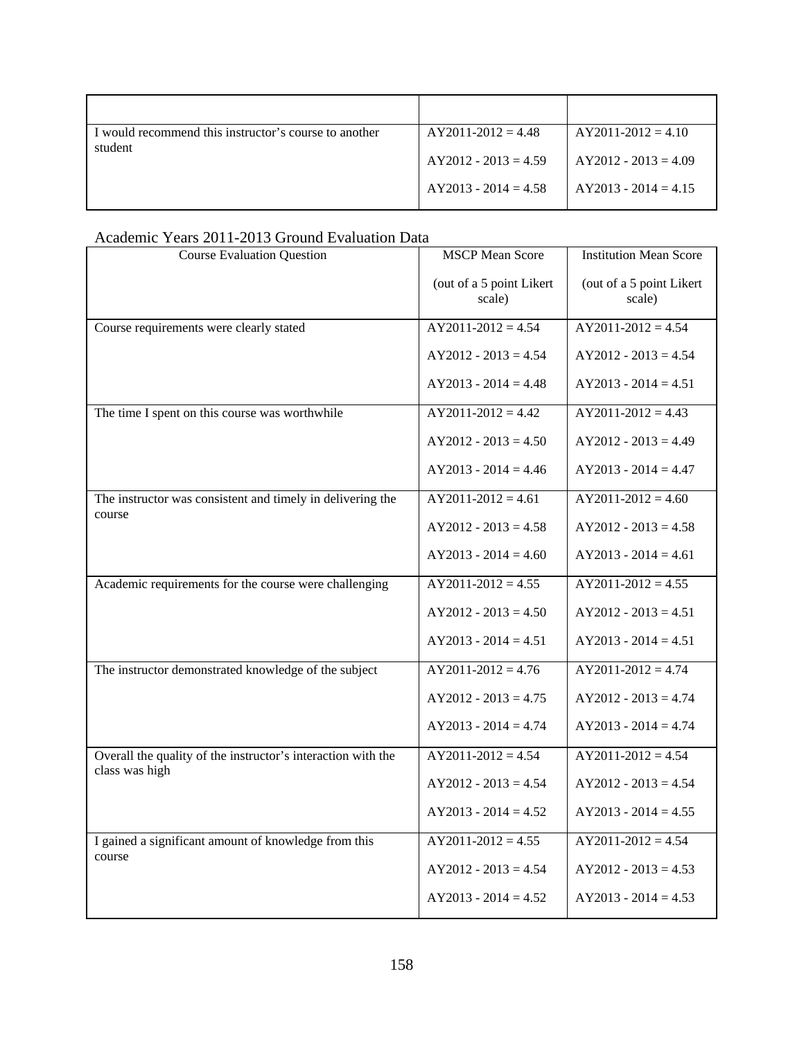| | | |
|---|---|---|
| I would recommend this instructor's course to another student | AY2011-2012 = 4.48<br>AY2012 - 2013 = 4.59<br>AY2013 - 2014 = 4.58 | AY2011-2012 = 4.10<br>AY2012 - 2013 = 4.09<br>AY2013 - 2014 = 4.15 |

Academic Years 2011-2013 Ground Evaluation Data

| Course Evaluation Question | MSCP Mean Score (out of a 5 point Likert scale) | Institution Mean Score (out of a 5 point Likert scale) |
|---|---|---|
| Course requirements were clearly stated | AY2011-2012 = 4.54<br>AY2012 - 2013 = 4.54<br>AY2013 - 2014 = 4.48 | AY2011-2012 = 4.54<br>AY2012 - 2013 = 4.54<br>AY2013 - 2014 = 4.51 |
| The time I spent on this course was worthwhile | AY2011-2012 = 4.42<br>AY2012 - 2013 = 4.50<br>AY2013 - 2014 = 4.46 | AY2011-2012 = 4.43<br>AY2012 - 2013 = 4.49<br>AY2013 - 2014 = 4.47 |
| The instructor was consistent and timely in delivering the course | AY2011-2012 = 4.61<br>AY2012 - 2013 = 4.58<br>AY2013 - 2014 = 4.60 | AY2011-2012 = 4.60<br>AY2012 - 2013 = 4.58<br>AY2013 - 2014 = 4.61 |
| Academic requirements for the course were challenging | AY2011-2012 = 4.55<br>AY2012 - 2013 = 4.50<br>AY2013 - 2014 = 4.51 | AY2011-2012 = 4.55<br>AY2012 - 2013 = 4.51<br>AY2013 - 2014 = 4.51 |
| The instructor demonstrated knowledge of the subject | AY2011-2012 = 4.76<br>AY2012 - 2013 = 4.75<br>AY2013 - 2014 = 4.74 | AY2011-2012 = 4.74<br>AY2012 - 2013 = 4.74<br>AY2013 - 2014 = 4.74 |
| Overall the quality of the instructor's interaction with the class was high | AY2011-2012 = 4.54<br>AY2012 - 2013 = 4.54<br>AY2013 - 2014 = 4.52 | AY2011-2012 = 4.54<br>AY2012 - 2013 = 4.54<br>AY2013 - 2014 = 4.55 |
| I gained a significant amount of knowledge from this course | AY2011-2012 = 4.55<br>AY2012 - 2013 = 4.54<br>AY2013 - 2014 = 4.52 | AY2011-2012 = 4.54<br>AY2012 - 2013 = 4.53<br>AY2013 - 2014 = 4.53 |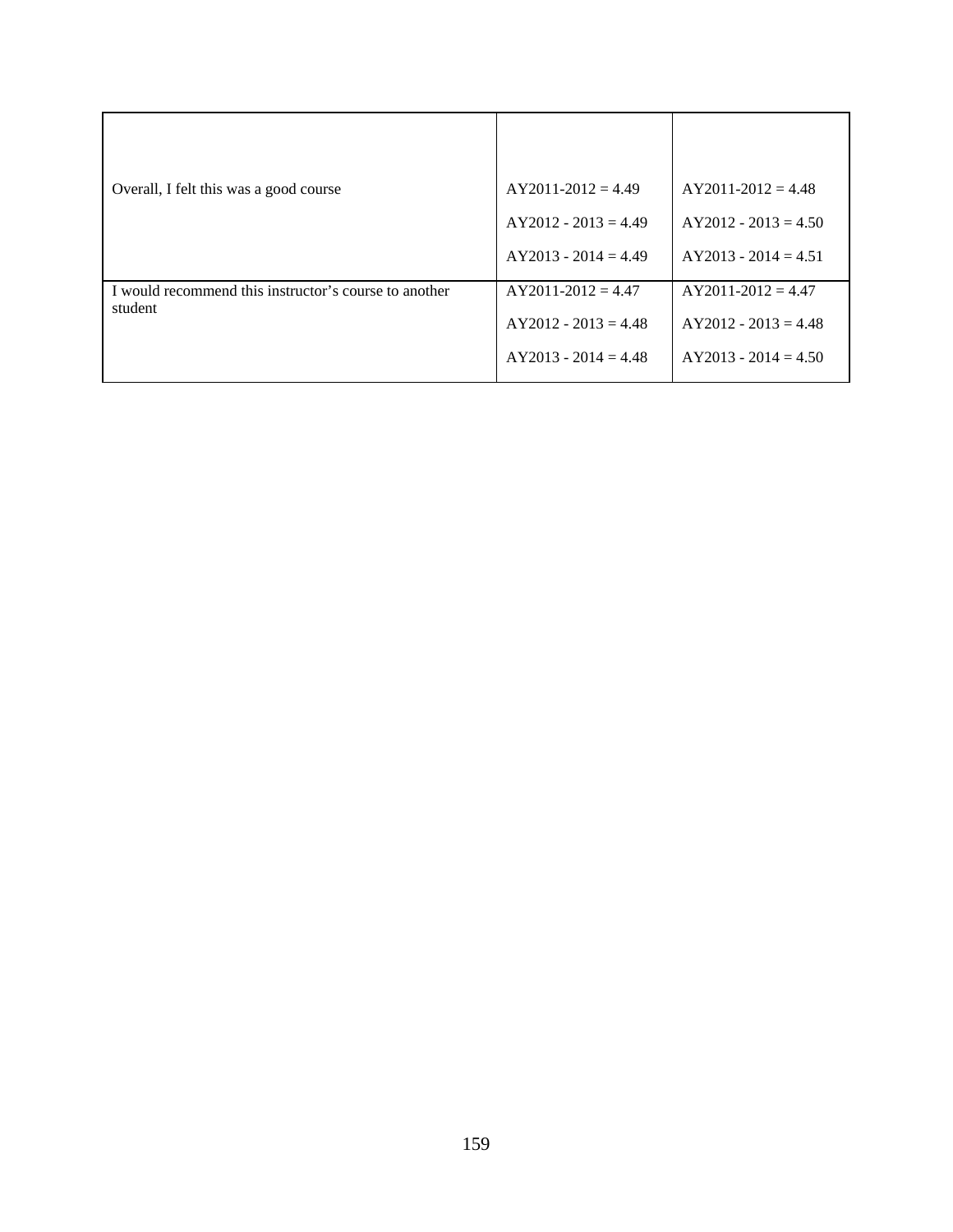| | | |
|---|---|---|
| Overall, I felt this was a good course | AY2011-2012 = 4.49<br>AY2012 - 2013 = 4.49<br>AY2013 - 2014 = 4.49 | AY2011-2012 = 4.48<br>AY2012 - 2013 = 4.50<br>AY2013 - 2014 = 4.51 |
| I would recommend this instructor’s course to another student | AY2011-2012 = 4.47<br>AY2012 - 2013 = 4.48<br>AY2013 - 2014 = 4.48 | AY2011-2012 = 4.47<br>AY2012 - 2013 = 4.48<br>AY2013 - 2014 = 4.50 |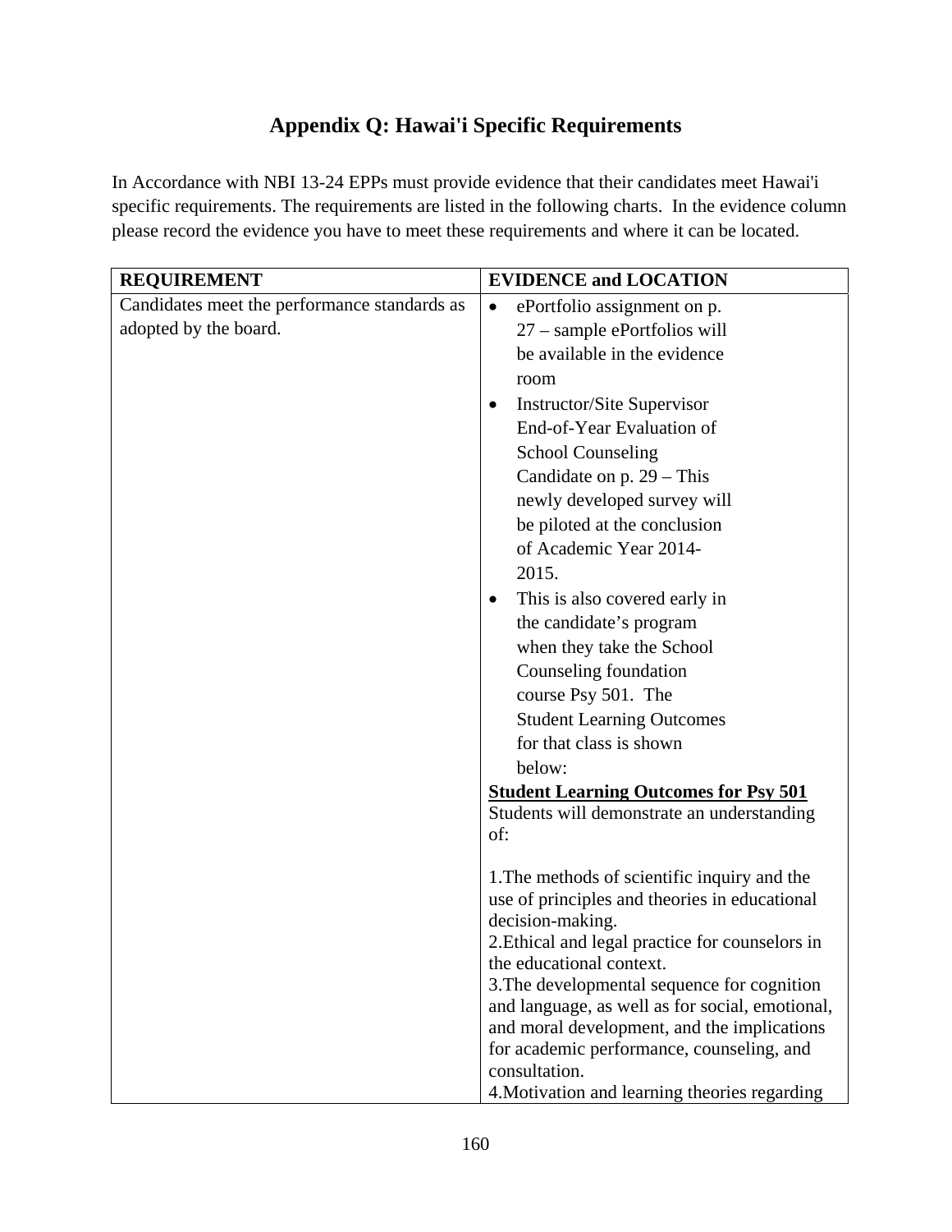# Appendix Q: Hawai'i Specific Requirements

In Accordance with NBI 13-24 EPPs must provide evidence that their candidates meet Hawai'i specific requirements. The requirements are listed in the following charts. In the evidence column please record the evidence you have to meet these requirements and where it can be located.

| REQUIREMENT | EVIDENCE and LOCATION |
|---|---|
| Candidates meet the performance standards as adopted by the board. | • ePortfolio assignment on p. 27 – sample ePortfolios will be available in the evidence room<br>• Instructor/Site Supervisor End-of-Year Evaluation of School Counseling Candidate on p. 29 – This newly developed survey will be piloted at the conclusion of Academic Year 2014-2015.<br>• This is also covered early in the candidate's program when they take the School Counseling foundation course Psy 501. The Student Learning Outcomes for that class is shown below:<br>**Student Learning Outcomes for Psy 501**<br>Students will demonstrate an understanding of:<br><br>1.The methods of scientific inquiry and the use of principles and theories in educational decision-making.<br>2.Ethical and legal practice for counselors in the educational context.<br>3.The developmental sequence for cognition and language, as well as for social, emotional, and moral development, and the implications for academic performance, counseling, and consultation.<br>4.Motivation and learning theories regarding |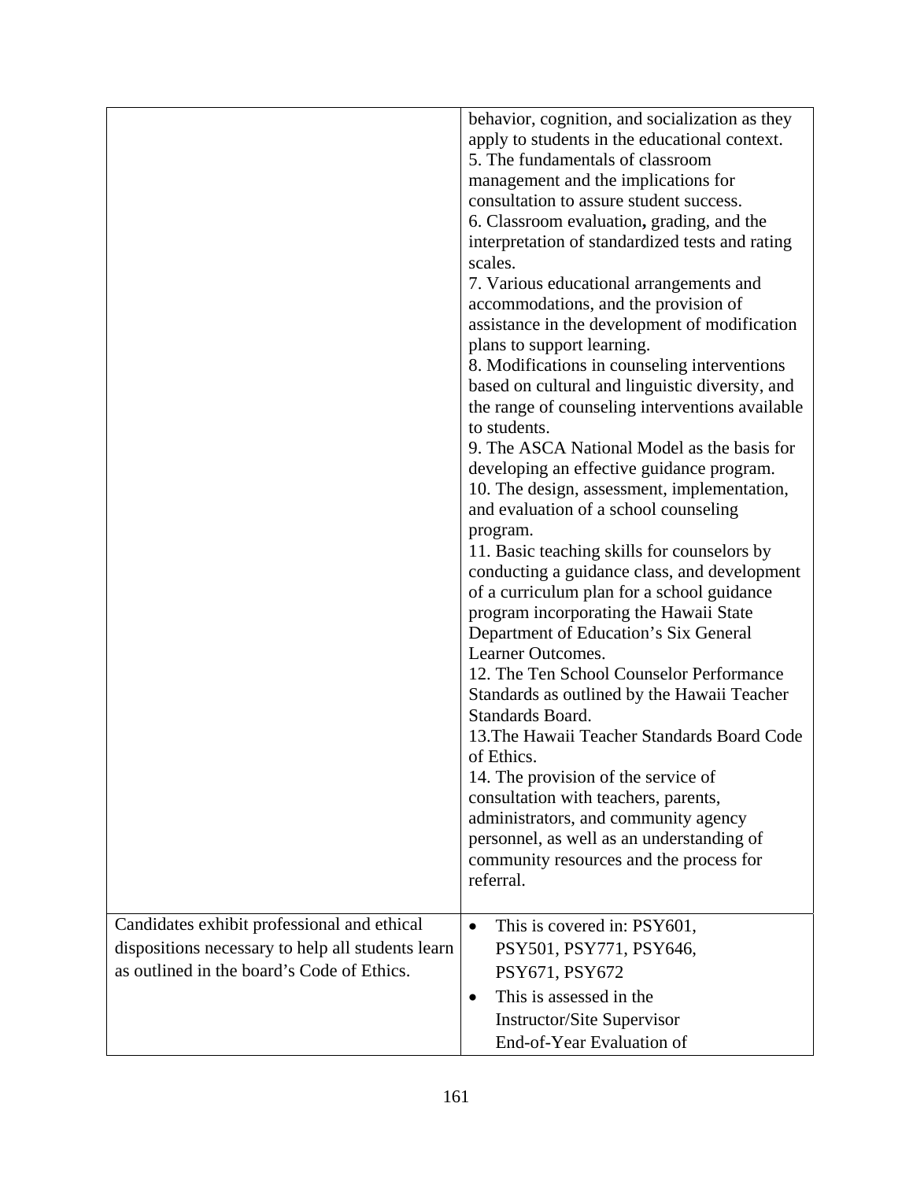| | |
|---|---|
| | behavior, cognition, and socialization as they apply to students in the educational context.<br>5. The fundamentals of classroom management and the implications for consultation to assure student success.<br>6. Classroom evaluation**,** grading, and the interpretation of standardized tests and rating scales.<br>7. Various educational arrangements and accommodations, and the provision of assistance in the development of modification plans to support learning.<br>8. Modifications in counseling interventions based on cultural and linguistic diversity, and the range of counseling interventions available to students.<br>9. The ASCA National Model as the basis for developing an effective guidance program.<br>10. The design, assessment, implementation, and evaluation of a school counseling program.<br>11. Basic teaching skills for counselors by conducting a guidance class, and development of a curriculum plan for a school guidance program incorporating the Hawaii State Department of Education's Six General Learner Outcomes.<br>12. The Ten School Counselor Performance Standards as outlined by the Hawaii Teacher Standards Board.<br>13.The Hawaii Teacher Standards Board Code of Ethics.<br>14. The provision of the service of consultation with teachers, parents, administrators, and community agency personnel, as well as an understanding of community resources and the process for referral. |
| Candidates exhibit professional and ethical dispositions necessary to help all students learn as outlined in the board's Code of Ethics. | • This is covered in: PSY601, PSY501, PSY771, PSY646, PSY671, PSY672<br>• This is assessed in the Instructor/Site Supervisor End-of-Year Evaluation of |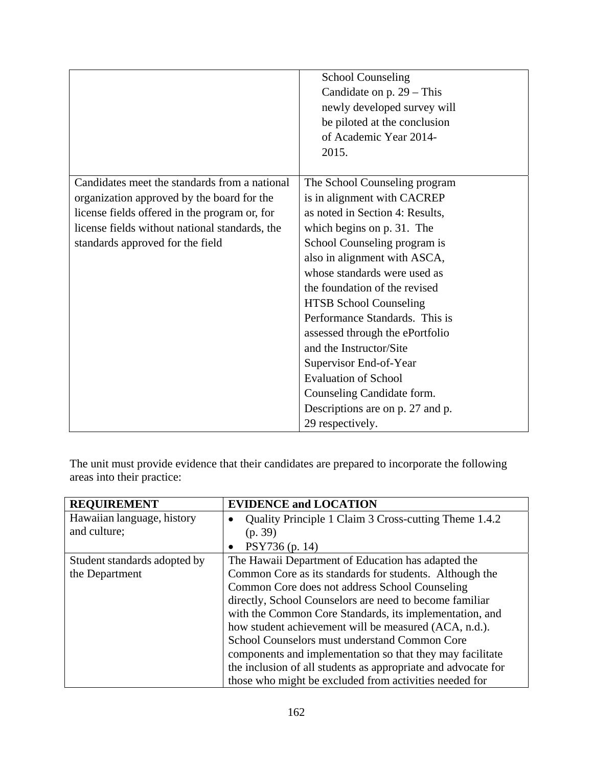|  |  |
|---|---|
|  | School Counseling Candidate on p. 29 – This newly developed survey will be piloted at the conclusion of Academic Year 2014-2015. |
| Candidates meet the standards from a national organization approved by the board for the license fields offered in the program or, for license fields without national standards, the standards approved for the field | The School Counseling program is in alignment with CACREP as noted in Section 4: Results, which begins on p. 31. The School Counseling program is also in alignment with ASCA, whose standards were used as the foundation of the revised HTSB School Counseling Performance Standards. This is assessed through the ePortfolio and the Instructor/Site Supervisor End-of-Year Evaluation of School Counseling Candidate form. Descriptions are on p. 27 and p. 29 respectively. |

The unit must provide evidence that their candidates are prepared to incorporate the following areas into their practice:

| REQUIREMENT | EVIDENCE and LOCATION |
|---|---|
| Hawaiian language, history and culture; | • Quality Principle 1 Claim 3 Cross-cutting Theme 1.4.2 (p. 39)<br>• PSY736 (p. 14) |
| Student standards adopted by the Department | The Hawaii Department of Education has adapted the Common Core as its standards for students. Although the Common Core does not address School Counseling directly, School Counselors are need to become familiar with the Common Core Standards, its implementation, and how student achievement will be measured (ACA, n.d.). School Counselors must understand Common Core components and implementation so that they may facilitate the inclusion of all students as appropriate and advocate for those who might be excluded from activities needed for |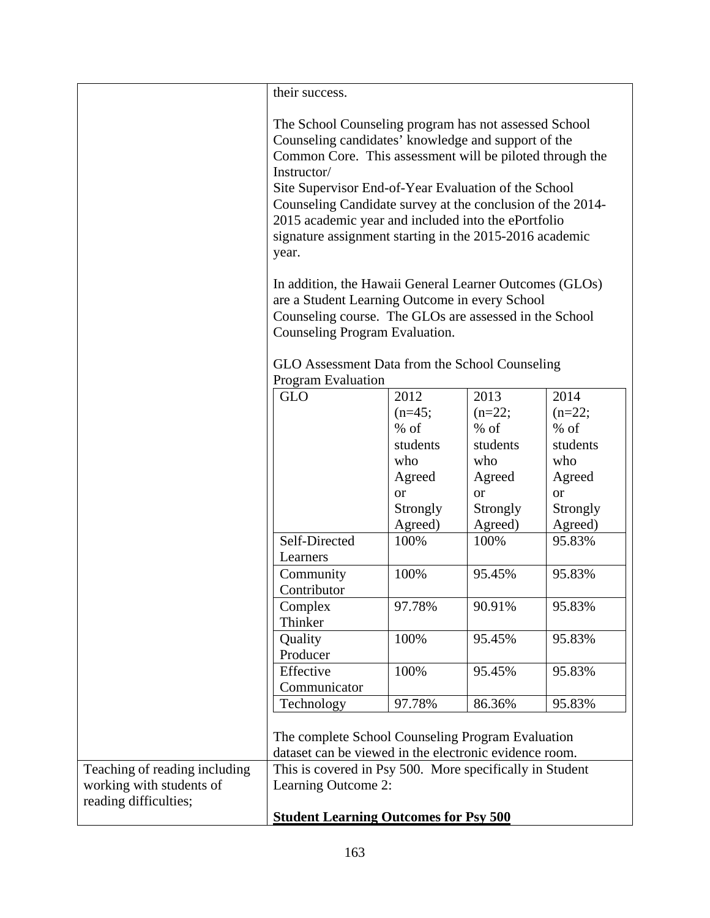| | |
|---|---|
| | their success.<br><br>The School Counseling program has not assessed School Counseling candidates' knowledge and support of the Common Core. This assessment will be piloted through the Instructor/<br>Site Supervisor End-of-Year Evaluation of the School Counseling Candidate survey at the conclusion of the 2014-2015 academic year and included into the ePortfolio signature assignment starting in the 2015-2016 academic year.<br><br>In addition, the Hawaii General Learner Outcomes (GLOs) are a Student Learning Outcome in every School Counseling course. The GLOs are assessed in the School Counseling Program Evaluation.<br><br>GLO Assessment Data from the School Counseling Program Evaluation |

| GLO | 2012 (n=45; % of students who Agreed or Strongly Agreed) | 2013 (n=22; % of students who Agreed or Strongly Agreed) | 2014 (n=22; % of students who Agreed or Strongly Agreed) |
|---|---|---|---|
| Self-Directed Learners | 100% | 100% | 95.83% |
| Community Contributor | 100% | 95.45% | 95.83% |
| Complex Thinker | 97.78% | 90.91% | 95.83% |
| Quality Producer | 100% | 95.45% | 95.83% |
| Effective Communicator | 100% | 95.45% | 95.83% |
| Technology | 97.78% | 86.36% | 95.83% |

| | |
|---|---|
| | The complete School Counseling Program Evaluation dataset can be viewed in the electronic evidence room. |
| Teaching of reading including working with students of reading difficulties; | This is covered in Psy 500. More specifically in Student Learning Outcome 2:<br><br>**Student Learning Outcomes for Psy 500** |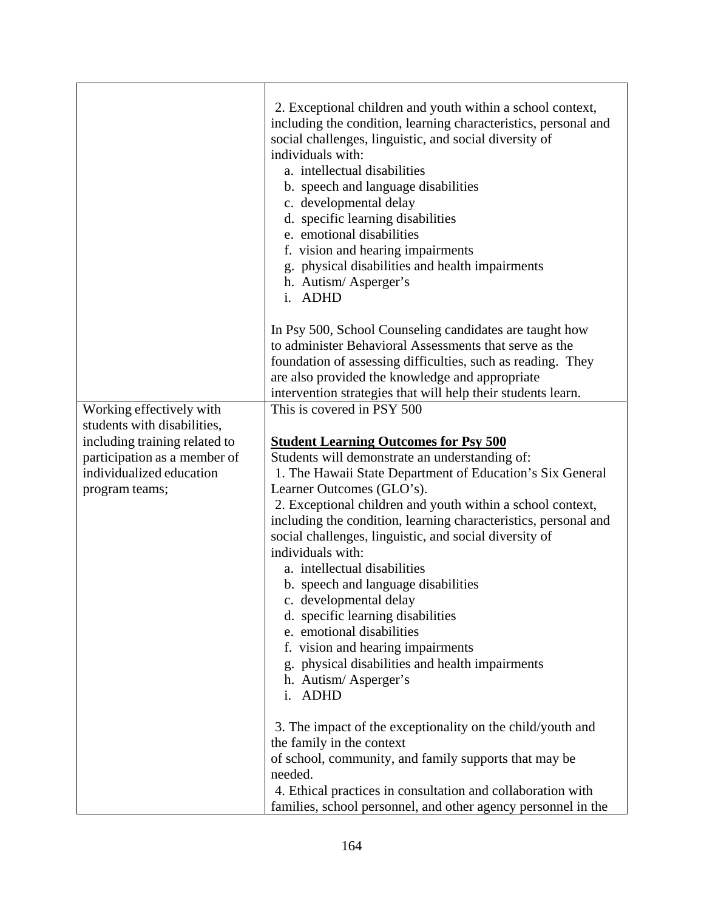| | |
|---|---|
| | 2. Exceptional children and youth within a school context, including the condition, learning characteristics, personal and social challenges, linguistic, and social diversity of individuals with:<br>a. intellectual disabilities<br>b. speech and language disabilities<br>c. developmental delay<br>d. specific learning disabilities<br>e. emotional disabilities<br>f. vision and hearing impairments<br>g. physical disabilities and health impairments<br>h. Autism/ Asperger's<br>i. ADHD<br><br>In Psy 500, School Counseling candidates are taught how to administer Behavioral Assessments that serve as the foundation of assessing difficulties, such as reading. They are also provided the knowledge and appropriate intervention strategies that will help their students learn. |
| Working effectively with students with disabilities, including training related to participation as a member of individualized education program teams; | This is covered in PSY 500<br><br>**<u>Student Learning Outcomes for Psy 500</u>**<br>Students will demonstrate an understanding of:<br>1. The Hawaii State Department of Education's Six General Learner Outcomes (GLO's).<br>2. Exceptional children and youth within a school context, including the condition, learning characteristics, personal and social challenges, linguistic, and social diversity of individuals with:<br>a. intellectual disabilities<br>b. speech and language disabilities<br>c. developmental delay<br>d. specific learning disabilities<br>e. emotional disabilities<br>f. vision and hearing impairments<br>g. physical disabilities and health impairments<br>h. Autism/ Asperger's<br>i. ADHD<br><br>3. The impact of the exceptionality on the child/youth and the family in the context of school, community, and family supports that may be needed.<br>4. Ethical practices in consultation and collaboration with families, school personnel, and other agency personnel in the |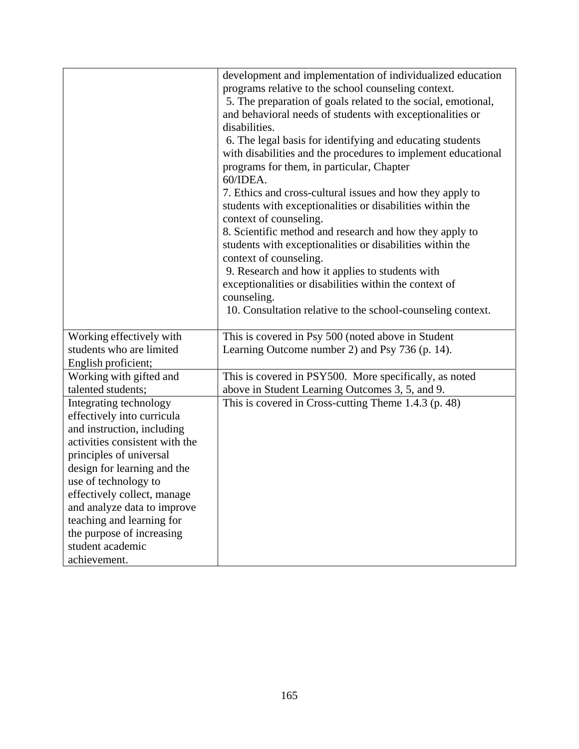| | |
|---|---|
| | development and implementation of individualized education programs relative to the school counseling context.<br>5. The preparation of goals related to the social, emotional, and behavioral needs of students with exceptionalities or disabilities.<br>6. The legal basis for identifying and educating students with disabilities and the procedures to implement educational programs for them, in particular, Chapter 60/IDEA.<br>7. Ethics and cross-cultural issues and how they apply to students with exceptionalities or disabilities within the context of counseling.<br>8. Scientific method and research and how they apply to students with exceptionalities or disabilities within the context of counseling.<br>9. Research and how it applies to students with exceptionalities or disabilities within the context of counseling.<br>10. Consultation relative to the school-counseling context. |
| Working effectively with students who are limited English proficient; | This is covered in Psy 500 (noted above in Student Learning Outcome number 2) and Psy 736 (p. 14). |
| Working with gifted and talented students; | This is covered in PSY500. More specifically, as noted above in Student Learning Outcomes 3, 5, and 9. |
| Integrating technology effectively into curricula and instruction, including activities consistent with the principles of universal design for learning and the use of technology to effectively collect, manage and analyze data to improve teaching and learning for the purpose of increasing student academic achievement. | This is covered in Cross-cutting Theme 1.4.3 (p. 48) |